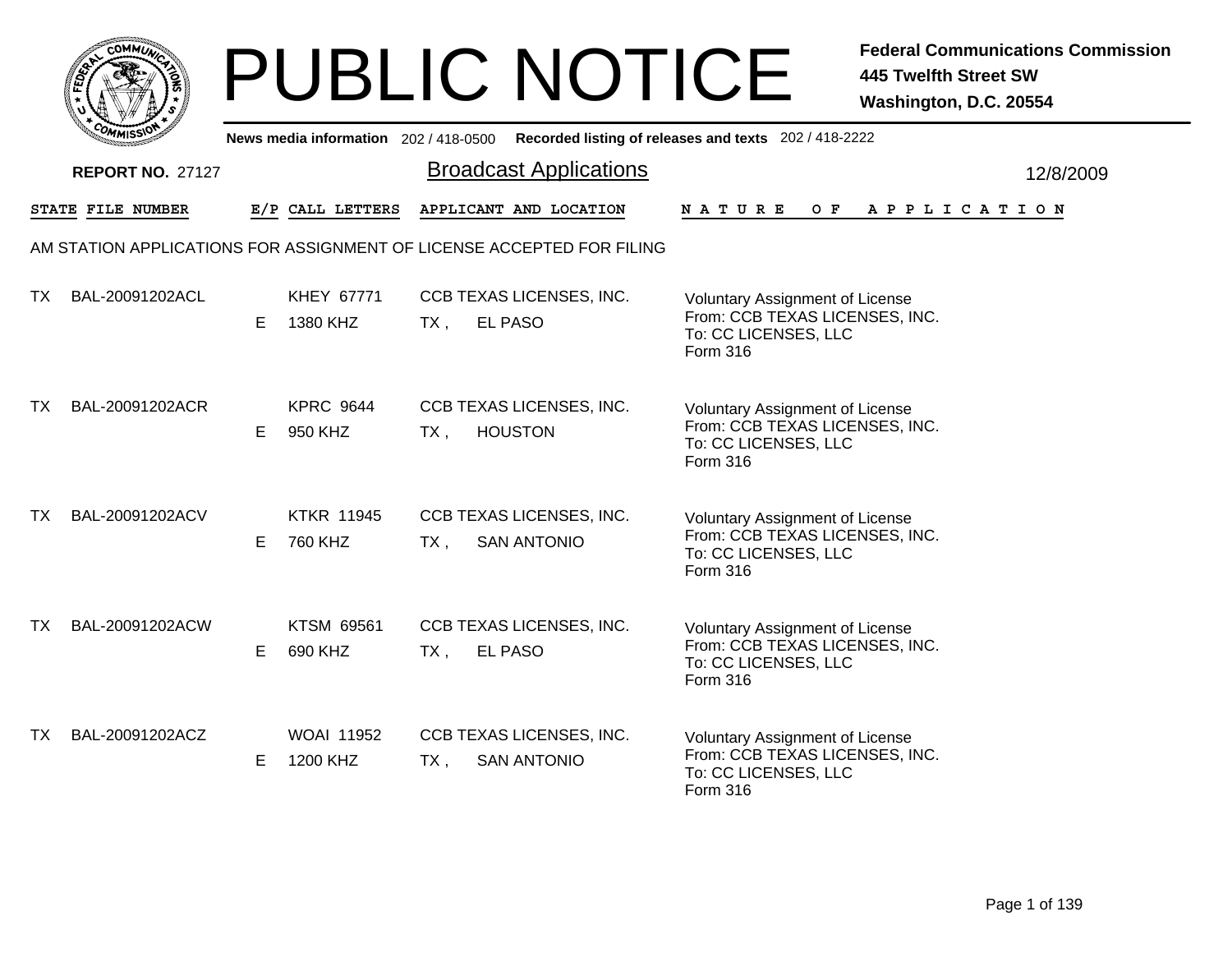# PUBLIC NOTICE

**Federal Communications Commission**
**445 Twelfth Street SW**
**Washington, D.C. 20554**

**News media information** 202 / 418-0500 **Recorded listing of releases and texts** 202 / 418-2222

**REPORT NO.** 27127

## Broadcast Applications

12/8/2009

| STATE | FILE NUMBER | E/P | CALL LETTERS | APPLICANT AND LOCATION | NATURE OF APPLICATION |
|---|---|---|---|---|---|

AM STATION APPLICATIONS FOR ASSIGNMENT OF LICENSE ACCEPTED FOR FILING

| STATE | FILE NUMBER | E/P | CALL LETTERS | APPLICANT AND LOCATION | NATURE OF APPLICATION |
|---|---|---|---|---|---|
| TX | BAL-20091202ACL | E | KHEY 67771<br>1380 KHZ | CCB TEXAS LICENSES, INC.<br>TX , EL PASO | Voluntary Assignment of License<br>From: CCB TEXAS LICENSES, INC.<br>To: CC LICENSES, LLC<br>Form 316 |
| TX | BAL-20091202ACR | E | KPRC 9644<br>950 KHZ | CCB TEXAS LICENSES, INC.<br>TX , HOUSTON | Voluntary Assignment of License<br>From: CCB TEXAS LICENSES, INC.<br>To: CC LICENSES, LLC<br>Form 316 |
| TX | BAL-20091202ACV | E | KTKR 11945<br>760 KHZ | CCB TEXAS LICENSES, INC.<br>TX , SAN ANTONIO | Voluntary Assignment of License<br>From: CCB TEXAS LICENSES, INC.<br>To: CC LICENSES, LLC<br>Form 316 |
| TX | BAL-20091202ACW | E | KTSM 69561<br>690 KHZ | CCB TEXAS LICENSES, INC.<br>TX , EL PASO | Voluntary Assignment of License<br>From: CCB TEXAS LICENSES, INC.<br>To: CC LICENSES, LLC<br>Form 316 |
| TX | BAL-20091202ACZ | E | WOAI 11952<br>1200 KHZ | CCB TEXAS LICENSES, INC.<br>TX , SAN ANTONIO | Voluntary Assignment of License<br>From: CCB TEXAS LICENSES, INC.<br>To: CC LICENSES, LLC<br>Form 316 |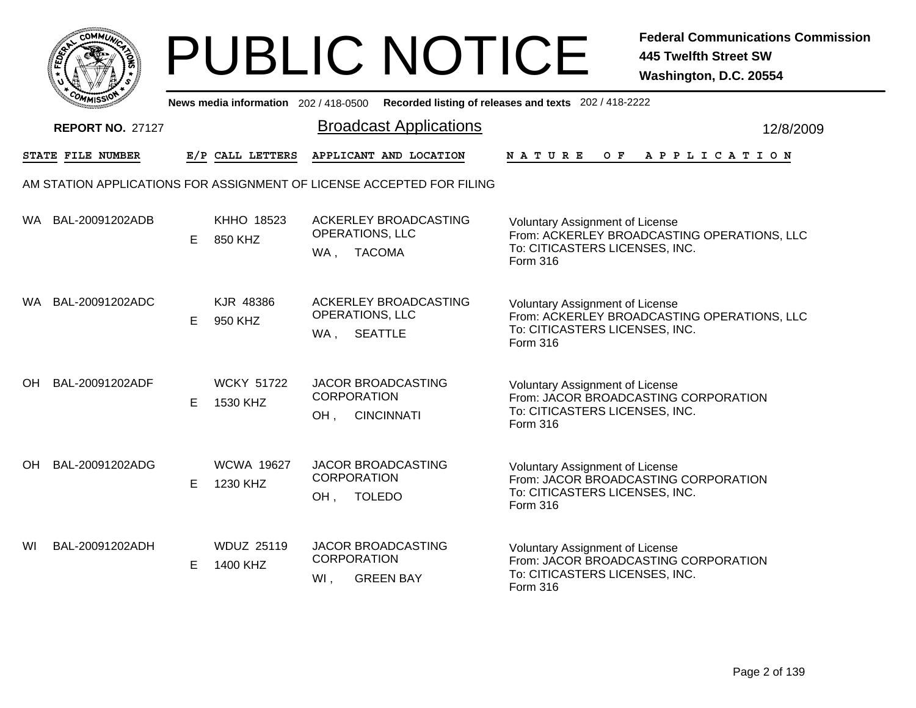# PUBLIC NOTICE

**Federal Communications Commission**
**445 Twelfth Street SW**
**Washington, D.C. 20554**

**News media information** 202 / 418-0500 **Recorded listing of releases and texts** 202 / 418-2222

**REPORT NO.** 27127

## Broadcast Applications

12/8/2009

AM STATION APPLICATIONS FOR ASSIGNMENT OF LICENSE ACCEPTED FOR FILING

| STATE | FILE NUMBER | E/P | CALL LETTERS | APPLICANT AND LOCATION | NATURE OF APPLICATION |
|---|---|---|---|---|---|
| WA | BAL-20091202ADB | E | KHHO 18523<br>850 KHZ | ACKERLEY BROADCASTING OPERATIONS, LLC<br>WA , TACOMA | Voluntary Assignment of License<br>From: ACKERLEY BROADCASTING OPERATIONS, LLC<br>To: CITICASTERS LICENSES, INC.<br>Form 316 |
| WA | BAL-20091202ADC | E | KJR 48386<br>950 KHZ | ACKERLEY BROADCASTING OPERATIONS, LLC<br>WA , SEATTLE | Voluntary Assignment of License<br>From: ACKERLEY BROADCASTING OPERATIONS, LLC<br>To: CITICASTERS LICENSES, INC.<br>Form 316 |
| OH | BAL-20091202ADF | E | WCKY 51722<br>1530 KHZ | JACOR BROADCASTING CORPORATION<br>OH , CINCINNATI | Voluntary Assignment of License<br>From: JACOR BROADCASTING CORPORATION<br>To: CITICASTERS LICENSES, INC.<br>Form 316 |
| OH | BAL-20091202ADG | E | WCWA 19627<br>1230 KHZ | JACOR BROADCASTING CORPORATION<br>OH , TOLEDO | Voluntary Assignment of License<br>From: JACOR BROADCASTING CORPORATION<br>To: CITICASTERS LICENSES, INC.<br>Form 316 |
| WI | BAL-20091202ADH | E | WDUZ 25119<br>1400 KHZ | JACOR BROADCASTING CORPORATION<br>WI , GREEN BAY | Voluntary Assignment of License<br>From: JACOR BROADCASTING CORPORATION<br>To: CITICASTERS LICENSES, INC.<br>Form 316 |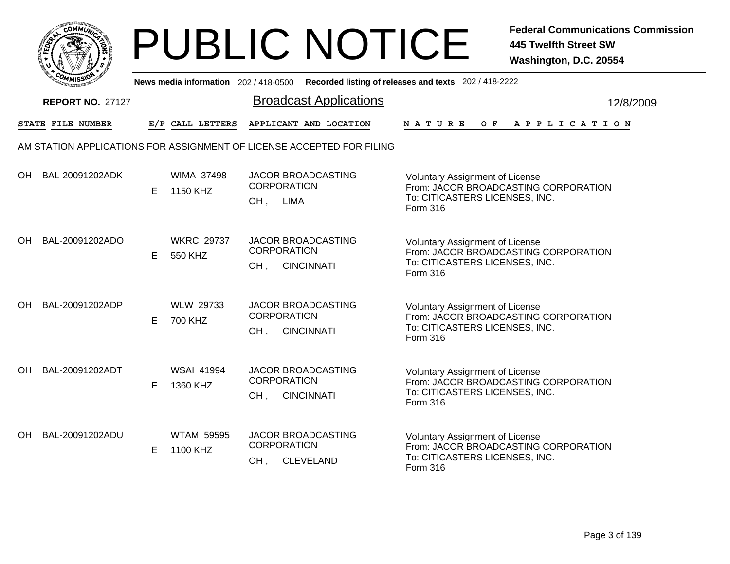# PUBLIC NOTICE

**Federal Communications Commission**
**445 Twelfth Street SW**
**Washington, D.C. 20554**

News media information 202 / 418-0500 Recorded listing of releases and texts 202 / 418-2222

**REPORT NO.** 27127

## Broadcast Applications

12/8/2009

| STATE | FILE NUMBER | E/P | CALL LETTERS | APPLICANT AND LOCATION | NATURE OF APPLICATION |
|---|---|---|---|---|---|

AM STATION APPLICATIONS FOR ASSIGNMENT OF LICENSE ACCEPTED FOR FILING

| STATE | FILE NUMBER | E/P | CALL LETTERS | APPLICANT AND LOCATION | NATURE OF APPLICATION |
|---|---|---|---|---|---|
| OH | BAL-20091202ADK | E | WIMA 37498<br>1150 KHZ | JACOR BROADCASTING CORPORATION<br>OH , LIMA | Voluntary Assignment of License<br>From: JACOR BROADCASTING CORPORATION<br>To: CITICASTERS LICENSES, INC.<br>Form 316 |
| OH | BAL-20091202ADO | E | WKRC 29737<br>550 KHZ | JACOR BROADCASTING CORPORATION<br>OH , CINCINNATI | Voluntary Assignment of License<br>From: JACOR BROADCASTING CORPORATION<br>To: CITICASTERS LICENSES, INC.<br>Form 316 |
| OH | BAL-20091202ADP | E | WLW 29733<br>700 KHZ | JACOR BROADCASTING CORPORATION<br>OH , CINCINNATI | Voluntary Assignment of License<br>From: JACOR BROADCASTING CORPORATION<br>To: CITICASTERS LICENSES, INC.<br>Form 316 |
| OH | BAL-20091202ADT | E | WSAI 41994<br>1360 KHZ | JACOR BROADCASTING CORPORATION<br>OH , CINCINNATI | Voluntary Assignment of License<br>From: JACOR BROADCASTING CORPORATION<br>To: CITICASTERS LICENSES, INC.<br>Form 316 |
| OH | BAL-20091202ADU | E | WTAM 59595<br>1100 KHZ | JACOR BROADCASTING CORPORATION<br>OH , CLEVELAND | Voluntary Assignment of License<br>From: JACOR BROADCASTING CORPORATION<br>To: CITICASTERS LICENSES, INC.<br>Form 316 |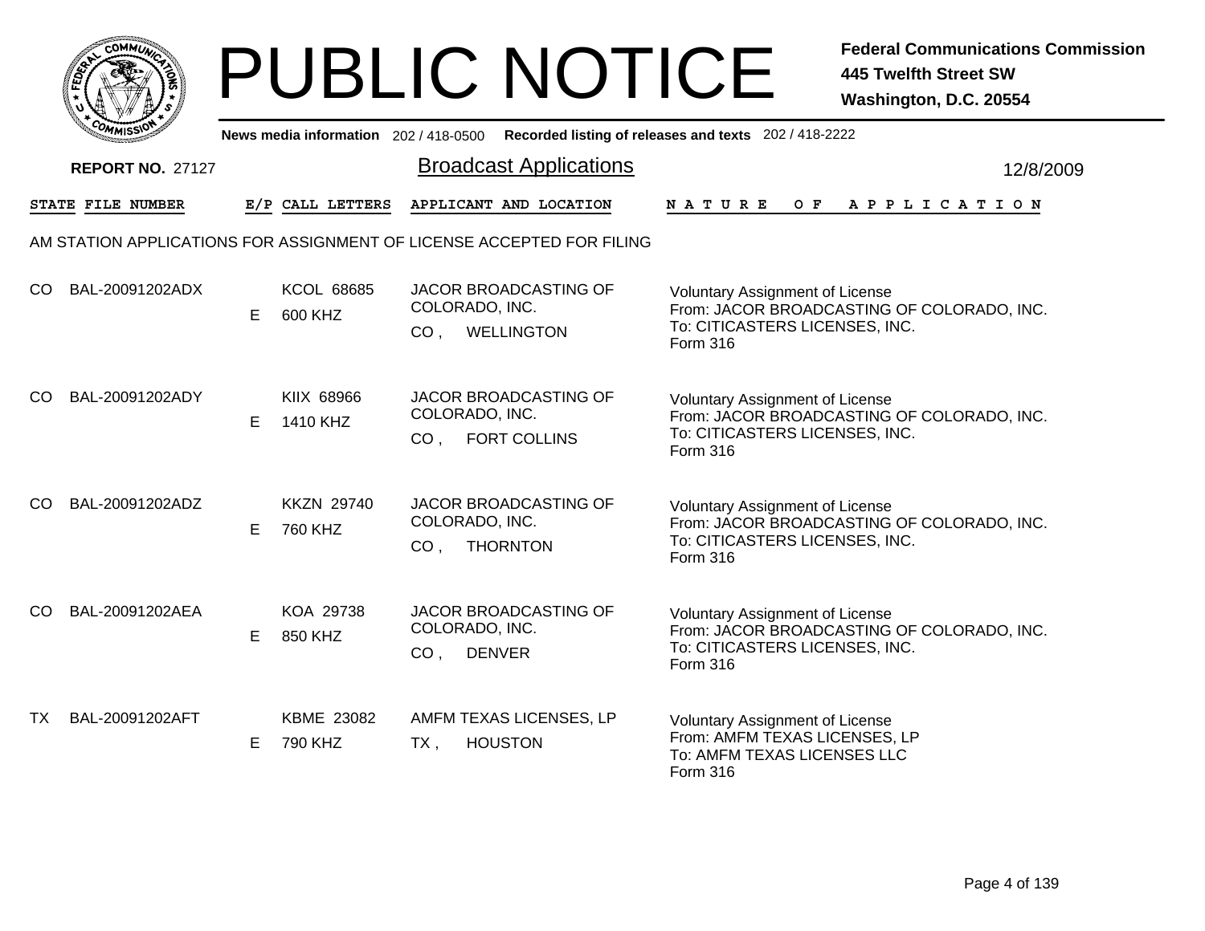# PUBLIC NOTICE

**Federal Communications Commission**
**445 Twelfth Street SW**
**Washington, D.C. 20554**

News media information 202 / 418-0500 Recorded listing of releases and texts 202 / 418-2222

**REPORT NO.** 27127

## Broadcast Applications

12/8/2009

AM STATION APPLICATIONS FOR ASSIGNMENT OF LICENSE ACCEPTED FOR FILING

| STATE | FILE NUMBER | E/P | CALL LETTERS | APPLICANT AND LOCATION | NATURE OF APPLICATION |
|---|---|---|---|---|---|
| CO | BAL-20091202ADX | E | KCOL 68685<br>600 KHZ | JACOR BROADCASTING OF COLORADO, INC.<br>CO , WELLINGTON | Voluntary Assignment of License<br>From: JACOR BROADCASTING OF COLORADO, INC.<br>To: CITICASTERS LICENSES, INC.<br>Form 316 |
| CO | BAL-20091202ADY | E | KIIX 68966<br>1410 KHZ | JACOR BROADCASTING OF COLORADO, INC.<br>CO , FORT COLLINS | Voluntary Assignment of License<br>From: JACOR BROADCASTING OF COLORADO, INC.<br>To: CITICASTERS LICENSES, INC.<br>Form 316 |
| CO | BAL-20091202ADZ | E | KKZN 29740<br>760 KHZ | JACOR BROADCASTING OF COLORADO, INC.<br>CO , THORNTON | Voluntary Assignment of License<br>From: JACOR BROADCASTING OF COLORADO, INC.<br>To: CITICASTERS LICENSES, INC.<br>Form 316 |
| CO | BAL-20091202AEA | E | KOA 29738<br>850 KHZ | JACOR BROADCASTING OF COLORADO, INC.<br>CO , DENVER | Voluntary Assignment of License<br>From: JACOR BROADCASTING OF COLORADO, INC.<br>To: CITICASTERS LICENSES, INC.<br>Form 316 |
| TX | BAL-20091202AFT | E | KBME 23082<br>790 KHZ | AMFM TEXAS LICENSES, LP<br>TX , HOUSTON | Voluntary Assignment of License<br>From: AMFM TEXAS LICENSES, LP<br>To: AMFM TEXAS LICENSES LLC<br>Form 316 |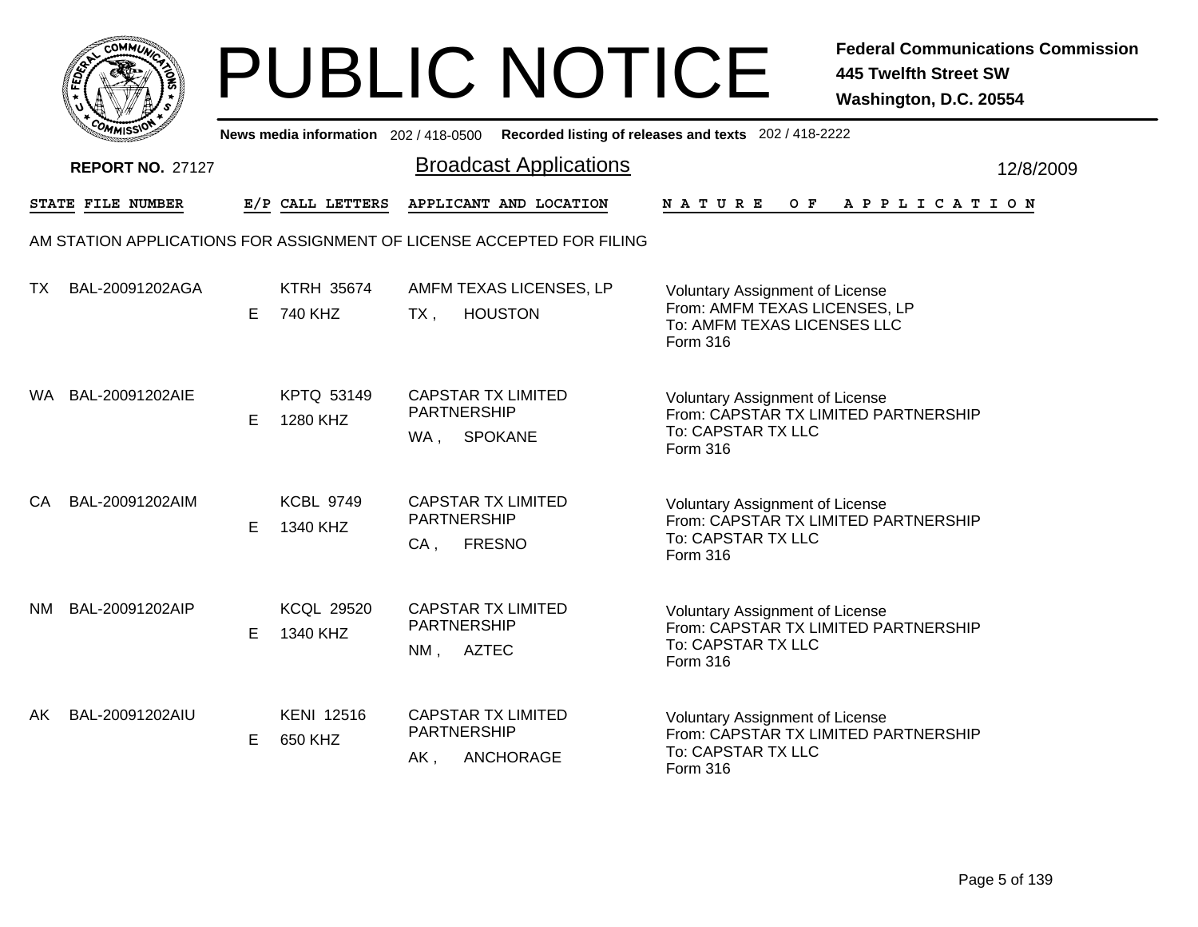# PUBLIC NOTICE

**Federal Communications Commission**
**445 Twelfth Street SW**
**Washington, D.C. 20554**

**News media information** 202 / 418-0500 **Recorded listing of releases and texts** 202 / 418-2222

**REPORT NO.** 27127

## Broadcast Applications

12/8/2009

### AM STATION APPLICATIONS FOR ASSIGNMENT OF LICENSE ACCEPTED FOR FILING

| STATE | FILE NUMBER | E/P | CALL LETTERS | APPLICANT AND LOCATION | NATURE OF APPLICATION |
|---|---|---|---|---|---|
| TX | BAL-20091202AGA | E | KTRH 35674<br>740 KHZ | AMFM TEXAS LICENSES, LP<br>TX , HOUSTON | Voluntary Assignment of License<br>From: AMFM TEXAS LICENSES, LP<br>To: AMFM TEXAS LICENSES LLC<br>Form 316 |
| WA | BAL-20091202AIE | E | KPTQ 53149<br>1280 KHZ | CAPSTAR TX LIMITED PARTNERSHIP<br>WA , SPOKANE | Voluntary Assignment of License<br>From: CAPSTAR TX LIMITED PARTNERSHIP<br>To: CAPSTAR TX LLC<br>Form 316 |
| CA | BAL-20091202AIM | E | KCBL 9749<br>1340 KHZ | CAPSTAR TX LIMITED PARTNERSHIP<br>CA , FRESNO | Voluntary Assignment of License<br>From: CAPSTAR TX LIMITED PARTNERSHIP<br>To: CAPSTAR TX LLC<br>Form 316 |
| NM | BAL-20091202AIP | E | KCQL 29520<br>1340 KHZ | CAPSTAR TX LIMITED PARTNERSHIP<br>NM , AZTEC | Voluntary Assignment of License<br>From: CAPSTAR TX LIMITED PARTNERSHIP<br>To: CAPSTAR TX LLC<br>Form 316 |
| AK | BAL-20091202AIU | E | KENI 12516<br>650 KHZ | CAPSTAR TX LIMITED PARTNERSHIP<br>AK , ANCHORAGE | Voluntary Assignment of License<br>From: CAPSTAR TX LIMITED PARTNERSHIP<br>To: CAPSTAR TX LLC<br>Form 316 |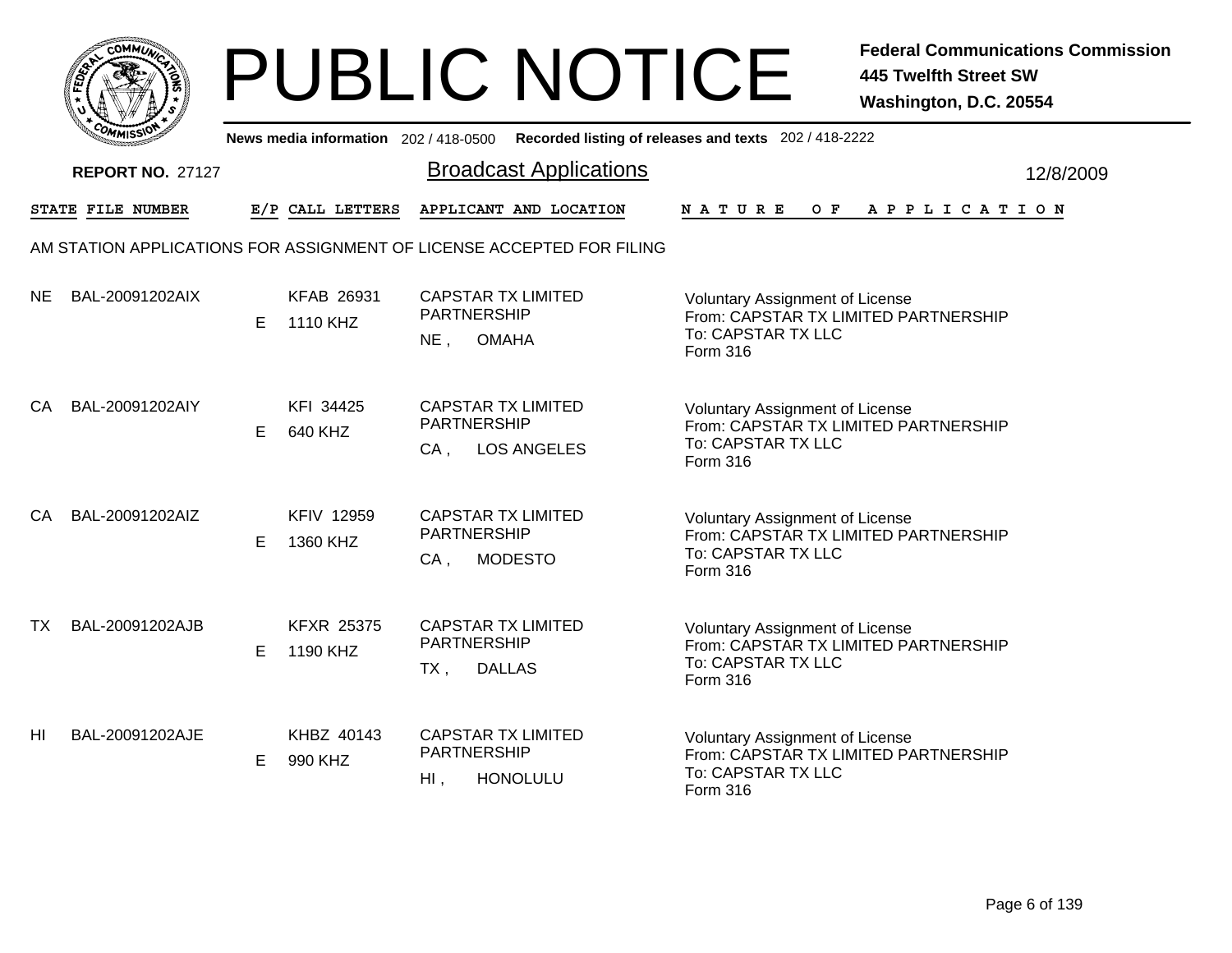# PUBLIC NOTICE

**Federal Communications Commission**
**445 Twelfth Street SW**
**Washington, D.C. 20554**

News media information 202 / 418-0500 Recorded listing of releases and texts 202 / 418-2222

**REPORT NO.** 27127

## Broadcast Applications

12/8/2009

| STATE | FILE NUMBER | E/P | CALL LETTERS | APPLICANT AND LOCATION | NATURE OF APPLICATION |
|---|---|---|---|---|---|

### AM STATION APPLICATIONS FOR ASSIGNMENT OF LICENSE ACCEPTED FOR FILING

| STATE | FILE NUMBER | E/P | CALL LETTERS | APPLICANT AND LOCATION | NATURE OF APPLICATION |
|---|---|---|---|---|---|
| NE | BAL-20091202AIX | E | KFAB 26931<br>1110 KHZ | CAPSTAR TX LIMITED PARTNERSHIP<br>NE , OMAHA | Voluntary Assignment of License<br>From: CAPSTAR TX LIMITED PARTNERSHIP<br>To: CAPSTAR TX LLC<br>Form 316 |
| CA | BAL-20091202AIY | E | KFI 34425<br>640 KHZ | CAPSTAR TX LIMITED PARTNERSHIP<br>CA , LOS ANGELES | Voluntary Assignment of License<br>From: CAPSTAR TX LIMITED PARTNERSHIP<br>To: CAPSTAR TX LLC<br>Form 316 |
| CA | BAL-20091202AIZ | E | KFIV 12959<br>1360 KHZ | CAPSTAR TX LIMITED PARTNERSHIP<br>CA , MODESTO | Voluntary Assignment of License<br>From: CAPSTAR TX LIMITED PARTNERSHIP<br>To: CAPSTAR TX LLC<br>Form 316 |
| TX | BAL-20091202AJB | E | KFXR 25375<br>1190 KHZ | CAPSTAR TX LIMITED PARTNERSHIP<br>TX , DALLAS | Voluntary Assignment of License<br>From: CAPSTAR TX LIMITED PARTNERSHIP<br>To: CAPSTAR TX LLC<br>Form 316 |
| HI | BAL-20091202AJE | E | KHBZ 40143<br>990 KHZ | CAPSTAR TX LIMITED PARTNERSHIP<br>HI , HONOLULU | Voluntary Assignment of License<br>From: CAPSTAR TX LIMITED PARTNERSHIP<br>To: CAPSTAR TX LLC<br>Form 316 |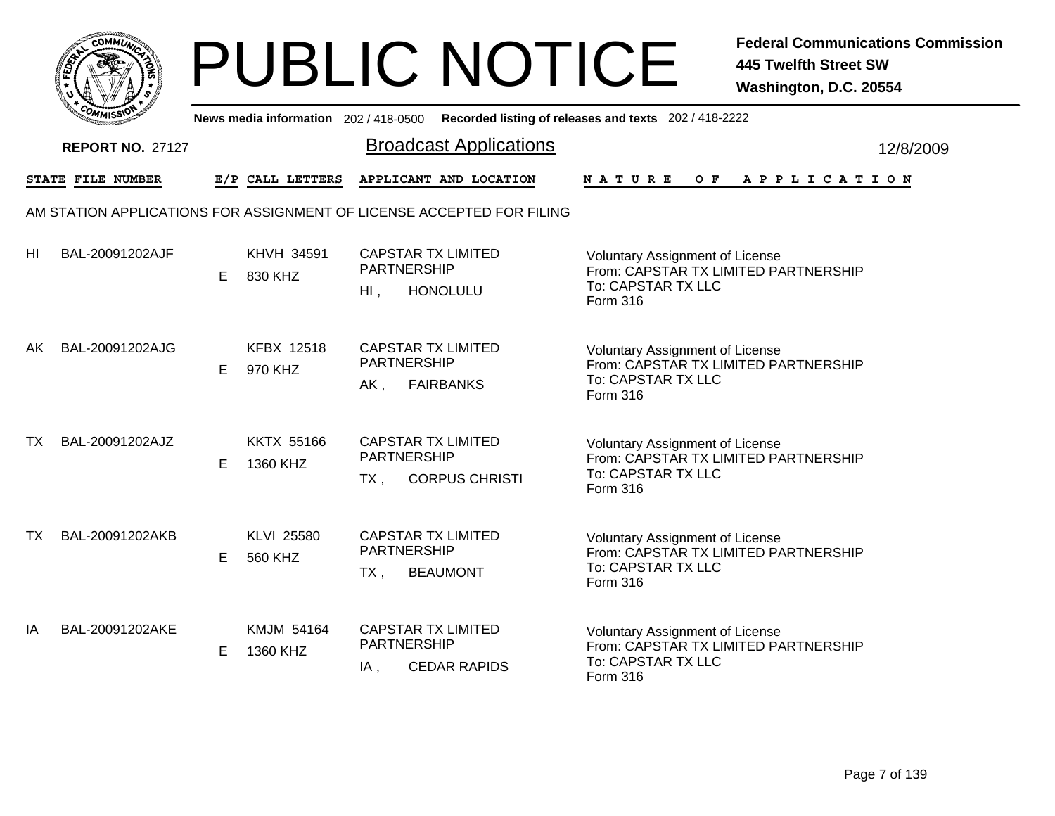# PUBLIC NOTICE

**Federal Communications Commission**
**445 Twelfth Street SW**
**Washington, D.C. 20554**

**News media information** 202 / 418-0500 **Recorded listing of releases and texts** 202 / 418-2222

**REPORT NO.** 27127

## Broadcast Applications

12/8/2009

AM STATION APPLICATIONS FOR ASSIGNMENT OF LICENSE ACCEPTED FOR FILING

| STATE | FILE NUMBER | E/P | CALL LETTERS | APPLICANT AND LOCATION | NATURE OF APPLICATION |
|---|---|---|---|---|---|
| HI | BAL-20091202AJF | E | KHVH 34591<br>830 KHZ | CAPSTAR TX LIMITED PARTNERSHIP<br>HI , HONOLULU | Voluntary Assignment of License<br>From: CAPSTAR TX LIMITED PARTNERSHIP<br>To: CAPSTAR TX LLC<br>Form 316 |
| AK | BAL-20091202AJG | E | KFBX 12518<br>970 KHZ | CAPSTAR TX LIMITED PARTNERSHIP<br>AK , FAIRBANKS | Voluntary Assignment of License<br>From: CAPSTAR TX LIMITED PARTNERSHIP<br>To: CAPSTAR TX LLC<br>Form 316 |
| TX | BAL-20091202AJZ | E | KKTX 55166<br>1360 KHZ | CAPSTAR TX LIMITED PARTNERSHIP<br>TX , CORPUS CHRISTI | Voluntary Assignment of License<br>From: CAPSTAR TX LIMITED PARTNERSHIP<br>To: CAPSTAR TX LLC<br>Form 316 |
| TX | BAL-20091202AKB | E | KLVI 25580<br>560 KHZ | CAPSTAR TX LIMITED PARTNERSHIP<br>TX , BEAUMONT | Voluntary Assignment of License<br>From: CAPSTAR TX LIMITED PARTNERSHIP<br>To: CAPSTAR TX LLC<br>Form 316 |
| IA | BAL-20091202AKE | E | KMJM 54164<br>1360 KHZ | CAPSTAR TX LIMITED PARTNERSHIP<br>IA , CEDAR RAPIDS | Voluntary Assignment of License<br>From: CAPSTAR TX LIMITED PARTNERSHIP<br>To: CAPSTAR TX LLC<br>Form 316 |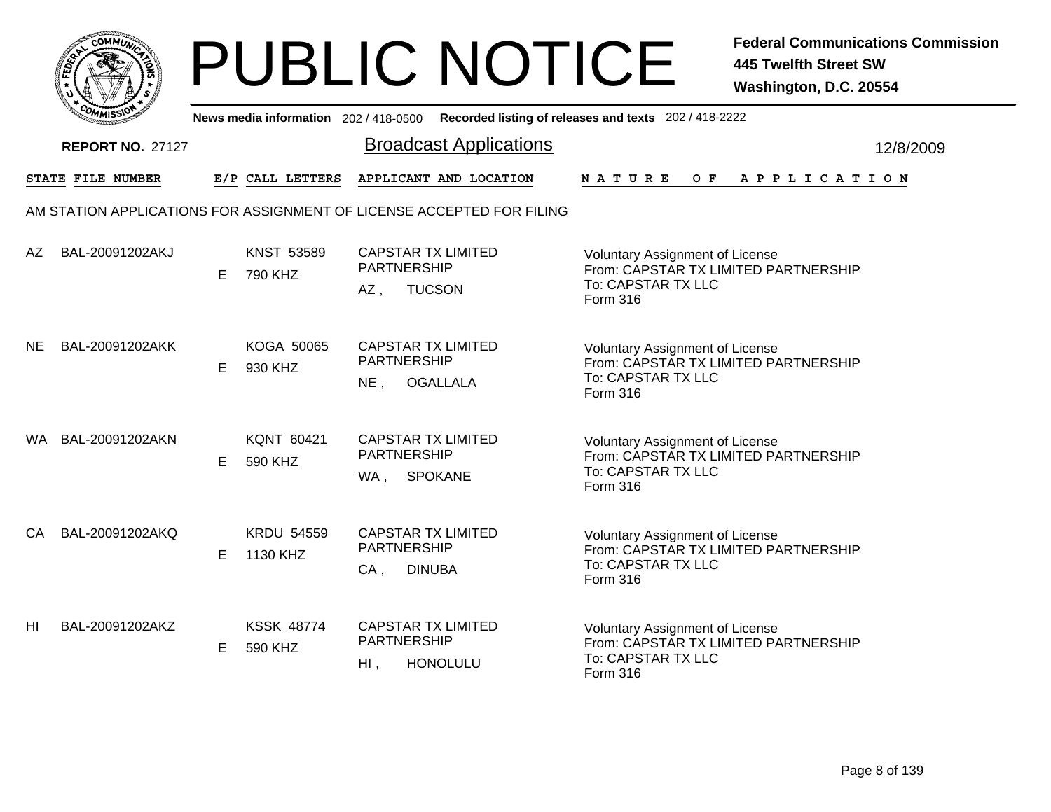# PUBLIC NOTICE

**Federal Communications Commission**
**445 Twelfth Street SW**
**Washington, D.C. 20554**

**News media information** 202 / 418-0500 **Recorded listing of releases and texts** 202 / 418-2222

**REPORT NO.** 27127

## Broadcast Applications

12/8/2009

| STATE | FILE NUMBER | E/P | CALL LETTERS | APPLICANT AND LOCATION | NATURE OF APPLICATION |
|---|---|---|---|---|---|

AM STATION APPLICATIONS FOR ASSIGNMENT OF LICENSE ACCEPTED FOR FILING

| STATE | FILE NUMBER | E/P | CALL LETTERS | APPLICANT AND LOCATION | NATURE OF APPLICATION |
|---|---|---|---|---|---|
| AZ | BAL-20091202AKJ | E | KNST 53589<br>790 KHZ | CAPSTAR TX LIMITED PARTNERSHIP<br>AZ , TUCSON | Voluntary Assignment of License<br>From: CAPSTAR TX LIMITED PARTNERSHIP<br>To: CAPSTAR TX LLC<br>Form 316 |
| NE | BAL-20091202AKK | E | KOGA 50065<br>930 KHZ | CAPSTAR TX LIMITED PARTNERSHIP<br>NE , OGALLALA | Voluntary Assignment of License<br>From: CAPSTAR TX LIMITED PARTNERSHIP<br>To: CAPSTAR TX LLC<br>Form 316 |
| WA | BAL-20091202AKN | E | KQNT 60421<br>590 KHZ | CAPSTAR TX LIMITED PARTNERSHIP<br>WA , SPOKANE | Voluntary Assignment of License<br>From: CAPSTAR TX LIMITED PARTNERSHIP<br>To: CAPSTAR TX LLC<br>Form 316 |
| CA | BAL-20091202AKQ | E | KRDU 54559<br>1130 KHZ | CAPSTAR TX LIMITED PARTNERSHIP<br>CA , DINUBA | Voluntary Assignment of License<br>From: CAPSTAR TX LIMITED PARTNERSHIP<br>To: CAPSTAR TX LLC<br>Form 316 |
| HI | BAL-20091202AKZ | E | KSSK 48774<br>590 KHZ | CAPSTAR TX LIMITED PARTNERSHIP<br>HI , HONOLULU | Voluntary Assignment of License<br>From: CAPSTAR TX LIMITED PARTNERSHIP<br>To: CAPSTAR TX LLC<br>Form 316 |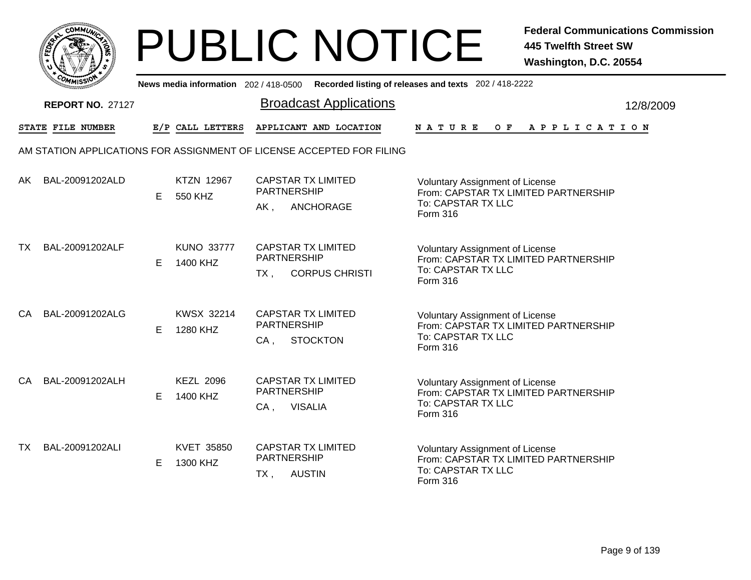# PUBLIC NOTICE

**Federal Communications Commission**
**445 Twelfth Street SW**
**Washington, D.C. 20554**

**News media information** 202 / 418-0500 **Recorded listing of releases and texts** 202 / 418-2222

**REPORT NO.** 27127

## Broadcast Applications

12/8/2009

AM STATION APPLICATIONS FOR ASSIGNMENT OF LICENSE ACCEPTED FOR FILING

| STATE | FILE NUMBER | E/P | CALL LETTERS | APPLICANT AND LOCATION | NATURE OF APPLICATION |
|---|---|---|---|---|---|
| AK | BAL-20091202ALD | E | KTZN 12967<br>550 KHZ | CAPSTAR TX LIMITED PARTNERSHIP<br>AK , ANCHORAGE | Voluntary Assignment of License<br>From: CAPSTAR TX LIMITED PARTNERSHIP<br>To: CAPSTAR TX LLC<br>Form 316 |
| TX | BAL-20091202ALF | E | KUNO 33777<br>1400 KHZ | CAPSTAR TX LIMITED PARTNERSHIP<br>TX , CORPUS CHRISTI | Voluntary Assignment of License<br>From: CAPSTAR TX LIMITED PARTNERSHIP<br>To: CAPSTAR TX LLC<br>Form 316 |
| CA | BAL-20091202ALG | E | KWSX 32214<br>1280 KHZ | CAPSTAR TX LIMITED PARTNERSHIP<br>CA , STOCKTON | Voluntary Assignment of License<br>From: CAPSTAR TX LIMITED PARTNERSHIP<br>To: CAPSTAR TX LLC<br>Form 316 |
| CA | BAL-20091202ALH | E | KEZL 2096<br>1400 KHZ | CAPSTAR TX LIMITED PARTNERSHIP<br>CA , VISALIA | Voluntary Assignment of License<br>From: CAPSTAR TX LIMITED PARTNERSHIP<br>To: CAPSTAR TX LLC<br>Form 316 |
| TX | BAL-20091202ALI | E | KVET 35850<br>1300 KHZ | CAPSTAR TX LIMITED PARTNERSHIP<br>TX , AUSTIN | Voluntary Assignment of License<br>From: CAPSTAR TX LIMITED PARTNERSHIP<br>To: CAPSTAR TX LLC<br>Form 316 |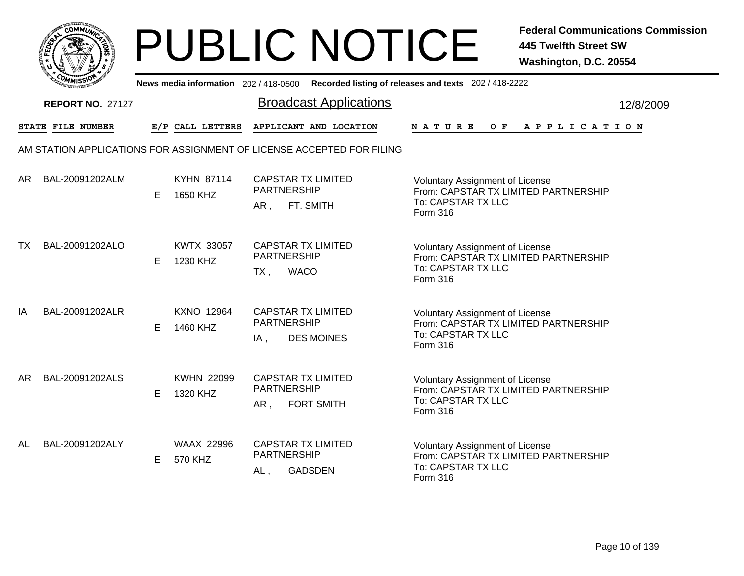# PUBLIC NOTICE

**Federal Communications Commission**
**445 Twelfth Street SW**
**Washington, D.C. 20554**

News media information 202 / 418-0500 Recorded listing of releases and texts 202 / 418-2222

**REPORT NO.** 27127

## Broadcast Applications

12/8/2009

### AM STATION APPLICATIONS FOR ASSIGNMENT OF LICENSE ACCEPTED FOR FILING

| STATE | FILE NUMBER | E/P | CALL LETTERS | APPLICANT AND LOCATION | NATURE OF APPLICATION |
|---|---|---|---|---|---|
| AR | BAL-20091202ALM | E | KYHN 87114<br>1650 KHZ | CAPSTAR TX LIMITED PARTNERSHIP<br>AR , FT. SMITH | Voluntary Assignment of License<br>From: CAPSTAR TX LIMITED PARTNERSHIP<br>To: CAPSTAR TX LLC<br>Form 316 |
| TX | BAL-20091202ALO | E | KWTX 33057<br>1230 KHZ | CAPSTAR TX LIMITED PARTNERSHIP<br>TX , WACO | Voluntary Assignment of License<br>From: CAPSTAR TX LIMITED PARTNERSHIP<br>To: CAPSTAR TX LLC<br>Form 316 |
| IA | BAL-20091202ALR | E | KXNO 12964<br>1460 KHZ | CAPSTAR TX LIMITED PARTNERSHIP<br>IA , DES MOINES | Voluntary Assignment of License<br>From: CAPSTAR TX LIMITED PARTNERSHIP<br>To: CAPSTAR TX LLC<br>Form 316 |
| AR | BAL-20091202ALS | E | KWHN 22099<br>1320 KHZ | CAPSTAR TX LIMITED PARTNERSHIP<br>AR , FORT SMITH | Voluntary Assignment of License<br>From: CAPSTAR TX LIMITED PARTNERSHIP<br>To: CAPSTAR TX LLC<br>Form 316 |
| AL | BAL-20091202ALY | E | WAAX 22996<br>570 KHZ | CAPSTAR TX LIMITED PARTNERSHIP<br>AL , GADSDEN | Voluntary Assignment of License<br>From: CAPSTAR TX LIMITED PARTNERSHIP<br>To: CAPSTAR TX LLC<br>Form 316 |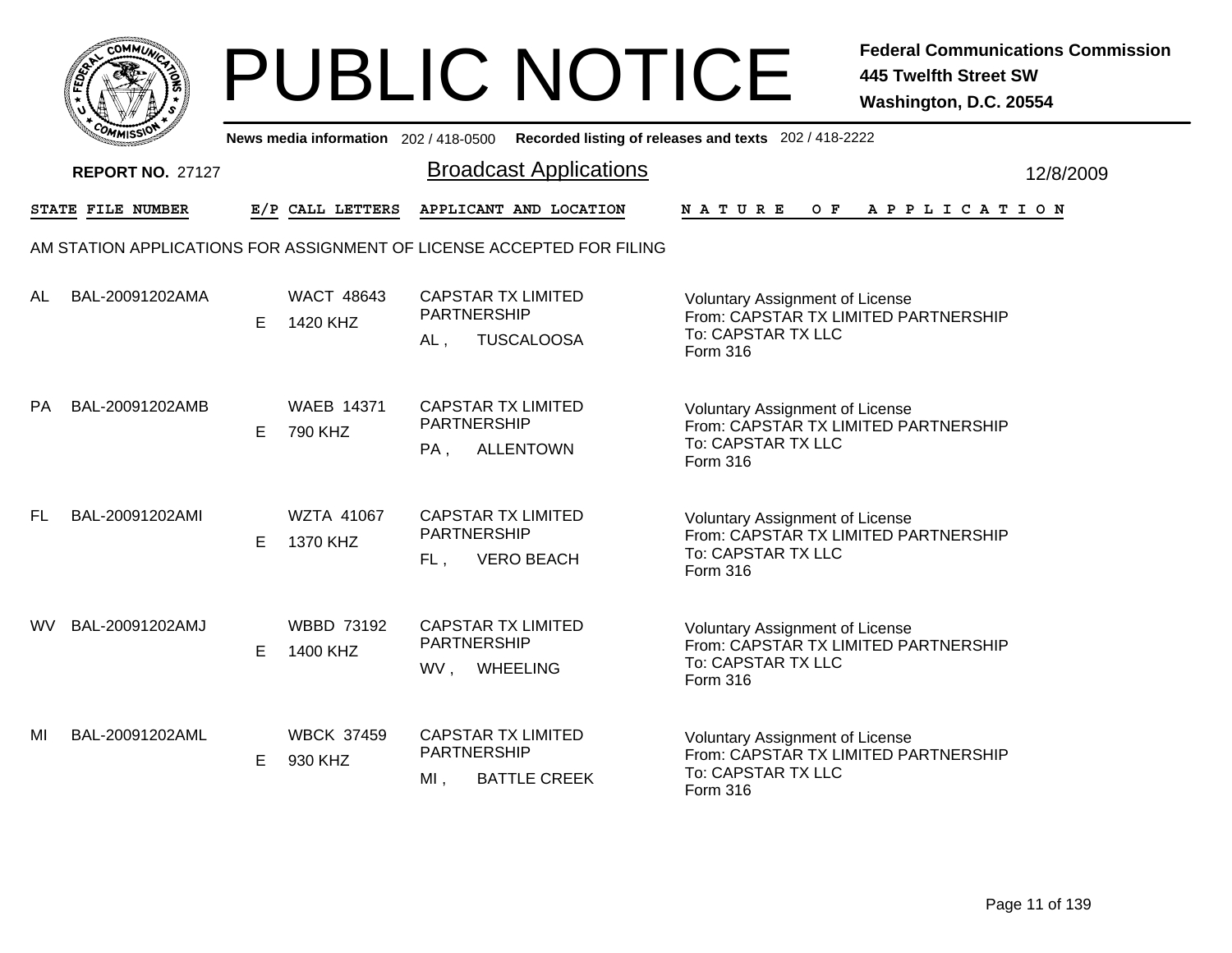# PUBLIC NOTICE

**Federal Communications Commission**
**445 Twelfth Street SW**
**Washington, D.C. 20554**

**News media information** 202 / 418-0500 **Recorded listing of releases and texts** 202 / 418-2222

**REPORT NO.** 27127

## Broadcast Applications

12/8/2009

AM STATION APPLICATIONS FOR ASSIGNMENT OF LICENSE ACCEPTED FOR FILING

| STATE | FILE NUMBER | E/P | CALL LETTERS | APPLICANT AND LOCATION | NATURE OF APPLICATION |
|---|---|---|---|---|---|
| AL | BAL-20091202AMA | E | WACT 48643<br>1420 KHZ | CAPSTAR TX LIMITED PARTNERSHIP<br>AL , TUSCALOOSA | Voluntary Assignment of License<br>From: CAPSTAR TX LIMITED PARTNERSHIP<br>To: CAPSTAR TX LLC<br>Form 316 |
| PA | BAL-20091202AMB | E | WAEB 14371<br>790 KHZ | CAPSTAR TX LIMITED PARTNERSHIP<br>PA , ALLENTOWN | Voluntary Assignment of License<br>From: CAPSTAR TX LIMITED PARTNERSHIP<br>To: CAPSTAR TX LLC<br>Form 316 |
| FL | BAL-20091202AMI | E | WZTA 41067<br>1370 KHZ | CAPSTAR TX LIMITED PARTNERSHIP<br>FL , VERO BEACH | Voluntary Assignment of License<br>From: CAPSTAR TX LIMITED PARTNERSHIP<br>To: CAPSTAR TX LLC<br>Form 316 |
| WV | BAL-20091202AMJ | E | WBBD 73192<br>1400 KHZ | CAPSTAR TX LIMITED PARTNERSHIP<br>WV , WHEELING | Voluntary Assignment of License<br>From: CAPSTAR TX LIMITED PARTNERSHIP<br>To: CAPSTAR TX LLC<br>Form 316 |
| MI | BAL-20091202AML | E | WBCK 37459<br>930 KHZ | CAPSTAR TX LIMITED PARTNERSHIP<br>MI , BATTLE CREEK | Voluntary Assignment of License<br>From: CAPSTAR TX LIMITED PARTNERSHIP<br>To: CAPSTAR TX LLC<br>Form 316 |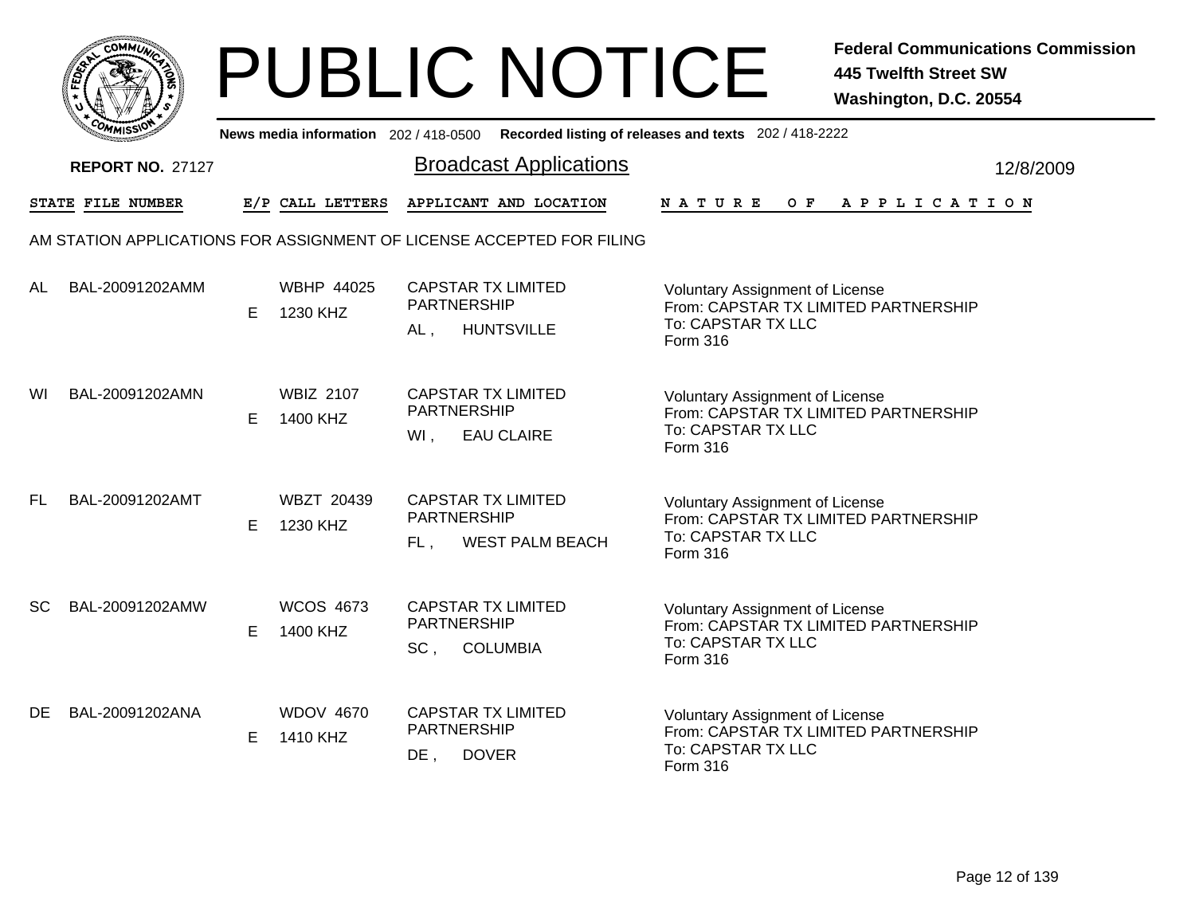# PUBLIC NOTICE

**Federal Communications Commission**
**445 Twelfth Street SW**
**Washington, D.C. 20554**

News media information 202 / 418-0500 **Recorded listing of releases and texts** 202 / 418-2222

**REPORT NO. 27127**

## Broadcast Applications

12/8/2009

AM STATION APPLICATIONS FOR ASSIGNMENT OF LICENSE ACCEPTED FOR FILING

| STATE | FILE NUMBER | E/P | CALL LETTERS | APPLICANT AND LOCATION | NATURE OF APPLICATION |
|---|---|---|---|---|---|
| AL | BAL-20091202AMM | E | WBHP 44025<br>1230 KHZ | CAPSTAR TX LIMITED PARTNERSHIP<br>AL , HUNTSVILLE | Voluntary Assignment of License<br>From: CAPSTAR TX LIMITED PARTNERSHIP<br>To: CAPSTAR TX LLC<br>Form 316 |
| WI | BAL-20091202AMN | E | WBIZ 2107<br>1400 KHZ | CAPSTAR TX LIMITED PARTNERSHIP<br>WI , EAU CLAIRE | Voluntary Assignment of License<br>From: CAPSTAR TX LIMITED PARTNERSHIP<br>To: CAPSTAR TX LLC<br>Form 316 |
| FL | BAL-20091202AMT | E | WBZT 20439<br>1230 KHZ | CAPSTAR TX LIMITED PARTNERSHIP<br>FL , WEST PALM BEACH | Voluntary Assignment of License<br>From: CAPSTAR TX LIMITED PARTNERSHIP<br>To: CAPSTAR TX LLC<br>Form 316 |
| SC | BAL-20091202AMW | E | WCOS 4673<br>1400 KHZ | CAPSTAR TX LIMITED PARTNERSHIP<br>SC , COLUMBIA | Voluntary Assignment of License<br>From: CAPSTAR TX LIMITED PARTNERSHIP<br>To: CAPSTAR TX LLC<br>Form 316 |
| DE | BAL-20091202ANA | E | WDOV 4670<br>1410 KHZ | CAPSTAR TX LIMITED PARTNERSHIP<br>DE , DOVER | Voluntary Assignment of License<br>From: CAPSTAR TX LIMITED PARTNERSHIP<br>To: CAPSTAR TX LLC<br>Form 316 |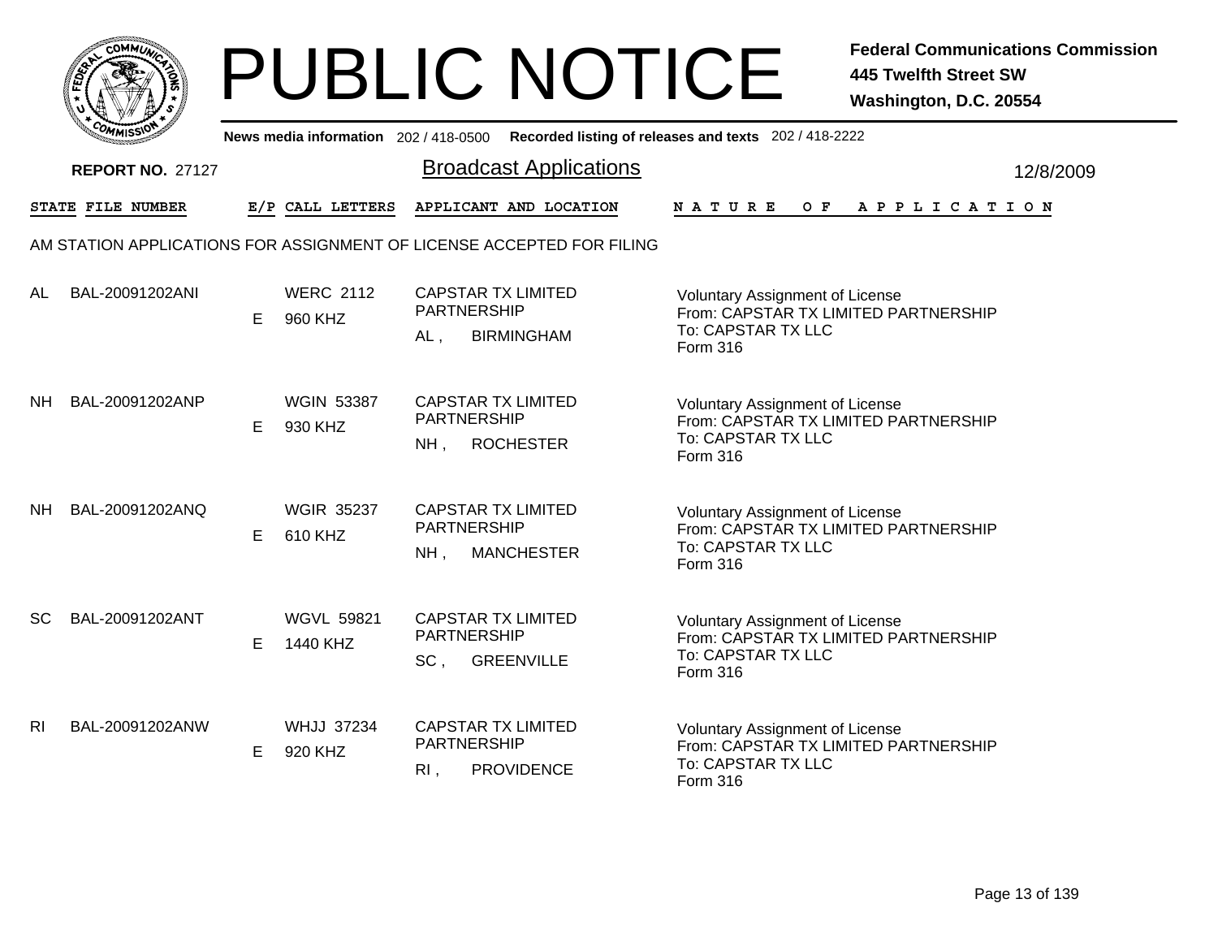# PUBLIC NOTICE

**Federal Communications Commission**
**445 Twelfth Street SW**
**Washington, D.C. 20554**

News media information 202 / 418-0500 **Recorded listing of releases and texts** 202 / 418-2222

**REPORT NO.** 27127

## Broadcast Applications

12/8/2009

AM STATION APPLICATIONS FOR ASSIGNMENT OF LICENSE ACCEPTED FOR FILING

| STATE | FILE NUMBER | E/P | CALL LETTERS | APPLICANT AND LOCATION | NATURE OF APPLICATION |
|---|---|---|---|---|---|
| AL | BAL-20091202ANI | E | WERC 2112<br>960 KHZ | CAPSTAR TX LIMITED PARTNERSHIP<br>AL , BIRMINGHAM | Voluntary Assignment of License<br>From: CAPSTAR TX LIMITED PARTNERSHIP<br>To: CAPSTAR TX LLC<br>Form 316 |
| NH | BAL-20091202ANP | E | WGIN 53387<br>930 KHZ | CAPSTAR TX LIMITED PARTNERSHIP<br>NH , ROCHESTER | Voluntary Assignment of License<br>From: CAPSTAR TX LIMITED PARTNERSHIP<br>To: CAPSTAR TX LLC<br>Form 316 |
| NH | BAL-20091202ANQ | E | WGIR 35237<br>610 KHZ | CAPSTAR TX LIMITED PARTNERSHIP<br>NH , MANCHESTER | Voluntary Assignment of License<br>From: CAPSTAR TX LIMITED PARTNERSHIP<br>To: CAPSTAR TX LLC<br>Form 316 |
| SC | BAL-20091202ANT | E | WGVL 59821<br>1440 KHZ | CAPSTAR TX LIMITED PARTNERSHIP<br>SC , GREENVILLE | Voluntary Assignment of License<br>From: CAPSTAR TX LIMITED PARTNERSHIP<br>To: CAPSTAR TX LLC<br>Form 316 |
| RI | BAL-20091202ANW | E | WHJJ 37234<br>920 KHZ | CAPSTAR TX LIMITED PARTNERSHIP<br>RI , PROVIDENCE | Voluntary Assignment of License<br>From: CAPSTAR TX LIMITED PARTNERSHIP<br>To: CAPSTAR TX LLC<br>Form 316 |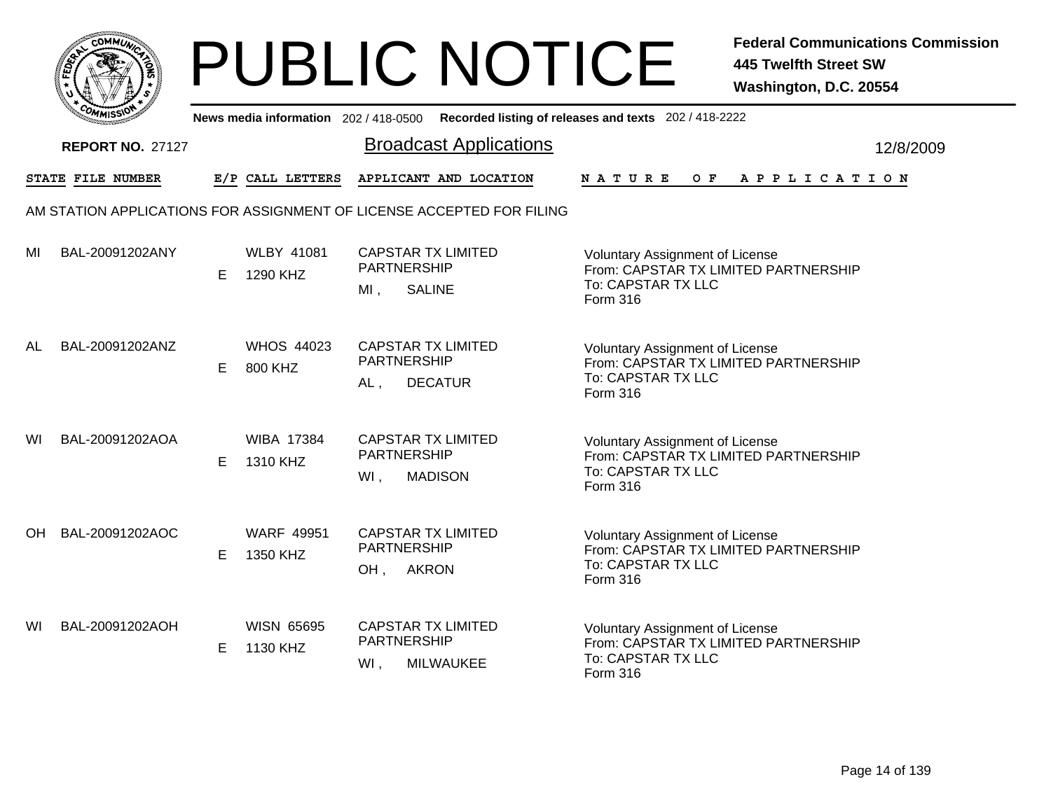# PUBLIC NOTICE

**Federal Communications Commission**
**445 Twelfth Street SW**
**Washington, D.C. 20554**

News media information 202 / 418-0500 Recorded listing of releases and texts 202 / 418-2222

**REPORT NO.** 27127

## Broadcast Applications

12/8/2009

| STATE | FILE NUMBER | E/P | CALL LETTERS | APPLICANT AND LOCATION | NATURE OF APPLICATION |
|---|---|---|---|---|---|

AM STATION APPLICATIONS FOR ASSIGNMENT OF LICENSE ACCEPTED FOR FILING

| STATE | FILE NUMBER | E/P | CALL LETTERS | APPLICANT AND LOCATION | NATURE OF APPLICATION |
|---|---|---|---|---|---|
| MI | BAL-20091202ANY | E | WLBY 41081<br>1290 KHZ | CAPSTAR TX LIMITED PARTNERSHIP<br>MI , SALINE | Voluntary Assignment of License<br>From: CAPSTAR TX LIMITED PARTNERSHIP<br>To: CAPSTAR TX LLC<br>Form 316 |
| AL | BAL-20091202ANZ | E | WHOS 44023<br>800 KHZ | CAPSTAR TX LIMITED PARTNERSHIP<br>AL , DECATUR | Voluntary Assignment of License<br>From: CAPSTAR TX LIMITED PARTNERSHIP<br>To: CAPSTAR TX LLC<br>Form 316 |
| WI | BAL-20091202AOA | E | WIBA 17384<br>1310 KHZ | CAPSTAR TX LIMITED PARTNERSHIP<br>WI , MADISON | Voluntary Assignment of License<br>From: CAPSTAR TX LIMITED PARTNERSHIP<br>To: CAPSTAR TX LLC<br>Form 316 |
| OH | BAL-20091202AOC | E | WARF 49951<br>1350 KHZ | CAPSTAR TX LIMITED PARTNERSHIP<br>OH , AKRON | Voluntary Assignment of License<br>From: CAPSTAR TX LIMITED PARTNERSHIP<br>To: CAPSTAR TX LLC<br>Form 316 |
| WI | BAL-20091202AOH | E | WISN 65695<br>1130 KHZ | CAPSTAR TX LIMITED PARTNERSHIP<br>WI , MILWAUKEE | Voluntary Assignment of License<br>From: CAPSTAR TX LIMITED PARTNERSHIP<br>To: CAPSTAR TX LLC<br>Form 316 |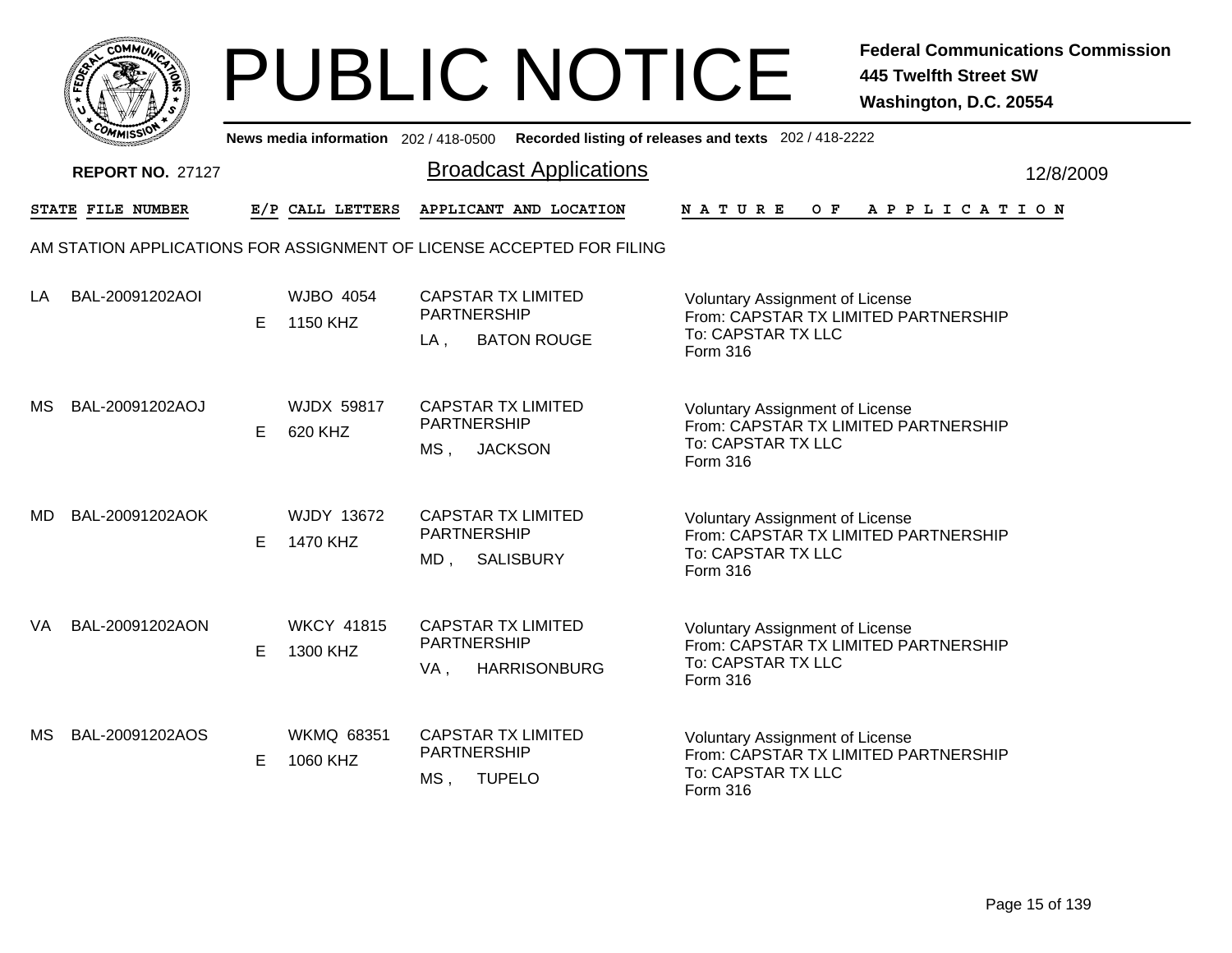# PUBLIC NOTICE

**Federal Communications Commission**
**445 Twelfth Street SW**
**Washington, D.C. 20554**

**News media information** 202 / 418-0500 **Recorded listing of releases and texts** 202 / 418-2222

**REPORT NO.** 27127

## Broadcast Applications

12/8/2009

AM STATION APPLICATIONS FOR ASSIGNMENT OF LICENSE ACCEPTED FOR FILING

| STATE | FILE NUMBER | E/P | CALL LETTERS | APPLICANT AND LOCATION | NATURE OF APPLICATION |
|---|---|---|---|---|---|
| LA | BAL-20091202AOI | E | WJBO 4054<br>1150 KHZ | CAPSTAR TX LIMITED PARTNERSHIP<br>LA , BATON ROUGE | Voluntary Assignment of License<br>From: CAPSTAR TX LIMITED PARTNERSHIP<br>To: CAPSTAR TX LLC<br>Form 316 |
| MS | BAL-20091202AOJ | E | WJDX 59817<br>620 KHZ | CAPSTAR TX LIMITED PARTNERSHIP<br>MS , JACKSON | Voluntary Assignment of License<br>From: CAPSTAR TX LIMITED PARTNERSHIP<br>To: CAPSTAR TX LLC<br>Form 316 |
| MD | BAL-20091202AOK | E | WJDY 13672<br>1470 KHZ | CAPSTAR TX LIMITED PARTNERSHIP<br>MD , SALISBURY | Voluntary Assignment of License<br>From: CAPSTAR TX LIMITED PARTNERSHIP<br>To: CAPSTAR TX LLC<br>Form 316 |
| VA | BAL-20091202AON | E | WKCY 41815<br>1300 KHZ | CAPSTAR TX LIMITED PARTNERSHIP<br>VA , HARRISONBURG | Voluntary Assignment of License<br>From: CAPSTAR TX LIMITED PARTNERSHIP<br>To: CAPSTAR TX LLC<br>Form 316 |
| MS | BAL-20091202AOS | E | WKMQ 68351<br>1060 KHZ | CAPSTAR TX LIMITED PARTNERSHIP<br>MS , TUPELO | Voluntary Assignment of License<br>From: CAPSTAR TX LIMITED PARTNERSHIP<br>To: CAPSTAR TX LLC<br>Form 316 |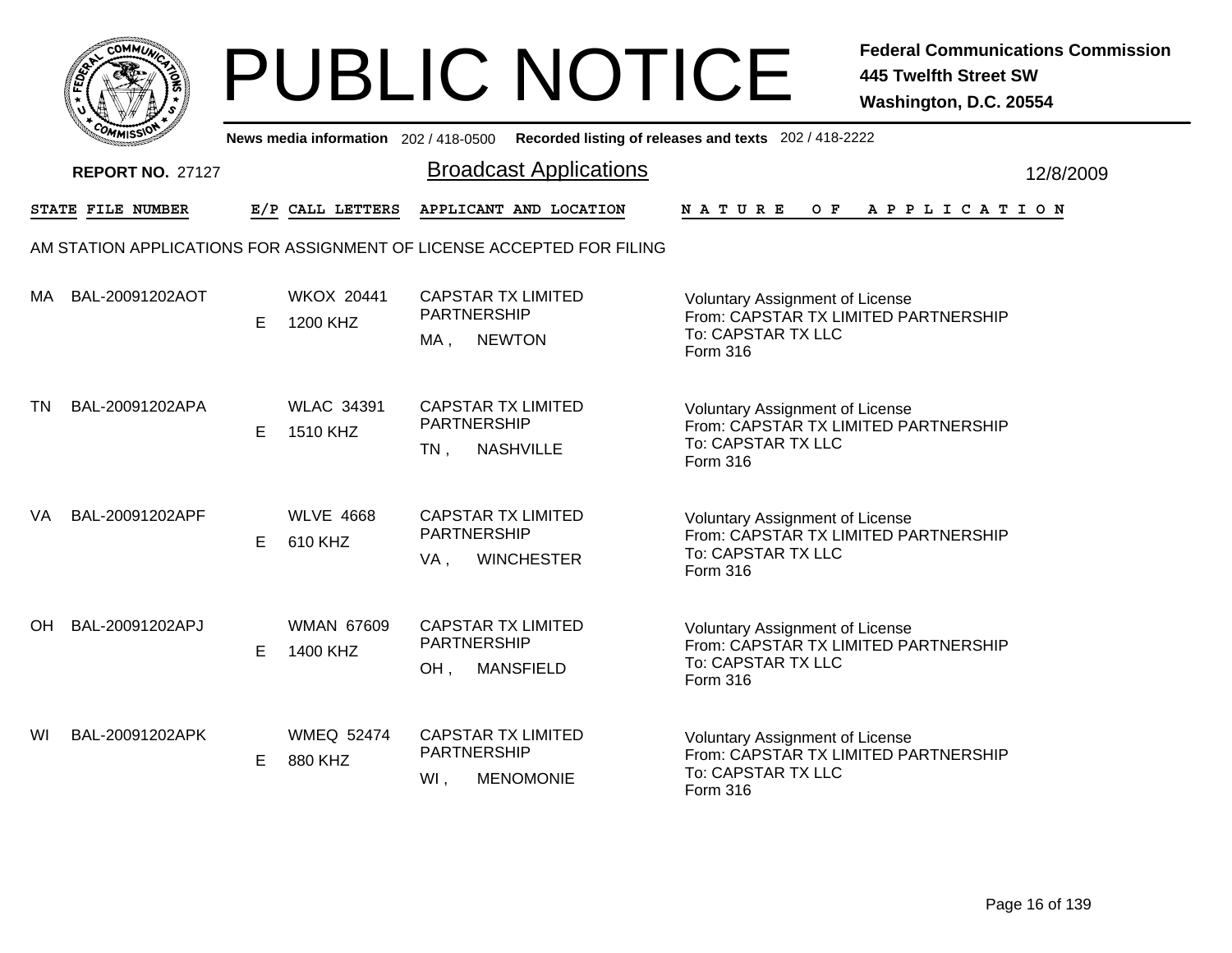# PUBLIC NOTICE

**Federal Communications Commission**
**445 Twelfth Street SW**
**Washington, D.C. 20554**

News media information 202 / 418-0500 Recorded listing of releases and texts 202 / 418-2222

**REPORT NO.** 27127

## Broadcast Applications

12/8/2009

| STATE | FILE NUMBER | E/P | CALL LETTERS | APPLICANT AND LOCATION | NATURE OF APPLICATION |
|---|---|---|---|---|---|

AM STATION APPLICATIONS FOR ASSIGNMENT OF LICENSE ACCEPTED FOR FILING

| STATE | FILE NUMBER | E/P | CALL LETTERS | APPLICANT AND LOCATION | NATURE OF APPLICATION |
|---|---|---|---|---|---|
| MA | BAL-20091202AOT | E | WKOX 20441<br>1200 KHZ | CAPSTAR TX LIMITED PARTNERSHIP<br>MA , NEWTON | Voluntary Assignment of License<br>From: CAPSTAR TX LIMITED PARTNERSHIP<br>To: CAPSTAR TX LLC<br>Form 316 |
| TN | BAL-20091202APA | E | WLAC 34391<br>1510 KHZ | CAPSTAR TX LIMITED PARTNERSHIP<br>TN , NASHVILLE | Voluntary Assignment of License<br>From: CAPSTAR TX LIMITED PARTNERSHIP<br>To: CAPSTAR TX LLC<br>Form 316 |
| VA | BAL-20091202APF | E | WLVE 4668<br>610 KHZ | CAPSTAR TX LIMITED PARTNERSHIP<br>VA , WINCHESTER | Voluntary Assignment of License<br>From: CAPSTAR TX LIMITED PARTNERSHIP<br>To: CAPSTAR TX LLC<br>Form 316 |
| OH | BAL-20091202APJ | E | WMAN 67609<br>1400 KHZ | CAPSTAR TX LIMITED PARTNERSHIP<br>OH , MANSFIELD | Voluntary Assignment of License<br>From: CAPSTAR TX LIMITED PARTNERSHIP<br>To: CAPSTAR TX LLC<br>Form 316 |
| WI | BAL-20091202APK | E | WMEQ 52474<br>880 KHZ | CAPSTAR TX LIMITED PARTNERSHIP<br>WI , MENOMONIE | Voluntary Assignment of License<br>From: CAPSTAR TX LIMITED PARTNERSHIP<br>To: CAPSTAR TX LLC<br>Form 316 |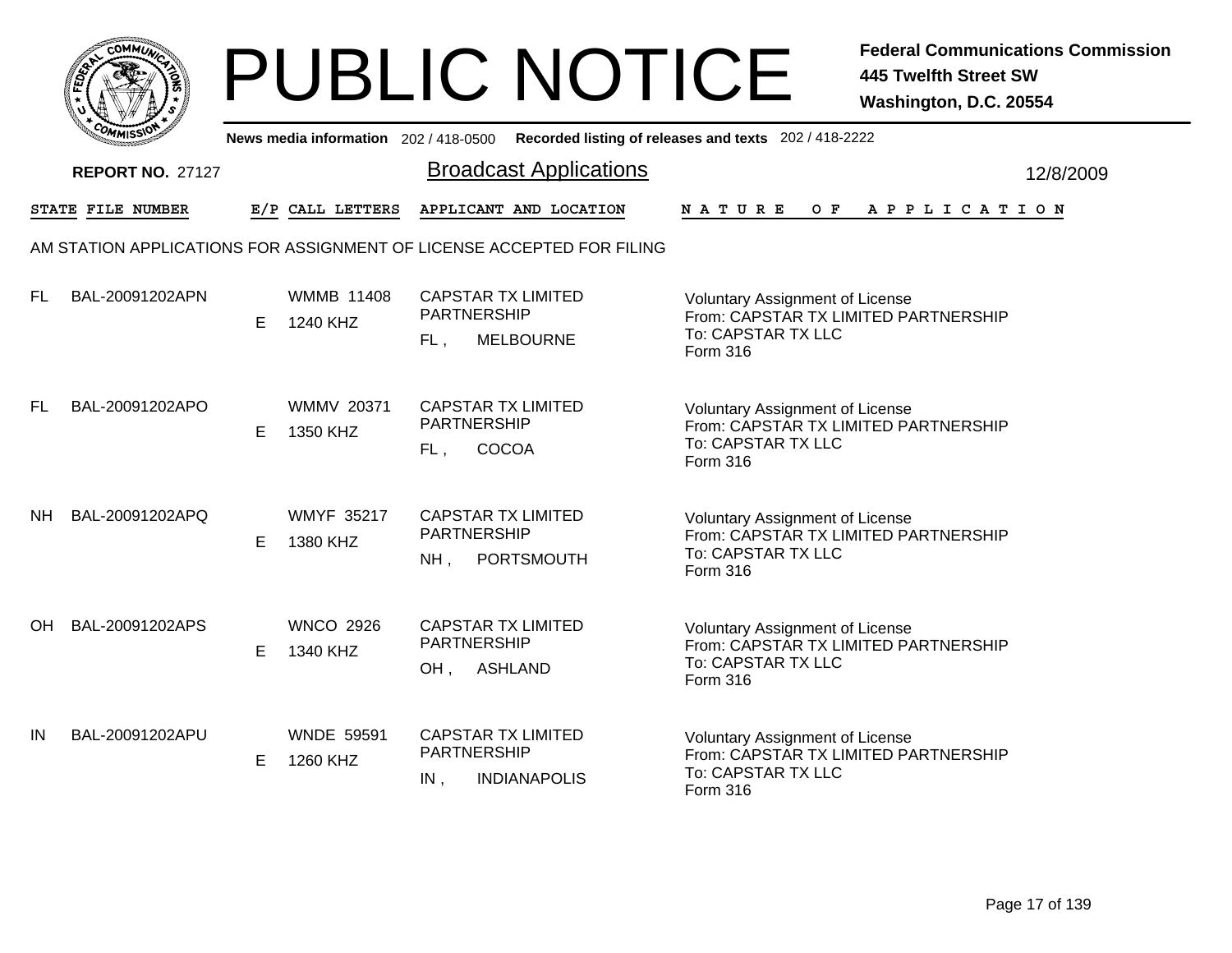# PUBLIC NOTICE

**Federal Communications Commission**
**445 Twelfth Street SW**
**Washington, D.C. 20554**

**News media information** 202 / 418-0500 **Recorded listing of releases and texts** 202 / 418-2222

**REPORT NO.** 27127

## Broadcast Applications

12/8/2009

AM STATION APPLICATIONS FOR ASSIGNMENT OF LICENSE ACCEPTED FOR FILING

| STATE | FILE NUMBER | E/P | CALL LETTERS | APPLICANT AND LOCATION | NATURE OF APPLICATION |
|---|---|---|---|---|---|
| FL | BAL-20091202APN | E | WMMB 11408<br>1240 KHZ | CAPSTAR TX LIMITED PARTNERSHIP<br>FL , MELBOURNE | Voluntary Assignment of License<br>From: CAPSTAR TX LIMITED PARTNERSHIP<br>To: CAPSTAR TX LLC<br>Form 316 |
| FL | BAL-20091202APO | E | WMMV 20371<br>1350 KHZ | CAPSTAR TX LIMITED PARTNERSHIP<br>FL , COCOA | Voluntary Assignment of License<br>From: CAPSTAR TX LIMITED PARTNERSHIP<br>To: CAPSTAR TX LLC<br>Form 316 |
| NH | BAL-20091202APQ | E | WMYF 35217<br>1380 KHZ | CAPSTAR TX LIMITED PARTNERSHIP<br>NH , PORTSMOUTH | Voluntary Assignment of License<br>From: CAPSTAR TX LIMITED PARTNERSHIP<br>To: CAPSTAR TX LLC<br>Form 316 |
| OH | BAL-20091202APS | E | WNCO 2926<br>1340 KHZ | CAPSTAR TX LIMITED PARTNERSHIP<br>OH , ASHLAND | Voluntary Assignment of License<br>From: CAPSTAR TX LIMITED PARTNERSHIP<br>To: CAPSTAR TX LLC<br>Form 316 |
| IN | BAL-20091202APU | E | WNDE 59591<br>1260 KHZ | CAPSTAR TX LIMITED PARTNERSHIP<br>IN , INDIANAPOLIS | Voluntary Assignment of License<br>From: CAPSTAR TX LIMITED PARTNERSHIP<br>To: CAPSTAR TX LLC<br>Form 316 |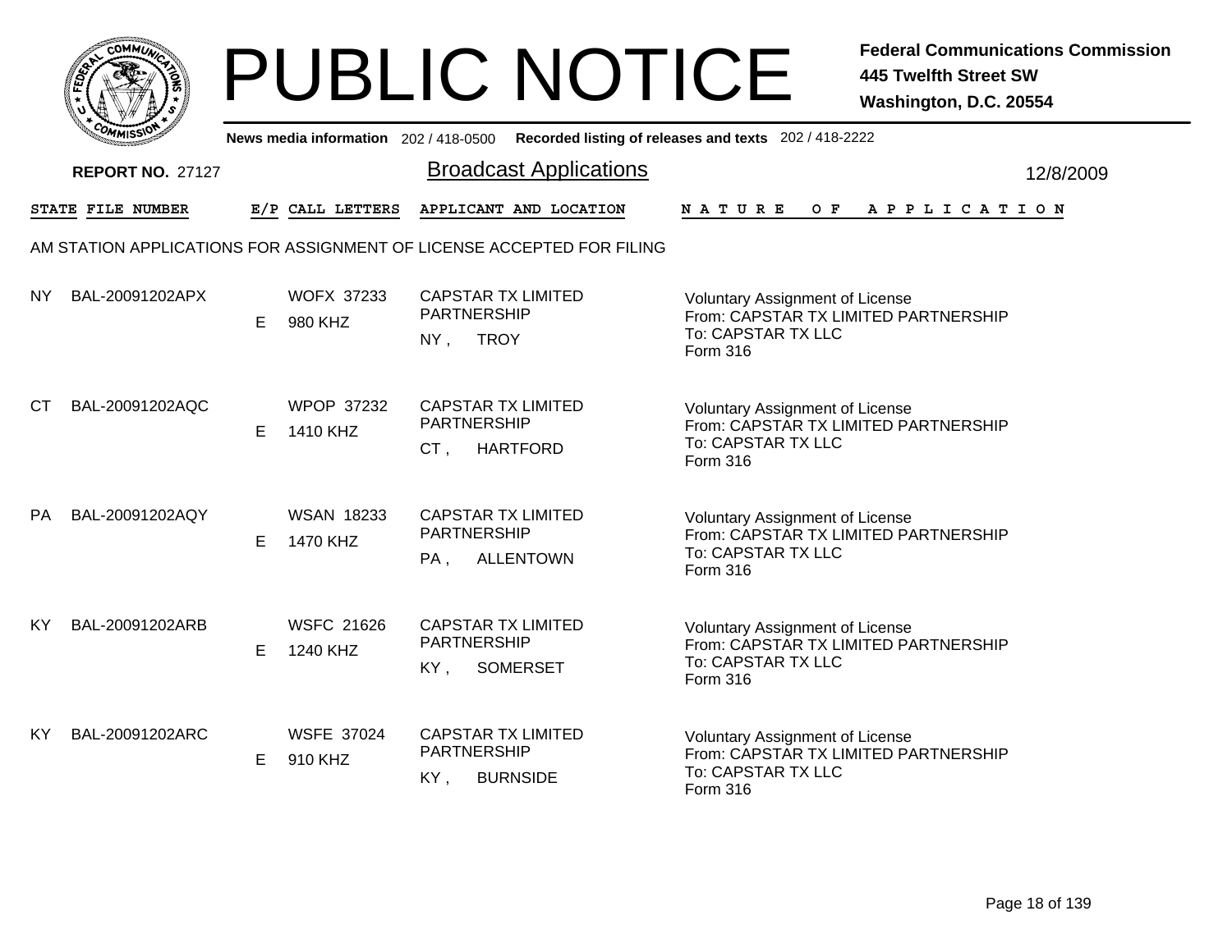# PUBLIC NOTICE

**Federal Communications Commission**
**445 Twelfth Street SW**
**Washington, D.C. 20554**

News media information 202 / 418-0500 Recorded listing of releases and texts 202 / 418-2222

**REPORT NO.** 27127

## Broadcast Applications

12/8/2009

### AM STATION APPLICATIONS FOR ASSIGNMENT OF LICENSE ACCEPTED FOR FILING

| STATE | FILE NUMBER | E/P | CALL LETTERS | APPLICANT AND LOCATION | NATURE OF APPLICATION |
|---|---|---|---|---|---|
| NY | BAL-20091202APX | E | WOFX 37233<br>980 KHZ | CAPSTAR TX LIMITED PARTNERSHIP<br>NY , TROY | Voluntary Assignment of License<br>From: CAPSTAR TX LIMITED PARTNERSHIP<br>To: CAPSTAR TX LLC<br>Form 316 |
| CT | BAL-20091202AQC | E | WPOP 37232<br>1410 KHZ | CAPSTAR TX LIMITED PARTNERSHIP<br>CT , HARTFORD | Voluntary Assignment of License<br>From: CAPSTAR TX LIMITED PARTNERSHIP<br>To: CAPSTAR TX LLC<br>Form 316 |
| PA | BAL-20091202AQY | E | WSAN 18233<br>1470 KHZ | CAPSTAR TX LIMITED PARTNERSHIP<br>PA , ALLENTOWN | Voluntary Assignment of License<br>From: CAPSTAR TX LIMITED PARTNERSHIP<br>To: CAPSTAR TX LLC<br>Form 316 |
| KY | BAL-20091202ARB | E | WSFC 21626<br>1240 KHZ | CAPSTAR TX LIMITED PARTNERSHIP<br>KY , SOMERSET | Voluntary Assignment of License<br>From: CAPSTAR TX LIMITED PARTNERSHIP<br>To: CAPSTAR TX LLC<br>Form 316 |
| KY | BAL-20091202ARC | E | WSFE 37024<br>910 KHZ | CAPSTAR TX LIMITED PARTNERSHIP<br>KY , BURNSIDE | Voluntary Assignment of License<br>From: CAPSTAR TX LIMITED PARTNERSHIP<br>To: CAPSTAR TX LLC<br>Form 316 |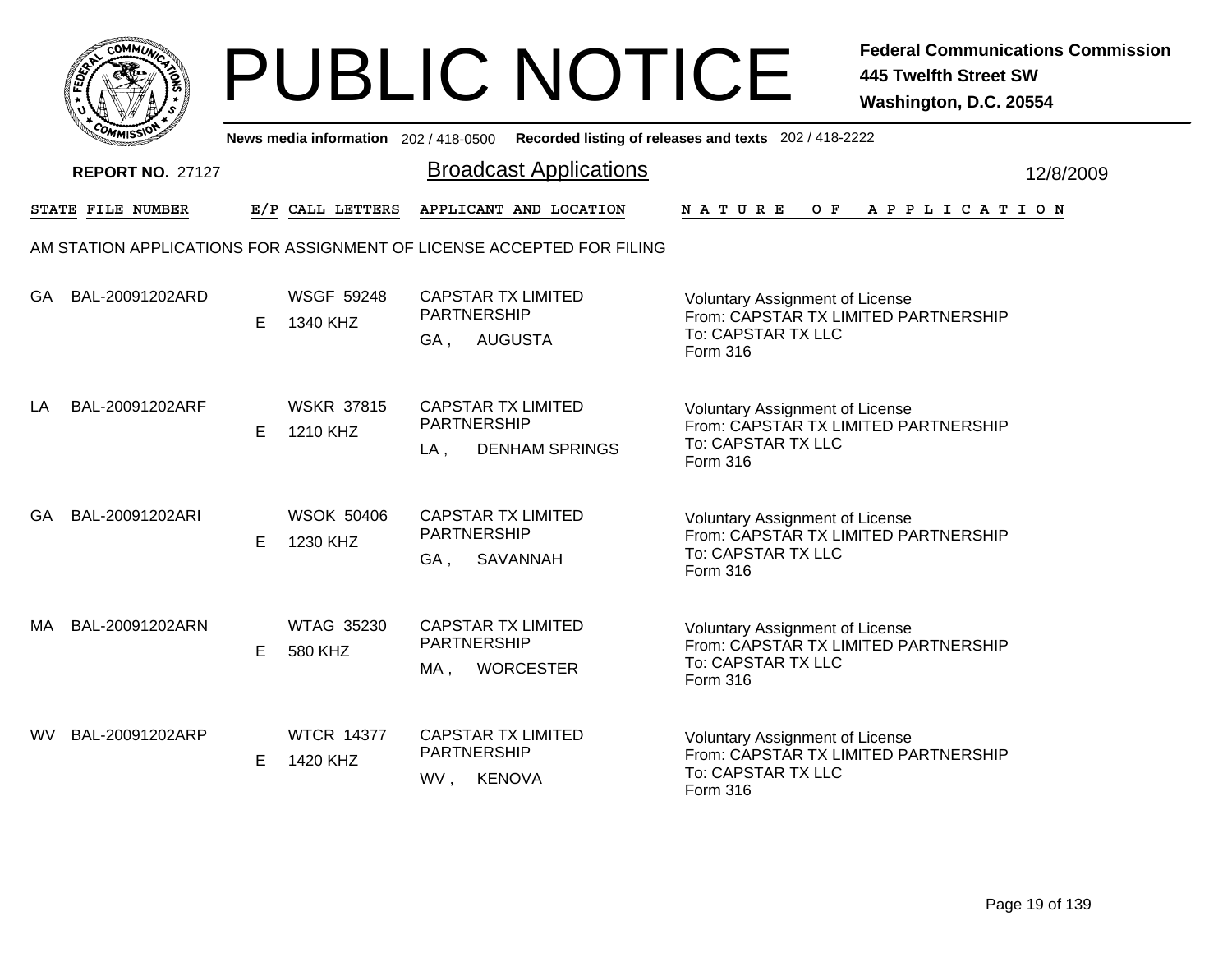# PUBLIC NOTICE

**Federal Communications Commission**
**445 Twelfth Street SW**
**Washington, D.C. 20554**

News media information 202 / 418-0500 Recorded listing of releases and texts 202 / 418-2222

**REPORT NO.** 27127

## Broadcast Applications

12/8/2009

| STATE | FILE NUMBER | E/P | CALL LETTERS | APPLICANT AND LOCATION | NATURE OF APPLICATION |
|---|---|---|---|---|---|

AM STATION APPLICATIONS FOR ASSIGNMENT OF LICENSE ACCEPTED FOR FILING

| STATE | FILE NUMBER | E/P | CALL LETTERS | APPLICANT AND LOCATION | NATURE OF APPLICATION |
|---|---|---|---|---|---|
| GA | BAL-20091202ARD | E | WSGF 59248<br>1340 KHZ | CAPSTAR TX LIMITED PARTNERSHIP<br>GA , AUGUSTA | Voluntary Assignment of License<br>From: CAPSTAR TX LIMITED PARTNERSHIP<br>To: CAPSTAR TX LLC<br>Form 316 |
| LA | BAL-20091202ARF | E | WSKR 37815<br>1210 KHZ | CAPSTAR TX LIMITED PARTNERSHIP<br>LA , DENHAM SPRINGS | Voluntary Assignment of License<br>From: CAPSTAR TX LIMITED PARTNERSHIP<br>To: CAPSTAR TX LLC<br>Form 316 |
| GA | BAL-20091202ARI | E | WSOK 50406<br>1230 KHZ | CAPSTAR TX LIMITED PARTNERSHIP<br>GA , SAVANNAH | Voluntary Assignment of License<br>From: CAPSTAR TX LIMITED PARTNERSHIP<br>To: CAPSTAR TX LLC<br>Form 316 |
| MA | BAL-20091202ARN | E | WTAG 35230<br>580 KHZ | CAPSTAR TX LIMITED PARTNERSHIP<br>MA , WORCESTER | Voluntary Assignment of License<br>From: CAPSTAR TX LIMITED PARTNERSHIP<br>To: CAPSTAR TX LLC<br>Form 316 |
| WV | BAL-20091202ARP | E | WTCR 14377<br>1420 KHZ | CAPSTAR TX LIMITED PARTNERSHIP<br>WV , KENOVA | Voluntary Assignment of License<br>From: CAPSTAR TX LIMITED PARTNERSHIP<br>To: CAPSTAR TX LLC<br>Form 316 |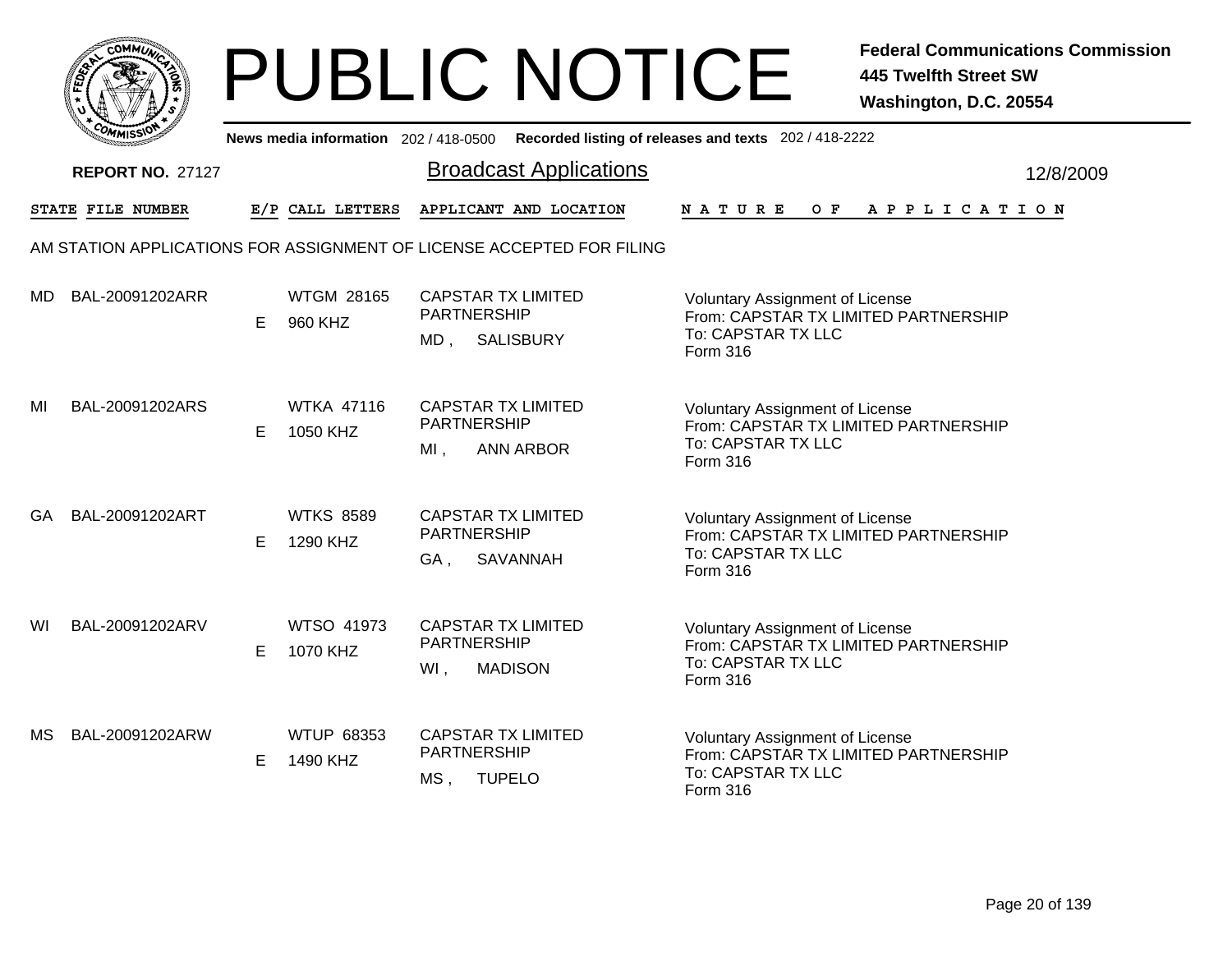# PUBLIC NOTICE

**Federal Communications Commission**
**445 Twelfth Street SW**
**Washington, D.C. 20554**

News media information 202 / 418-0500 Recorded listing of releases and texts 202 / 418-2222

**REPORT NO.** 27127

## Broadcast Applications

12/8/2009

| STATE | FILE NUMBER | E/P | CALL LETTERS | APPLICANT AND LOCATION | NATURE OF APPLICATION |
|---|---|---|---|---|---|

AM STATION APPLICATIONS FOR ASSIGNMENT OF LICENSE ACCEPTED FOR FILING

| STATE | FILE NUMBER | E/P | CALL LETTERS | APPLICANT AND LOCATION | NATURE OF APPLICATION |
|---|---|---|---|---|---|
| MD | BAL-20091202ARR | E | WTGM 28165<br>960 KHZ | CAPSTAR TX LIMITED PARTNERSHIP<br>MD , SALISBURY | Voluntary Assignment of License<br>From: CAPSTAR TX LIMITED PARTNERSHIP<br>To: CAPSTAR TX LLC<br>Form 316 |
| MI | BAL-20091202ARS | E | WTKA 47116<br>1050 KHZ | CAPSTAR TX LIMITED PARTNERSHIP<br>MI , ANN ARBOR | Voluntary Assignment of License<br>From: CAPSTAR TX LIMITED PARTNERSHIP<br>To: CAPSTAR TX LLC<br>Form 316 |
| GA | BAL-20091202ART | E | WTKS 8589<br>1290 KHZ | CAPSTAR TX LIMITED PARTNERSHIP<br>GA , SAVANNAH | Voluntary Assignment of License<br>From: CAPSTAR TX LIMITED PARTNERSHIP<br>To: CAPSTAR TX LLC<br>Form 316 |
| WI | BAL-20091202ARV | E | WTSO 41973<br>1070 KHZ | CAPSTAR TX LIMITED PARTNERSHIP<br>WI , MADISON | Voluntary Assignment of License<br>From: CAPSTAR TX LIMITED PARTNERSHIP<br>To: CAPSTAR TX LLC<br>Form 316 |
| MS | BAL-20091202ARW | E | WTUP 68353<br>1490 KHZ | CAPSTAR TX LIMITED PARTNERSHIP<br>MS , TUPELO | Voluntary Assignment of License<br>From: CAPSTAR TX LIMITED PARTNERSHIP<br>To: CAPSTAR TX LLC<br>Form 316 |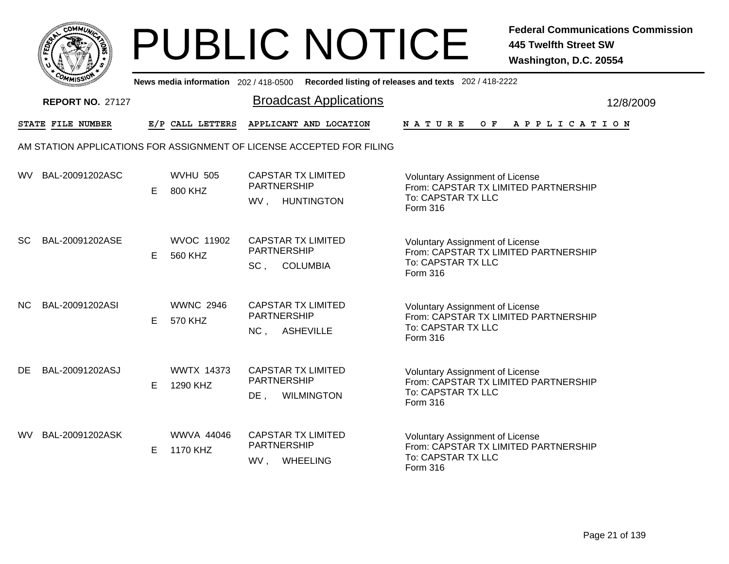# PUBLIC NOTICE

**Federal Communications Commission**
**445 Twelfth Street SW**
**Washington, D.C. 20554**

**News media information** 202 / 418-0500 **Recorded listing of releases and texts** 202 / 418-2222

**REPORT NO.** 27127

## Broadcast Applications

12/8/2009

| STATE | FILE NUMBER | E/P | CALL LETTERS | APPLICANT AND LOCATION | NATURE OF APPLICATION |
|---|---|---|---|---|---|

AM STATION APPLICATIONS FOR ASSIGNMENT OF LICENSE ACCEPTED FOR FILING

| STATE | FILE NUMBER | E/P | CALL LETTERS | APPLICANT AND LOCATION | NATURE OF APPLICATION |
|---|---|---|---|---|---|
| WV | BAL-20091202ASC | E | WVHU 505<br>800 KHZ | CAPSTAR TX LIMITED PARTNERSHIP<br>WV , HUNTINGTON | Voluntary Assignment of License<br>From: CAPSTAR TX LIMITED PARTNERSHIP<br>To: CAPSTAR TX LLC<br>Form 316 |
| SC | BAL-20091202ASE | E | WVOC 11902<br>560 KHZ | CAPSTAR TX LIMITED PARTNERSHIP<br>SC , COLUMBIA | Voluntary Assignment of License<br>From: CAPSTAR TX LIMITED PARTNERSHIP<br>To: CAPSTAR TX LLC<br>Form 316 |
| NC | BAL-20091202ASI | E | WWNC 2946<br>570 KHZ | CAPSTAR TX LIMITED PARTNERSHIP<br>NC , ASHEVILLE | Voluntary Assignment of License<br>From: CAPSTAR TX LIMITED PARTNERSHIP<br>To: CAPSTAR TX LLC<br>Form 316 |
| DE | BAL-20091202ASJ | E | WWTX 14373<br>1290 KHZ | CAPSTAR TX LIMITED PARTNERSHIP<br>DE , WILMINGTON | Voluntary Assignment of License<br>From: CAPSTAR TX LIMITED PARTNERSHIP<br>To: CAPSTAR TX LLC<br>Form 316 |
| WV | BAL-20091202ASK | E | WWVA 44046<br>1170 KHZ | CAPSTAR TX LIMITED PARTNERSHIP<br>WV , WHEELING | Voluntary Assignment of License<br>From: CAPSTAR TX LIMITED PARTNERSHIP<br>To: CAPSTAR TX LLC<br>Form 316 |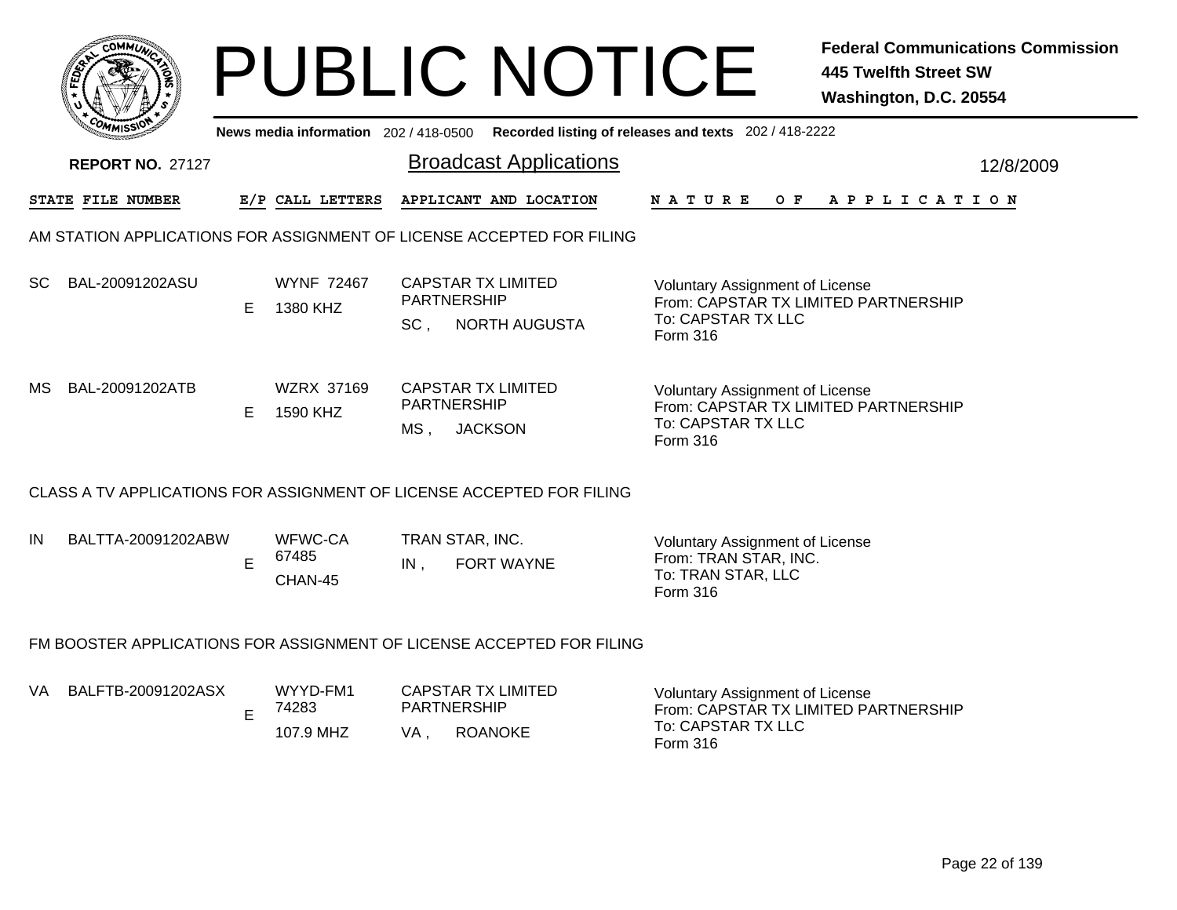# PUBLIC NOTICE

**Federal Communications Commission**
**445 Twelfth Street SW**
**Washington, D.C. 20554**

News media information 202 / 418-0500 Recorded listing of releases and texts 202 / 418-2222

**REPORT NO.** 27127

## Broadcast Applications

12/8/2009

| STATE | FILE NUMBER | E/P | CALL LETTERS | APPLICANT AND LOCATION | NATURE OF APPLICATION |
|---|---|---|---|---|---|

### AM STATION APPLICATIONS FOR ASSIGNMENT OF LICENSE ACCEPTED FOR FILING

| STATE | FILE NUMBER | E/P | CALL LETTERS | APPLICANT AND LOCATION | NATURE OF APPLICATION |
|---|---|---|---|---|---|
| SC | BAL-20091202ASU | E | WYNF 72467<br>1380 KHZ | CAPSTAR TX LIMITED PARTNERSHIP<br>SC , NORTH AUGUSTA | Voluntary Assignment of License<br>From: CAPSTAR TX LIMITED PARTNERSHIP<br>To: CAPSTAR TX LLC<br>Form 316 |
| MS | BAL-20091202ATB | E | WZRX 37169<br>1590 KHZ | CAPSTAR TX LIMITED PARTNERSHIP<br>MS , JACKSON | Voluntary Assignment of License<br>From: CAPSTAR TX LIMITED PARTNERSHIP<br>To: CAPSTAR TX LLC<br>Form 316 |

### CLASS A TV APPLICATIONS FOR ASSIGNMENT OF LICENSE ACCEPTED FOR FILING

| STATE | FILE NUMBER | E/P | CALL LETTERS | APPLICANT AND LOCATION | NATURE OF APPLICATION |
|---|---|---|---|---|---|
| IN | BALTTA-20091202ABW | E | WFWC-CA<br>67485<br>CHAN-45 | TRAN STAR, INC.<br>IN , FORT WAYNE | Voluntary Assignment of License<br>From: TRAN STAR, INC.<br>To: TRAN STAR, LLC<br>Form 316 |

### FM BOOSTER APPLICATIONS FOR ASSIGNMENT OF LICENSE ACCEPTED FOR FILING

| STATE | FILE NUMBER | E/P | CALL LETTERS | APPLICANT AND LOCATION | NATURE OF APPLICATION |
|---|---|---|---|---|---|
| VA | BALFTB-20091202ASX | E | WYYD-FM1<br>74283<br>107.9 MHZ | CAPSTAR TX LIMITED PARTNERSHIP<br>VA , ROANOKE | Voluntary Assignment of License<br>From: CAPSTAR TX LIMITED PARTNERSHIP<br>To: CAPSTAR TX LLC<br>Form 316 |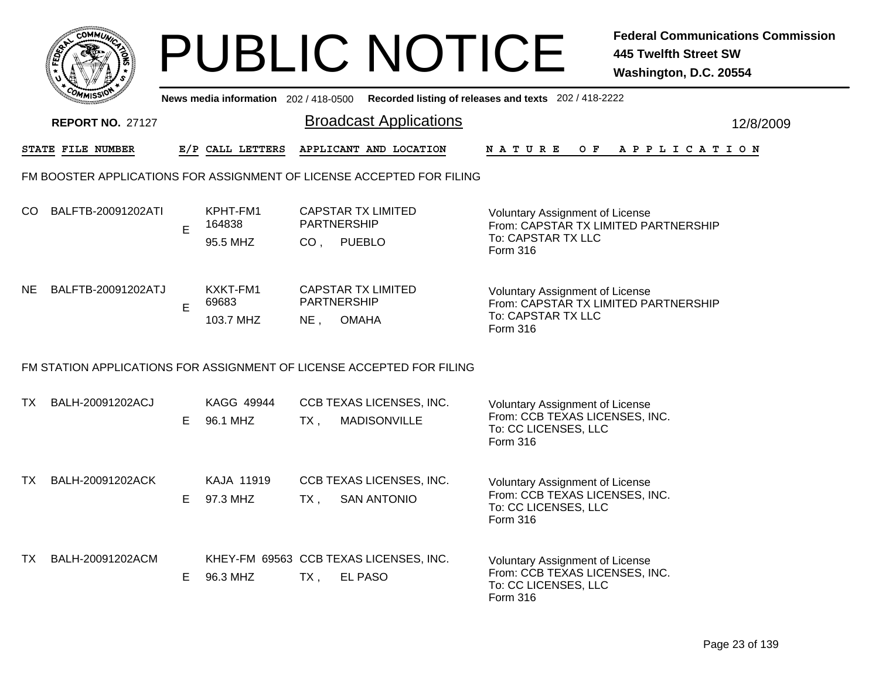# PUBLIC NOTICE

**Federal Communications Commission**
**445 Twelfth Street SW**
**Washington, D.C. 20554**

News media information 202 / 418-0500 Recorded listing of releases and texts 202 / 418-2222

**REPORT NO.** 27127

## Broadcast Applications

12/8/2009

| STATE | FILE NUMBER | E/P | CALL LETTERS | APPLICANT AND LOCATION | NATURE OF APPLICATION |
|---|---|---|---|---|---|

### FM BOOSTER APPLICATIONS FOR ASSIGNMENT OF LICENSE ACCEPTED FOR FILING

| STATE | FILE NUMBER | E/P | CALL LETTERS | APPLICANT AND LOCATION | NATURE OF APPLICATION |
|---|---|---|---|---|---|
| CO | BALFTB-20091202ATI | E | KPHT-FM1 164838 95.5 MHZ | CAPSTAR TX LIMITED PARTNERSHIP CO , PUEBLO | Voluntary Assignment of License From: CAPSTAR TX LIMITED PARTNERSHIP To: CAPSTAR TX LLC Form 316 |
| NE | BALFTB-20091202ATJ | E | KXKT-FM1 69683 103.7 MHZ | CAPSTAR TX LIMITED PARTNERSHIP NE , OMAHA | Voluntary Assignment of License From: CAPSTAR TX LIMITED PARTNERSHIP To: CAPSTAR TX LLC Form 316 |

### FM STATION APPLICATIONS FOR ASSIGNMENT OF LICENSE ACCEPTED FOR FILING

| STATE | FILE NUMBER | E/P | CALL LETTERS | APPLICANT AND LOCATION | NATURE OF APPLICATION |
|---|---|---|---|---|---|
| TX | BALH-20091202ACJ | E | KAGG 49944 96.1 MHZ | CCB TEXAS LICENSES, INC. TX , MADISONVILLE | Voluntary Assignment of License From: CCB TEXAS LICENSES, INC. To: CC LICENSES, LLC Form 316 |
| TX | BALH-20091202ACK | E | KAJA 11919 97.3 MHZ | CCB TEXAS LICENSES, INC. TX , SAN ANTONIO | Voluntary Assignment of License From: CCB TEXAS LICENSES, INC. To: CC LICENSES, LLC Form 316 |
| TX | BALH-20091202ACM | E | KHEY-FM 69563 96.3 MHZ | CCB TEXAS LICENSES, INC. TX , EL PASO | Voluntary Assignment of License From: CCB TEXAS LICENSES, INC. To: CC LICENSES, LLC Form 316 |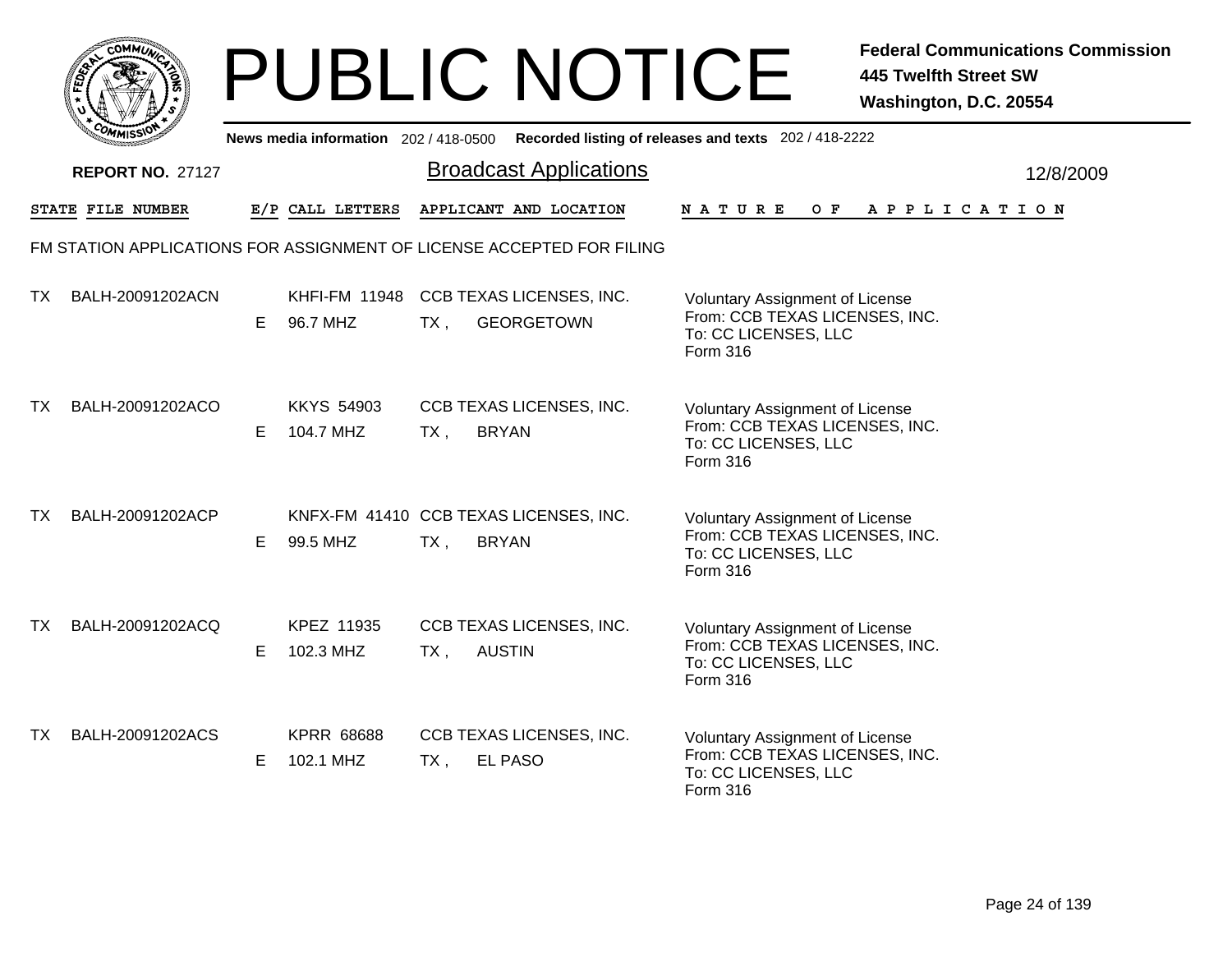# PUBLIC NOTICE

**Federal Communications Commission**
**445 Twelfth Street SW**
**Washington, D.C. 20554**

News media information 202 / 418-0500 Recorded listing of releases and texts 202 / 418-2222

**REPORT NO.** 27127

## Broadcast Applications

12/8/2009

FM STATION APPLICATIONS FOR ASSIGNMENT OF LICENSE ACCEPTED FOR FILING

| STATE | FILE NUMBER | E/P | CALL LETTERS | APPLICANT AND LOCATION | NATURE OF APPLICATION |
|---|---|---|---|---|---|
| TX | BALH-20091202ACN | E | KHFI-FM 11948<br>96.7 MHZ | CCB TEXAS LICENSES, INC.<br>TX , GEORGETOWN | Voluntary Assignment of License<br>From: CCB TEXAS LICENSES, INC.<br>To: CC LICENSES, LLC<br>Form 316 |
| TX | BALH-20091202ACO | E | KKYS 54903<br>104.7 MHZ | CCB TEXAS LICENSES, INC.<br>TX , BRYAN | Voluntary Assignment of License<br>From: CCB TEXAS LICENSES, INC.<br>To: CC LICENSES, LLC<br>Form 316 |
| TX | BALH-20091202ACP | E | KNFX-FM 41410<br>99.5 MHZ | CCB TEXAS LICENSES, INC.<br>TX , BRYAN | Voluntary Assignment of License<br>From: CCB TEXAS LICENSES, INC.<br>To: CC LICENSES, LLC<br>Form 316 |
| TX | BALH-20091202ACQ | E | KPEZ 11935<br>102.3 MHZ | CCB TEXAS LICENSES, INC.<br>TX , AUSTIN | Voluntary Assignment of License<br>From: CCB TEXAS LICENSES, INC.<br>To: CC LICENSES, LLC<br>Form 316 |
| TX | BALH-20091202ACS | E | KPRR 68688<br>102.1 MHZ | CCB TEXAS LICENSES, INC.<br>TX , EL PASO | Voluntary Assignment of License<br>From: CCB TEXAS LICENSES, INC.<br>To: CC LICENSES, LLC<br>Form 316 |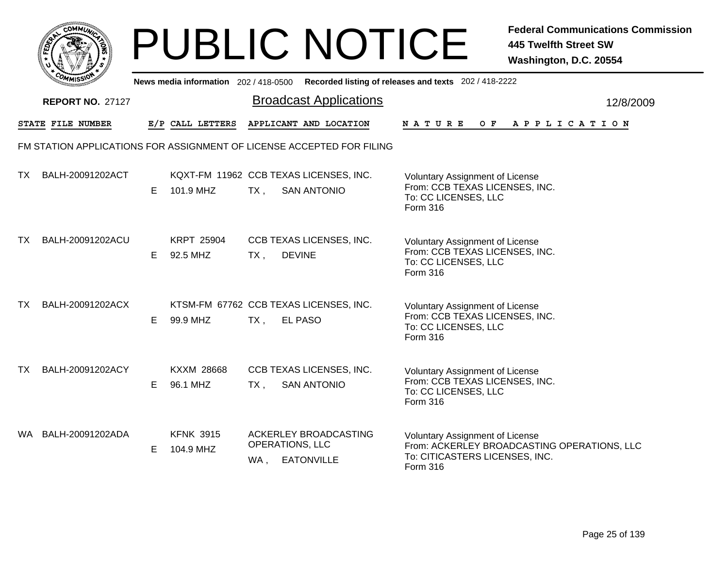# PUBLIC NOTICE

**Federal Communications Commission**
**445 Twelfth Street SW**
**Washington, D.C. 20554**

News media information 202 / 418-0500 Recorded listing of releases and texts 202 / 418-2222

**REPORT NO.** 27127

## Broadcast Applications

12/8/2009

FM STATION APPLICATIONS FOR ASSIGNMENT OF LICENSE ACCEPTED FOR FILING

| STATE | FILE NUMBER | E/P | CALL LETTERS | APPLICANT AND LOCATION | NATURE OF APPLICATION |
|---|---|---|---|---|---|
| TX | BALH-20091202ACT | E | KQXT-FM 11962<br>101.9 MHZ | CCB TEXAS LICENSES, INC.<br>TX , SAN ANTONIO | Voluntary Assignment of License<br>From: CCB TEXAS LICENSES, INC.<br>To: CC LICENSES, LLC<br>Form 316 |
| TX | BALH-20091202ACU | E | KRPT 25904<br>92.5 MHZ | CCB TEXAS LICENSES, INC.<br>TX , DEVINE | Voluntary Assignment of License<br>From: CCB TEXAS LICENSES, INC.<br>To: CC LICENSES, LLC<br>Form 316 |
| TX | BALH-20091202ACX | E | KTSM-FM 67762<br>99.9 MHZ | CCB TEXAS LICENSES, INC.<br>TX , EL PASO | Voluntary Assignment of License<br>From: CCB TEXAS LICENSES, INC.<br>To: CC LICENSES, LLC<br>Form 316 |
| TX | BALH-20091202ACY | E | KXXM 28668<br>96.1 MHZ | CCB TEXAS LICENSES, INC.<br>TX , SAN ANTONIO | Voluntary Assignment of License<br>From: CCB TEXAS LICENSES, INC.<br>To: CC LICENSES, LLC<br>Form 316 |
| WA | BALH-20091202ADA | E | KFNK 3915<br>104.9 MHZ | ACKERLEY BROADCASTING OPERATIONS, LLC<br>WA , EATONVILLE | Voluntary Assignment of License<br>From: ACKERLEY BROADCASTING OPERATIONS, LLC<br>To: CITICASTERS LICENSES, INC.<br>Form 316 |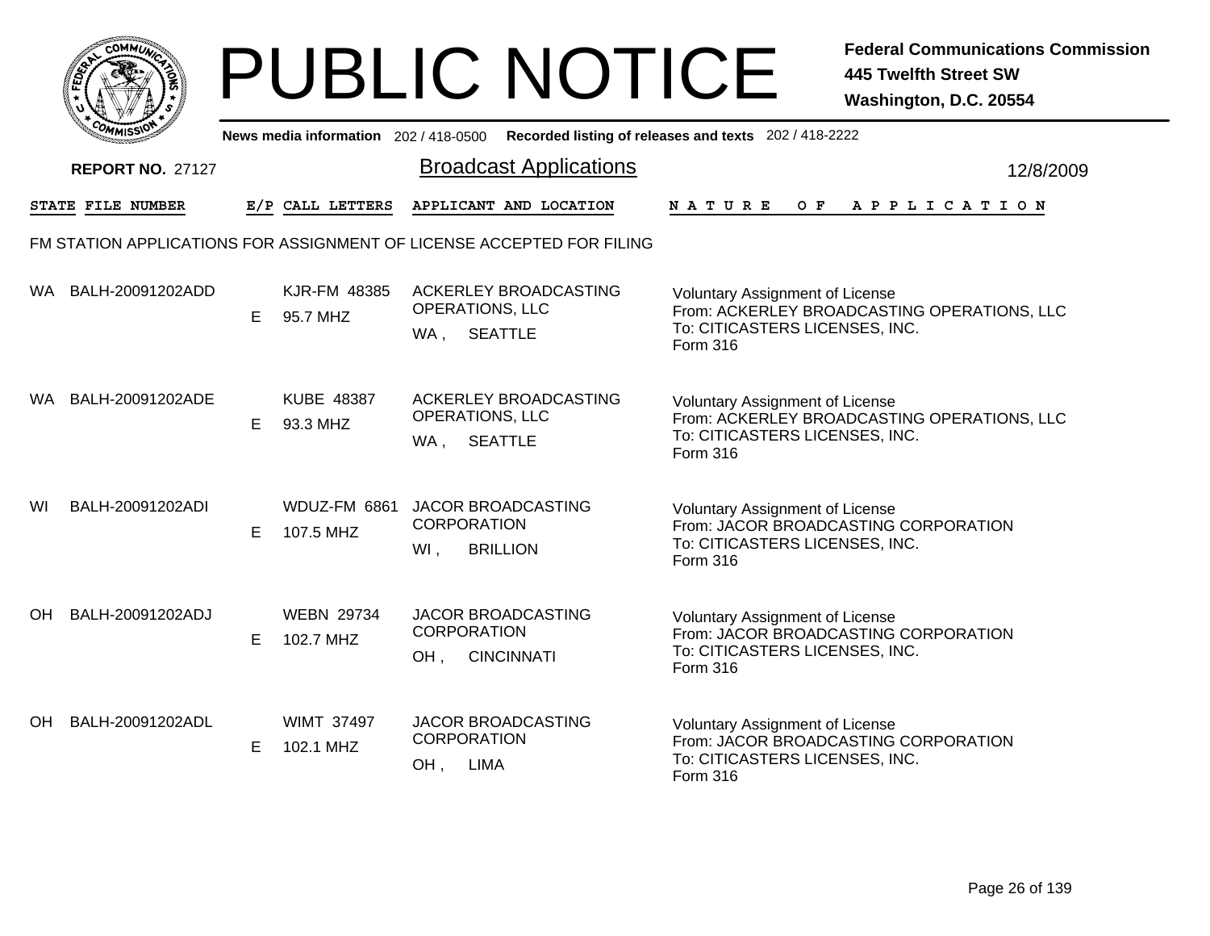# PUBLIC NOTICE

**Federal Communications Commission**
**445 Twelfth Street SW**
**Washington, D.C. 20554**

News media information 202 / 418-0500 Recorded listing of releases and texts 202 / 418-2222

**REPORT NO.** 27127

## Broadcast Applications

12/8/2009

FM STATION APPLICATIONS FOR ASSIGNMENT OF LICENSE ACCEPTED FOR FILING

| STATE | FILE NUMBER | E/P | CALL LETTERS | APPLICANT AND LOCATION | NATURE OF APPLICATION |
|---|---|---|---|---|---|
| WA | BALH-20091202ADD | E | KJR-FM 48385<br>95.7 MHZ | ACKERLEY BROADCASTING OPERATIONS, LLC<br>WA , SEATTLE | Voluntary Assignment of License<br>From: ACKERLEY BROADCASTING OPERATIONS, LLC<br>To: CITICASTERS LICENSES, INC.<br>Form 316 |
| WA | BALH-20091202ADE | E | KUBE 48387<br>93.3 MHZ | ACKERLEY BROADCASTING OPERATIONS, LLC<br>WA , SEATTLE | Voluntary Assignment of License<br>From: ACKERLEY BROADCASTING OPERATIONS, LLC<br>To: CITICASTERS LICENSES, INC.<br>Form 316 |
| WI | BALH-20091202ADI | E | WDUZ-FM 6861<br>107.5 MHZ | JACOR BROADCASTING CORPORATION<br>WI , BRILLION | Voluntary Assignment of License<br>From: JACOR BROADCASTING CORPORATION<br>To: CITICASTERS LICENSES, INC.<br>Form 316 |
| OH | BALH-20091202ADJ | E | WEBN 29734<br>102.7 MHZ | JACOR BROADCASTING CORPORATION<br>OH , CINCINNATI | Voluntary Assignment of License<br>From: JACOR BROADCASTING CORPORATION<br>To: CITICASTERS LICENSES, INC.<br>Form 316 |
| OH | BALH-20091202ADL | E | WIMT 37497<br>102.1 MHZ | JACOR BROADCASTING CORPORATION<br>OH , LIMA | Voluntary Assignment of License<br>From: JACOR BROADCASTING CORPORATION<br>To: CITICASTERS LICENSES, INC.<br>Form 316 |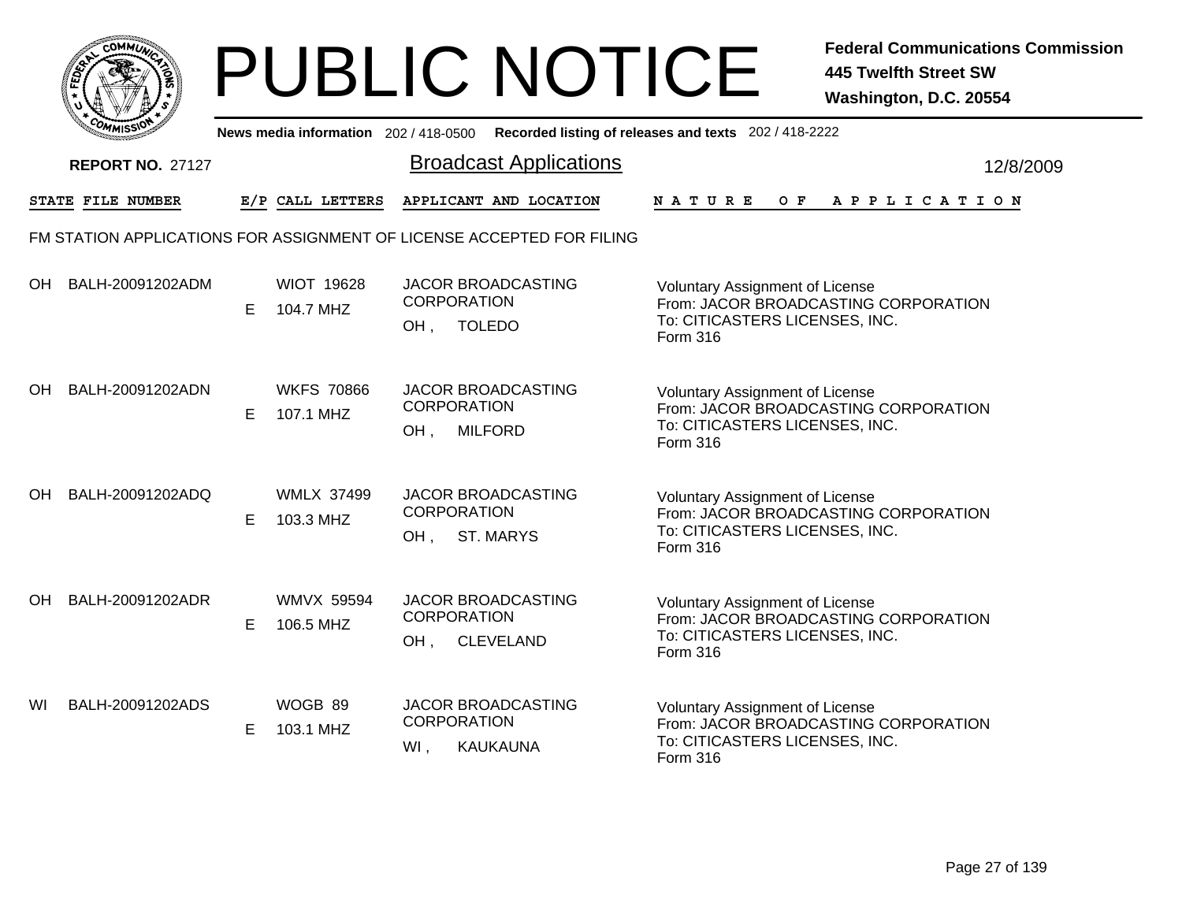# PUBLIC NOTICE

**Federal Communications Commission**
**445 Twelfth Street SW**
**Washington, D.C. 20554**

News media information 202 / 418-0500 Recorded listing of releases and texts 202 / 418-2222

**REPORT NO.** 27127

## Broadcast Applications

12/8/2009

FM STATION APPLICATIONS FOR ASSIGNMENT OF LICENSE ACCEPTED FOR FILING

| STATE | FILE NUMBER | E/P | CALL LETTERS | APPLICANT AND LOCATION | NATURE OF APPLICATION |
|---|---|---|---|---|---|
| OH | BALH-20091202ADM | E | WIOT 19628<br>104.7 MHZ | JACOR BROADCASTING CORPORATION<br>OH , TOLEDO | Voluntary Assignment of License<br>From: JACOR BROADCASTING CORPORATION<br>To: CITICASTERS LICENSES, INC.<br>Form 316 |
| OH | BALH-20091202ADN | E | WKFS 70866<br>107.1 MHZ | JACOR BROADCASTING CORPORATION<br>OH , MILFORD | Voluntary Assignment of License<br>From: JACOR BROADCASTING CORPORATION<br>To: CITICASTERS LICENSES, INC.<br>Form 316 |
| OH | BALH-20091202ADQ | E | WMLX 37499<br>103.3 MHZ | JACOR BROADCASTING CORPORATION<br>OH , ST. MARYS | Voluntary Assignment of License<br>From: JACOR BROADCASTING CORPORATION<br>To: CITICASTERS LICENSES, INC.<br>Form 316 |
| OH | BALH-20091202ADR | E | WMVX 59594<br>106.5 MHZ | JACOR BROADCASTING CORPORATION<br>OH , CLEVELAND | Voluntary Assignment of License<br>From: JACOR BROADCASTING CORPORATION<br>To: CITICASTERS LICENSES, INC.<br>Form 316 |
| WI | BALH-20091202ADS | E | WOGB 89<br>103.1 MHZ | JACOR BROADCASTING CORPORATION<br>WI , KAUKAUNA | Voluntary Assignment of License<br>From: JACOR BROADCASTING CORPORATION<br>To: CITICASTERS LICENSES, INC.<br>Form 316 |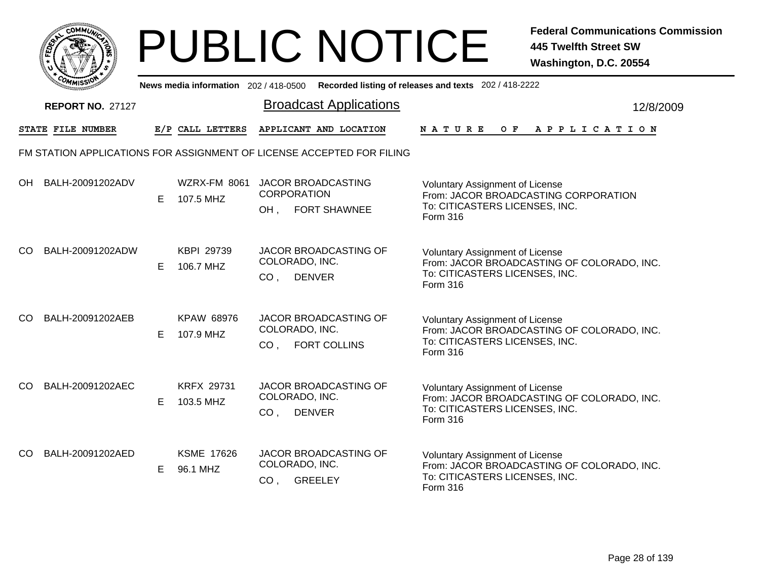# PUBLIC NOTICE

**Federal Communications Commission**
**445 Twelfth Street SW**
**Washington, D.C. 20554**

**News media information** 202 / 418-0500 **Recorded listing of releases and texts** 202 / 418-2222

**REPORT NO.** 27127

## Broadcast Applications

12/8/2009

| STATE | FILE NUMBER | E/P | CALL LETTERS | APPLICANT AND LOCATION | NATURE OF APPLICATION |
|---|---|---|---|---|---|

FM STATION APPLICATIONS FOR ASSIGNMENT OF LICENSE ACCEPTED FOR FILING

| STATE | FILE NUMBER | E/P | CALL LETTERS | APPLICANT AND LOCATION | NATURE OF APPLICATION |
|---|---|---|---|---|---|
| OH | BALH-20091202ADV | E | WZRX-FM 8061 107.5 MHZ | JACOR BROADCASTING CORPORATION OH , FORT SHAWNEE | Voluntary Assignment of License From: JACOR BROADCASTING CORPORATION To: CITICASTERS LICENSES, INC. Form 316 |
| CO | BALH-20091202ADW | E | KBPI 29739 106.7 MHZ | JACOR BROADCASTING OF COLORADO, INC. CO , DENVER | Voluntary Assignment of License From: JACOR BROADCASTING OF COLORADO, INC. To: CITICASTERS LICENSES, INC. Form 316 |
| CO | BALH-20091202AEB | E | KPAW 68976 107.9 MHZ | JACOR BROADCASTING OF COLORADO, INC. CO , FORT COLLINS | Voluntary Assignment of License From: JACOR BROADCASTING OF COLORADO, INC. To: CITICASTERS LICENSES, INC. Form 316 |
| CO | BALH-20091202AEC | E | KRFX 29731 103.5 MHZ | JACOR BROADCASTING OF COLORADO, INC. CO , DENVER | Voluntary Assignment of License From: JACOR BROADCASTING OF COLORADO, INC. To: CITICASTERS LICENSES, INC. Form 316 |
| CO | BALH-20091202AED | E | KSME 17626 96.1 MHZ | JACOR BROADCASTING OF COLORADO, INC. CO , GREELEY | Voluntary Assignment of License From: JACOR BROADCASTING OF COLORADO, INC. To: CITICASTERS LICENSES, INC. Form 316 |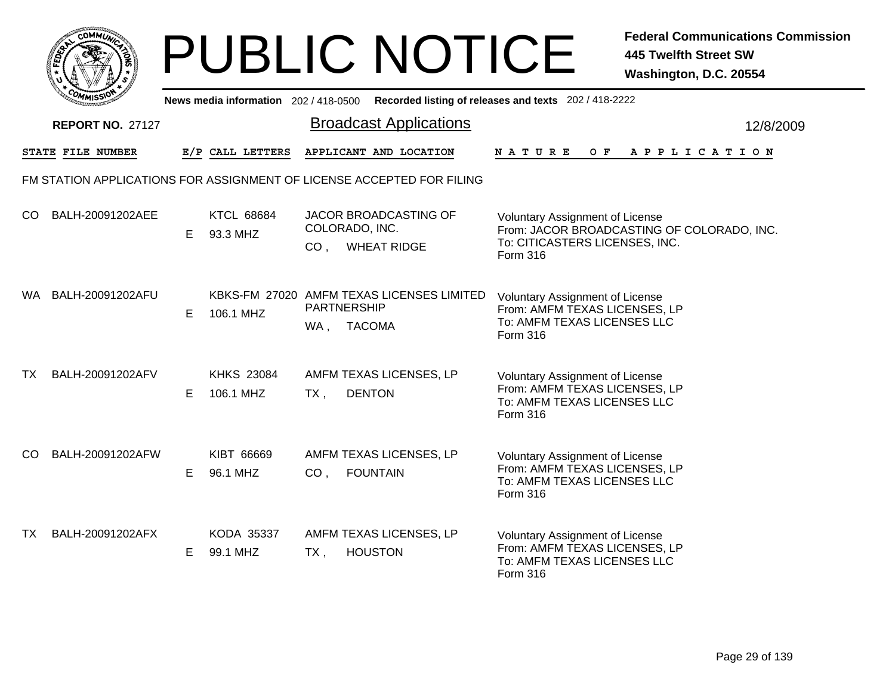# PUBLIC NOTICE

**Federal Communications Commission**
**445 Twelfth Street SW**
**Washington, D.C. 20554**

**News media information** 202 / 418-0500 **Recorded listing of releases and texts** 202 / 418-2222

**REPORT NO.** 27127

## Broadcast Applications

12/8/2009

FM STATION APPLICATIONS FOR ASSIGNMENT OF LICENSE ACCEPTED FOR FILING

| STATE | FILE NUMBER | E/P | CALL LETTERS | APPLICANT AND LOCATION | NATURE OF APPLICATION |
|---|---|---|---|---|---|
| CO | BALH-20091202AEE | E | KTCL 68684<br>93.3 MHZ | JACOR BROADCASTING OF COLORADO, INC.<br>CO , WHEAT RIDGE | Voluntary Assignment of License<br>From: JACOR BROADCASTING OF COLORADO, INC.<br>To: CITICASTERS LICENSES, INC.<br>Form 316 |
| WA | BALH-20091202AFU | E | KBKS-FM 27020<br>106.1 MHZ | AMFM TEXAS LICENSES LIMITED PARTNERSHIP<br>WA , TACOMA | Voluntary Assignment of License<br>From: AMFM TEXAS LICENSES, LP<br>To: AMFM TEXAS LICENSES LLC<br>Form 316 |
| TX | BALH-20091202AFV | E | KHKS 23084<br>106.1 MHZ | AMFM TEXAS LICENSES, LP<br>TX , DENTON | Voluntary Assignment of License<br>From: AMFM TEXAS LICENSES, LP<br>To: AMFM TEXAS LICENSES LLC<br>Form 316 |
| CO | BALH-20091202AFW | E | KIBT 66669<br>96.1 MHZ | AMFM TEXAS LICENSES, LP<br>CO , FOUNTAIN | Voluntary Assignment of License<br>From: AMFM TEXAS LICENSES, LP<br>To: AMFM TEXAS LICENSES LLC<br>Form 316 |
| TX | BALH-20091202AFX | E | KODA 35337<br>99.1 MHZ | AMFM TEXAS LICENSES, LP<br>TX , HOUSTON | Voluntary Assignment of License<br>From: AMFM TEXAS LICENSES, LP<br>To: AMFM TEXAS LICENSES LLC<br>Form 316 |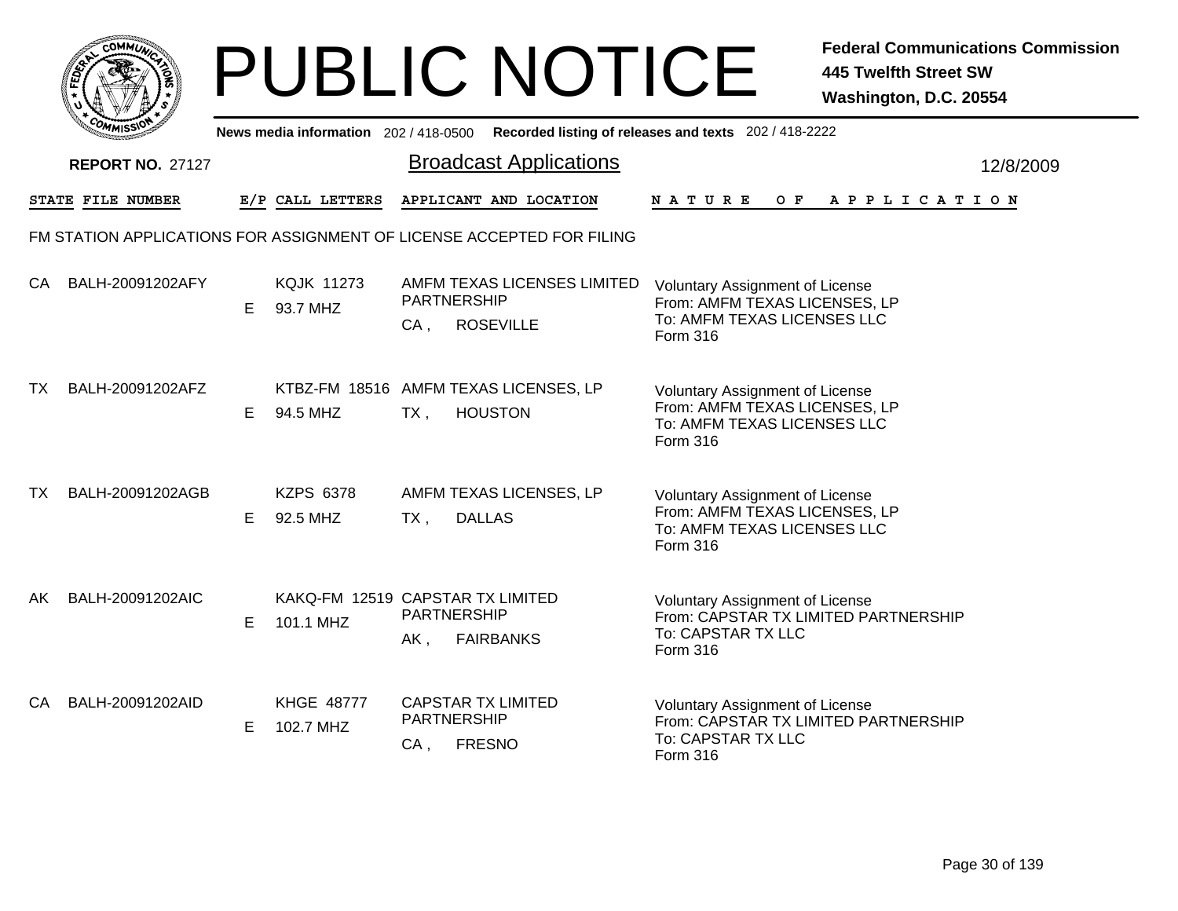# PUBLIC NOTICE

**Federal Communications Commission**
**445 Twelfth Street SW**
**Washington, D.C. 20554**

News media information 202 / 418-0500 Recorded listing of releases and texts 202 / 418-2222

**REPORT NO.** 27127

## Broadcast Applications

12/8/2009

FM STATION APPLICATIONS FOR ASSIGNMENT OF LICENSE ACCEPTED FOR FILING

| STATE | FILE NUMBER | E/P | CALL LETTERS | APPLICANT AND LOCATION | NATURE OF APPLICATION |
|---|---|---|---|---|---|
| CA | BALH-20091202AFY | E | KQJK 11273<br>93.7 MHZ | AMFM TEXAS LICENSES LIMITED PARTNERSHIP<br>CA , ROSEVILLE | Voluntary Assignment of License<br>From: AMFM TEXAS LICENSES, LP<br>To: AMFM TEXAS LICENSES LLC<br>Form 316 |
| TX | BALH-20091202AFZ | E | KTBZ-FM 18516<br>94.5 MHZ | AMFM TEXAS LICENSES, LP<br>TX , HOUSTON | Voluntary Assignment of License<br>From: AMFM TEXAS LICENSES, LP<br>To: AMFM TEXAS LICENSES LLC<br>Form 316 |
| TX | BALH-20091202AGB | E | KZPS 6378<br>92.5 MHZ | AMFM TEXAS LICENSES, LP<br>TX , DALLAS | Voluntary Assignment of License<br>From: AMFM TEXAS LICENSES, LP<br>To: AMFM TEXAS LICENSES LLC<br>Form 316 |
| AK | BALH-20091202AIC | E | KAKQ-FM 12519<br>101.1 MHZ | CAPSTAR TX LIMITED PARTNERSHIP<br>AK , FAIRBANKS | Voluntary Assignment of License<br>From: CAPSTAR TX LIMITED PARTNERSHIP<br>To: CAPSTAR TX LLC<br>Form 316 |
| CA | BALH-20091202AID | E | KHGE 48777<br>102.7 MHZ | CAPSTAR TX LIMITED PARTNERSHIP<br>CA , FRESNO | Voluntary Assignment of License<br>From: CAPSTAR TX LIMITED PARTNERSHIP<br>To: CAPSTAR TX LLC<br>Form 316 |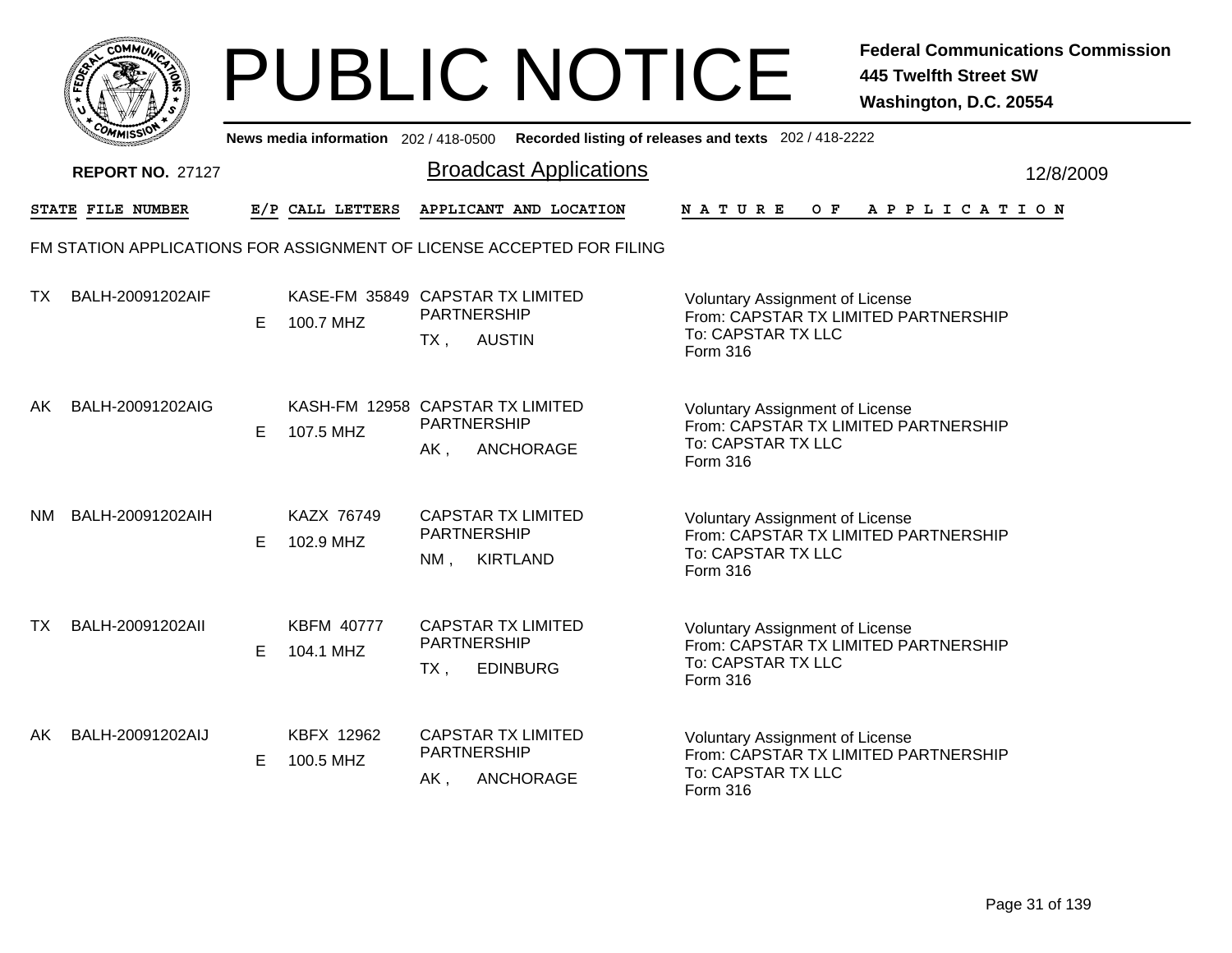# PUBLIC NOTICE

**Federal Communications Commission**
**445 Twelfth Street SW**
**Washington, D.C. 20554**

News media information 202 / 418-0500 Recorded listing of releases and texts 202 / 418-2222

**REPORT NO.** 27127

## Broadcast Applications

12/8/2009

FM STATION APPLICATIONS FOR ASSIGNMENT OF LICENSE ACCEPTED FOR FILING

| STATE | FILE NUMBER | E/P | CALL LETTERS | APPLICANT AND LOCATION | NATURE OF APPLICATION |
|---|---|---|---|---|---|
| TX | BALH-20091202AIF | E | KASE-FM 35849<br>100.7 MHZ | CAPSTAR TX LIMITED PARTNERSHIP<br>TX , AUSTIN | Voluntary Assignment of License<br>From: CAPSTAR TX LIMITED PARTNERSHIP<br>To: CAPSTAR TX LLC<br>Form 316 |
| AK | BALH-20091202AIG | E | KASH-FM 12958<br>107.5 MHZ | CAPSTAR TX LIMITED PARTNERSHIP<br>AK , ANCHORAGE | Voluntary Assignment of License<br>From: CAPSTAR TX LIMITED PARTNERSHIP<br>To: CAPSTAR TX LLC<br>Form 316 |
| NM | BALH-20091202AIH | E | KAZX 76749<br>102.9 MHZ | CAPSTAR TX LIMITED PARTNERSHIP<br>NM , KIRTLAND | Voluntary Assignment of License<br>From: CAPSTAR TX LIMITED PARTNERSHIP<br>To: CAPSTAR TX LLC<br>Form 316 |
| TX | BALH-20091202AII | E | KBFM 40777<br>104.1 MHZ | CAPSTAR TX LIMITED PARTNERSHIP<br>TX , EDINBURG | Voluntary Assignment of License<br>From: CAPSTAR TX LIMITED PARTNERSHIP<br>To: CAPSTAR TX LLC<br>Form 316 |
| AK | BALH-20091202AIJ | E | KBFX 12962<br>100.5 MHZ | CAPSTAR TX LIMITED PARTNERSHIP<br>AK , ANCHORAGE | Voluntary Assignment of License<br>From: CAPSTAR TX LIMITED PARTNERSHIP<br>To: CAPSTAR TX LLC<br>Form 316 |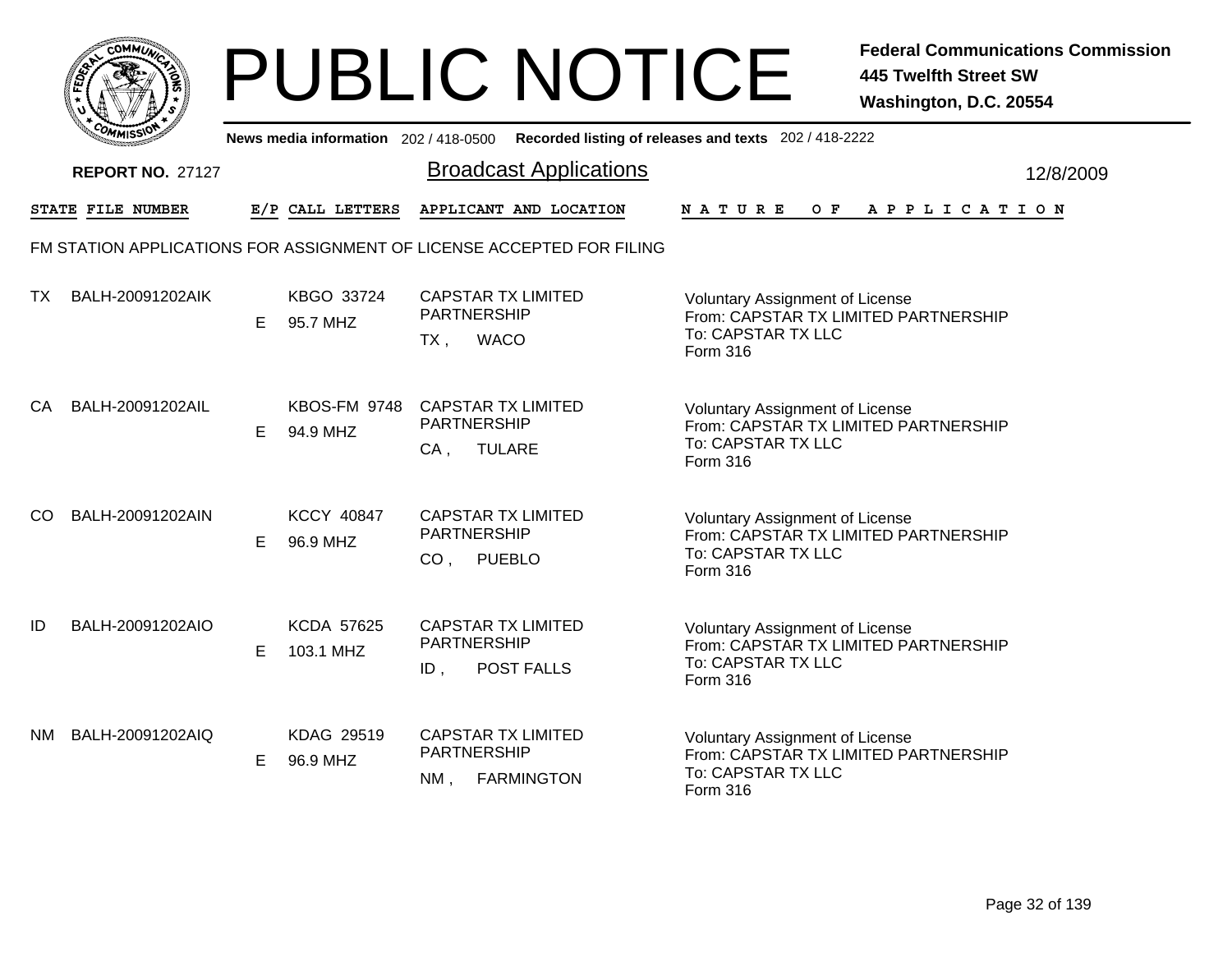# PUBLIC NOTICE

**Federal Communications Commission**
**445 Twelfth Street SW**
**Washington, D.C. 20554**

**News media information** 202 / 418-0500 **Recorded listing of releases and texts** 202 / 418-2222

**REPORT NO.** 27127

## Broadcast Applications

12/8/2009

### FM STATION APPLICATIONS FOR ASSIGNMENT OF LICENSE ACCEPTED FOR FILING

| STATE | FILE NUMBER | E/P | CALL LETTERS | APPLICANT AND LOCATION | NATURE OF APPLICATION |
|---|---|---|---|---|---|
| TX | BALH-20091202AIK | E | KBGO 33724<br>95.7 MHZ | CAPSTAR TX LIMITED PARTNERSHIP<br>TX , WACO | Voluntary Assignment of License<br>From: CAPSTAR TX LIMITED PARTNERSHIP<br>To: CAPSTAR TX LLC<br>Form 316 |
| CA | BALH-20091202AIL | E | KBOS-FM 9748<br>94.9 MHZ | CAPSTAR TX LIMITED PARTNERSHIP<br>CA , TULARE | Voluntary Assignment of License<br>From: CAPSTAR TX LIMITED PARTNERSHIP<br>To: CAPSTAR TX LLC<br>Form 316 |
| CO | BALH-20091202AIN | E | KCCY 40847<br>96.9 MHZ | CAPSTAR TX LIMITED PARTNERSHIP<br>CO , PUEBLO | Voluntary Assignment of License<br>From: CAPSTAR TX LIMITED PARTNERSHIP<br>To: CAPSTAR TX LLC<br>Form 316 |
| ID | BALH-20091202AIO | E | KCDA 57625<br>103.1 MHZ | CAPSTAR TX LIMITED PARTNERSHIP<br>ID , POST FALLS | Voluntary Assignment of License<br>From: CAPSTAR TX LIMITED PARTNERSHIP<br>To: CAPSTAR TX LLC<br>Form 316 |
| NM | BALH-20091202AIQ | E | KDAG 29519<br>96.9 MHZ | CAPSTAR TX LIMITED PARTNERSHIP<br>NM , FARMINGTON | Voluntary Assignment of License<br>From: CAPSTAR TX LIMITED PARTNERSHIP<br>To: CAPSTAR TX LLC<br>Form 316 |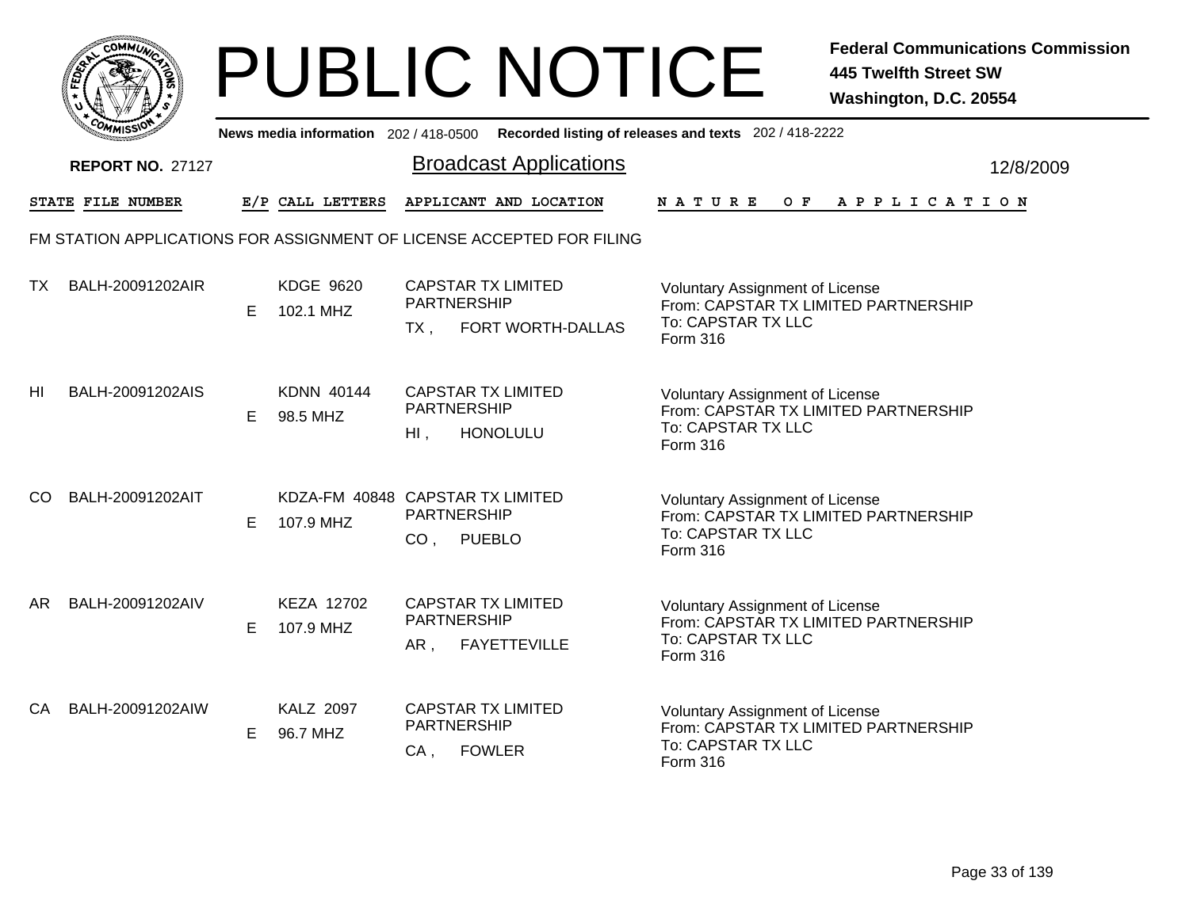# PUBLIC NOTICE

**Federal Communications Commission**
**445 Twelfth Street SW**
**Washington, D.C. 20554**

News media information 202 / 418-0500 Recorded listing of releases and texts 202 / 418-2222

**REPORT NO.** 27127

## Broadcast Applications

12/8/2009

### FM STATION APPLICATIONS FOR ASSIGNMENT OF LICENSE ACCEPTED FOR FILING

| STATE | FILE NUMBER | E/P | CALL LETTERS | APPLICANT AND LOCATION | NATURE OF APPLICATION |
|---|---|---|---|---|---|
| TX | BALH-20091202AIR | E | KDGE 9620<br>102.1 MHZ | CAPSTAR TX LIMITED PARTNERSHIP<br>TX , FORT WORTH-DALLAS | Voluntary Assignment of License<br>From: CAPSTAR TX LIMITED PARTNERSHIP<br>To: CAPSTAR TX LLC<br>Form 316 |
| HI | BALH-20091202AIS | E | KDNN 40144<br>98.5 MHZ | CAPSTAR TX LIMITED PARTNERSHIP<br>HI , HONOLULU | Voluntary Assignment of License<br>From: CAPSTAR TX LIMITED PARTNERSHIP<br>To: CAPSTAR TX LLC<br>Form 316 |
| CO | BALH-20091202AIT | E | KDZA-FM 40848<br>107.9 MHZ | CAPSTAR TX LIMITED PARTNERSHIP<br>CO , PUEBLO | Voluntary Assignment of License<br>From: CAPSTAR TX LIMITED PARTNERSHIP<br>To: CAPSTAR TX LLC<br>Form 316 |
| AR | BALH-20091202AIV | E | KEZA 12702<br>107.9 MHZ | CAPSTAR TX LIMITED PARTNERSHIP<br>AR , FAYETTEVILLE | Voluntary Assignment of License<br>From: CAPSTAR TX LIMITED PARTNERSHIP<br>To: CAPSTAR TX LLC<br>Form 316 |
| CA | BALH-20091202AIW | E | KALZ 2097<br>96.7 MHZ | CAPSTAR TX LIMITED PARTNERSHIP<br>CA , FOWLER | Voluntary Assignment of License<br>From: CAPSTAR TX LIMITED PARTNERSHIP<br>To: CAPSTAR TX LLC<br>Form 316 |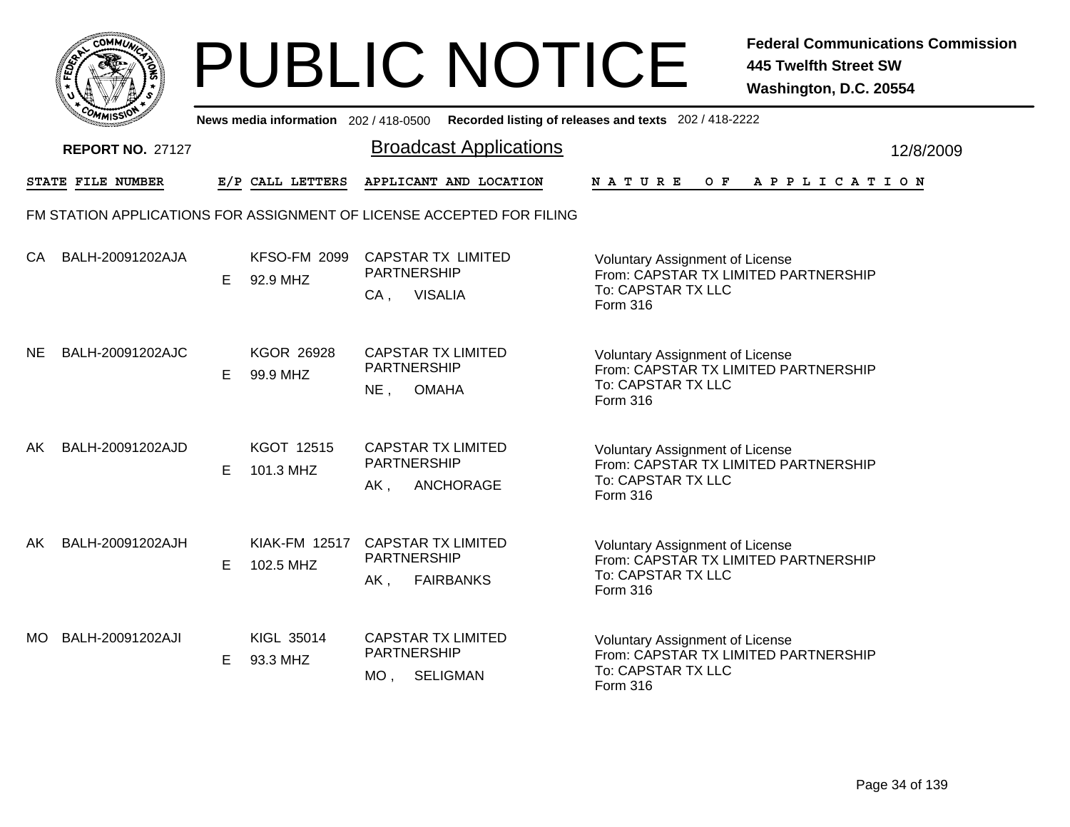# PUBLIC NOTICE

**Federal Communications Commission**
**445 Twelfth Street SW**
**Washington, D.C. 20554**

News media information 202 / 418-0500 **Recorded listing of releases and texts** 202 / 418-2222

**REPORT NO.** 27127

## Broadcast Applications

12/8/2009

FM STATION APPLICATIONS FOR ASSIGNMENT OF LICENSE ACCEPTED FOR FILING

| STATE | FILE NUMBER | E/P | CALL LETTERS | APPLICANT AND LOCATION | NATURE OF APPLICATION |
|---|---|---|---|---|---|
| CA | BALH-20091202AJA | E | KFSO-FM 2099<br>92.9 MHZ | CAPSTAR TX LIMITED PARTNERSHIP<br>CA , VISALIA | Voluntary Assignment of License<br>From: CAPSTAR TX LIMITED PARTNERSHIP<br>To: CAPSTAR TX LLC<br>Form 316 |
| NE | BALH-20091202AJC | E | KGOR 26928<br>99.9 MHZ | CAPSTAR TX LIMITED PARTNERSHIP<br>NE , OMAHA | Voluntary Assignment of License<br>From: CAPSTAR TX LIMITED PARTNERSHIP<br>To: CAPSTAR TX LLC<br>Form 316 |
| AK | BALH-20091202AJD | E | KGOT 12515<br>101.3 MHZ | CAPSTAR TX LIMITED PARTNERSHIP<br>AK , ANCHORAGE | Voluntary Assignment of License<br>From: CAPSTAR TX LIMITED PARTNERSHIP<br>To: CAPSTAR TX LLC<br>Form 316 |
| AK | BALH-20091202AJH | E | KIAK-FM 12517<br>102.5 MHZ | CAPSTAR TX LIMITED PARTNERSHIP<br>AK , FAIRBANKS | Voluntary Assignment of License<br>From: CAPSTAR TX LIMITED PARTNERSHIP<br>To: CAPSTAR TX LLC<br>Form 316 |
| MO | BALH-20091202AJI | E | KIGL 35014<br>93.3 MHZ | CAPSTAR TX LIMITED PARTNERSHIP<br>MO , SELIGMAN | Voluntary Assignment of License<br>From: CAPSTAR TX LIMITED PARTNERSHIP<br>To: CAPSTAR TX LLC<br>Form 316 |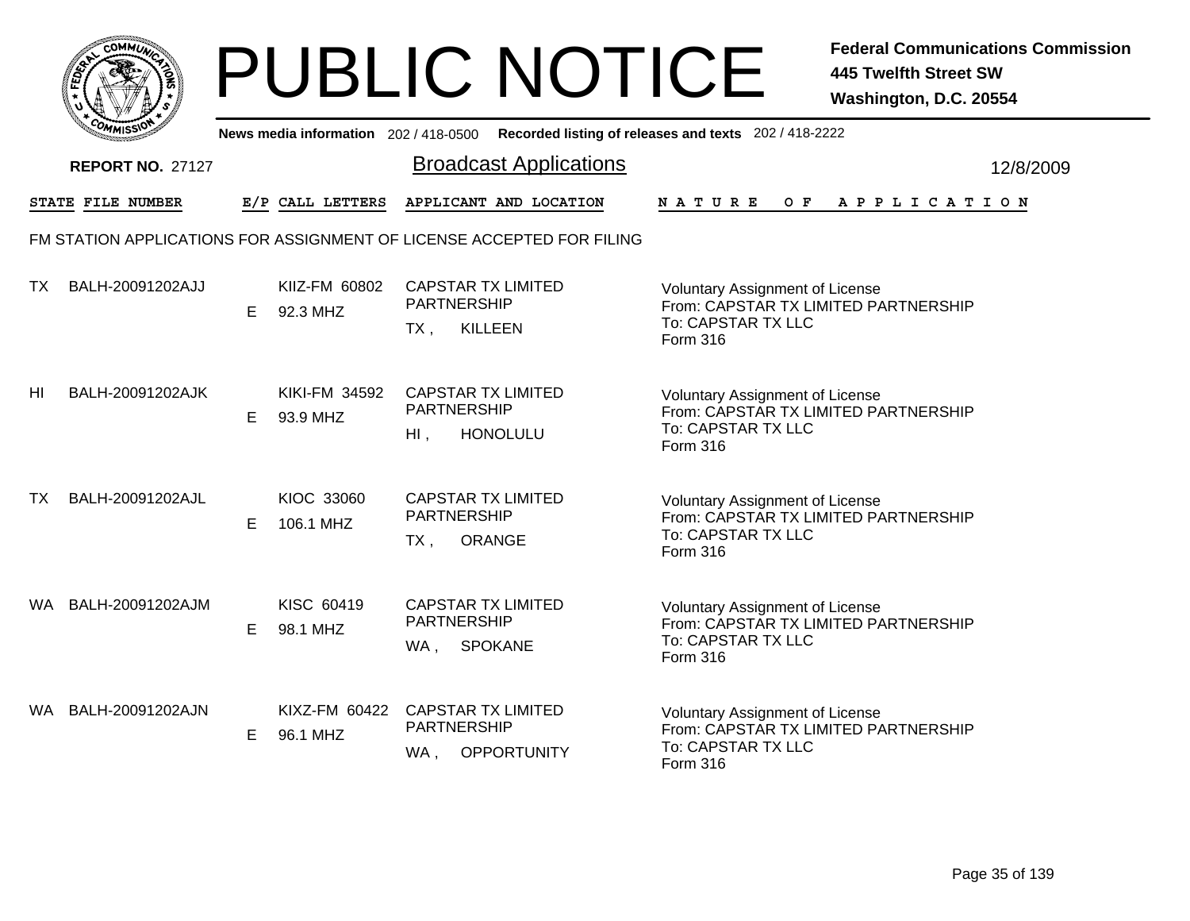# PUBLIC NOTICE

**Federal Communications Commission**
**445 Twelfth Street SW**
**Washington, D.C. 20554**

News media information 202 / 418-0500 Recorded listing of releases and texts 202 / 418-2222

**REPORT NO.** 27127

## Broadcast Applications

12/8/2009

| STATE | FILE NUMBER | E/P | CALL LETTERS | APPLICANT AND LOCATION | NATURE OF APPLICATION |
|---|---|---|---|---|---|

### FM STATION APPLICATIONS FOR ASSIGNMENT OF LICENSE ACCEPTED FOR FILING

| STATE | FILE NUMBER | E/P | CALL LETTERS | APPLICANT AND LOCATION | NATURE OF APPLICATION |
|---|---|---|---|---|---|
| TX | BALH-20091202AJJ | E | KIIZ-FM 60802<br>92.3 MHZ | CAPSTAR TX LIMITED PARTNERSHIP<br>TX , KILLEEN | Voluntary Assignment of License<br>From: CAPSTAR TX LIMITED PARTNERSHIP<br>To: CAPSTAR TX LLC<br>Form 316 |
| HI | BALH-20091202AJK | E | KIKI-FM 34592<br>93.9 MHZ | CAPSTAR TX LIMITED PARTNERSHIP<br>HI , HONOLULU | Voluntary Assignment of License<br>From: CAPSTAR TX LIMITED PARTNERSHIP<br>To: CAPSTAR TX LLC<br>Form 316 |
| TX | BALH-20091202AJL | E | KIOC 33060<br>106.1 MHZ | CAPSTAR TX LIMITED PARTNERSHIP<br>TX , ORANGE | Voluntary Assignment of License<br>From: CAPSTAR TX LIMITED PARTNERSHIP<br>To: CAPSTAR TX LLC<br>Form 316 |
| WA | BALH-20091202AJM | E | KISC 60419<br>98.1 MHZ | CAPSTAR TX LIMITED PARTNERSHIP<br>WA , SPOKANE | Voluntary Assignment of License<br>From: CAPSTAR TX LIMITED PARTNERSHIP<br>To: CAPSTAR TX LLC<br>Form 316 |
| WA | BALH-20091202AJN | E | KIXZ-FM 60422<br>96.1 MHZ | CAPSTAR TX LIMITED PARTNERSHIP<br>WA , OPPORTUNITY | Voluntary Assignment of License<br>From: CAPSTAR TX LIMITED PARTNERSHIP<br>To: CAPSTAR TX LLC<br>Form 316 |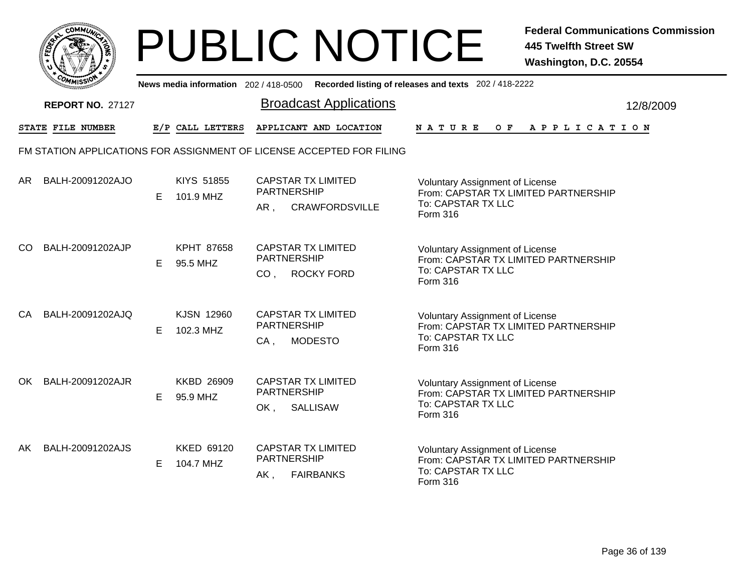# PUBLIC NOTICE

**Federal Communications Commission**
**445 Twelfth Street SW**
**Washington, D.C. 20554**

News media information 202 / 418-0500 Recorded listing of releases and texts 202 / 418-2222

**REPORT NO.** 27127

## Broadcast Applications

12/8/2009

| STATE | FILE NUMBER | E/P | CALL LETTERS | APPLICANT AND LOCATION | NATURE OF APPLICATION |
|---|---|---|---|---|---|

FM STATION APPLICATIONS FOR ASSIGNMENT OF LICENSE ACCEPTED FOR FILING

| STATE | FILE NUMBER | E/P | CALL LETTERS | APPLICANT AND LOCATION | NATURE OF APPLICATION |
|---|---|---|---|---|---|
| AR | BALH-20091202AJO | E | KIYS 51855<br>101.9 MHZ | CAPSTAR TX LIMITED PARTNERSHIP<br>AR , CRAWFORDSVILLE | Voluntary Assignment of License<br>From: CAPSTAR TX LIMITED PARTNERSHIP<br>To: CAPSTAR TX LLC<br>Form 316 |
| CO | BALH-20091202AJP | E | KPHT 87658<br>95.5 MHZ | CAPSTAR TX LIMITED PARTNERSHIP<br>CO , ROCKY FORD | Voluntary Assignment of License<br>From: CAPSTAR TX LIMITED PARTNERSHIP<br>To: CAPSTAR TX LLC<br>Form 316 |
| CA | BALH-20091202AJQ | E | KJSN 12960<br>102.3 MHZ | CAPSTAR TX LIMITED PARTNERSHIP<br>CA , MODESTO | Voluntary Assignment of License<br>From: CAPSTAR TX LIMITED PARTNERSHIP<br>To: CAPSTAR TX LLC<br>Form 316 |
| OK | BALH-20091202AJR | E | KKBD 26909<br>95.9 MHZ | CAPSTAR TX LIMITED PARTNERSHIP<br>OK , SALLISAW | Voluntary Assignment of License<br>From: CAPSTAR TX LIMITED PARTNERSHIP<br>To: CAPSTAR TX LLC<br>Form 316 |
| AK | BALH-20091202AJS | E | KKED 69120<br>104.7 MHZ | CAPSTAR TX LIMITED PARTNERSHIP<br>AK , FAIRBANKS | Voluntary Assignment of License<br>From: CAPSTAR TX LIMITED PARTNERSHIP<br>To: CAPSTAR TX LLC<br>Form 316 |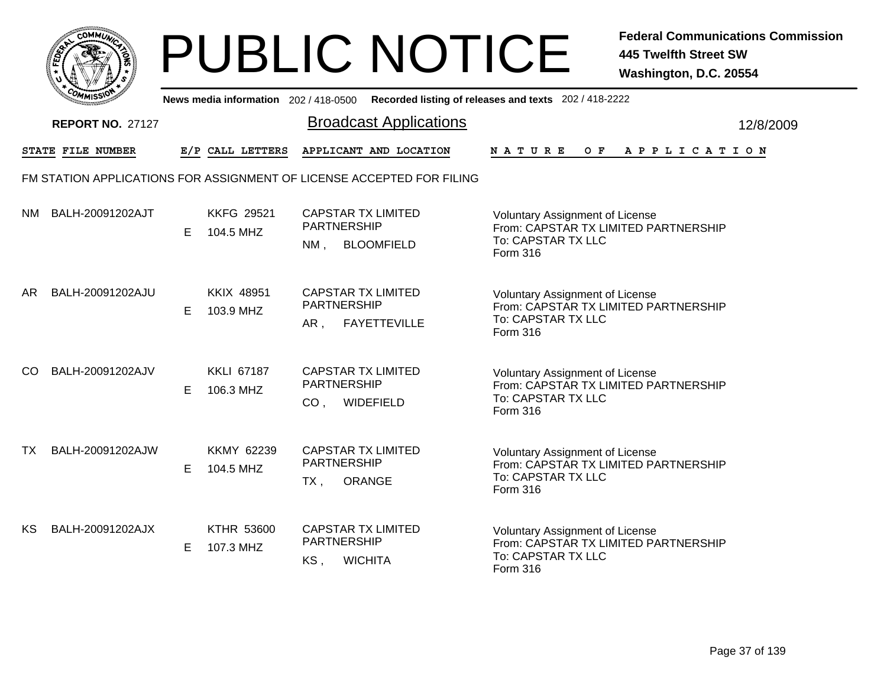# PUBLIC NOTICE

**Federal Communications Commission**
**445 Twelfth Street SW**
**Washington, D.C. 20554**

News media information 202 / 418-0500 Recorded listing of releases and texts 202 / 418-2222

**REPORT NO.** 27127

## Broadcast Applications

12/8/2009

FM STATION APPLICATIONS FOR ASSIGNMENT OF LICENSE ACCEPTED FOR FILING

| STATE | FILE NUMBER | E/P | CALL LETTERS | APPLICANT AND LOCATION | NATURE OF APPLICATION |
|---|---|---|---|---|---|
| NM | BALH-20091202AJT | E | KKFG 29521<br>104.5 MHZ | CAPSTAR TX LIMITED PARTNERSHIP<br>NM , BLOOMFIELD | Voluntary Assignment of License<br>From: CAPSTAR TX LIMITED PARTNERSHIP<br>To: CAPSTAR TX LLC<br>Form 316 |
| AR | BALH-20091202AJU | E | KKIX 48951<br>103.9 MHZ | CAPSTAR TX LIMITED PARTNERSHIP<br>AR , FAYETTEVILLE | Voluntary Assignment of License<br>From: CAPSTAR TX LIMITED PARTNERSHIP<br>To: CAPSTAR TX LLC<br>Form 316 |
| CO | BALH-20091202AJV | E | KKLI 67187<br>106.3 MHZ | CAPSTAR TX LIMITED PARTNERSHIP<br>CO , WIDEFIELD | Voluntary Assignment of License<br>From: CAPSTAR TX LIMITED PARTNERSHIP<br>To: CAPSTAR TX LLC<br>Form 316 |
| TX | BALH-20091202AJW | E | KKMY 62239<br>104.5 MHZ | CAPSTAR TX LIMITED PARTNERSHIP<br>TX , ORANGE | Voluntary Assignment of License<br>From: CAPSTAR TX LIMITED PARTNERSHIP<br>To: CAPSTAR TX LLC<br>Form 316 |
| KS | BALH-20091202AJX | E | KTHR 53600<br>107.3 MHZ | CAPSTAR TX LIMITED PARTNERSHIP<br>KS , WICHITA | Voluntary Assignment of License<br>From: CAPSTAR TX LIMITED PARTNERSHIP<br>To: CAPSTAR TX LLC<br>Form 316 |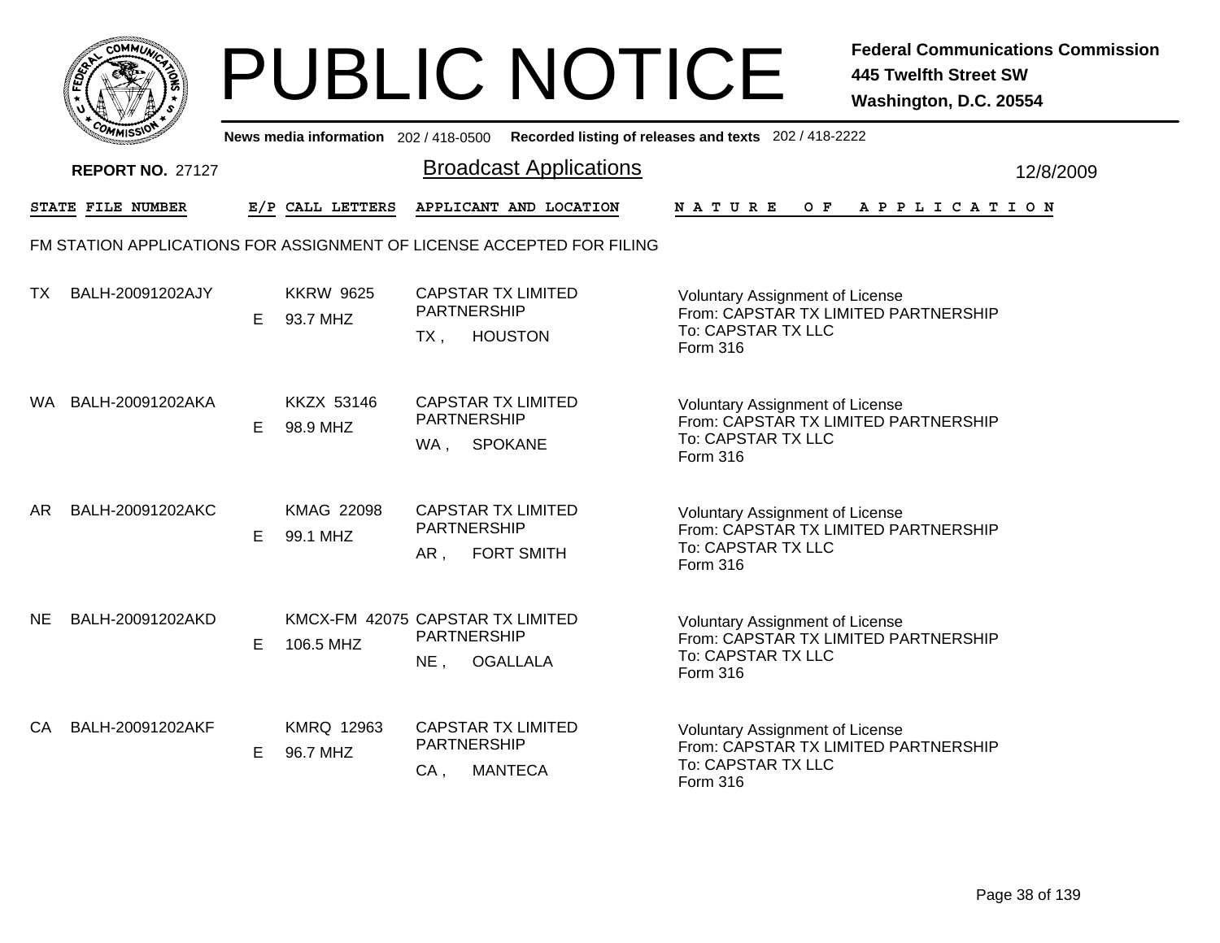# PUBLIC NOTICE

**Federal Communications Commission**
**445 Twelfth Street SW**
**Washington, D.C. 20554**

News media information 202 / 418-0500  Recorded listing of releases and texts 202 / 418-2222

**REPORT NO.** 27127

## Broadcast Applications

12/8/2009

FM STATION APPLICATIONS FOR ASSIGNMENT OF LICENSE ACCEPTED FOR FILING

| STATE | FILE NUMBER | E/P | CALL LETTERS | APPLICANT AND LOCATION | NATURE OF APPLICATION |
|---|---|---|---|---|---|
| TX | BALH-20091202AJY | E | KKRW 9625<br>93.7 MHZ | CAPSTAR TX LIMITED PARTNERSHIP<br>TX , HOUSTON | Voluntary Assignment of License<br>From: CAPSTAR TX LIMITED PARTNERSHIP<br>To: CAPSTAR TX LLC<br>Form 316 |
| WA | BALH-20091202AKA | E | KKZX 53146<br>98.9 MHZ | CAPSTAR TX LIMITED PARTNERSHIP<br>WA , SPOKANE | Voluntary Assignment of License<br>From: CAPSTAR TX LIMITED PARTNERSHIP<br>To: CAPSTAR TX LLC<br>Form 316 |
| AR | BALH-20091202AKC | E | KMAG 22098<br>99.1 MHZ | CAPSTAR TX LIMITED PARTNERSHIP<br>AR , FORT SMITH | Voluntary Assignment of License<br>From: CAPSTAR TX LIMITED PARTNERSHIP<br>To: CAPSTAR TX LLC<br>Form 316 |
| NE | BALH-20091202AKD | E | KMCX-FM 42075<br>106.5 MHZ | CAPSTAR TX LIMITED PARTNERSHIP<br>NE , OGALLALA | Voluntary Assignment of License<br>From: CAPSTAR TX LIMITED PARTNERSHIP<br>To: CAPSTAR TX LLC<br>Form 316 |
| CA | BALH-20091202AKF | E | KMRQ 12963<br>96.7 MHZ | CAPSTAR TX LIMITED PARTNERSHIP<br>CA , MANTECA | Voluntary Assignment of License<br>From: CAPSTAR TX LIMITED PARTNERSHIP<br>To: CAPSTAR TX LLC<br>Form 316 |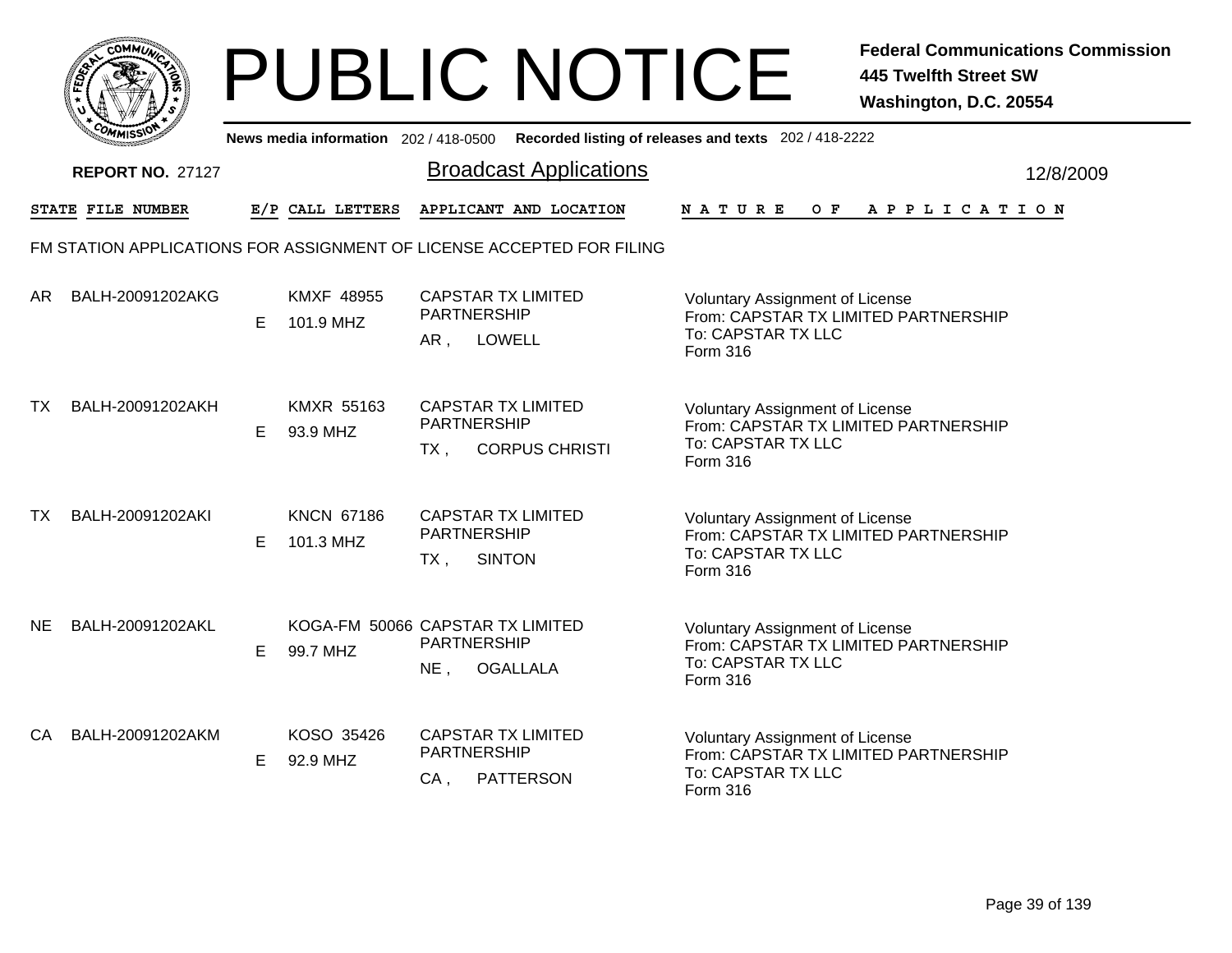# PUBLIC NOTICE

**Federal Communications Commission**
**445 Twelfth Street SW**
**Washington, D.C. 20554**

**News media information** 202 / 418-0500 **Recorded listing of releases and texts** 202 / 418-2222

**REPORT NO.** 27127

## Broadcast Applications

12/8/2009

FM STATION APPLICATIONS FOR ASSIGNMENT OF LICENSE ACCEPTED FOR FILING

| STATE | FILE NUMBER | E/P | CALL LETTERS | APPLICANT AND LOCATION | NATURE OF APPLICATION |
|---|---|---|---|---|---|
| AR | BALH-20091202AKG | E | KMXF 48955<br>101.9 MHZ | CAPSTAR TX LIMITED PARTNERSHIP<br>AR , LOWELL | Voluntary Assignment of License<br>From: CAPSTAR TX LIMITED PARTNERSHIP<br>To: CAPSTAR TX LLC<br>Form 316 |
| TX | BALH-20091202AKH | E | KMXR 55163<br>93.9 MHZ | CAPSTAR TX LIMITED PARTNERSHIP<br>TX , CORPUS CHRISTI | Voluntary Assignment of License<br>From: CAPSTAR TX LIMITED PARTNERSHIP<br>To: CAPSTAR TX LLC<br>Form 316 |
| TX | BALH-20091202AKI | E | KNCN 67186<br>101.3 MHZ | CAPSTAR TX LIMITED PARTNERSHIP<br>TX , SINTON | Voluntary Assignment of License<br>From: CAPSTAR TX LIMITED PARTNERSHIP<br>To: CAPSTAR TX LLC<br>Form 316 |
| NE | BALH-20091202AKL | E | KOGA-FM 50066<br>99.7 MHZ | CAPSTAR TX LIMITED PARTNERSHIP<br>NE , OGALLALA | Voluntary Assignment of License<br>From: CAPSTAR TX LIMITED PARTNERSHIP<br>To: CAPSTAR TX LLC<br>Form 316 |
| CA | BALH-20091202AKM | E | KOSO 35426<br>92.9 MHZ | CAPSTAR TX LIMITED PARTNERSHIP<br>CA , PATTERSON | Voluntary Assignment of License<br>From: CAPSTAR TX LIMITED PARTNERSHIP<br>To: CAPSTAR TX LLC<br>Form 316 |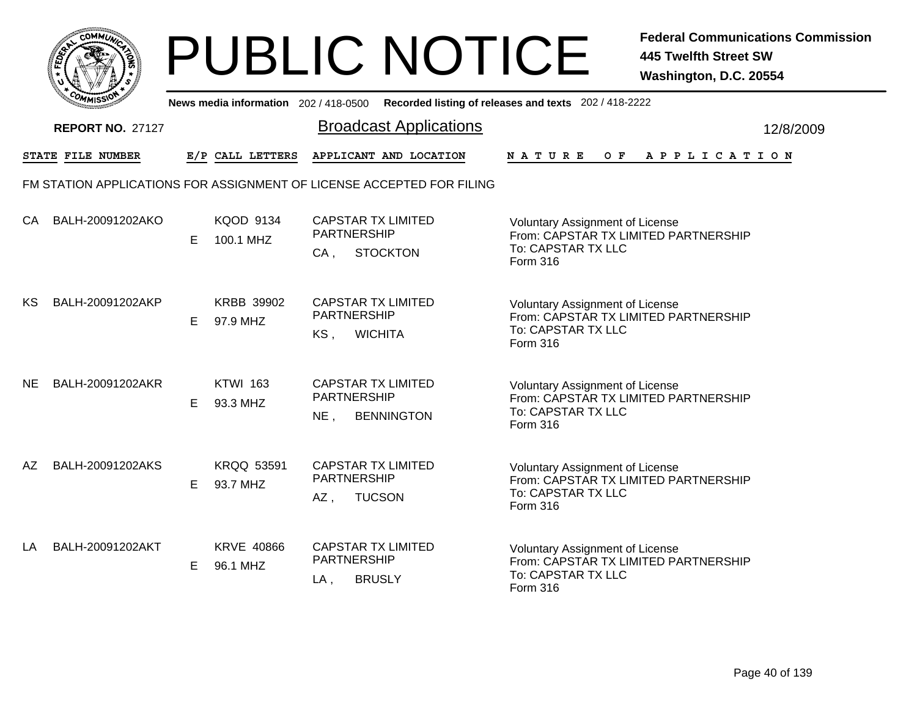# PUBLIC NOTICE

**Federal Communications Commission**
**445 Twelfth Street SW**
**Washington, D.C. 20554**

News media information 202 / 418-0500 Recorded listing of releases and texts 202 / 418-2222

**REPORT NO.** 27127

## Broadcast Applications

12/8/2009

FM STATION APPLICATIONS FOR ASSIGNMENT OF LICENSE ACCEPTED FOR FILING

| STATE | FILE NUMBER | E/P | CALL LETTERS | APPLICANT AND LOCATION | NATURE OF APPLICATION |
|---|---|---|---|---|---|
| CA | BALH-20091202AKO | E | KQOD 9134 100.1 MHZ | CAPSTAR TX LIMITED PARTNERSHIP CA , STOCKTON | Voluntary Assignment of License From: CAPSTAR TX LIMITED PARTNERSHIP To: CAPSTAR TX LLC Form 316 |
| KS | BALH-20091202AKP | E | KRBB 39902 97.9 MHZ | CAPSTAR TX LIMITED PARTNERSHIP KS , WICHITA | Voluntary Assignment of License From: CAPSTAR TX LIMITED PARTNERSHIP To: CAPSTAR TX LLC Form 316 |
| NE | BALH-20091202AKR | E | KTWI 163 93.3 MHZ | CAPSTAR TX LIMITED PARTNERSHIP NE , BENNINGTON | Voluntary Assignment of License From: CAPSTAR TX LIMITED PARTNERSHIP To: CAPSTAR TX LLC Form 316 |
| AZ | BALH-20091202AKS | E | KRQQ 53591 93.7 MHZ | CAPSTAR TX LIMITED PARTNERSHIP AZ , TUCSON | Voluntary Assignment of License From: CAPSTAR TX LIMITED PARTNERSHIP To: CAPSTAR TX LLC Form 316 |
| LA | BALH-20091202AKT | E | KRVE 40866 96.1 MHZ | CAPSTAR TX LIMITED PARTNERSHIP LA , BRUSLY | Voluntary Assignment of License From: CAPSTAR TX LIMITED PARTNERSHIP To: CAPSTAR TX LLC Form 316 |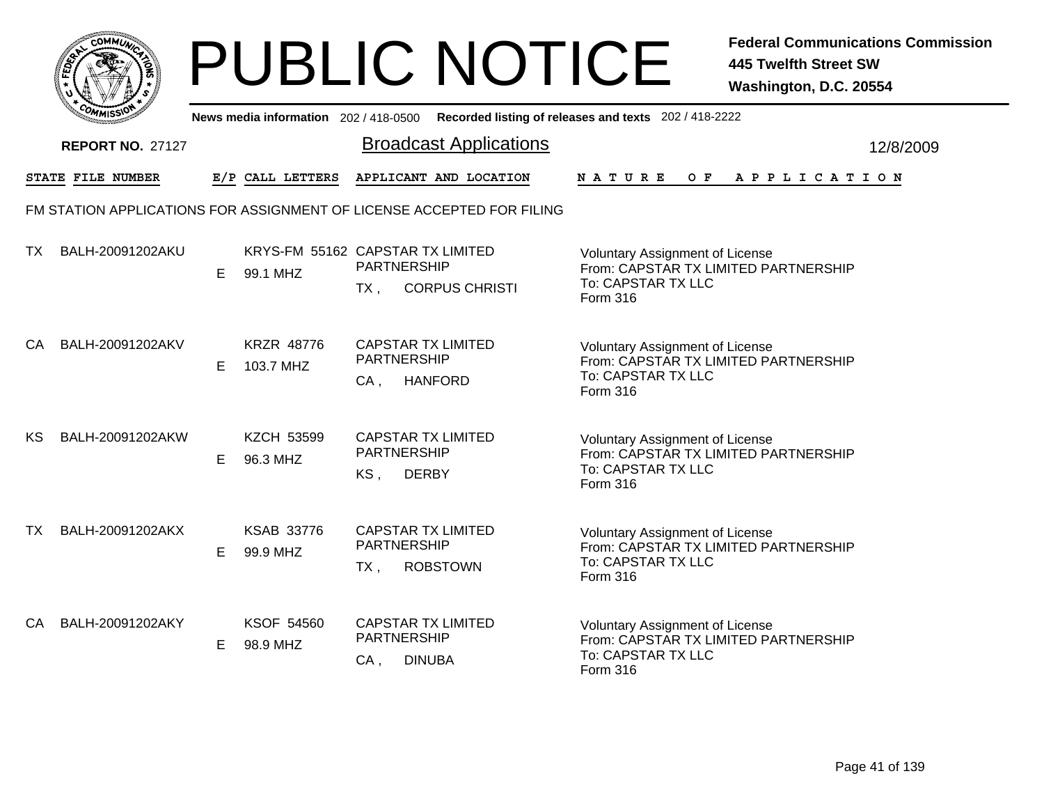# PUBLIC NOTICE

**Federal Communications Commission**
**445 Twelfth Street SW**
**Washington, D.C. 20554**

News media information 202 / 418-0500 Recorded listing of releases and texts 202 / 418-2222

**REPORT NO.** 27127

## Broadcast Applications

12/8/2009

FM STATION APPLICATIONS FOR ASSIGNMENT OF LICENSE ACCEPTED FOR FILING

| STATE | FILE NUMBER | E/P | CALL LETTERS | APPLICANT AND LOCATION | NATURE OF APPLICATION |
|---|---|---|---|---|---|
| TX | BALH-20091202AKU | E | KRYS-FM 55162<br>99.1 MHZ | CAPSTAR TX LIMITED PARTNERSHIP<br>TX , CORPUS CHRISTI | Voluntary Assignment of License<br>From: CAPSTAR TX LIMITED PARTNERSHIP<br>To: CAPSTAR TX LLC<br>Form 316 |
| CA | BALH-20091202AKV | E | KRZR 48776<br>103.7 MHZ | CAPSTAR TX LIMITED PARTNERSHIP<br>CA , HANFORD | Voluntary Assignment of License<br>From: CAPSTAR TX LIMITED PARTNERSHIP<br>To: CAPSTAR TX LLC<br>Form 316 |
| KS | BALH-20091202AKW | E | KZCH 53599<br>96.3 MHZ | CAPSTAR TX LIMITED PARTNERSHIP<br>KS , DERBY | Voluntary Assignment of License<br>From: CAPSTAR TX LIMITED PARTNERSHIP<br>To: CAPSTAR TX LLC<br>Form 316 |
| TX | BALH-20091202AKX | E | KSAB 33776<br>99.9 MHZ | CAPSTAR TX LIMITED PARTNERSHIP<br>TX , ROBSTOWN | Voluntary Assignment of License<br>From: CAPSTAR TX LIMITED PARTNERSHIP<br>To: CAPSTAR TX LLC<br>Form 316 |
| CA | BALH-20091202AKY | E | KSOF 54560<br>98.9 MHZ | CAPSTAR TX LIMITED PARTNERSHIP<br>CA , DINUBA | Voluntary Assignment of License<br>From: CAPSTAR TX LIMITED PARTNERSHIP<br>To: CAPSTAR TX LLC<br>Form 316 |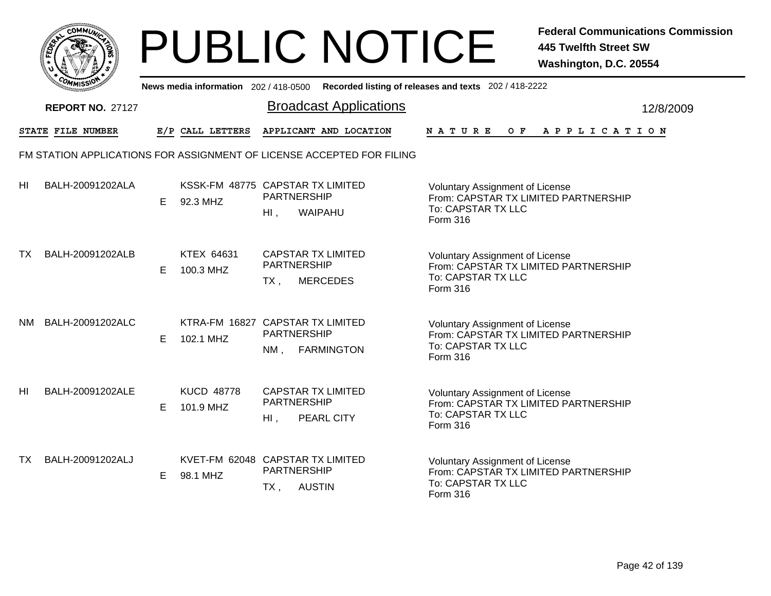# PUBLIC NOTICE

**Federal Communications Commission**
**445 Twelfth Street SW**
**Washington, D.C. 20554**

News media information 202 / 418-0500 **Recorded listing of releases and texts** 202 / 418-2222

**REPORT NO.** 27127

## Broadcast Applications

12/8/2009

FM STATION APPLICATIONS FOR ASSIGNMENT OF LICENSE ACCEPTED FOR FILING

| STATE | FILE NUMBER | E/P | CALL LETTERS | APPLICANT AND LOCATION | NATURE OF APPLICATION |
|---|---|---|---|---|---|
| HI | BALH-20091202ALA | E | KSSK-FM 48775<br>92.3 MHZ | CAPSTAR TX LIMITED PARTNERSHIP<br>HI , WAIPAHU | Voluntary Assignment of License<br>From: CAPSTAR TX LIMITED PARTNERSHIP<br>To: CAPSTAR TX LLC<br>Form 316 |
| TX | BALH-20091202ALB | E | KTEX 64631<br>100.3 MHZ | CAPSTAR TX LIMITED PARTNERSHIP<br>TX , MERCEDES | Voluntary Assignment of License<br>From: CAPSTAR TX LIMITED PARTNERSHIP<br>To: CAPSTAR TX LLC<br>Form 316 |
| NM | BALH-20091202ALC | E | KTRA-FM 16827<br>102.1 MHZ | CAPSTAR TX LIMITED PARTNERSHIP<br>NM , FARMINGTON | Voluntary Assignment of License<br>From: CAPSTAR TX LIMITED PARTNERSHIP<br>To: CAPSTAR TX LLC<br>Form 316 |
| HI | BALH-20091202ALE | E | KUCD 48778<br>101.9 MHZ | CAPSTAR TX LIMITED PARTNERSHIP<br>HI , PEARL CITY | Voluntary Assignment of License<br>From: CAPSTAR TX LIMITED PARTNERSHIP<br>To: CAPSTAR TX LLC<br>Form 316 |
| TX | BALH-20091202ALJ | E | KVET-FM 62048<br>98.1 MHZ | CAPSTAR TX LIMITED PARTNERSHIP<br>TX , AUSTIN | Voluntary Assignment of License<br>From: CAPSTAR TX LIMITED PARTNERSHIP<br>To: CAPSTAR TX LLC<br>Form 316 |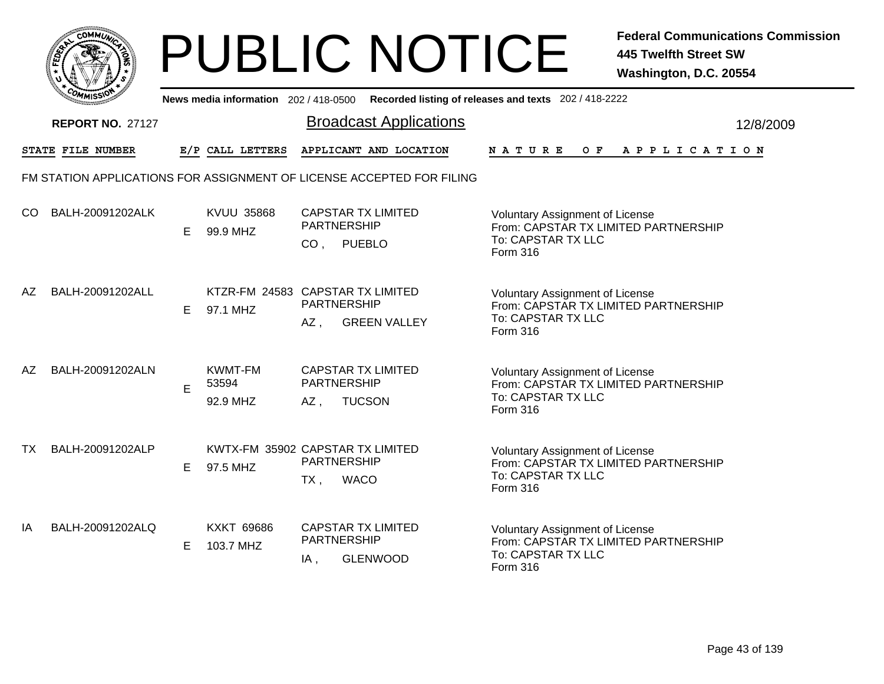# PUBLIC NOTICE

**Federal Communications Commission**
**445 Twelfth Street SW**
**Washington, D.C. 20554**

News media information 202 / 418-0500 Recorded listing of releases and texts 202 / 418-2222

**REPORT NO.** 27127

## Broadcast Applications

12/8/2009

| STATE | FILE NUMBER | E/P | CALL LETTERS | APPLICANT AND LOCATION | NATURE OF APPLICATION |
|---|---|---|---|---|---|

FM STATION APPLICATIONS FOR ASSIGNMENT OF LICENSE ACCEPTED FOR FILING

| STATE | FILE NUMBER | E/P | CALL LETTERS | APPLICANT AND LOCATION | NATURE OF APPLICATION |
|---|---|---|---|---|---|
| CO | BALH-20091202ALK | E | KVUU 35868<br>99.9 MHZ | CAPSTAR TX LIMITED PARTNERSHIP<br>CO , PUEBLO | Voluntary Assignment of License<br>From: CAPSTAR TX LIMITED PARTNERSHIP<br>To: CAPSTAR TX LLC<br>Form 316 |
| AZ | BALH-20091202ALL | E | KTZR-FM 24583<br>97.1 MHZ | CAPSTAR TX LIMITED PARTNERSHIP<br>AZ , GREEN VALLEY | Voluntary Assignment of License<br>From: CAPSTAR TX LIMITED PARTNERSHIP<br>To: CAPSTAR TX LLC<br>Form 316 |
| AZ | BALH-20091202ALN | E | KWMT-FM 53594<br>92.9 MHZ | CAPSTAR TX LIMITED PARTNERSHIP<br>AZ , TUCSON | Voluntary Assignment of License<br>From: CAPSTAR TX LIMITED PARTNERSHIP<br>To: CAPSTAR TX LLC<br>Form 316 |
| TX | BALH-20091202ALP | E | KWTX-FM 35902<br>97.5 MHZ | CAPSTAR TX LIMITED PARTNERSHIP<br>TX , WACO | Voluntary Assignment of License<br>From: CAPSTAR TX LIMITED PARTNERSHIP<br>To: CAPSTAR TX LLC<br>Form 316 |
| IA | BALH-20091202ALQ | E | KXKT 69686<br>103.7 MHZ | CAPSTAR TX LIMITED PARTNERSHIP<br>IA , GLENWOOD | Voluntary Assignment of License<br>From: CAPSTAR TX LIMITED PARTNERSHIP<br>To: CAPSTAR TX LLC<br>Form 316 |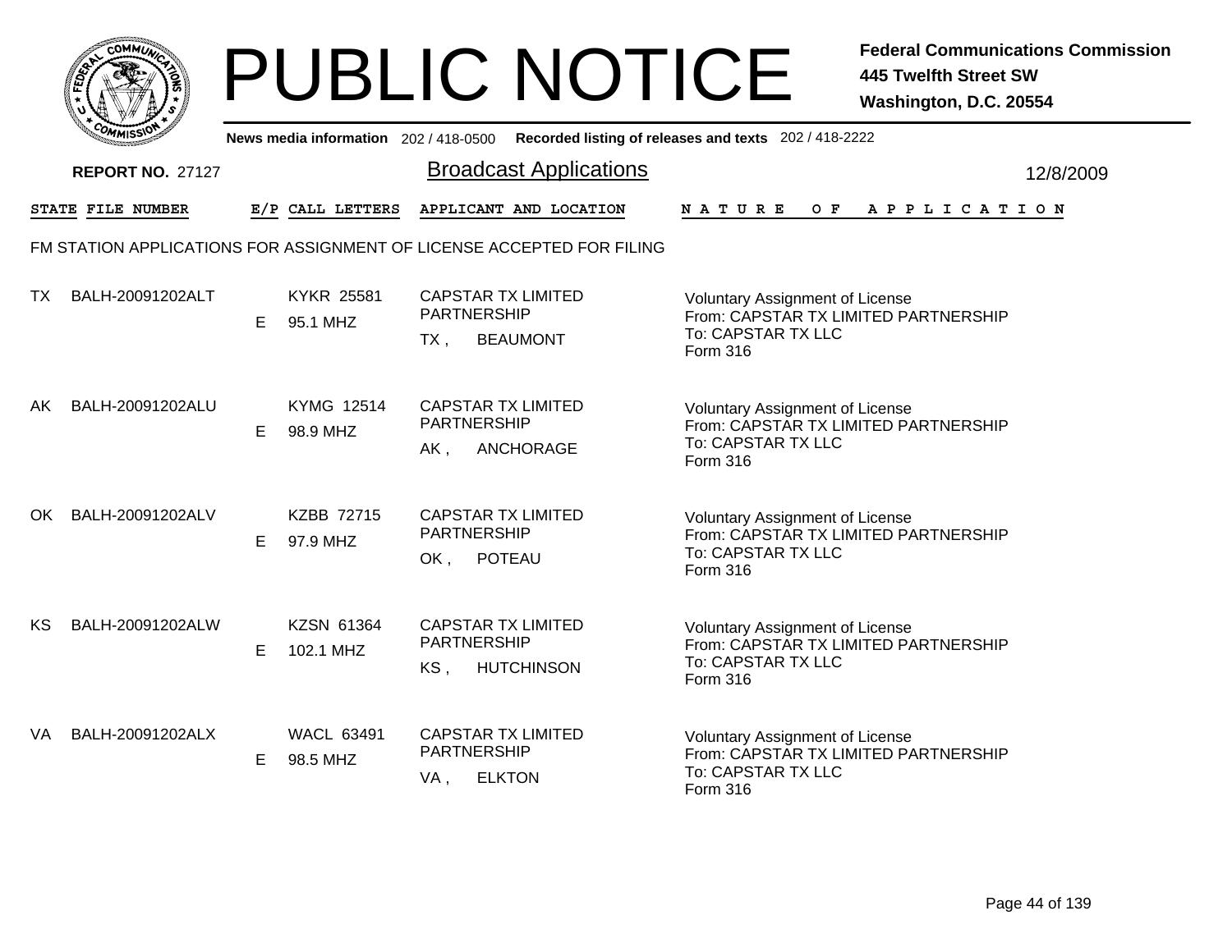# PUBLIC NOTICE

**Federal Communications Commission**
**445 Twelfth Street SW**
**Washington, D.C. 20554**

**News media information** 202 / 418-0500 **Recorded listing of releases and texts** 202 / 418-2222

**REPORT NO.** 27127

## Broadcast Applications

12/8/2009

FM STATION APPLICATIONS FOR ASSIGNMENT OF LICENSE ACCEPTED FOR FILING

| STATE | FILE NUMBER | E/P | CALL LETTERS | APPLICANT AND LOCATION | NATURE OF APPLICATION |
|---|---|---|---|---|---|
| TX | BALH-20091202ALT | E | KYKR 25581<br>95.1 MHZ | CAPSTAR TX LIMITED PARTNERSHIP<br>TX , BEAUMONT | Voluntary Assignment of License<br>From: CAPSTAR TX LIMITED PARTNERSHIP<br>To: CAPSTAR TX LLC<br>Form 316 |
| AK | BALH-20091202ALU | E | KYMG 12514<br>98.9 MHZ | CAPSTAR TX LIMITED PARTNERSHIP<br>AK , ANCHORAGE | Voluntary Assignment of License<br>From: CAPSTAR TX LIMITED PARTNERSHIP<br>To: CAPSTAR TX LLC<br>Form 316 |
| OK | BALH-20091202ALV | E | KZBB 72715<br>97.9 MHZ | CAPSTAR TX LIMITED PARTNERSHIP<br>OK , POTEAU | Voluntary Assignment of License<br>From: CAPSTAR TX LIMITED PARTNERSHIP<br>To: CAPSTAR TX LLC<br>Form 316 |
| KS | BALH-20091202ALW | E | KZSN 61364<br>102.1 MHZ | CAPSTAR TX LIMITED PARTNERSHIP<br>KS , HUTCHINSON | Voluntary Assignment of License<br>From: CAPSTAR TX LIMITED PARTNERSHIP<br>To: CAPSTAR TX LLC<br>Form 316 |
| VA | BALH-20091202ALX | E | WACL 63491<br>98.5 MHZ | CAPSTAR TX LIMITED PARTNERSHIP<br>VA , ELKTON | Voluntary Assignment of License<br>From: CAPSTAR TX LIMITED PARTNERSHIP<br>To: CAPSTAR TX LLC<br>Form 316 |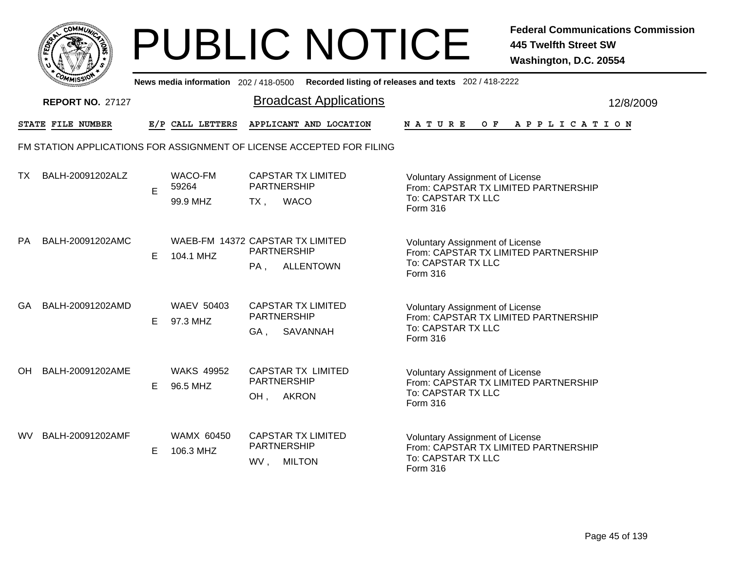# PUBLIC NOTICE

**Federal Communications Commission**
**445 Twelfth Street SW**
**Washington, D.C. 20554**

News media information 202 / 418-0500 Recorded listing of releases and texts 202 / 418-2222

**REPORT NO.** 27127

## Broadcast Applications

12/8/2009

FM STATION APPLICATIONS FOR ASSIGNMENT OF LICENSE ACCEPTED FOR FILING

| STATE | FILE NUMBER | E/P | CALL LETTERS | APPLICANT AND LOCATION | NATURE OF APPLICATION |
|---|---|---|---|---|---|
| TX | BALH-20091202ALZ | E | WACO-FM 59264 99.9 MHZ | CAPSTAR TX LIMITED PARTNERSHIP TX , WACO | Voluntary Assignment of License From: CAPSTAR TX LIMITED PARTNERSHIP To: CAPSTAR TX LLC Form 316 |
| PA | BALH-20091202AMC | E | WAEB-FM 14372 104.1 MHZ | CAPSTAR TX LIMITED PARTNERSHIP PA , ALLENTOWN | Voluntary Assignment of License From: CAPSTAR TX LIMITED PARTNERSHIP To: CAPSTAR TX LLC Form 316 |
| GA | BALH-20091202AMD | E | WAEV 50403 97.3 MHZ | CAPSTAR TX LIMITED PARTNERSHIP GA , SAVANNAH | Voluntary Assignment of License From: CAPSTAR TX LIMITED PARTNERSHIP To: CAPSTAR TX LLC Form 316 |
| OH | BALH-20091202AME | E | WAKS 49952 96.5 MHZ | CAPSTAR TX LIMITED PARTNERSHIP OH , AKRON | Voluntary Assignment of License From: CAPSTAR TX LIMITED PARTNERSHIP To: CAPSTAR TX LLC Form 316 |
| WV | BALH-20091202AMF | E | WAMX 60450 106.3 MHZ | CAPSTAR TX LIMITED PARTNERSHIP WV , MILTON | Voluntary Assignment of License From: CAPSTAR TX LIMITED PARTNERSHIP To: CAPSTAR TX LLC Form 316 |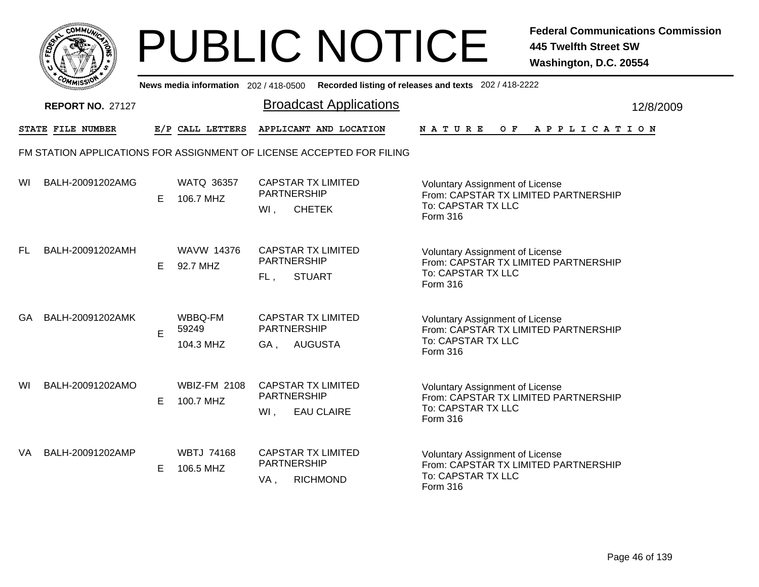# PUBLIC NOTICE

**Federal Communications Commission**
**445 Twelfth Street SW**
**Washington, D.C. 20554**

**News media information** 202 / 418-0500 **Recorded listing of releases and texts** 202 / 418-2222

**REPORT NO.** 27127

## Broadcast Applications

12/8/2009

FM STATION APPLICATIONS FOR ASSIGNMENT OF LICENSE ACCEPTED FOR FILING

| STATE | FILE NUMBER | E/P | CALL LETTERS | APPLICANT AND LOCATION | NATURE OF APPLICATION |
|---|---|---|---|---|---|
| WI | BALH-20091202AMG | E | WATQ 36357<br>106.7 MHZ | CAPSTAR TX LIMITED PARTNERSHIP<br>WI , CHETEK | Voluntary Assignment of License<br>From: CAPSTAR TX LIMITED PARTNERSHIP<br>To: CAPSTAR TX LLC<br>Form 316 |
| FL | BALH-20091202AMH | E | WAVW 14376<br>92.7 MHZ | CAPSTAR TX LIMITED PARTNERSHIP<br>FL , STUART | Voluntary Assignment of License<br>From: CAPSTAR TX LIMITED PARTNERSHIP<br>To: CAPSTAR TX LLC<br>Form 316 |
| GA | BALH-20091202AMK | E | WBBQ-FM 59249<br>104.3 MHZ | CAPSTAR TX LIMITED PARTNERSHIP<br>GA , AUGUSTA | Voluntary Assignment of License<br>From: CAPSTAR TX LIMITED PARTNERSHIP<br>To: CAPSTAR TX LLC<br>Form 316 |
| WI | BALH-20091202AMO | E | WBIZ-FM 2108<br>100.7 MHZ | CAPSTAR TX LIMITED PARTNERSHIP<br>WI , EAU CLAIRE | Voluntary Assignment of License<br>From: CAPSTAR TX LIMITED PARTNERSHIP<br>To: CAPSTAR TX LLC<br>Form 316 |
| VA | BALH-20091202AMP | E | WBTJ 74168<br>106.5 MHZ | CAPSTAR TX LIMITED PARTNERSHIP<br>VA , RICHMOND | Voluntary Assignment of License<br>From: CAPSTAR TX LIMITED PARTNERSHIP<br>To: CAPSTAR TX LLC<br>Form 316 |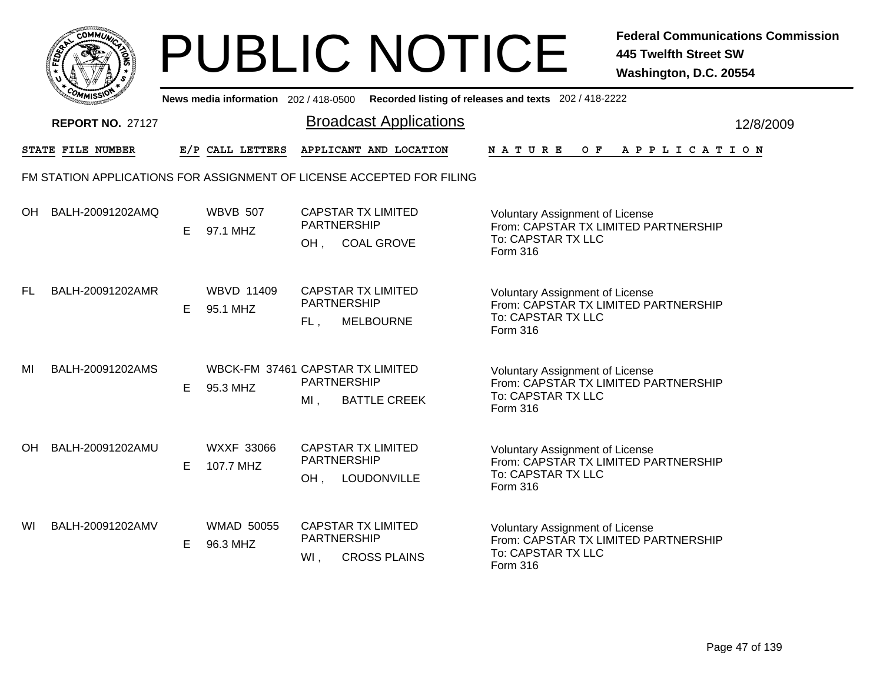# PUBLIC NOTICE

**Federal Communications Commission**
**445 Twelfth Street SW**
**Washington, D.C. 20554**

News media information 202 / 418-0500 Recorded listing of releases and texts 202 / 418-2222

**REPORT NO.** 27127

## Broadcast Applications

12/8/2009

FM STATION APPLICATIONS FOR ASSIGNMENT OF LICENSE ACCEPTED FOR FILING

| STATE | FILE NUMBER | E/P | CALL LETTERS | APPLICANT AND LOCATION | NATURE OF APPLICATION |
|---|---|---|---|---|---|
| OH | BALH-20091202AMQ | E | WBVB 507<br>97.1 MHZ | CAPSTAR TX LIMITED PARTNERSHIP<br>OH , COAL GROVE | Voluntary Assignment of License<br>From: CAPSTAR TX LIMITED PARTNERSHIP<br>To: CAPSTAR TX LLC<br>Form 316 |
| FL | BALH-20091202AMR | E | WBVD 11409<br>95.1 MHZ | CAPSTAR TX LIMITED PARTNERSHIP<br>FL , MELBOURNE | Voluntary Assignment of License<br>From: CAPSTAR TX LIMITED PARTNERSHIP<br>To: CAPSTAR TX LLC<br>Form 316 |
| MI | BALH-20091202AMS | E | WBCK-FM 37461<br>95.3 MHZ | CAPSTAR TX LIMITED PARTNERSHIP<br>MI , BATTLE CREEK | Voluntary Assignment of License<br>From: CAPSTAR TX LIMITED PARTNERSHIP<br>To: CAPSTAR TX LLC<br>Form 316 |
| OH | BALH-20091202AMU | E | WXXF 33066<br>107.7 MHZ | CAPSTAR TX LIMITED PARTNERSHIP<br>OH , LOUDONVILLE | Voluntary Assignment of License<br>From: CAPSTAR TX LIMITED PARTNERSHIP<br>To: CAPSTAR TX LLC<br>Form 316 |
| WI | BALH-20091202AMV | E | WMAD 50055<br>96.3 MHZ | CAPSTAR TX LIMITED PARTNERSHIP<br>WI , CROSS PLAINS | Voluntary Assignment of License<br>From: CAPSTAR TX LIMITED PARTNERSHIP<br>To: CAPSTAR TX LLC<br>Form 316 |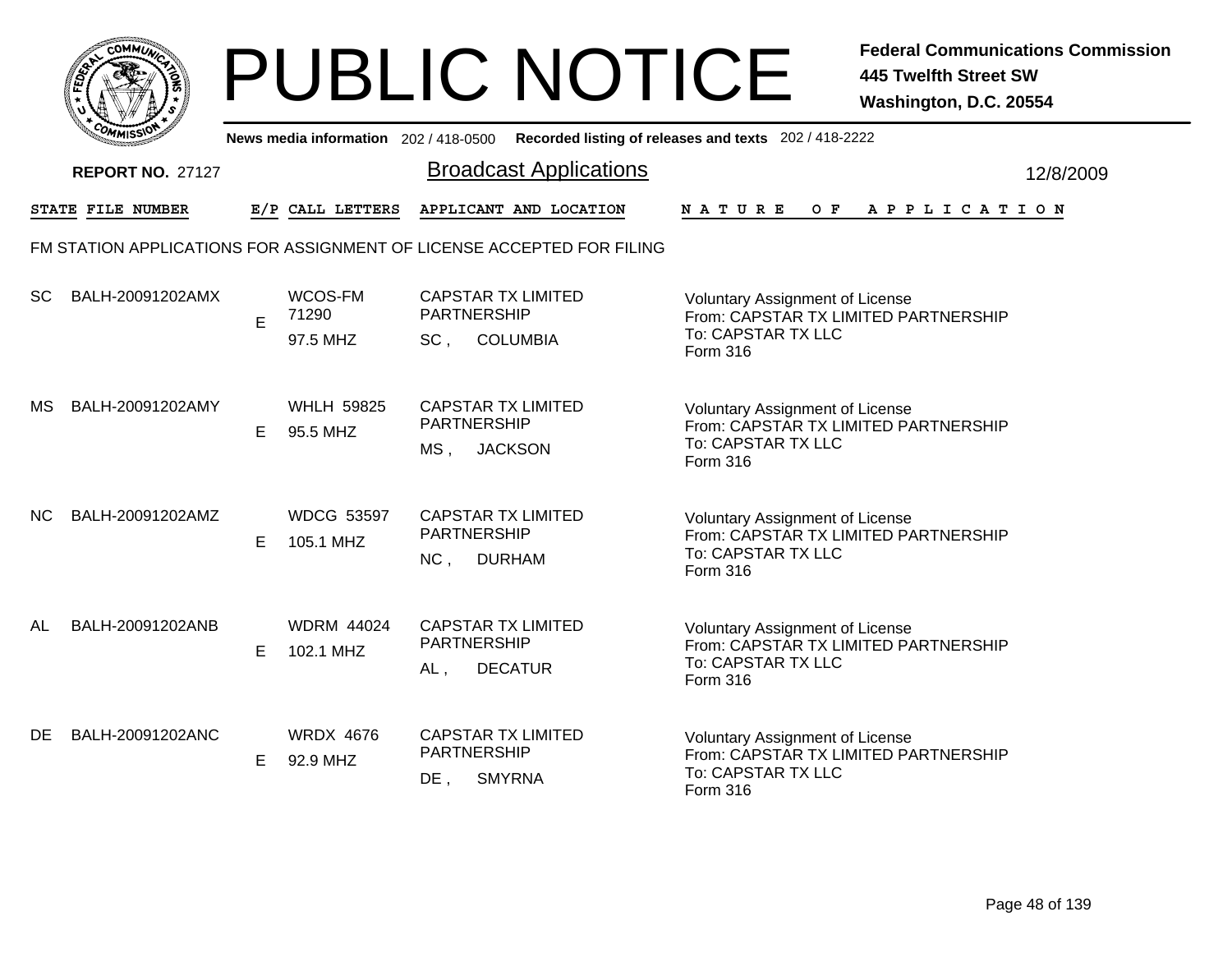# PUBLIC NOTICE

**Federal Communications Commission**
**445 Twelfth Street SW**
**Washington, D.C. 20554**

News media information 202 / 418-0500 Recorded listing of releases and texts 202 / 418-2222

**REPORT NO.** 27127

## Broadcast Applications

12/8/2009

FM STATION APPLICATIONS FOR ASSIGNMENT OF LICENSE ACCEPTED FOR FILING

| STATE | FILE NUMBER | E/P | CALL LETTERS | APPLICANT AND LOCATION | NATURE OF APPLICATION |
|---|---|---|---|---|---|
| SC | BALH-20091202AMX | E | WCOS-FM 71290 97.5 MHZ | CAPSTAR TX LIMITED PARTNERSHIP SC , COLUMBIA | Voluntary Assignment of License From: CAPSTAR TX LIMITED PARTNERSHIP To: CAPSTAR TX LLC Form 316 |
| MS | BALH-20091202AMY | E | WHLH 59825 95.5 MHZ | CAPSTAR TX LIMITED PARTNERSHIP MS , JACKSON | Voluntary Assignment of License From: CAPSTAR TX LIMITED PARTNERSHIP To: CAPSTAR TX LLC Form 316 |
| NC | BALH-20091202AMZ | E | WDCG 53597 105.1 MHZ | CAPSTAR TX LIMITED PARTNERSHIP NC , DURHAM | Voluntary Assignment of License From: CAPSTAR TX LIMITED PARTNERSHIP To: CAPSTAR TX LLC Form 316 |
| AL | BALH-20091202ANB | E | WDRM 44024 102.1 MHZ | CAPSTAR TX LIMITED PARTNERSHIP AL , DECATUR | Voluntary Assignment of License From: CAPSTAR TX LIMITED PARTNERSHIP To: CAPSTAR TX LLC Form 316 |
| DE | BALH-20091202ANC | E | WRDX 4676 92.9 MHZ | CAPSTAR TX LIMITED PARTNERSHIP DE , SMYRNA | Voluntary Assignment of License From: CAPSTAR TX LIMITED PARTNERSHIP To: CAPSTAR TX LLC Form 316 |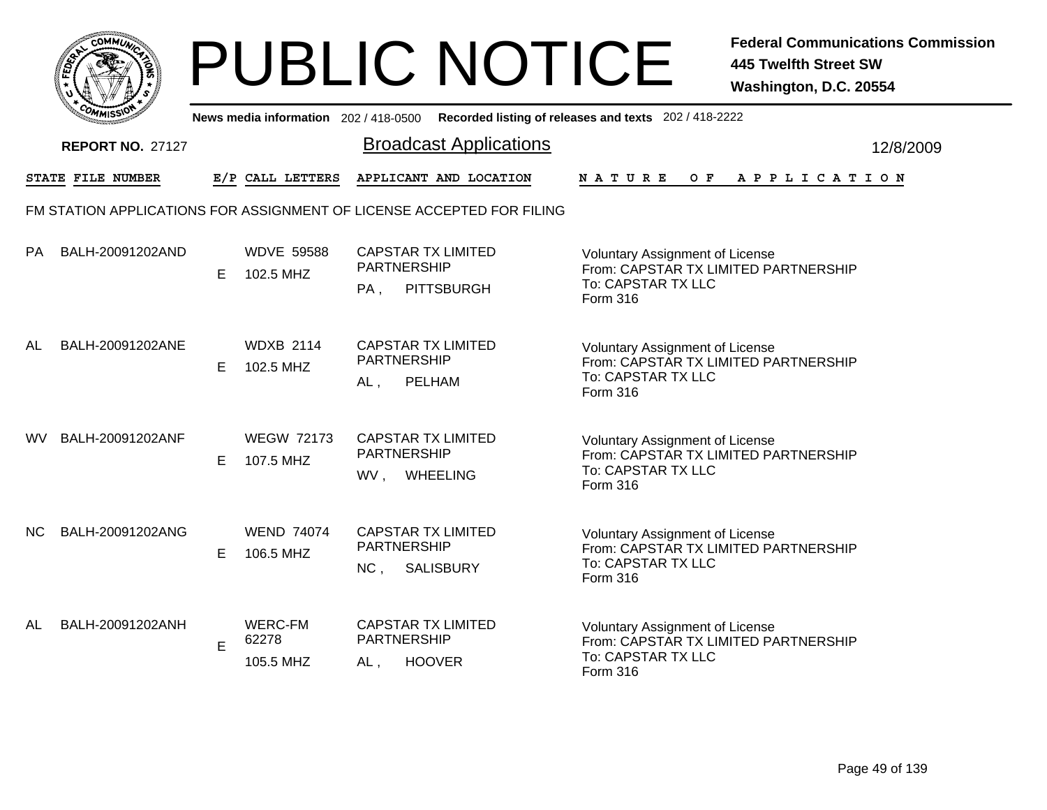# PUBLIC NOTICE

**Federal Communications Commission**
**445 Twelfth Street SW**
**Washington, D.C. 20554**

**News media information** 202 / 418-0500 **Recorded listing of releases and texts** 202 / 418-2222

**REPORT NO.** 27127

## Broadcast Applications

12/8/2009

FM STATION APPLICATIONS FOR ASSIGNMENT OF LICENSE ACCEPTED FOR FILING

| STATE | FILE NUMBER | E/P | CALL LETTERS | APPLICANT AND LOCATION | NATURE OF APPLICATION |
|---|---|---|---|---|---|
| PA | BALH-20091202AND | E | WDVE 59588<br>102.5 MHZ | CAPSTAR TX LIMITED PARTNERSHIP<br>PA , PITTSBURGH | Voluntary Assignment of License<br>From: CAPSTAR TX LIMITED PARTNERSHIP<br>To: CAPSTAR TX LLC<br>Form 316 |
| AL | BALH-20091202ANE | E | WDXB 2114<br>102.5 MHZ | CAPSTAR TX LIMITED PARTNERSHIP<br>AL , PELHAM | Voluntary Assignment of License<br>From: CAPSTAR TX LIMITED PARTNERSHIP<br>To: CAPSTAR TX LLC<br>Form 316 |
| WV | BALH-20091202ANF | E | WEGW 72173<br>107.5 MHZ | CAPSTAR TX LIMITED PARTNERSHIP<br>WV , WHEELING | Voluntary Assignment of License<br>From: CAPSTAR TX LIMITED PARTNERSHIP<br>To: CAPSTAR TX LLC<br>Form 316 |
| NC | BALH-20091202ANG | E | WEND 74074<br>106.5 MHZ | CAPSTAR TX LIMITED PARTNERSHIP<br>NC , SALISBURY | Voluntary Assignment of License<br>From: CAPSTAR TX LIMITED PARTNERSHIP<br>To: CAPSTAR TX LLC<br>Form 316 |
| AL | BALH-20091202ANH | E | WERC-FM 62278<br>105.5 MHZ | CAPSTAR TX LIMITED PARTNERSHIP<br>AL , HOOVER | Voluntary Assignment of License<br>From: CAPSTAR TX LIMITED PARTNERSHIP<br>To: CAPSTAR TX LLC<br>Form 316 |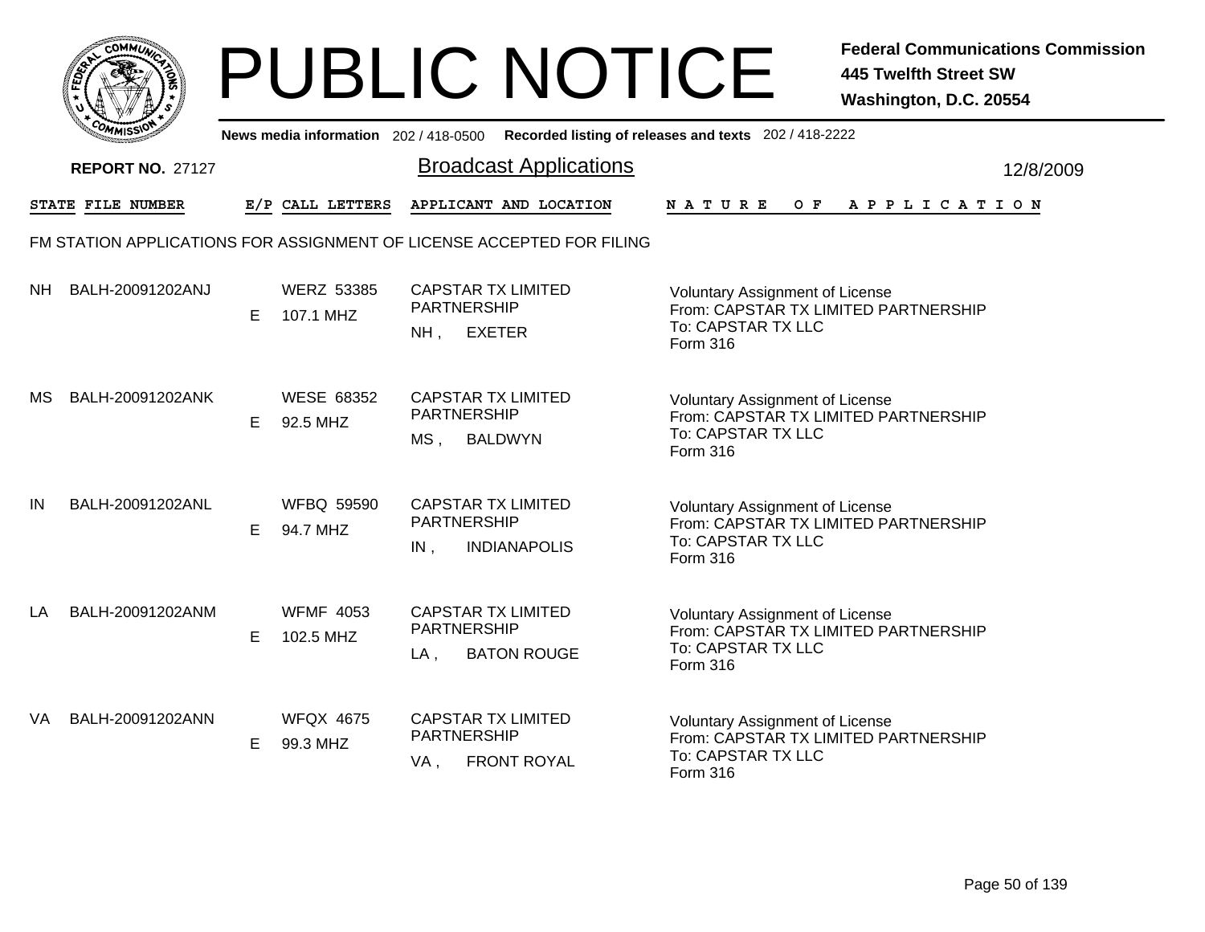# PUBLIC NOTICE

**Federal Communications Commission**
**445 Twelfth Street SW**
**Washington, D.C. 20554**

News media information 202 / 418-0500 **Recorded listing of releases and texts** 202 / 418-2222

**REPORT NO.** 27127

## Broadcast Applications

12/8/2009

FM STATION APPLICATIONS FOR ASSIGNMENT OF LICENSE ACCEPTED FOR FILING

| STATE | FILE NUMBER | E/P | CALL LETTERS | APPLICANT AND LOCATION | NATURE OF APPLICATION |
|---|---|---|---|---|---|
| NH | BALH-20091202ANJ | E | WERZ 53385<br>107.1 MHZ | CAPSTAR TX LIMITED PARTNERSHIP<br>NH , EXETER | Voluntary Assignment of License<br>From: CAPSTAR TX LIMITED PARTNERSHIP<br>To: CAPSTAR TX LLC<br>Form 316 |
| MS | BALH-20091202ANK | E | WESE 68352<br>92.5 MHZ | CAPSTAR TX LIMITED PARTNERSHIP<br>MS , BALDWYN | Voluntary Assignment of License<br>From: CAPSTAR TX LIMITED PARTNERSHIP<br>To: CAPSTAR TX LLC<br>Form 316 |
| IN | BALH-20091202ANL | E | WFBQ 59590<br>94.7 MHZ | CAPSTAR TX LIMITED PARTNERSHIP<br>IN , INDIANAPOLIS | Voluntary Assignment of License<br>From: CAPSTAR TX LIMITED PARTNERSHIP<br>To: CAPSTAR TX LLC<br>Form 316 |
| LA | BALH-20091202ANM | E | WFMF 4053<br>102.5 MHZ | CAPSTAR TX LIMITED PARTNERSHIP<br>LA , BATON ROUGE | Voluntary Assignment of License<br>From: CAPSTAR TX LIMITED PARTNERSHIP<br>To: CAPSTAR TX LLC<br>Form 316 |
| VA | BALH-20091202ANN | E | WFQX 4675<br>99.3 MHZ | CAPSTAR TX LIMITED PARTNERSHIP<br>VA , FRONT ROYAL | Voluntary Assignment of License<br>From: CAPSTAR TX LIMITED PARTNERSHIP<br>To: CAPSTAR TX LLC<br>Form 316 |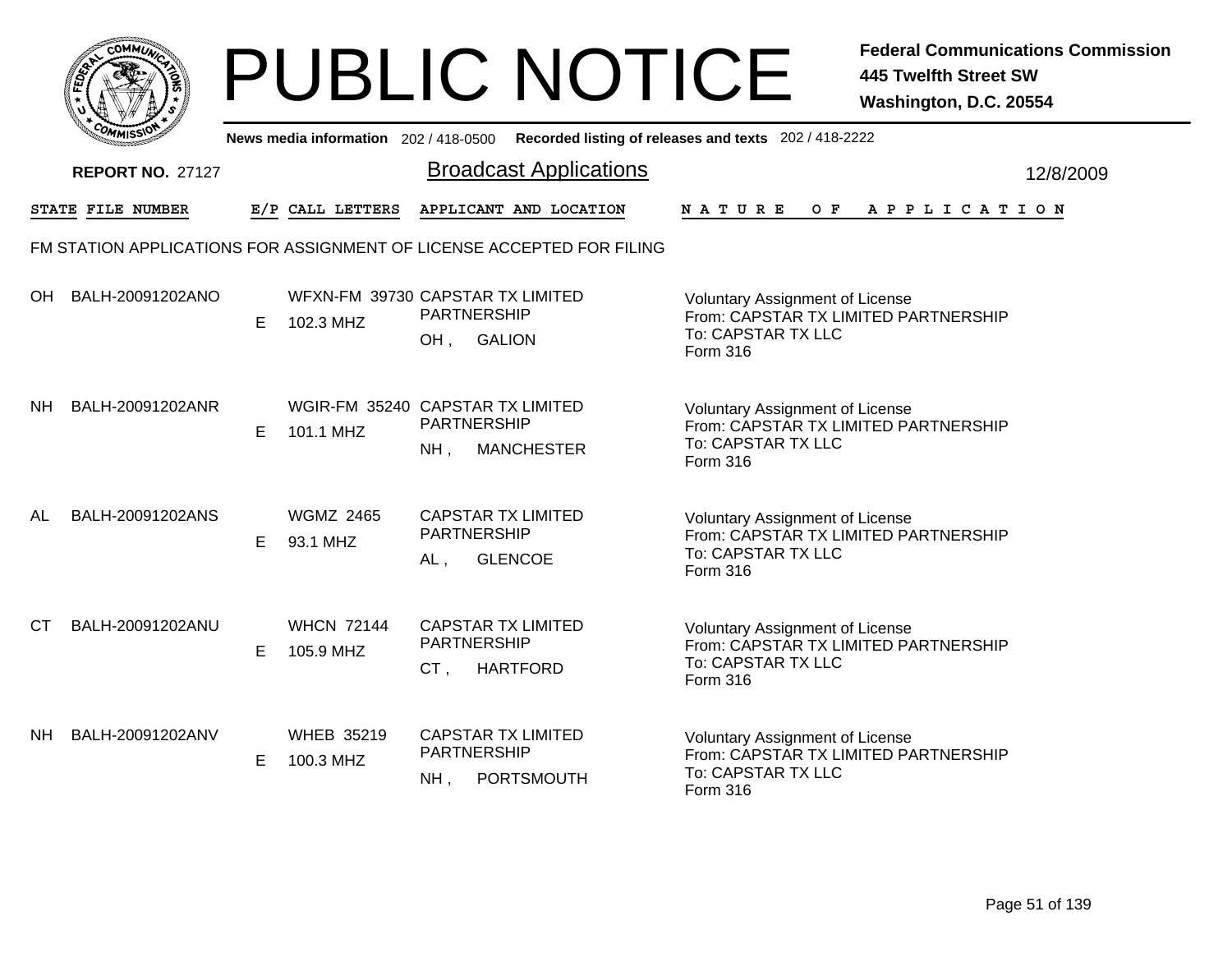# PUBLIC NOTICE

**Federal Communications Commission**
**445 Twelfth Street SW**
**Washington, D.C. 20554**

News media information 202 / 418-0500 **Recorded listing of releases and texts** 202 / 418-2222

**REPORT NO.** 27127

## Broadcast Applications

12/8/2009

FM STATION APPLICATIONS FOR ASSIGNMENT OF LICENSE ACCEPTED FOR FILING

| STATE | FILE NUMBER | E/P | CALL LETTERS | APPLICANT AND LOCATION | NATURE OF APPLICATION |
|---|---|---|---|---|---|
| OH | BALH-20091202ANO | E | WFXN-FM 39730<br>102.3 MHZ | CAPSTAR TX LIMITED PARTNERSHIP<br>OH , GALION | Voluntary Assignment of License<br>From: CAPSTAR TX LIMITED PARTNERSHIP<br>To: CAPSTAR TX LLC<br>Form 316 |
| NH | BALH-20091202ANR | E | WGIR-FM 35240<br>101.1 MHZ | CAPSTAR TX LIMITED PARTNERSHIP<br>NH , MANCHESTER | Voluntary Assignment of License<br>From: CAPSTAR TX LIMITED PARTNERSHIP<br>To: CAPSTAR TX LLC<br>Form 316 |
| AL | BALH-20091202ANS | E | WGMZ 2465<br>93.1 MHZ | CAPSTAR TX LIMITED PARTNERSHIP<br>AL , GLENCOE | Voluntary Assignment of License<br>From: CAPSTAR TX LIMITED PARTNERSHIP<br>To: CAPSTAR TX LLC<br>Form 316 |
| CT | BALH-20091202ANU | E | WHCN 72144<br>105.9 MHZ | CAPSTAR TX LIMITED PARTNERSHIP<br>CT , HARTFORD | Voluntary Assignment of License<br>From: CAPSTAR TX LIMITED PARTNERSHIP<br>To: CAPSTAR TX LLC<br>Form 316 |
| NH | BALH-20091202ANV | E | WHEB 35219<br>100.3 MHZ | CAPSTAR TX LIMITED PARTNERSHIP<br>NH , PORTSMOUTH | Voluntary Assignment of License<br>From: CAPSTAR TX LIMITED PARTNERSHIP<br>To: CAPSTAR TX LLC<br>Form 316 |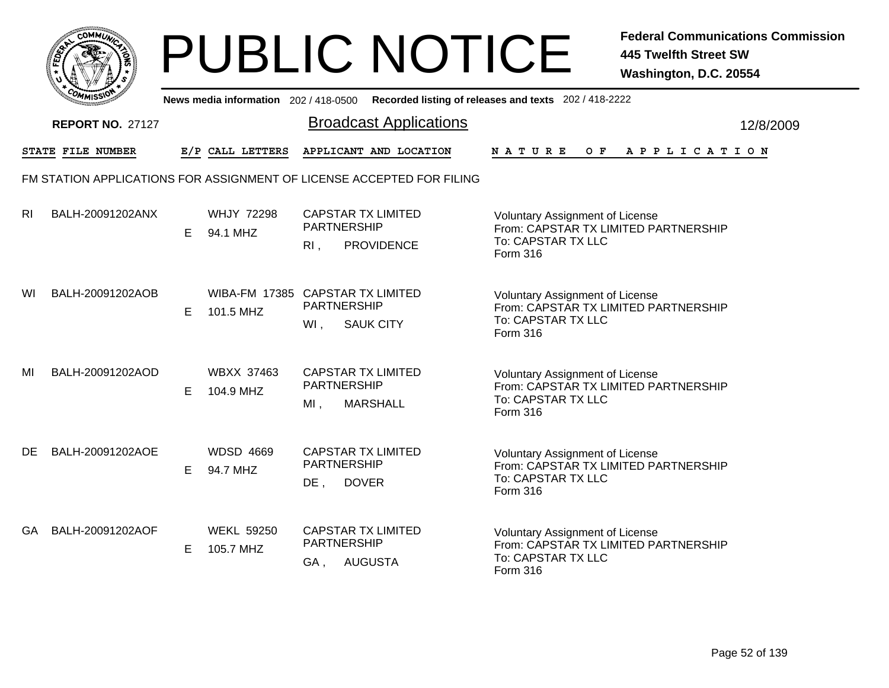# PUBLIC NOTICE

**Federal Communications Commission**
**445 Twelfth Street SW**
**Washington, D.C. 20554**

News media information 202 / 418-0500 **Recorded listing of releases and texts** 202 / 418-2222

**REPORT NO.** 27127

## Broadcast Applications

12/8/2009

FM STATION APPLICATIONS FOR ASSIGNMENT OF LICENSE ACCEPTED FOR FILING

| STATE | FILE NUMBER | E/P | CALL LETTERS | APPLICANT AND LOCATION | NATURE OF APPLICATION |
|---|---|---|---|---|---|
| RI | BALH-20091202ANX | E | WHJY 72298<br>94.1 MHZ | CAPSTAR TX LIMITED PARTNERSHIP<br>RI , PROVIDENCE | Voluntary Assignment of License<br>From: CAPSTAR TX LIMITED PARTNERSHIP<br>To: CAPSTAR TX LLC<br>Form 316 |
| WI | BALH-20091202AOB | E | WIBA-FM 17385<br>101.5 MHZ | CAPSTAR TX LIMITED PARTNERSHIP<br>WI , SAUK CITY | Voluntary Assignment of License<br>From: CAPSTAR TX LIMITED PARTNERSHIP<br>To: CAPSTAR TX LLC<br>Form 316 |
| MI | BALH-20091202AOD | E | WBXX 37463<br>104.9 MHZ | CAPSTAR TX LIMITED PARTNERSHIP<br>MI , MARSHALL | Voluntary Assignment of License<br>From: CAPSTAR TX LIMITED PARTNERSHIP<br>To: CAPSTAR TX LLC<br>Form 316 |
| DE | BALH-20091202AOE | E | WDSD 4669<br>94.7 MHZ | CAPSTAR TX LIMITED PARTNERSHIP<br>DE , DOVER | Voluntary Assignment of License<br>From: CAPSTAR TX LIMITED PARTNERSHIP<br>To: CAPSTAR TX LLC<br>Form 316 |
| GA | BALH-20091202AOF | E | WEKL 59250<br>105.7 MHZ | CAPSTAR TX LIMITED PARTNERSHIP<br>GA , AUGUSTA | Voluntary Assignment of License<br>From: CAPSTAR TX LIMITED PARTNERSHIP<br>To: CAPSTAR TX LLC<br>Form 316 |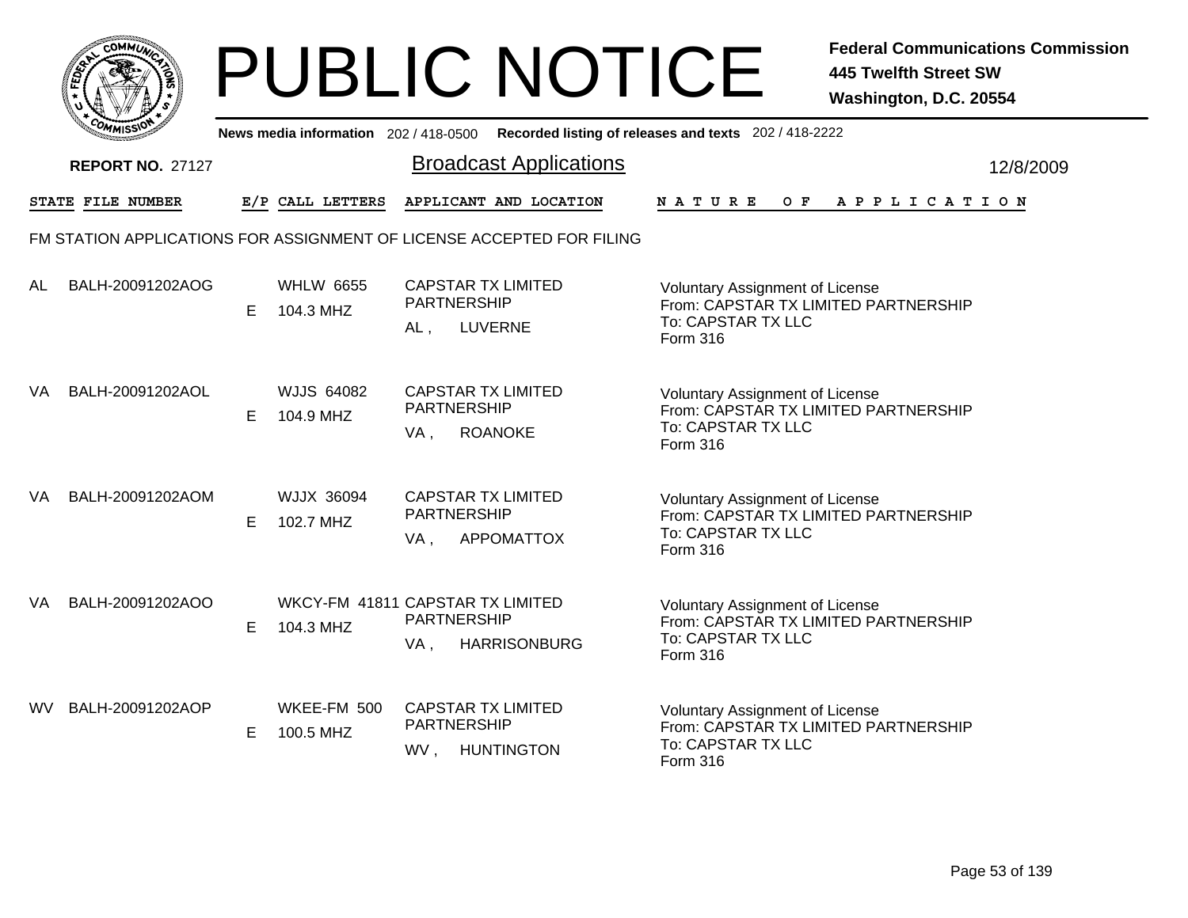# PUBLIC NOTICE

**Federal Communications Commission**
**445 Twelfth Street SW**
**Washington, D.C. 20554**

News media information 202 / 418-0500 Recorded listing of releases and texts 202 / 418-2222

**REPORT NO.** 27127

## Broadcast Applications

12/8/2009

FM STATION APPLICATIONS FOR ASSIGNMENT OF LICENSE ACCEPTED FOR FILING

| STATE | FILE NUMBER | E/P | CALL LETTERS | APPLICANT AND LOCATION | NATURE OF APPLICATION |
|---|---|---|---|---|---|
| AL | BALH-20091202AOG | E | WHLW 6655<br>104.3 MHZ | CAPSTAR TX LIMITED PARTNERSHIP<br>AL , LUVERNE | Voluntary Assignment of License<br>From: CAPSTAR TX LIMITED PARTNERSHIP<br>To: CAPSTAR TX LLC<br>Form 316 |
| VA | BALH-20091202AOL | E | WJJS 64082<br>104.9 MHZ | CAPSTAR TX LIMITED PARTNERSHIP<br>VA , ROANOKE | Voluntary Assignment of License<br>From: CAPSTAR TX LIMITED PARTNERSHIP<br>To: CAPSTAR TX LLC<br>Form 316 |
| VA | BALH-20091202AOM | E | WJJX 36094<br>102.7 MHZ | CAPSTAR TX LIMITED PARTNERSHIP<br>VA , APPOMATTOX | Voluntary Assignment of License<br>From: CAPSTAR TX LIMITED PARTNERSHIP<br>To: CAPSTAR TX LLC<br>Form 316 |
| VA | BALH-20091202AOO | E | WKCY-FM 41811<br>104.3 MHZ | CAPSTAR TX LIMITED PARTNERSHIP<br>VA , HARRISONBURG | Voluntary Assignment of License<br>From: CAPSTAR TX LIMITED PARTNERSHIP<br>To: CAPSTAR TX LLC<br>Form 316 |
| WV | BALH-20091202AOP | E | WKEE-FM 500<br>100.5 MHZ | CAPSTAR TX LIMITED PARTNERSHIP<br>WV , HUNTINGTON | Voluntary Assignment of License<br>From: CAPSTAR TX LIMITED PARTNERSHIP<br>To: CAPSTAR TX LLC<br>Form 316 |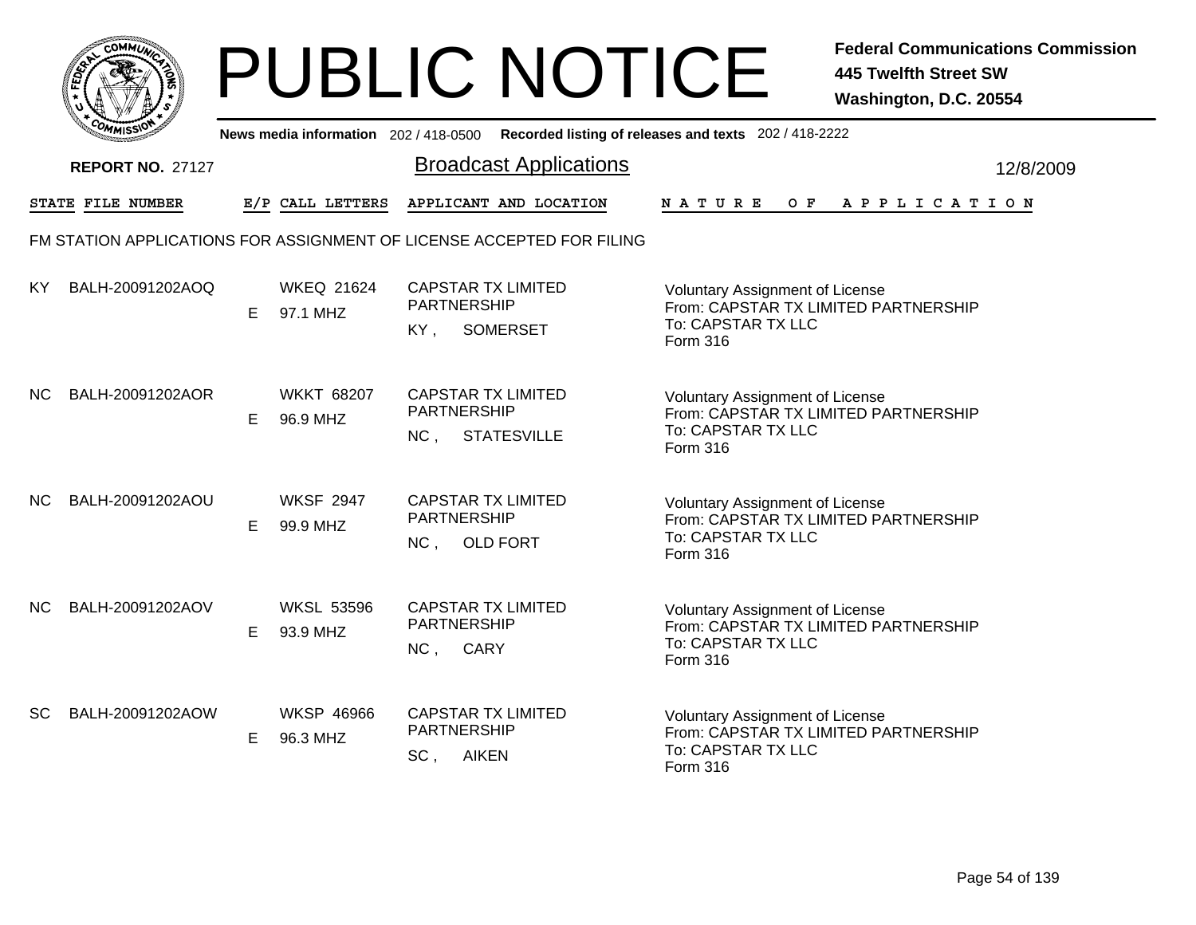# PUBLIC NOTICE

**Federal Communications Commission**
**445 Twelfth Street SW**
**Washington, D.C. 20554**

**News media information** 202 / 418-0500 **Recorded listing of releases and texts** 202 / 418-2222

**REPORT NO.** 27127

## Broadcast Applications

12/8/2009

FM STATION APPLICATIONS FOR ASSIGNMENT OF LICENSE ACCEPTED FOR FILING

| STATE | FILE NUMBER | E/P | CALL LETTERS | APPLICANT AND LOCATION | NATURE OF APPLICATION |
|---|---|---|---|---|---|
| KY | BALH-20091202AOQ | E | WKEQ 21624<br>97.1 MHZ | CAPSTAR TX LIMITED PARTNERSHIP<br>KY , SOMERSET | Voluntary Assignment of License<br>From: CAPSTAR TX LIMITED PARTNERSHIP<br>To: CAPSTAR TX LLC<br>Form 316 |
| NC | BALH-20091202AOR | E | WKKT 68207<br>96.9 MHZ | CAPSTAR TX LIMITED PARTNERSHIP<br>NC , STATESVILLE | Voluntary Assignment of License<br>From: CAPSTAR TX LIMITED PARTNERSHIP<br>To: CAPSTAR TX LLC<br>Form 316 |
| NC | BALH-20091202AOU | E | WKSF 2947<br>99.9 MHZ | CAPSTAR TX LIMITED PARTNERSHIP<br>NC , OLD FORT | Voluntary Assignment of License<br>From: CAPSTAR TX LIMITED PARTNERSHIP<br>To: CAPSTAR TX LLC<br>Form 316 |
| NC | BALH-20091202AOV | E | WKSL 53596<br>93.9 MHZ | CAPSTAR TX LIMITED PARTNERSHIP<br>NC , CARY | Voluntary Assignment of License<br>From: CAPSTAR TX LIMITED PARTNERSHIP<br>To: CAPSTAR TX LLC<br>Form 316 |
| SC | BALH-20091202AOW | E | WKSP 46966<br>96.3 MHZ | CAPSTAR TX LIMITED PARTNERSHIP<br>SC , AIKEN | Voluntary Assignment of License<br>From: CAPSTAR TX LIMITED PARTNERSHIP<br>To: CAPSTAR TX LLC<br>Form 316 |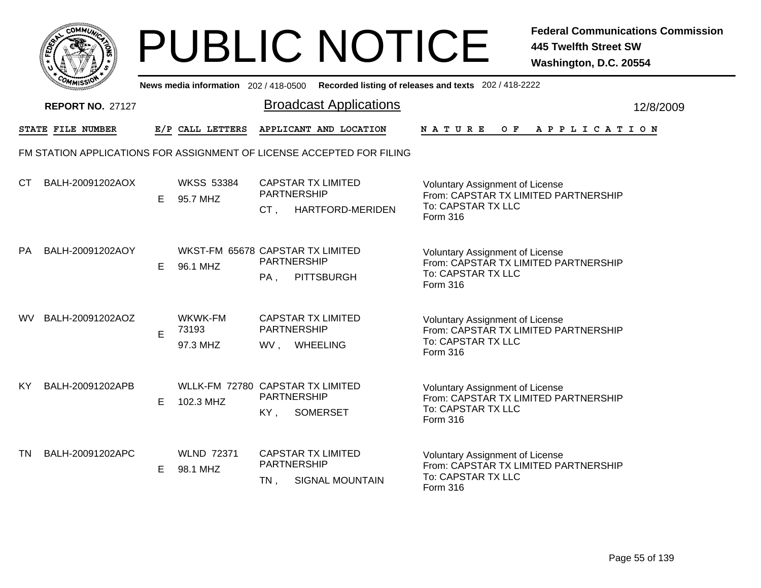# PUBLIC NOTICE

**Federal Communications Commission**
**445 Twelfth Street SW**
**Washington, D.C. 20554**

News media information 202 / 418-0500 Recorded listing of releases and texts 202 / 418-2222

**REPORT NO.** 27127

## Broadcast Applications

12/8/2009

FM STATION APPLICATIONS FOR ASSIGNMENT OF LICENSE ACCEPTED FOR FILING

| STATE | FILE NUMBER | E/P | CALL LETTERS | APPLICANT AND LOCATION | NATURE OF APPLICATION |
|---|---|---|---|---|---|
| CT | BALH-20091202AOX | E | WKSS 53384<br>95.7 MHZ | CAPSTAR TX LIMITED PARTNERSHIP<br>CT , HARTFORD-MERIDEN | Voluntary Assignment of License<br>From: CAPSTAR TX LIMITED PARTNERSHIP<br>To: CAPSTAR TX LLC<br>Form 316 |
| PA | BALH-20091202AOY | E | WKST-FM 65678<br>96.1 MHZ | CAPSTAR TX LIMITED PARTNERSHIP<br>PA , PITTSBURGH | Voluntary Assignment of License<br>From: CAPSTAR TX LIMITED PARTNERSHIP<br>To: CAPSTAR TX LLC<br>Form 316 |
| WV | BALH-20091202AOZ | E | WKWK-FM 73193<br>97.3 MHZ | CAPSTAR TX LIMITED PARTNERSHIP<br>WV , WHEELING | Voluntary Assignment of License<br>From: CAPSTAR TX LIMITED PARTNERSHIP<br>To: CAPSTAR TX LLC<br>Form 316 |
| KY | BALH-20091202APB | E | WLLK-FM 72780<br>102.3 MHZ | CAPSTAR TX LIMITED PARTNERSHIP<br>KY , SOMERSET | Voluntary Assignment of License<br>From: CAPSTAR TX LIMITED PARTNERSHIP<br>To: CAPSTAR TX LLC<br>Form 316 |
| TN | BALH-20091202APC | E | WLND 72371<br>98.1 MHZ | CAPSTAR TX LIMITED PARTNERSHIP<br>TN , SIGNAL MOUNTAIN | Voluntary Assignment of License<br>From: CAPSTAR TX LIMITED PARTNERSHIP<br>To: CAPSTAR TX LLC<br>Form 316 |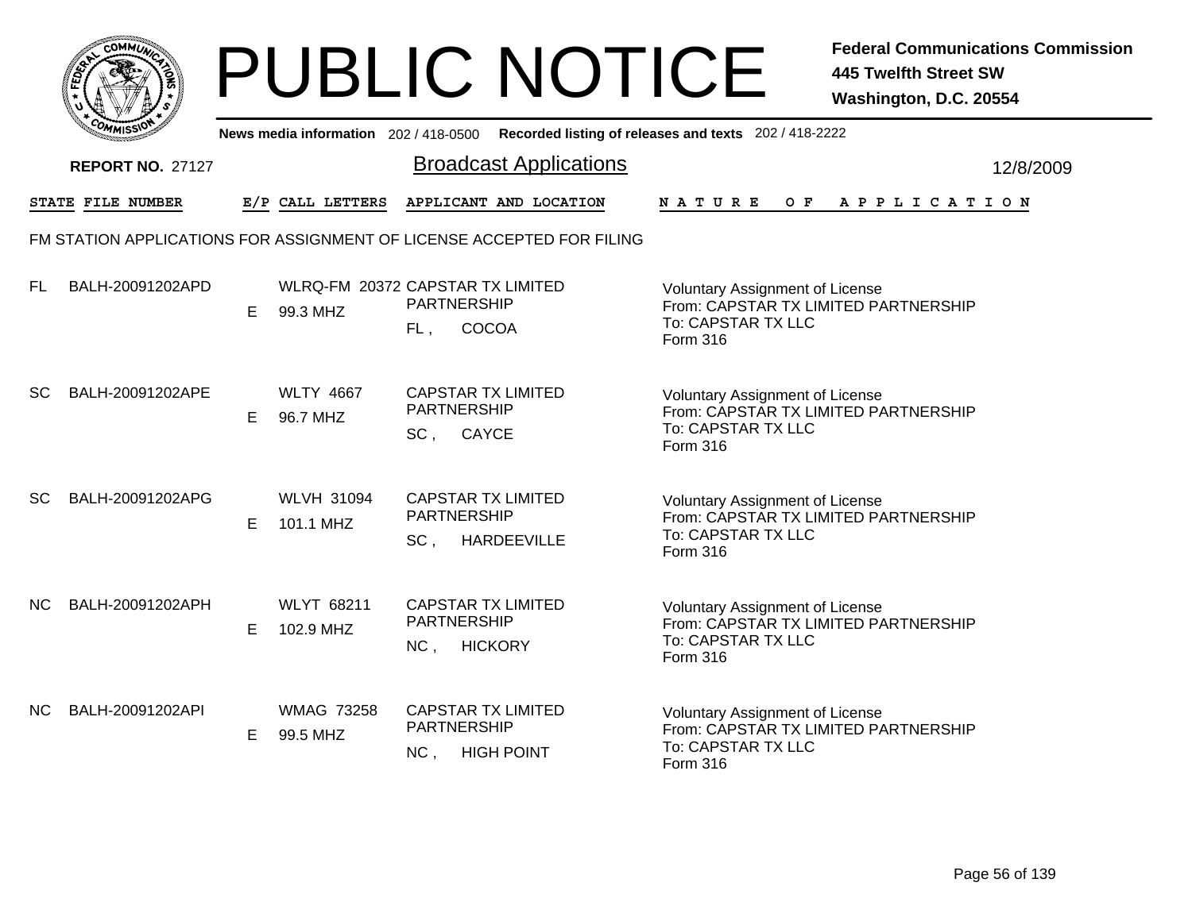# PUBLIC NOTICE

**Federal Communications Commission**
**445 Twelfth Street SW**
**Washington, D.C. 20554**

News media information 202 / 418-0500 Recorded listing of releases and texts 202 / 418-2222

**REPORT NO.** 27127

## Broadcast Applications

12/8/2009

FM STATION APPLICATIONS FOR ASSIGNMENT OF LICENSE ACCEPTED FOR FILING

| STATE | FILE NUMBER | E/P | CALL LETTERS | APPLICANT AND LOCATION | NATURE OF APPLICATION |
|---|---|---|---|---|---|
| FL | BALH-20091202APD | E | WLRQ-FM 20372<br>99.3 MHZ | CAPSTAR TX LIMITED PARTNERSHIP<br>FL , COCOA | Voluntary Assignment of License<br>From: CAPSTAR TX LIMITED PARTNERSHIP<br>To: CAPSTAR TX LLC<br>Form 316 |
| SC | BALH-20091202APE | E | WLTY 4667<br>96.7 MHZ | CAPSTAR TX LIMITED PARTNERSHIP<br>SC , CAYCE | Voluntary Assignment of License<br>From: CAPSTAR TX LIMITED PARTNERSHIP<br>To: CAPSTAR TX LLC<br>Form 316 |
| SC | BALH-20091202APG | E | WLVH 31094<br>101.1 MHZ | CAPSTAR TX LIMITED PARTNERSHIP<br>SC , HARDEEVILLE | Voluntary Assignment of License<br>From: CAPSTAR TX LIMITED PARTNERSHIP<br>To: CAPSTAR TX LLC<br>Form 316 |
| NC | BALH-20091202APH | E | WLYT 68211<br>102.9 MHZ | CAPSTAR TX LIMITED PARTNERSHIP<br>NC , HICKORY | Voluntary Assignment of License<br>From: CAPSTAR TX LIMITED PARTNERSHIP<br>To: CAPSTAR TX LLC<br>Form 316 |
| NC | BALH-20091202API | E | WMAG 73258<br>99.5 MHZ | CAPSTAR TX LIMITED PARTNERSHIP<br>NC , HIGH POINT | Voluntary Assignment of License<br>From: CAPSTAR TX LIMITED PARTNERSHIP<br>To: CAPSTAR TX LLC<br>Form 316 |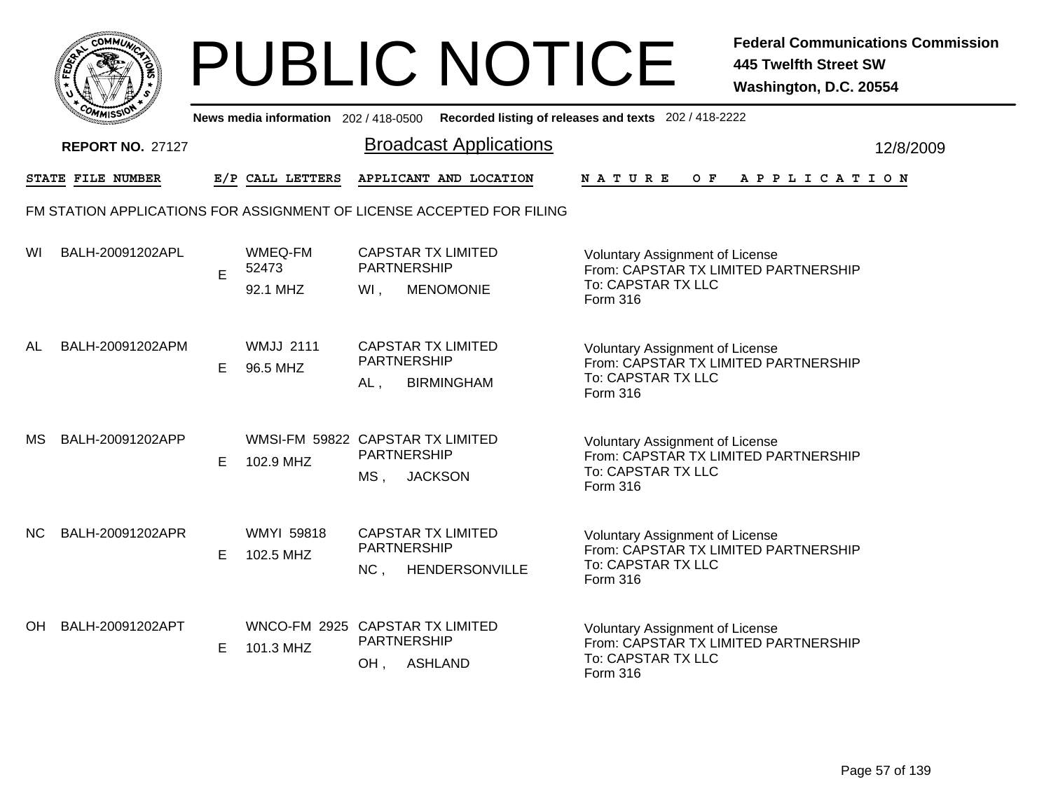# PUBLIC NOTICE

**Federal Communications Commission**
**445 Twelfth Street SW**
**Washington, D.C. 20554**

News media information 202 / 418-0500 **Recorded listing of releases and texts** 202 / 418-2222

**REPORT NO.** 27127

## Broadcast Applications

12/8/2009

FM STATION APPLICATIONS FOR ASSIGNMENT OF LICENSE ACCEPTED FOR FILING

| STATE | FILE NUMBER | E/P | CALL LETTERS | APPLICANT AND LOCATION | NATURE OF APPLICATION |
|---|---|---|---|---|---|
| WI | BALH-20091202APL | E | WMEQ-FM 52473 92.1 MHZ | CAPSTAR TX LIMITED PARTNERSHIP WI , MENOMONIE | Voluntary Assignment of License From: CAPSTAR TX LIMITED PARTNERSHIP To: CAPSTAR TX LLC Form 316 |
| AL | BALH-20091202APM | E | WMJJ 2111 96.5 MHZ | CAPSTAR TX LIMITED PARTNERSHIP AL , BIRMINGHAM | Voluntary Assignment of License From: CAPSTAR TX LIMITED PARTNERSHIP To: CAPSTAR TX LLC Form 316 |
| MS | BALH-20091202APP | E | WMSI-FM 59822 102.9 MHZ | CAPSTAR TX LIMITED PARTNERSHIP MS , JACKSON | Voluntary Assignment of License From: CAPSTAR TX LIMITED PARTNERSHIP To: CAPSTAR TX LLC Form 316 |
| NC | BALH-20091202APR | E | WMYI 59818 102.5 MHZ | CAPSTAR TX LIMITED PARTNERSHIP NC , HENDERSONVILLE | Voluntary Assignment of License From: CAPSTAR TX LIMITED PARTNERSHIP To: CAPSTAR TX LLC Form 316 |
| OH | BALH-20091202APT | E | WNCO-FM 2925 101.3 MHZ | CAPSTAR TX LIMITED PARTNERSHIP OH , ASHLAND | Voluntary Assignment of License From: CAPSTAR TX LIMITED PARTNERSHIP To: CAPSTAR TX LLC Form 316 |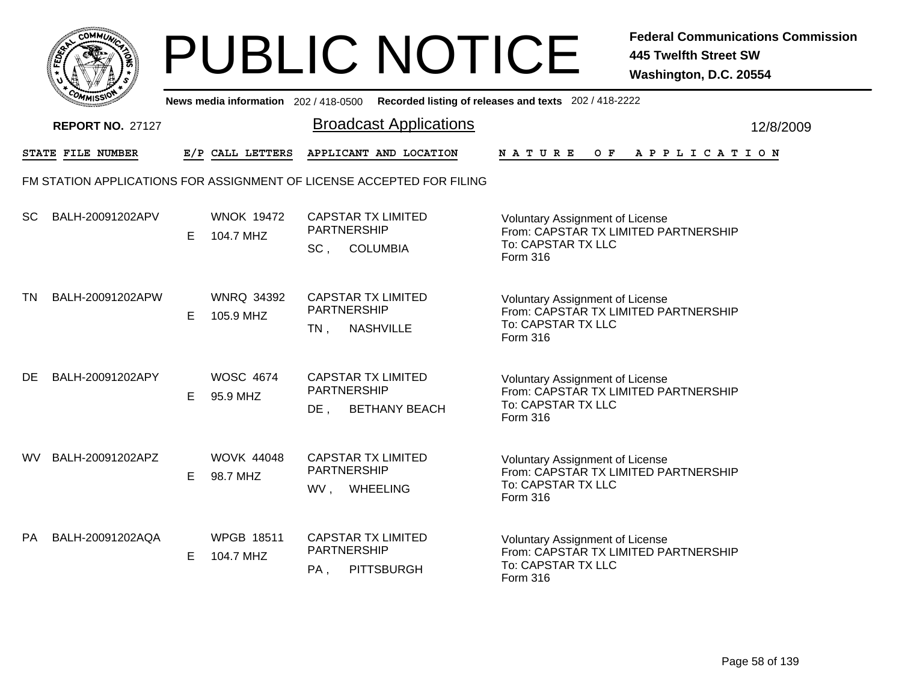# PUBLIC NOTICE

**Federal Communications Commission**
**445 Twelfth Street SW**
**Washington, D.C. 20554**

**News media information** 202 / 418-0500 **Recorded listing of releases and texts** 202 / 418-2222

**REPORT NO.** 27127

## Broadcast Applications

12/8/2009

FM STATION APPLICATIONS FOR ASSIGNMENT OF LICENSE ACCEPTED FOR FILING

| STATE | FILE NUMBER | E/P | CALL LETTERS | APPLICANT AND LOCATION | NATURE OF APPLICATION |
|---|---|---|---|---|---|
| SC | BALH-20091202APV | E | WNOK 19472<br>104.7 MHZ | CAPSTAR TX LIMITED PARTNERSHIP<br>SC , COLUMBIA | Voluntary Assignment of License<br>From: CAPSTAR TX LIMITED PARTNERSHIP<br>To: CAPSTAR TX LLC<br>Form 316 |
| TN | BALH-20091202APW | E | WNRQ 34392<br>105.9 MHZ | CAPSTAR TX LIMITED PARTNERSHIP<br>TN , NASHVILLE | Voluntary Assignment of License<br>From: CAPSTAR TX LIMITED PARTNERSHIP<br>To: CAPSTAR TX LLC<br>Form 316 |
| DE | BALH-20091202APY | E | WOSC 4674<br>95.9 MHZ | CAPSTAR TX LIMITED PARTNERSHIP<br>DE , BETHANY BEACH | Voluntary Assignment of License<br>From: CAPSTAR TX LIMITED PARTNERSHIP<br>To: CAPSTAR TX LLC<br>Form 316 |
| WV | BALH-20091202APZ | E | WOVK 44048<br>98.7 MHZ | CAPSTAR TX LIMITED PARTNERSHIP<br>WV , WHEELING | Voluntary Assignment of License<br>From: CAPSTAR TX LIMITED PARTNERSHIP<br>To: CAPSTAR TX LLC<br>Form 316 |
| PA | BALH-20091202AQA | E | WPGB 18511<br>104.7 MHZ | CAPSTAR TX LIMITED PARTNERSHIP<br>PA , PITTSBURGH | Voluntary Assignment of License<br>From: CAPSTAR TX LIMITED PARTNERSHIP<br>To: CAPSTAR TX LLC<br>Form 316 |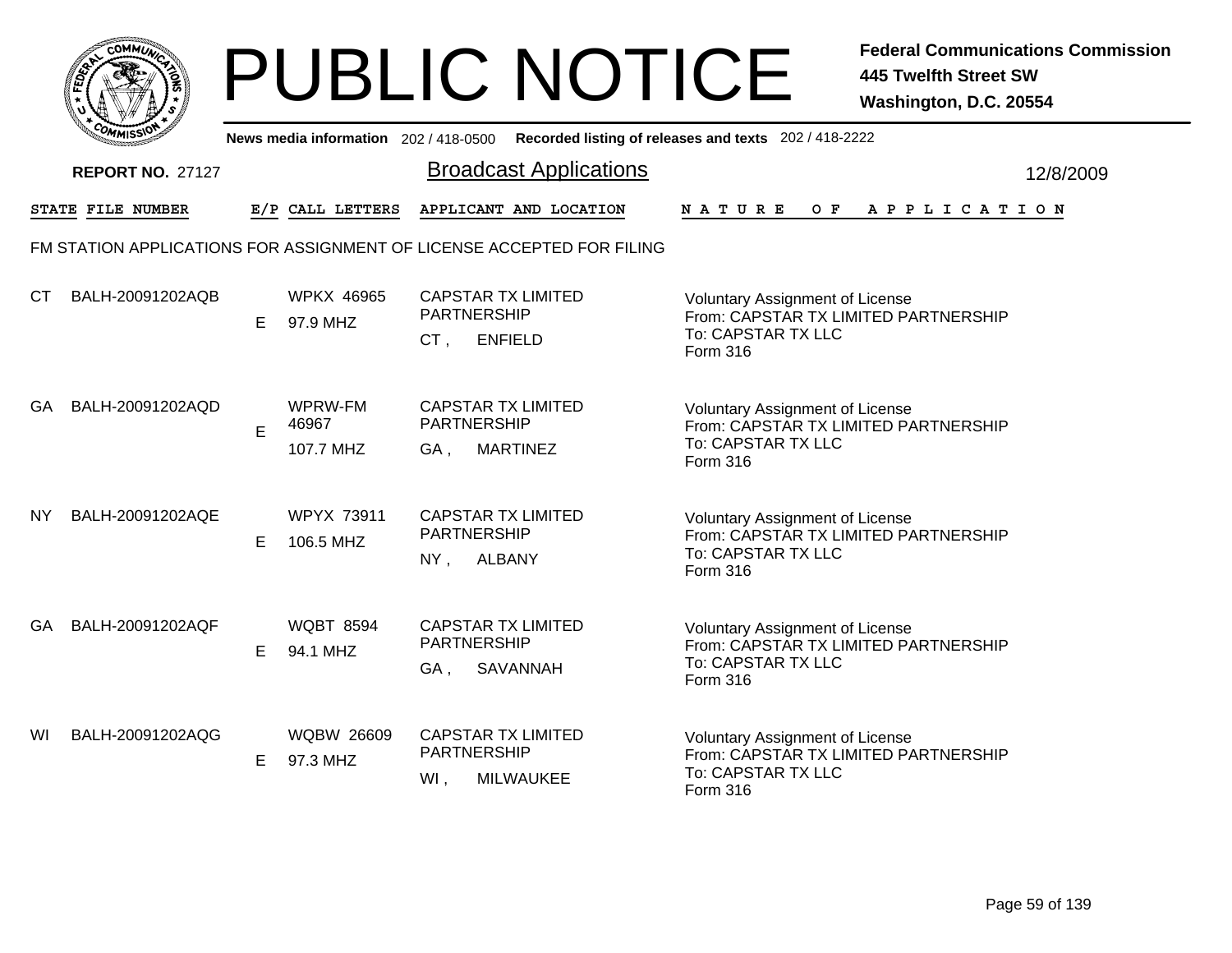# PUBLIC NOTICE

**Federal Communications Commission**
**445 Twelfth Street SW**
**Washington, D.C. 20554**

**News media information** 202 / 418-0500 **Recorded listing of releases and texts** 202 / 418-2222

**REPORT NO.** 27127

## Broadcast Applications

12/8/2009

FM STATION APPLICATIONS FOR ASSIGNMENT OF LICENSE ACCEPTED FOR FILING

| STATE | FILE NUMBER | E/P | CALL LETTERS | APPLICANT AND LOCATION | NATURE OF APPLICATION |
|---|---|---|---|---|---|
| CT | BALH-20091202AQB | E | WPKX 46965<br>97.9 MHZ | CAPSTAR TX LIMITED PARTNERSHIP<br>CT , ENFIELD | Voluntary Assignment of License<br>From: CAPSTAR TX LIMITED PARTNERSHIP<br>To: CAPSTAR TX LLC<br>Form 316 |
| GA | BALH-20091202AQD | E | WPRW-FM 46967<br>107.7 MHZ | CAPSTAR TX LIMITED PARTNERSHIP<br>GA , MARTINEZ | Voluntary Assignment of License<br>From: CAPSTAR TX LIMITED PARTNERSHIP<br>To: CAPSTAR TX LLC<br>Form 316 |
| NY | BALH-20091202AQE | E | WPYX 73911<br>106.5 MHZ | CAPSTAR TX LIMITED PARTNERSHIP<br>NY , ALBANY | Voluntary Assignment of License<br>From: CAPSTAR TX LIMITED PARTNERSHIP<br>To: CAPSTAR TX LLC<br>Form 316 |
| GA | BALH-20091202AQF | E | WQBT 8594<br>94.1 MHZ | CAPSTAR TX LIMITED PARTNERSHIP<br>GA , SAVANNAH | Voluntary Assignment of License<br>From: CAPSTAR TX LIMITED PARTNERSHIP<br>To: CAPSTAR TX LLC<br>Form 316 |
| WI | BALH-20091202AQG | E | WQBW 26609<br>97.3 MHZ | CAPSTAR TX LIMITED PARTNERSHIP<br>WI , MILWAUKEE | Voluntary Assignment of License<br>From: CAPSTAR TX LIMITED PARTNERSHIP<br>To: CAPSTAR TX LLC<br>Form 316 |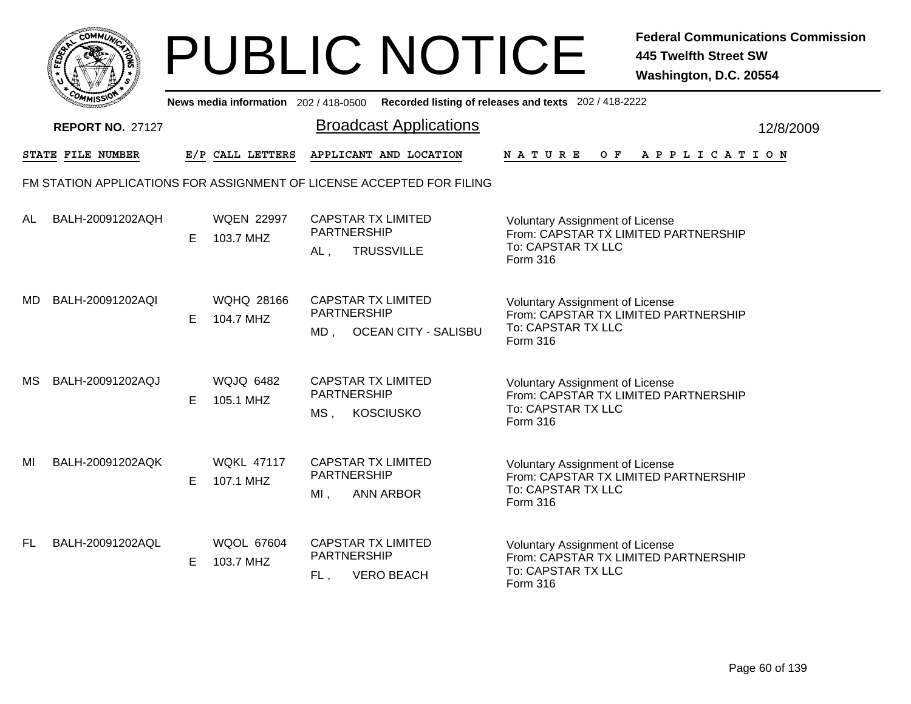# PUBLIC NOTICE

**Federal Communications Commission**
**445 Twelfth Street SW**
**Washington, D.C. 20554**

News media information 202 / 418-0500 **Recorded listing of releases and texts** 202 / 418-2222

**REPORT NO.** 27127

## Broadcast Applications

12/8/2009

FM STATION APPLICATIONS FOR ASSIGNMENT OF LICENSE ACCEPTED FOR FILING

| STATE | FILE NUMBER | E/P | CALL LETTERS | APPLICANT AND LOCATION | NATURE OF APPLICATION |
|---|---|---|---|---|---|
| AL | BALH-20091202AQH | E | WQEN 22997<br>103.7 MHZ | CAPSTAR TX LIMITED PARTNERSHIP<br>AL , TRUSSVILLE | Voluntary Assignment of License<br>From: CAPSTAR TX LIMITED PARTNERSHIP<br>To: CAPSTAR TX LLC<br>Form 316 |
| MD | BALH-20091202AQI | E | WQHQ 28166<br>104.7 MHZ | CAPSTAR TX LIMITED PARTNERSHIP<br>MD , OCEAN CITY - SALISBU | Voluntary Assignment of License<br>From: CAPSTAR TX LIMITED PARTNERSHIP<br>To: CAPSTAR TX LLC<br>Form 316 |
| MS | BALH-20091202AQJ | E | WQJQ 6482<br>105.1 MHZ | CAPSTAR TX LIMITED PARTNERSHIP<br>MS , KOSCIUSKO | Voluntary Assignment of License<br>From: CAPSTAR TX LIMITED PARTNERSHIP<br>To: CAPSTAR TX LLC<br>Form 316 |
| MI | BALH-20091202AQK | E | WQKL 47117<br>107.1 MHZ | CAPSTAR TX LIMITED PARTNERSHIP<br>MI , ANN ARBOR | Voluntary Assignment of License<br>From: CAPSTAR TX LIMITED PARTNERSHIP<br>To: CAPSTAR TX LLC<br>Form 316 |
| FL | BALH-20091202AQL | E | WQOL 67604<br>103.7 MHZ | CAPSTAR TX LIMITED PARTNERSHIP<br>FL , VERO BEACH | Voluntary Assignment of License<br>From: CAPSTAR TX LIMITED PARTNERSHIP<br>To: CAPSTAR TX LLC<br>Form 316 |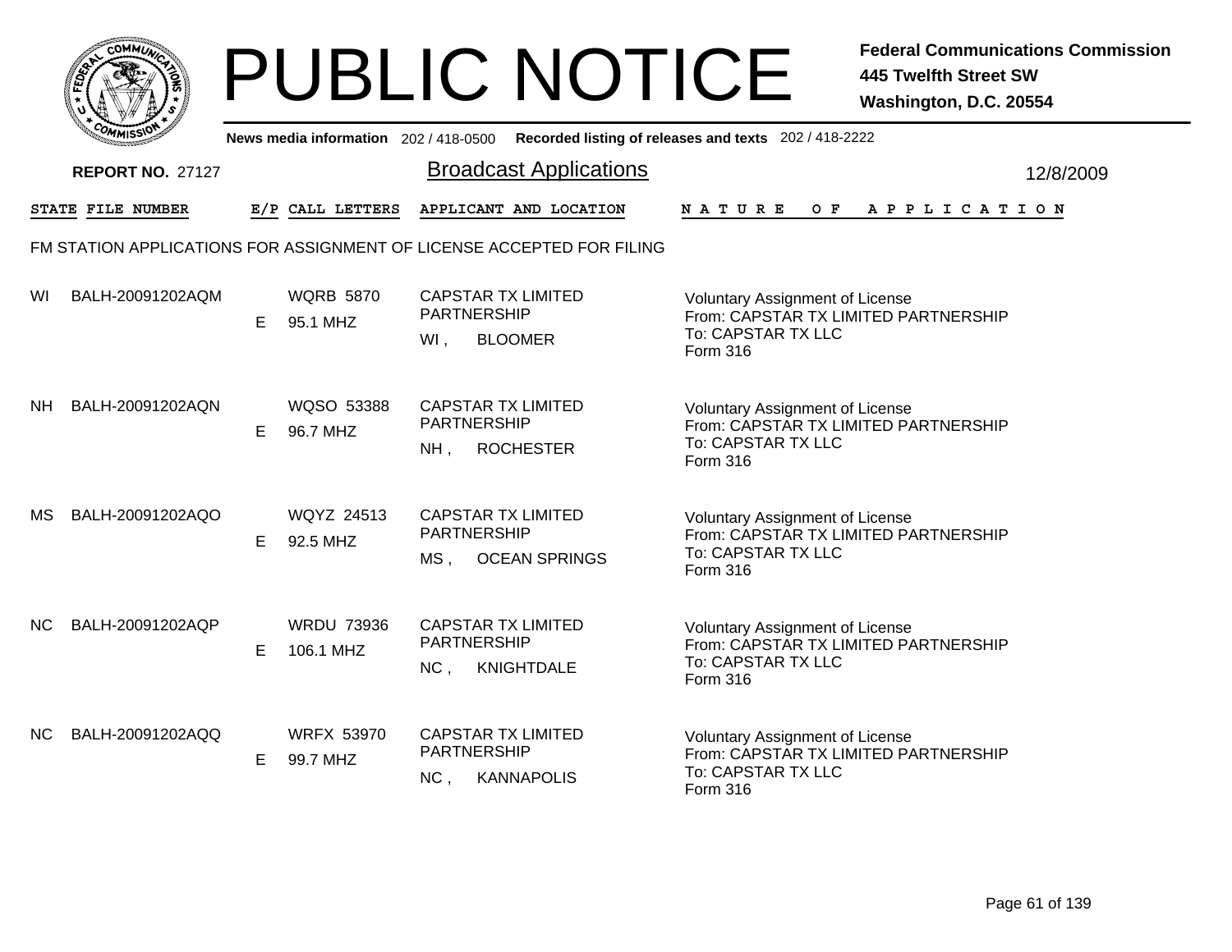# PUBLIC NOTICE

**Federal Communications Commission**
**445 Twelfth Street SW**
**Washington, D.C. 20554**

News media information 202 / 418-0500 Recorded listing of releases and texts 202 / 418-2222

**REPORT NO. 27127**

## Broadcast Applications

12/8/2009

FM STATION APPLICATIONS FOR ASSIGNMENT OF LICENSE ACCEPTED FOR FILING

| STATE | FILE NUMBER | E/P | CALL LETTERS | APPLICANT AND LOCATION | NATURE OF APPLICATION |
|---|---|---|---|---|---|
| WI | BALH-20091202AQM | E | WQRB 5870<br>95.1 MHZ | CAPSTAR TX LIMITED PARTNERSHIP<br>WI , BLOOMER | Voluntary Assignment of License<br>From: CAPSTAR TX LIMITED PARTNERSHIP<br>To: CAPSTAR TX LLC<br>Form 316 |
| NH | BALH-20091202AQN | E | WQSO 53388<br>96.7 MHZ | CAPSTAR TX LIMITED PARTNERSHIP<br>NH , ROCHESTER | Voluntary Assignment of License<br>From: CAPSTAR TX LIMITED PARTNERSHIP<br>To: CAPSTAR TX LLC<br>Form 316 |
| MS | BALH-20091202AQO | E | WQYZ 24513<br>92.5 MHZ | CAPSTAR TX LIMITED PARTNERSHIP<br>MS , OCEAN SPRINGS | Voluntary Assignment of License<br>From: CAPSTAR TX LIMITED PARTNERSHIP<br>To: CAPSTAR TX LLC<br>Form 316 |
| NC | BALH-20091202AQP | E | WRDU 73936<br>106.1 MHZ | CAPSTAR TX LIMITED PARTNERSHIP<br>NC , KNIGHTDALE | Voluntary Assignment of License<br>From: CAPSTAR TX LIMITED PARTNERSHIP<br>To: CAPSTAR TX LLC<br>Form 316 |
| NC | BALH-20091202AQQ | E | WRFX 53970<br>99.7 MHZ | CAPSTAR TX LIMITED PARTNERSHIP<br>NC , KANNAPOLIS | Voluntary Assignment of License<br>From: CAPSTAR TX LIMITED PARTNERSHIP<br>To: CAPSTAR TX LLC<br>Form 316 |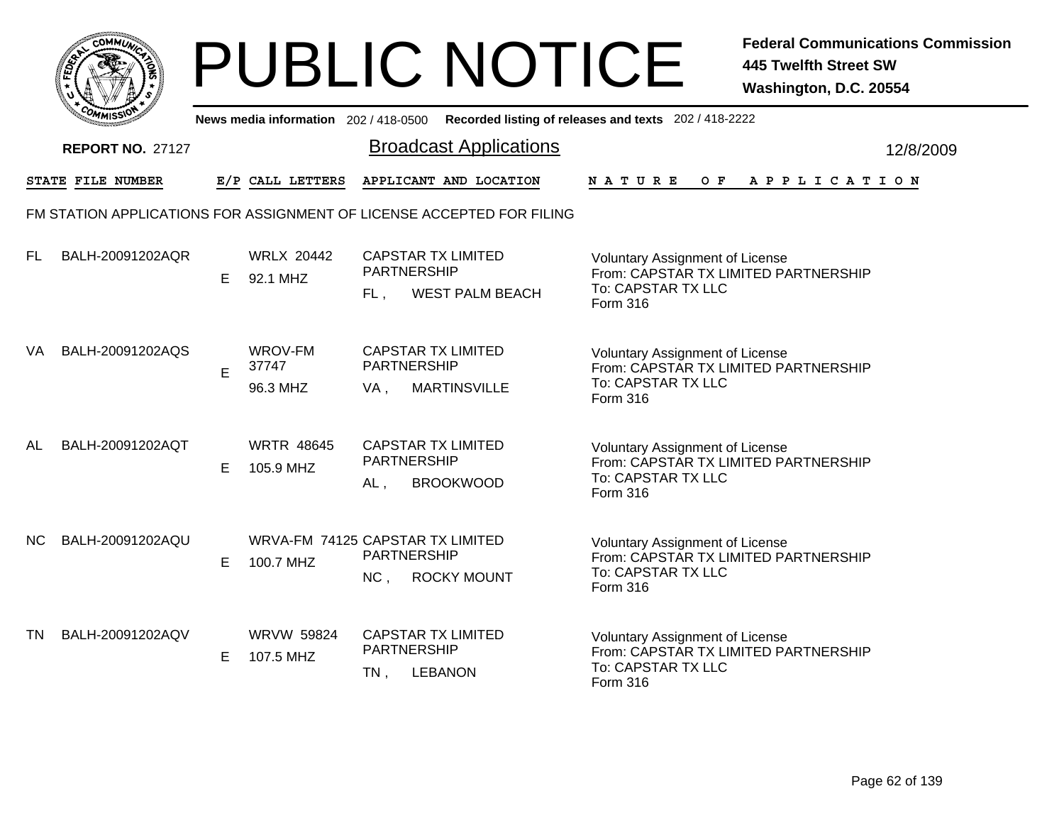# PUBLIC NOTICE

**Federal Communications Commission**
**445 Twelfth Street SW**
**Washington, D.C. 20554**

**News media information** 202 / 418-0500 **Recorded listing of releases and texts** 202 / 418-2222

**REPORT NO.** 27127

## Broadcast Applications

12/8/2009

FM STATION APPLICATIONS FOR ASSIGNMENT OF LICENSE ACCEPTED FOR FILING

| STATE | FILE NUMBER | E/P | CALL LETTERS | APPLICANT AND LOCATION | NATURE OF APPLICATION |
|---|---|---|---|---|---|
| FL | BALH-20091202AQR | E | WRLX 20442<br>92.1 MHZ | CAPSTAR TX LIMITED PARTNERSHIP<br>FL , WEST PALM BEACH | Voluntary Assignment of License<br>From: CAPSTAR TX LIMITED PARTNERSHIP<br>To: CAPSTAR TX LLC<br>Form 316 |
| VA | BALH-20091202AQS | E | WROV-FM 37747<br>96.3 MHZ | CAPSTAR TX LIMITED PARTNERSHIP<br>VA , MARTINSVILLE | Voluntary Assignment of License<br>From: CAPSTAR TX LIMITED PARTNERSHIP<br>To: CAPSTAR TX LLC<br>Form 316 |
| AL | BALH-20091202AQT | E | WRTR 48645<br>105.9 MHZ | CAPSTAR TX LIMITED PARTNERSHIP<br>AL , BROOKWOOD | Voluntary Assignment of License<br>From: CAPSTAR TX LIMITED PARTNERSHIP<br>To: CAPSTAR TX LLC<br>Form 316 |
| NC | BALH-20091202AQU | E | WRVA-FM 74125<br>100.7 MHZ | CAPSTAR TX LIMITED PARTNERSHIP<br>NC , ROCKY MOUNT | Voluntary Assignment of License<br>From: CAPSTAR TX LIMITED PARTNERSHIP<br>To: CAPSTAR TX LLC<br>Form 316 |
| TN | BALH-20091202AQV | E | WRVW 59824<br>107.5 MHZ | CAPSTAR TX LIMITED PARTNERSHIP<br>TN , LEBANON | Voluntary Assignment of License<br>From: CAPSTAR TX LIMITED PARTNERSHIP<br>To: CAPSTAR TX LLC<br>Form 316 |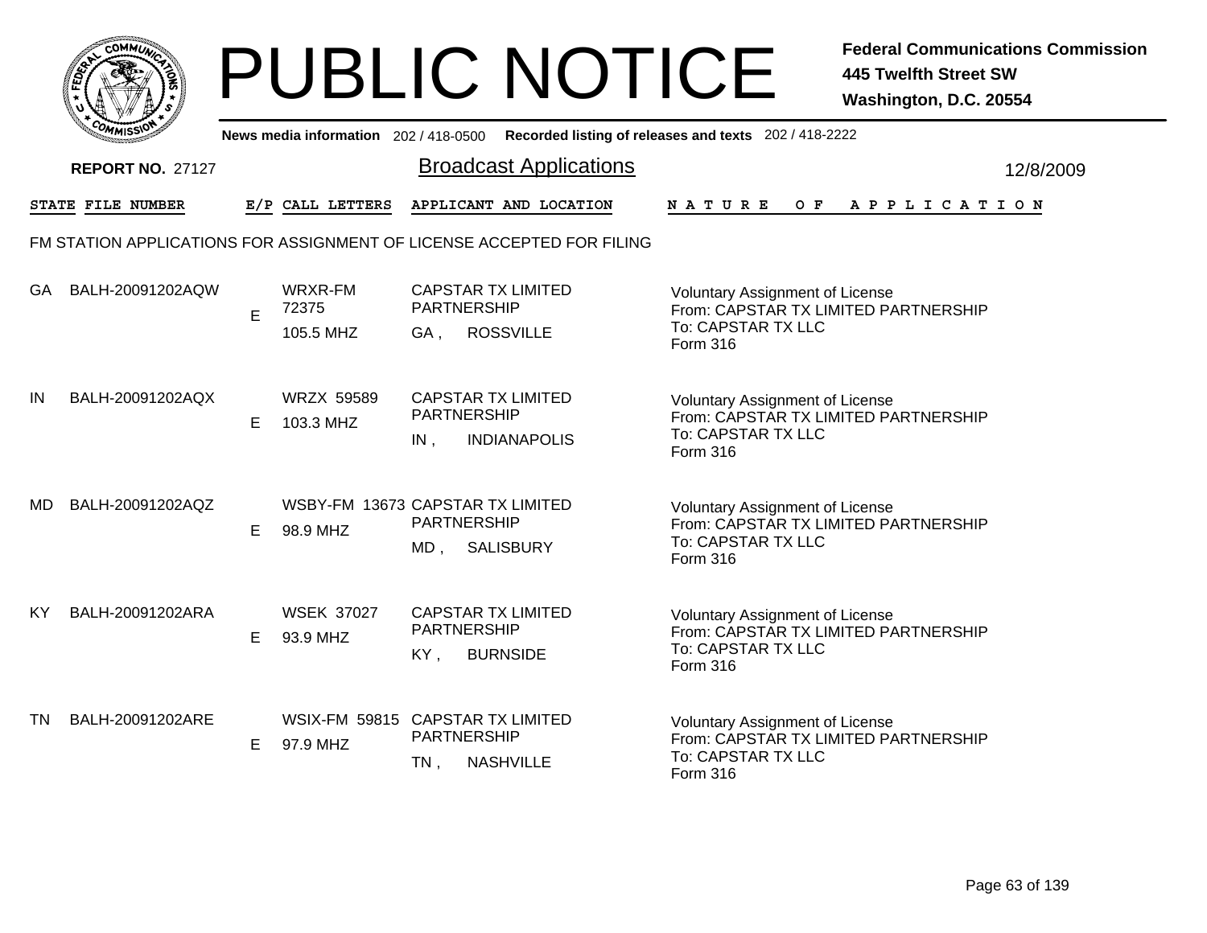# PUBLIC NOTICE

**Federal Communications Commission**
**445 Twelfth Street SW**
**Washington, D.C. 20554**

**News media information** 202 / 418-0500 **Recorded listing of releases and texts** 202 / 418-2222

**REPORT NO.** 27127

## Broadcast Applications

12/8/2009

FM STATION APPLICATIONS FOR ASSIGNMENT OF LICENSE ACCEPTED FOR FILING

| STATE | FILE NUMBER | E/P | CALL LETTERS | APPLICANT AND LOCATION | NATURE OF APPLICATION |
|---|---|---|---|---|---|
| GA | BALH-20091202AQW | E | WRXR-FM 72375 105.5 MHZ | CAPSTAR TX LIMITED PARTNERSHIP GA , ROSSVILLE | Voluntary Assignment of License From: CAPSTAR TX LIMITED PARTNERSHIP To: CAPSTAR TX LLC Form 316 |
| IN | BALH-20091202AQX | E | WRZX 59589 103.3 MHZ | CAPSTAR TX LIMITED PARTNERSHIP IN , INDIANAPOLIS | Voluntary Assignment of License From: CAPSTAR TX LIMITED PARTNERSHIP To: CAPSTAR TX LLC Form 316 |
| MD | BALH-20091202AQZ | E | WSBY-FM 13673 98.9 MHZ | CAPSTAR TX LIMITED PARTNERSHIP MD , SALISBURY | Voluntary Assignment of License From: CAPSTAR TX LIMITED PARTNERSHIP To: CAPSTAR TX LLC Form 316 |
| KY | BALH-20091202ARA | E | WSEK 37027 93.9 MHZ | CAPSTAR TX LIMITED PARTNERSHIP KY , BURNSIDE | Voluntary Assignment of License From: CAPSTAR TX LIMITED PARTNERSHIP To: CAPSTAR TX LLC Form 316 |
| TN | BALH-20091202ARE | E | WSIX-FM 59815 97.9 MHZ | CAPSTAR TX LIMITED PARTNERSHIP TN , NASHVILLE | Voluntary Assignment of License From: CAPSTAR TX LIMITED PARTNERSHIP To: CAPSTAR TX LLC Form 316 |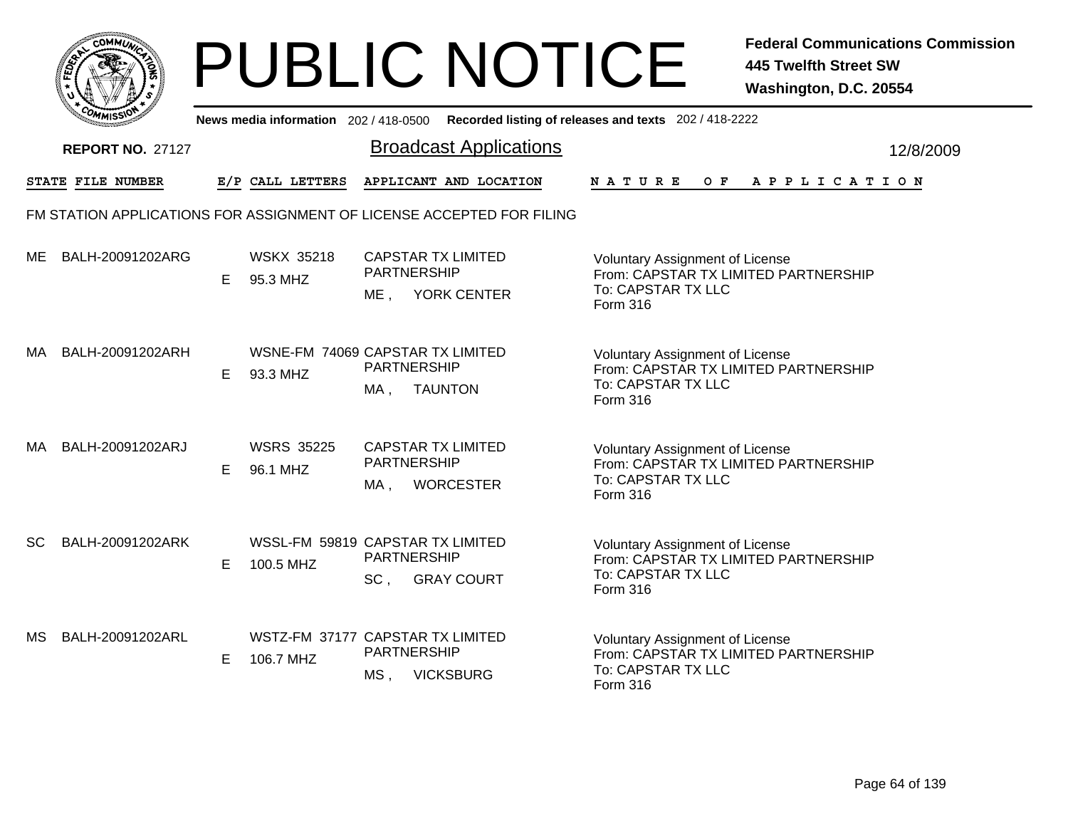# PUBLIC NOTICE

**Federal Communications Commission**
**445 Twelfth Street SW**
**Washington, D.C. 20554**

News media information 202 / 418-0500 Recorded listing of releases and texts 202 / 418-2222

**REPORT NO.** 27127

## Broadcast Applications

12/8/2009

FM STATION APPLICATIONS FOR ASSIGNMENT OF LICENSE ACCEPTED FOR FILING

| STATE | FILE NUMBER | E/P | CALL LETTERS | APPLICANT AND LOCATION | NATURE OF APPLICATION |
|---|---|---|---|---|---|
| ME | BALH-20091202ARG | E | WSKX 35218<br>95.3 MHZ | CAPSTAR TX LIMITED PARTNERSHIP<br>ME , YORK CENTER | Voluntary Assignment of License<br>From: CAPSTAR TX LIMITED PARTNERSHIP<br>To: CAPSTAR TX LLC<br>Form 316 |
| MA | BALH-20091202ARH | E | WSNE-FM 74069<br>93.3 MHZ | CAPSTAR TX LIMITED PARTNERSHIP<br>MA , TAUNTON | Voluntary Assignment of License<br>From: CAPSTAR TX LIMITED PARTNERSHIP<br>To: CAPSTAR TX LLC<br>Form 316 |
| MA | BALH-20091202ARJ | E | WSRS 35225<br>96.1 MHZ | CAPSTAR TX LIMITED PARTNERSHIP<br>MA , WORCESTER | Voluntary Assignment of License<br>From: CAPSTAR TX LIMITED PARTNERSHIP<br>To: CAPSTAR TX LLC<br>Form 316 |
| SC | BALH-20091202ARK | E | WSSL-FM 59819<br>100.5 MHZ | CAPSTAR TX LIMITED PARTNERSHIP<br>SC , GRAY COURT | Voluntary Assignment of License<br>From: CAPSTAR TX LIMITED PARTNERSHIP<br>To: CAPSTAR TX LLC<br>Form 316 |
| MS | BALH-20091202ARL | E | WSTZ-FM 37177<br>106.7 MHZ | CAPSTAR TX LIMITED PARTNERSHIP<br>MS , VICKSBURG | Voluntary Assignment of License<br>From: CAPSTAR TX LIMITED PARTNERSHIP<br>To: CAPSTAR TX LLC<br>Form 316 |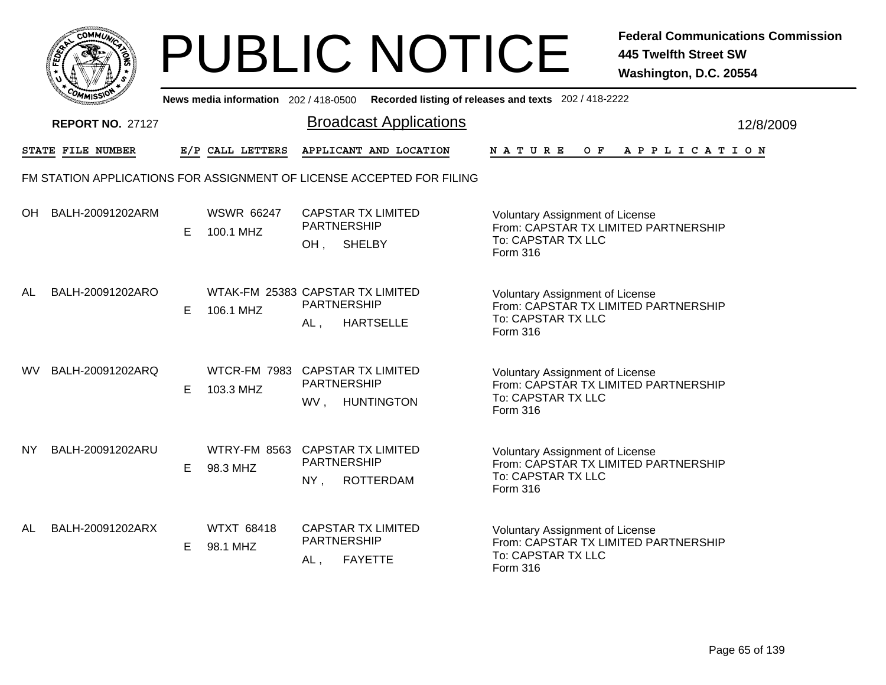# PUBLIC NOTICE

**Federal Communications Commission**
**445 Twelfth Street SW**
**Washington, D.C. 20554**

News media information 202 / 418-0500 **Recorded listing of releases and texts** 202 / 418-2222

**REPORT NO.** 27127

## Broadcast Applications

12/8/2009

FM STATION APPLICATIONS FOR ASSIGNMENT OF LICENSE ACCEPTED FOR FILING

| STATE | FILE NUMBER | E/P | CALL LETTERS | APPLICANT AND LOCATION | NATURE OF APPLICATION |
|---|---|---|---|---|---|
| OH | BALH-20091202ARM | E | WSWR 66247<br>100.1 MHZ | CAPSTAR TX LIMITED PARTNERSHIP<br>OH , SHELBY | Voluntary Assignment of License<br>From: CAPSTAR TX LIMITED PARTNERSHIP<br>To: CAPSTAR TX LLC<br>Form 316 |
| AL | BALH-20091202ARO | E | WTAK-FM 25383<br>106.1 MHZ | CAPSTAR TX LIMITED PARTNERSHIP<br>AL , HARTSELLE | Voluntary Assignment of License<br>From: CAPSTAR TX LIMITED PARTNERSHIP<br>To: CAPSTAR TX LLC<br>Form 316 |
| WV | BALH-20091202ARQ | E | WTCR-FM 7983<br>103.3 MHZ | CAPSTAR TX LIMITED PARTNERSHIP<br>WV , HUNTINGTON | Voluntary Assignment of License<br>From: CAPSTAR TX LIMITED PARTNERSHIP<br>To: CAPSTAR TX LLC<br>Form 316 |
| NY | BALH-20091202ARU | E | WTRY-FM 8563<br>98.3 MHZ | CAPSTAR TX LIMITED PARTNERSHIP<br>NY , ROTTERDAM | Voluntary Assignment of License<br>From: CAPSTAR TX LIMITED PARTNERSHIP<br>To: CAPSTAR TX LLC<br>Form 316 |
| AL | BALH-20091202ARX | E | WTXT 68418<br>98.1 MHZ | CAPSTAR TX LIMITED PARTNERSHIP<br>AL , FAYETTE | Voluntary Assignment of License<br>From: CAPSTAR TX LIMITED PARTNERSHIP<br>To: CAPSTAR TX LLC<br>Form 316 |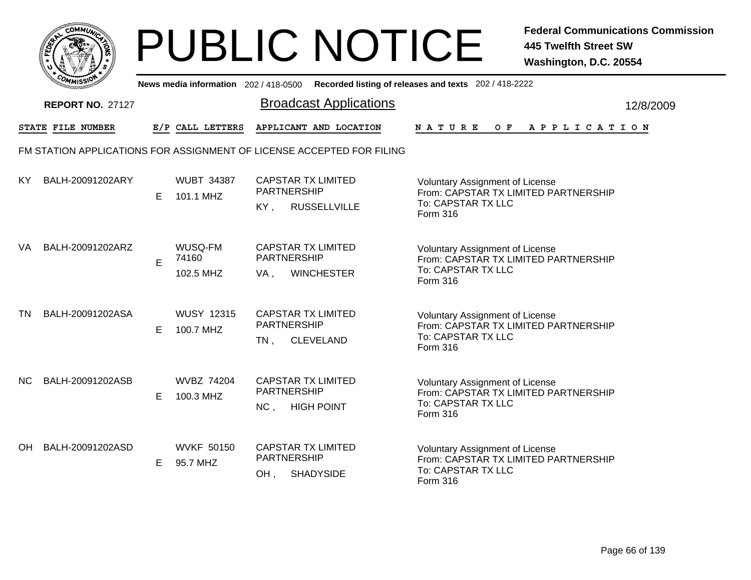# PUBLIC NOTICE

**Federal Communications Commission**
**445 Twelfth Street SW**
**Washington, D.C. 20554**

News media information 202 / 418-0500 Recorded listing of releases and texts 202 / 418-2222

**REPORT NO.** 27127

## Broadcast Applications

12/8/2009

FM STATION APPLICATIONS FOR ASSIGNMENT OF LICENSE ACCEPTED FOR FILING

| STATE | FILE NUMBER | E/P | CALL LETTERS | APPLICANT AND LOCATION | NATURE OF APPLICATION |
|---|---|---|---|---|---|
| KY | BALH-20091202ARY | E | WUBT 34387<br>101.1 MHZ | CAPSTAR TX LIMITED PARTNERSHIP<br>KY , RUSSELLVILLE | Voluntary Assignment of License<br>From: CAPSTAR TX LIMITED PARTNERSHIP<br>To: CAPSTAR TX LLC<br>Form 316 |
| VA | BALH-20091202ARZ | E | WUSQ-FM 74160<br>102.5 MHZ | CAPSTAR TX LIMITED PARTNERSHIP<br>VA , WINCHESTER | Voluntary Assignment of License<br>From: CAPSTAR TX LIMITED PARTNERSHIP<br>To: CAPSTAR TX LLC<br>Form 316 |
| TN | BALH-20091202ASA | E | WUSY 12315<br>100.7 MHZ | CAPSTAR TX LIMITED PARTNERSHIP<br>TN , CLEVELAND | Voluntary Assignment of License<br>From: CAPSTAR TX LIMITED PARTNERSHIP<br>To: CAPSTAR TX LLC<br>Form 316 |
| NC | BALH-20091202ASB | E | WVBZ 74204<br>100.3 MHZ | CAPSTAR TX LIMITED PARTNERSHIP<br>NC , HIGH POINT | Voluntary Assignment of License<br>From: CAPSTAR TX LIMITED PARTNERSHIP<br>To: CAPSTAR TX LLC<br>Form 316 |
| OH | BALH-20091202ASD | E | WVKF 50150<br>95.7 MHZ | CAPSTAR TX LIMITED PARTNERSHIP<br>OH , SHADYSIDE | Voluntary Assignment of License<br>From: CAPSTAR TX LIMITED PARTNERSHIP<br>To: CAPSTAR TX LLC<br>Form 316 |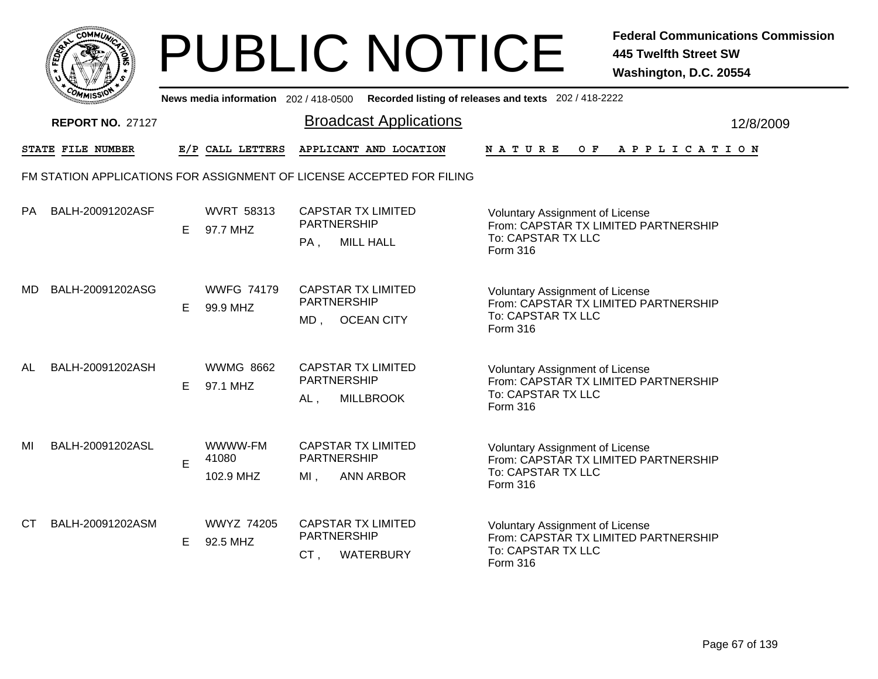# PUBLIC NOTICE

**Federal Communications Commission**
**445 Twelfth Street SW**
**Washington, D.C. 20554**

News media information 202 / 418-0500 **Recorded listing of releases and texts** 202 / 418-2222

**REPORT NO.** 27127

## Broadcast Applications

12/8/2009

FM STATION APPLICATIONS FOR ASSIGNMENT OF LICENSE ACCEPTED FOR FILING

| STATE | FILE NUMBER | E/P | CALL LETTERS | APPLICANT AND LOCATION | NATURE OF APPLICATION |
|---|---|---|---|---|---|
| PA | BALH-20091202ASF | E | WVRT 58313<br>97.7 MHZ | CAPSTAR TX LIMITED PARTNERSHIP<br>PA , MILL HALL | Voluntary Assignment of License<br>From: CAPSTAR TX LIMITED PARTNERSHIP<br>To: CAPSTAR TX LLC<br>Form 316 |
| MD | BALH-20091202ASG | E | WWFG 74179<br>99.9 MHZ | CAPSTAR TX LIMITED PARTNERSHIP<br>MD , OCEAN CITY | Voluntary Assignment of License<br>From: CAPSTAR TX LIMITED PARTNERSHIP<br>To: CAPSTAR TX LLC<br>Form 316 |
| AL | BALH-20091202ASH | E | WWMG 8662<br>97.1 MHZ | CAPSTAR TX LIMITED PARTNERSHIP<br>AL , MILLBROOK | Voluntary Assignment of License<br>From: CAPSTAR TX LIMITED PARTNERSHIP<br>To: CAPSTAR TX LLC<br>Form 316 |
| MI | BALH-20091202ASL | E | WWWW-FM 41080<br>102.9 MHZ | CAPSTAR TX LIMITED PARTNERSHIP<br>MI , ANN ARBOR | Voluntary Assignment of License<br>From: CAPSTAR TX LIMITED PARTNERSHIP<br>To: CAPSTAR TX LLC<br>Form 316 |
| CT | BALH-20091202ASM | E | WWYZ 74205<br>92.5 MHZ | CAPSTAR TX LIMITED PARTNERSHIP<br>CT , WATERBURY | Voluntary Assignment of License<br>From: CAPSTAR TX LIMITED PARTNERSHIP<br>To: CAPSTAR TX LLC<br>Form 316 |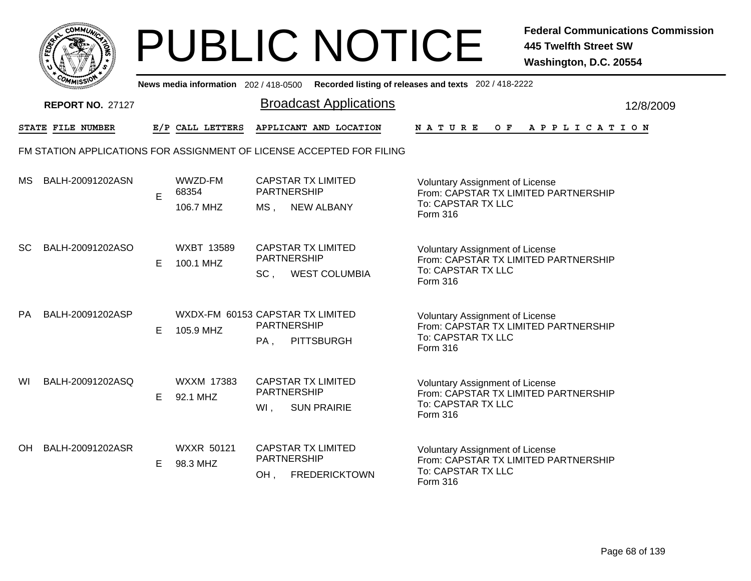# PUBLIC NOTICE

**Federal Communications Commission**
**445 Twelfth Street SW**
**Washington, D.C. 20554**

News media information 202 / 418-0500 Recorded listing of releases and texts 202 / 418-2222

## Broadcast Applications

**REPORT NO. 27127** 12/8/2009

FM STATION APPLICATIONS FOR ASSIGNMENT OF LICENSE ACCEPTED FOR FILING

| STATE | FILE NUMBER | E/P | CALL LETTERS | APPLICANT AND LOCATION | NATURE OF APPLICATION |
|---|---|---|---|---|---|
| MS | BALH-20091202ASN | E | WWZD-FM 68354 106.7 MHZ | CAPSTAR TX LIMITED PARTNERSHIP MS , NEW ALBANY | Voluntary Assignment of License From: CAPSTAR TX LIMITED PARTNERSHIP To: CAPSTAR TX LLC Form 316 |
| SC | BALH-20091202ASO | E | WXBT 13589 100.1 MHZ | CAPSTAR TX LIMITED PARTNERSHIP SC , WEST COLUMBIA | Voluntary Assignment of License From: CAPSTAR TX LIMITED PARTNERSHIP To: CAPSTAR TX LLC Form 316 |
| PA | BALH-20091202ASP | E | WXDX-FM 60153 105.9 MHZ | CAPSTAR TX LIMITED PARTNERSHIP PA , PITTSBURGH | Voluntary Assignment of License From: CAPSTAR TX LIMITED PARTNERSHIP To: CAPSTAR TX LLC Form 316 |
| WI | BALH-20091202ASQ | E | WXXM 17383 92.1 MHZ | CAPSTAR TX LIMITED PARTNERSHIP WI , SUN PRAIRIE | Voluntary Assignment of License From: CAPSTAR TX LIMITED PARTNERSHIP To: CAPSTAR TX LLC Form 316 |
| OH | BALH-20091202ASR | E | WXXR 50121 98.3 MHZ | CAPSTAR TX LIMITED PARTNERSHIP OH , FREDERICKTOWN | Voluntary Assignment of License From: CAPSTAR TX LIMITED PARTNERSHIP To: CAPSTAR TX LLC Form 316 |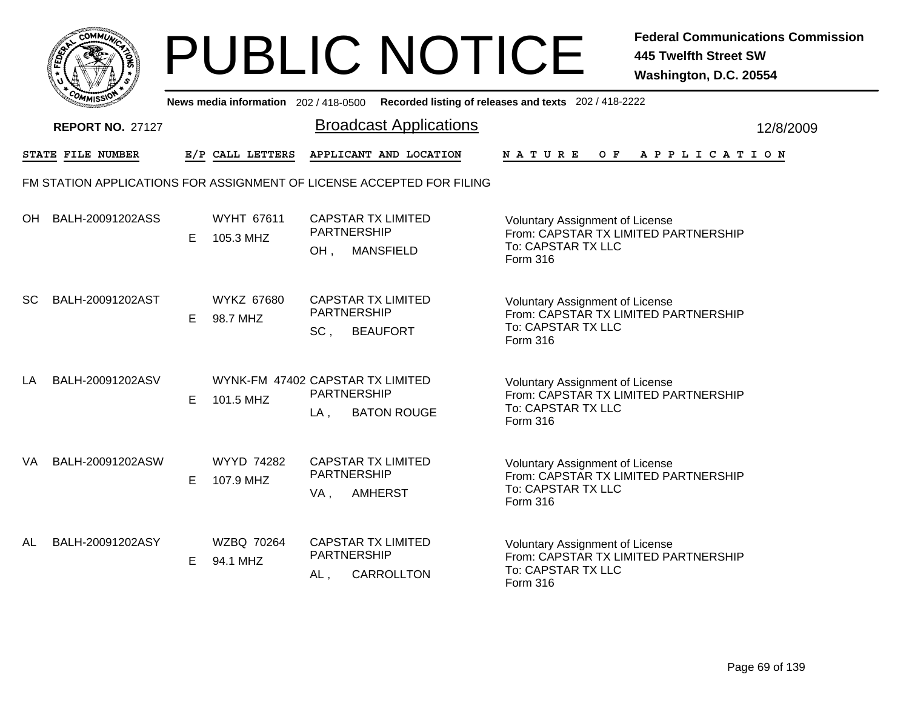# PUBLIC NOTICE

**Federal Communications Commission**
**445 Twelfth Street SW**
**Washington, D.C. 20554**

**News media information** 202 / 418-0500 **Recorded listing of releases and texts** 202 / 418-2222

**REPORT NO.** 27127

## Broadcast Applications

12/8/2009

FM STATION APPLICATIONS FOR ASSIGNMENT OF LICENSE ACCEPTED FOR FILING

| STATE | FILE NUMBER | E/P | CALL LETTERS | APPLICANT AND LOCATION | NATURE OF APPLICATION |
|---|---|---|---|---|---|
| OH | BALH-20091202ASS | E | WYHT 67611<br>105.3 MHZ | CAPSTAR TX LIMITED PARTNERSHIP<br>OH , MANSFIELD | Voluntary Assignment of License<br>From: CAPSTAR TX LIMITED PARTNERSHIP<br>To: CAPSTAR TX LLC<br>Form 316 |
| SC | BALH-20091202AST | E | WYKZ 67680<br>98.7 MHZ | CAPSTAR TX LIMITED PARTNERSHIP<br>SC , BEAUFORT | Voluntary Assignment of License<br>From: CAPSTAR TX LIMITED PARTNERSHIP<br>To: CAPSTAR TX LLC<br>Form 316 |
| LA | BALH-20091202ASV | E | WYNK-FM 47402<br>101.5 MHZ | CAPSTAR TX LIMITED PARTNERSHIP<br>LA , BATON ROUGE | Voluntary Assignment of License<br>From: CAPSTAR TX LIMITED PARTNERSHIP<br>To: CAPSTAR TX LLC<br>Form 316 |
| VA | BALH-20091202ASW | E | WYYD 74282<br>107.9 MHZ | CAPSTAR TX LIMITED PARTNERSHIP<br>VA , AMHERST | Voluntary Assignment of License<br>From: CAPSTAR TX LIMITED PARTNERSHIP<br>To: CAPSTAR TX LLC<br>Form 316 |
| AL | BALH-20091202ASY | E | WZBQ 70264<br>94.1 MHZ | CAPSTAR TX LIMITED PARTNERSHIP<br>AL , CARROLLTON | Voluntary Assignment of License<br>From: CAPSTAR TX LIMITED PARTNERSHIP<br>To: CAPSTAR TX LLC<br>Form 316 |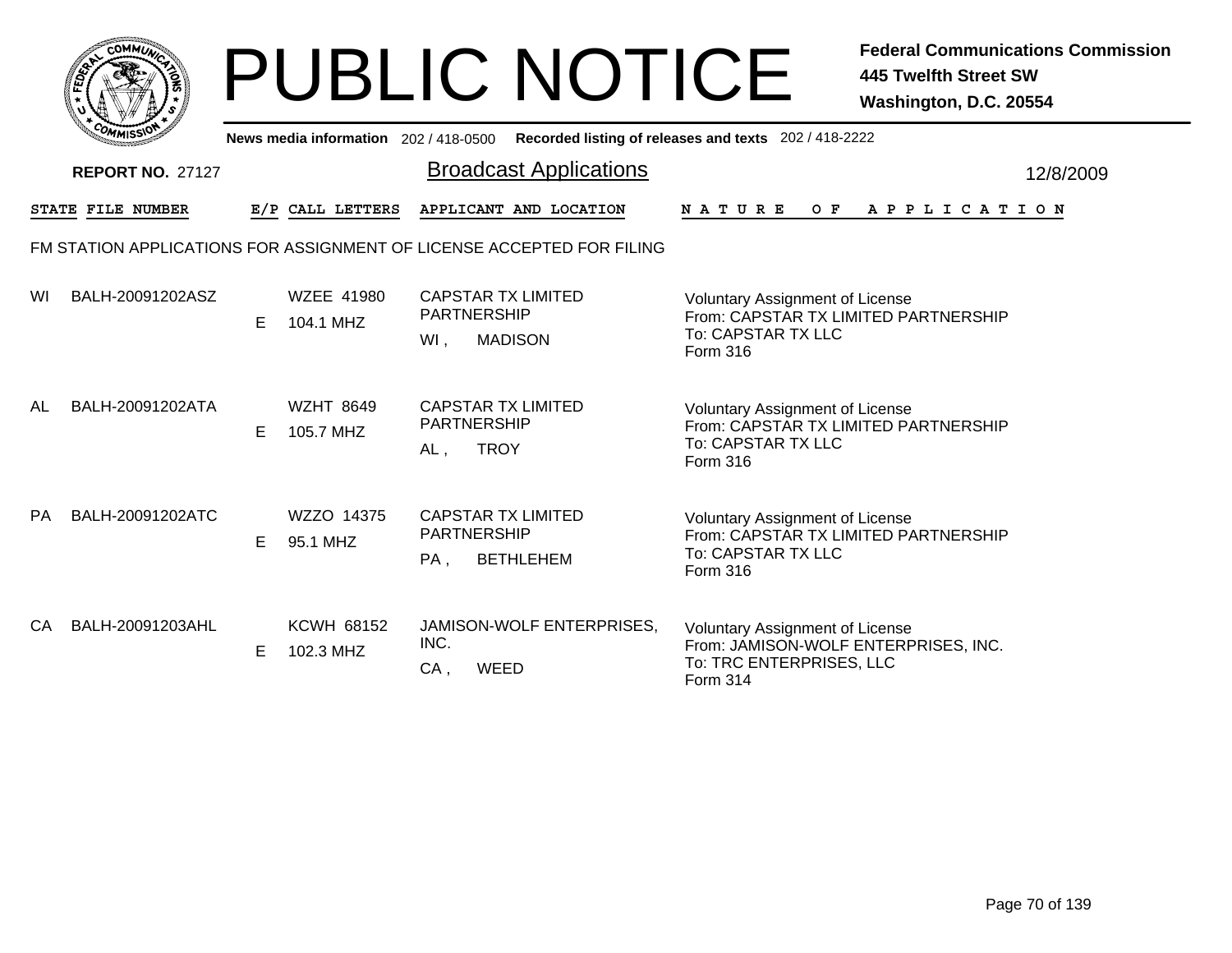# PUBLIC NOTICE

**Federal Communications Commission**
**445 Twelfth Street SW**
**Washington, D.C. 20554**

News media information 202 / 418-0500 Recorded listing of releases and texts 202 / 418-2222

**REPORT NO.** 27127

## Broadcast Applications

12/8/2009

| STATE | FILE NUMBER | E/P | CALL LETTERS | APPLICANT AND LOCATION | NATURE OF APPLICATION |
|---|---|---|---|---|---|

FM STATION APPLICATIONS FOR ASSIGNMENT OF LICENSE ACCEPTED FOR FILING

| STATE | FILE NUMBER | E/P | CALL LETTERS | APPLICANT AND LOCATION | NATURE OF APPLICATION |
|---|---|---|---|---|---|
| WI | BALH-20091202ASZ | E | WZEE 41980<br>104.1 MHZ | CAPSTAR TX LIMITED PARTNERSHIP<br>WI , MADISON | Voluntary Assignment of License<br>From: CAPSTAR TX LIMITED PARTNERSHIP<br>To: CAPSTAR TX LLC<br>Form 316 |
| AL | BALH-20091202ATA | E | WZHT 8649<br>105.7 MHZ | CAPSTAR TX LIMITED PARTNERSHIP<br>AL , TROY | Voluntary Assignment of License<br>From: CAPSTAR TX LIMITED PARTNERSHIP<br>To: CAPSTAR TX LLC<br>Form 316 |
| PA | BALH-20091202ATC | E | WZZO 14375<br>95.1 MHZ | CAPSTAR TX LIMITED PARTNERSHIP<br>PA , BETHLEHEM | Voluntary Assignment of License<br>From: CAPSTAR TX LIMITED PARTNERSHIP<br>To: CAPSTAR TX LLC<br>Form 316 |
| CA | BALH-20091203AHL | E | KCWH 68152<br>102.3 MHZ | JAMISON-WOLF ENTERPRISES, INC.<br>CA , WEED | Voluntary Assignment of License<br>From: JAMISON-WOLF ENTERPRISES, INC.<br>To: TRC ENTERPRISES, LLC<br>Form 314 |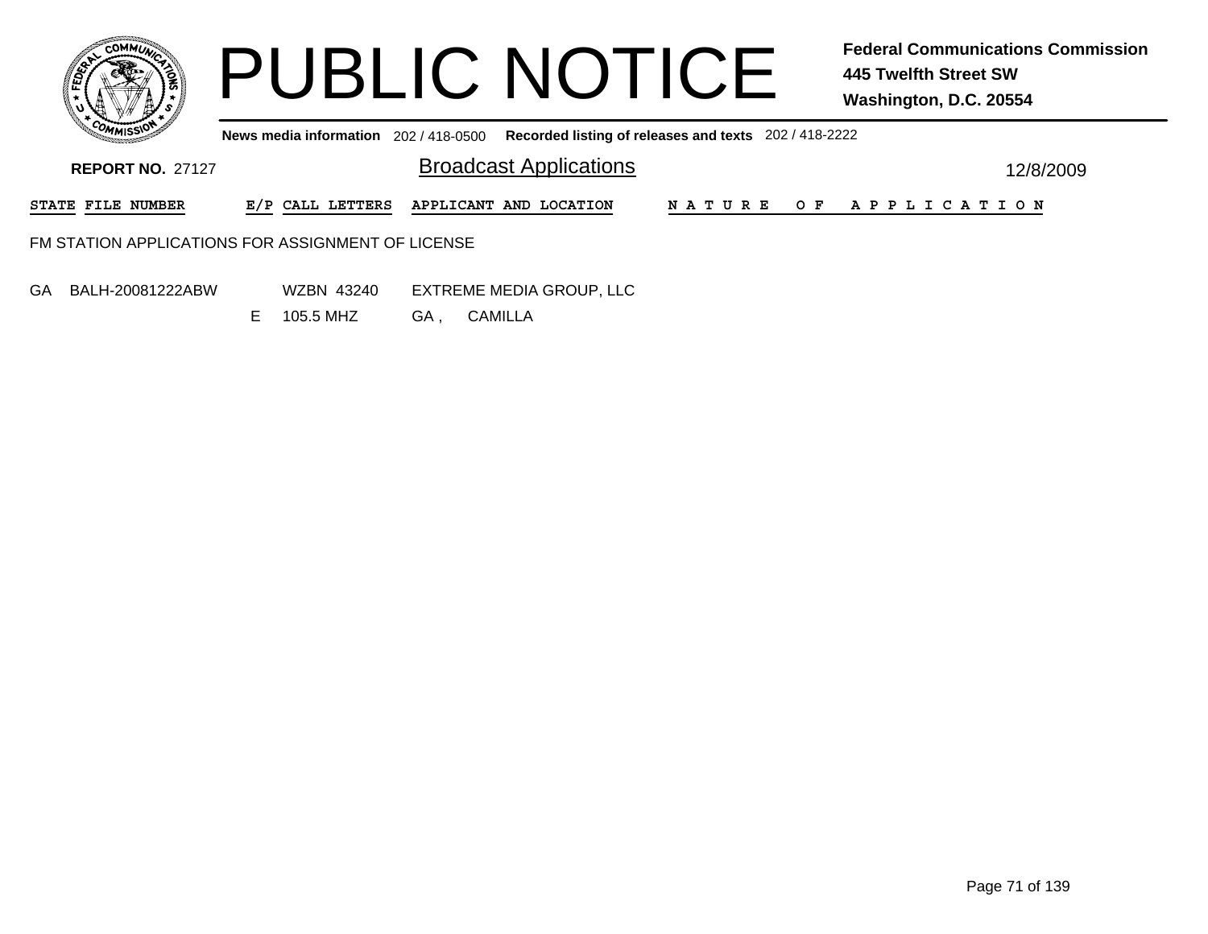# PUBLIC NOTICE

**Federal Communications Commission**
**445 Twelfth Street SW**
**Washington, D.C. 20554**

**News media information** 202 / 418-0500 **Recorded listing of releases and texts** 202 / 418-2222

**REPORT NO.** 27127

## Broadcast Applications

12/8/2009

| STATE | FILE NUMBER | E/P | CALL LETTERS | APPLICANT AND LOCATION | NATURE OF APPLICATION |
|---|---|---|---|---|---|

FM STATION APPLICATIONS FOR ASSIGNMENT OF LICENSE

| STATE | FILE NUMBER | E/P | CALL LETTERS | APPLICANT AND LOCATION | NATURE OF APPLICATION |
|---|---|---|---|---|---|
| GA | BALH-20081222ABW | | WZBN 43240 | EXTREME MEDIA GROUP, LLC | |
| | | E | 105.5 MHZ | GA , CAMILLA | |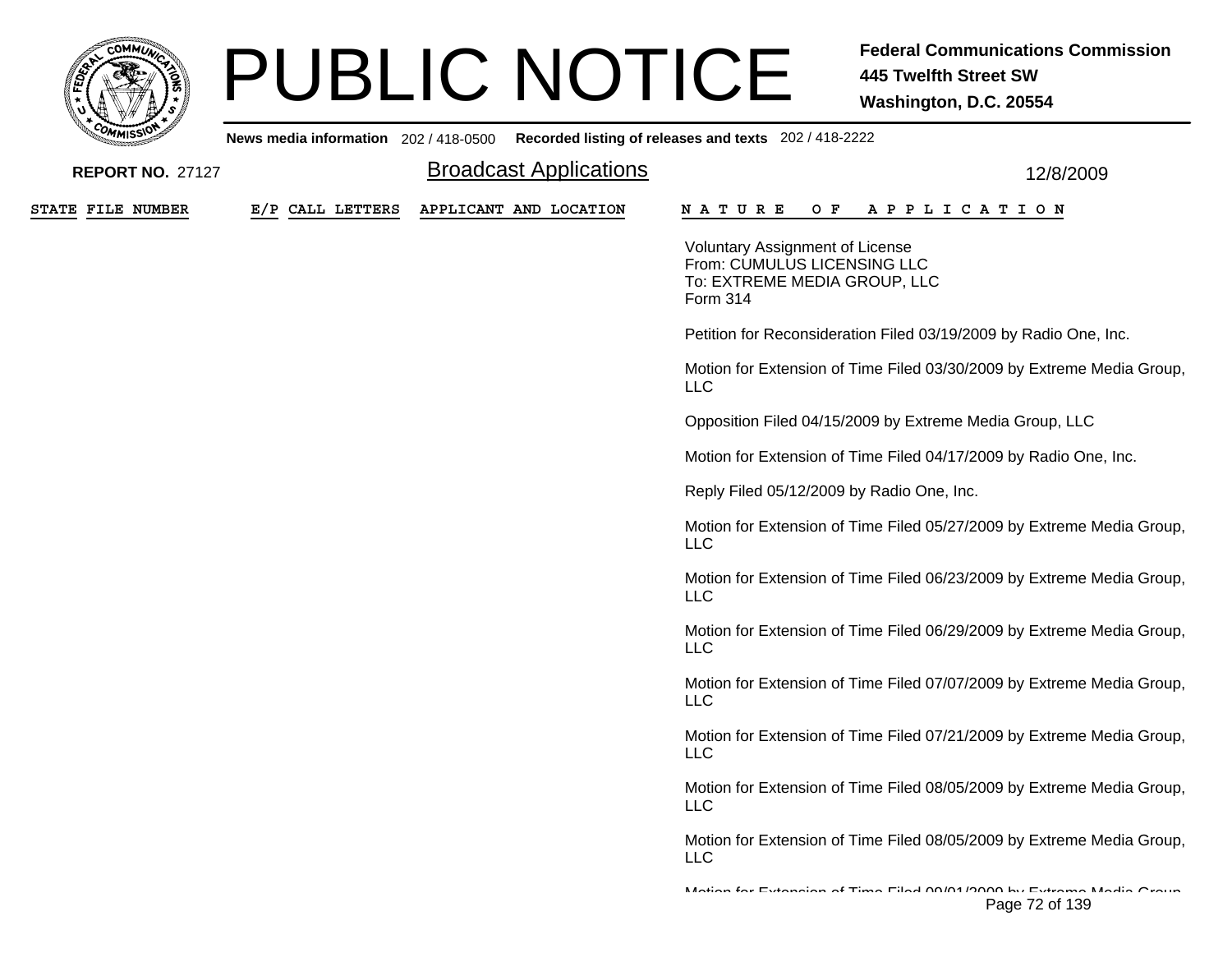# PUBLIC NOTICE

**Federal Communications Commission**
**445 Twelfth Street SW**
**Washington, D.C. 20554**

**News media information** 202 / 418-0500 **Recorded listing of releases and texts** 202 / 418-2222

**REPORT NO.** 27127

## Broadcast Applications

12/8/2009

| STATE | FILE NUMBER | E/P | CALL LETTERS | APPLICANT AND LOCATION | N A T U R E   O F   A P P L I C A T I O N |
|---|---|---|---|---|---|

Voluntary Assignment of License
From: CUMULUS LICENSING LLC
To: EXTREME MEDIA GROUP, LLC
Form 314

Petition for Reconsideration Filed 03/19/2009 by Radio One, Inc.

Motion for Extension of Time Filed 03/30/2009 by Extreme Media Group, LLC

Opposition Filed 04/15/2009 by Extreme Media Group, LLC

Motion for Extension of Time Filed 04/17/2009 by Radio One, Inc.

Reply Filed 05/12/2009 by Radio One, Inc.

Motion for Extension of Time Filed 05/27/2009 by Extreme Media Group, LLC

Motion for Extension of Time Filed 06/23/2009 by Extreme Media Group, LLC

Motion for Extension of Time Filed 06/29/2009 by Extreme Media Group, LLC

Motion for Extension of Time Filed 07/07/2009 by Extreme Media Group, LLC

Motion for Extension of Time Filed 07/21/2009 by Extreme Media Group, LLC

Motion for Extension of Time Filed 08/05/2009 by Extreme Media Group, LLC

Motion for Extension of Time Filed 08/05/2009 by Extreme Media Group, LLC

Motion for Extension of Time Filed 09/01/2009 by Extreme Media Group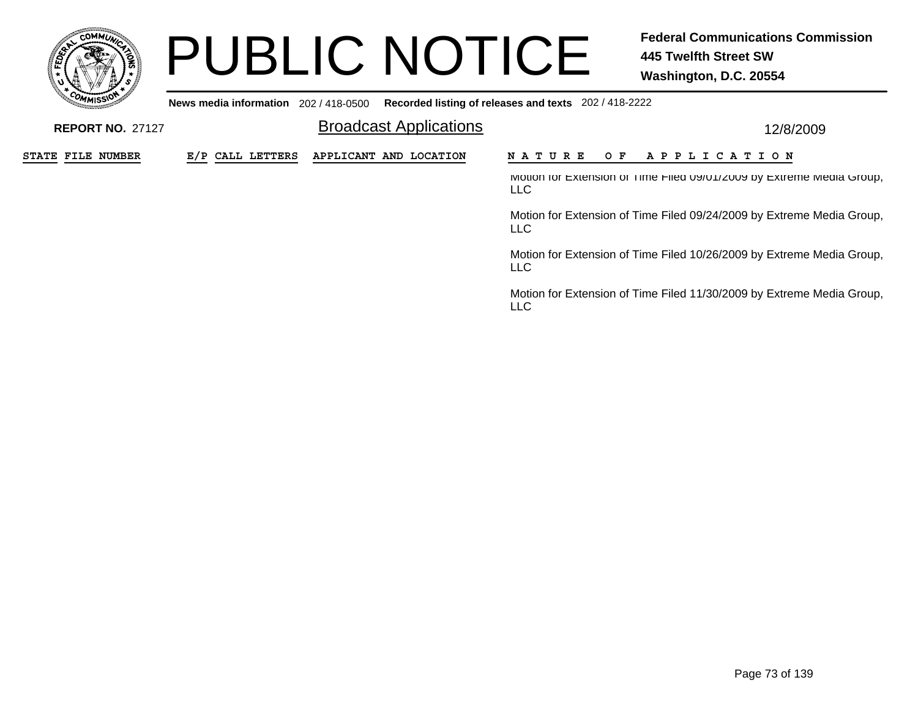# PUBLIC NOTICE

**Federal Communications Commission**
**445 Twelfth Street SW**
**Washington, D.C. 20554**

**News media information** 202 / 418-0500 **Recorded listing of releases and texts** 202 / 418-2222

**REPORT NO.** 27127

## Broadcast Applications

12/8/2009

| STATE | FILE NUMBER | E/P | CALL LETTERS | APPLICANT AND LOCATION | NATURE OF APPLICATION |
|---|---|---|---|---|---|
| | | | | | Motion for Extension of Time Filed 09/01/2009 by Extreme Media Group, LLC |
| | | | | | Motion for Extension of Time Filed 09/24/2009 by Extreme Media Group, LLC |
| | | | | | Motion for Extension of Time Filed 10/26/2009 by Extreme Media Group, LLC |
| | | | | | Motion for Extension of Time Filed 11/30/2009 by Extreme Media Group, LLC |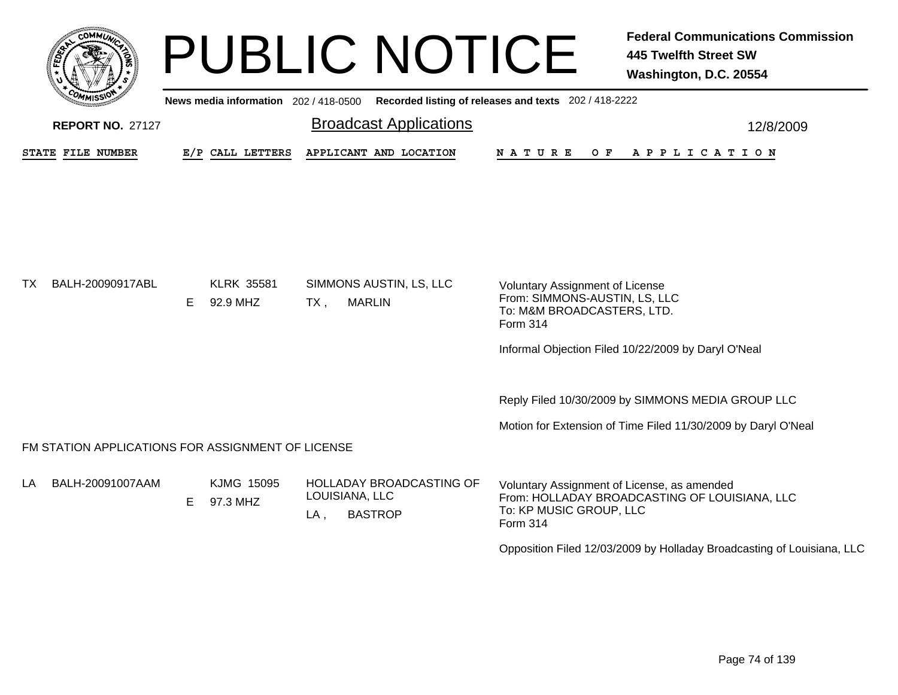# PUBLIC NOTICE

**Federal Communications Commission**
**445 Twelfth Street SW**
**Washington, D.C. 20554**

**News media information** 202 / 418-0500 **Recorded listing of releases and texts** 202 / 418-2222

**REPORT NO.** 27127

## Broadcast Applications

12/8/2009

| STATE | FILE NUMBER | E/P | CALL LETTERS | APPLICANT AND LOCATION | NATURE OF APPLICATION |
|---|---|---|---|---|---|
| TX | BALH-20090917ABL | E | KLRK 35581<br>92.9 MHZ | SIMMONS AUSTIN, LS, LLC<br>TX , MARLIN | Voluntary Assignment of License<br>From: SIMMONS-AUSTIN, LS, LLC<br>To: M&M BROADCASTERS, LTD.<br>Form 314<br><br>Informal Objection Filed 10/22/2009 by Daryl O'Neal<br><br>Reply Filed 10/30/2009 by SIMMONS MEDIA GROUP LLC<br><br>Motion for Extension of Time Filed 11/30/2009 by Daryl O'Neal |

### FM STATION APPLICATIONS FOR ASSIGNMENT OF LICENSE

| STATE | FILE NUMBER | E/P | CALL LETTERS | APPLICANT AND LOCATION | NATURE OF APPLICATION |
|---|---|---|---|---|---|
| LA | BALH-20091007AAM | E | KJMG 15095<br>97.3 MHZ | HOLLADAY BROADCASTING OF LOUISIANA, LLC<br>LA , BASTROP | Voluntary Assignment of License, as amended<br>From: HOLLADAY BROADCASTING OF LOUISIANA, LLC<br>To: KP MUSIC GROUP, LLC<br>Form 314<br><br>Opposition Filed 12/03/2009 by Holladay Broadcasting of Louisiana, LLC |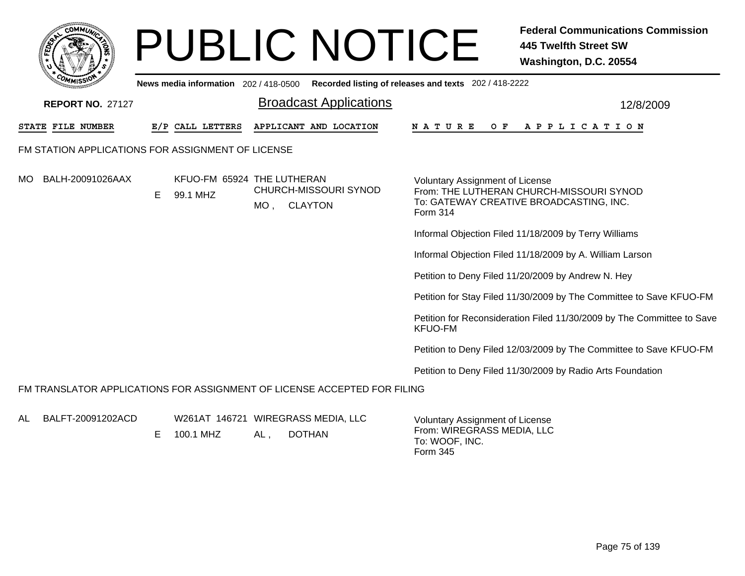# PUBLIC NOTICE

**Federal Communications Commission**
**445 Twelfth Street SW**
**Washington, D.C. 20554**

**News media information** 202 / 418-0500 **Recorded listing of releases and texts** 202 / 418-2222

**REPORT NO.** 27127

## Broadcast Applications

12/8/2009

| STATE | FILE NUMBER | E/P | CALL LETTERS | APPLICANT AND LOCATION | NATURE OF APPLICATION |
|---|---|---|---|---|---|

### FM STATION APPLICATIONS FOR ASSIGNMENT OF LICENSE

| STATE | FILE NUMBER | E/P | CALL LETTERS | APPLICANT AND LOCATION | NATURE OF APPLICATION |
|---|---|---|---|---|---|
| MO | BALH-20091026AAX | E | KFUO-FM 65924<br>99.1 MHZ | THE LUTHERAN CHURCH-MISSOURI SYNOD<br>MO , CLAYTON | Voluntary Assignment of License<br>From: THE LUTHERAN CHURCH-MISSOURI SYNOD<br>To: GATEWAY CREATIVE BROADCASTING, INC.<br>Form 314<br><br>Informal Objection Filed 11/18/2009 by Terry Williams<br><br>Informal Objection Filed 11/18/2009 by A. William Larson<br><br>Petition to Deny Filed 11/20/2009 by Andrew N. Hey<br><br>Petition for Stay Filed 11/30/2009 by The Committee to Save KFUO-FM<br><br>Petition for Reconsideration Filed 11/30/2009 by The Committee to Save KFUO-FM<br><br>Petition to Deny Filed 12/03/2009 by The Committee to Save KFUO-FM<br><br>Petition to Deny Filed 11/30/2009 by Radio Arts Foundation |

### FM TRANSLATOR APPLICATIONS FOR ASSIGNMENT OF LICENSE ACCEPTED FOR FILING

| STATE | FILE NUMBER | E/P | CALL LETTERS | APPLICANT AND LOCATION | NATURE OF APPLICATION |
|---|---|---|---|---|---|
| AL | BALFT-20091202ACD | E | W261AT 146721<br>100.1 MHZ | WIREGRASS MEDIA, LLC<br>AL , DOTHAN | Voluntary Assignment of License<br>From: WIREGRASS MEDIA, LLC<br>To: WOOF, INC.<br>Form 345 |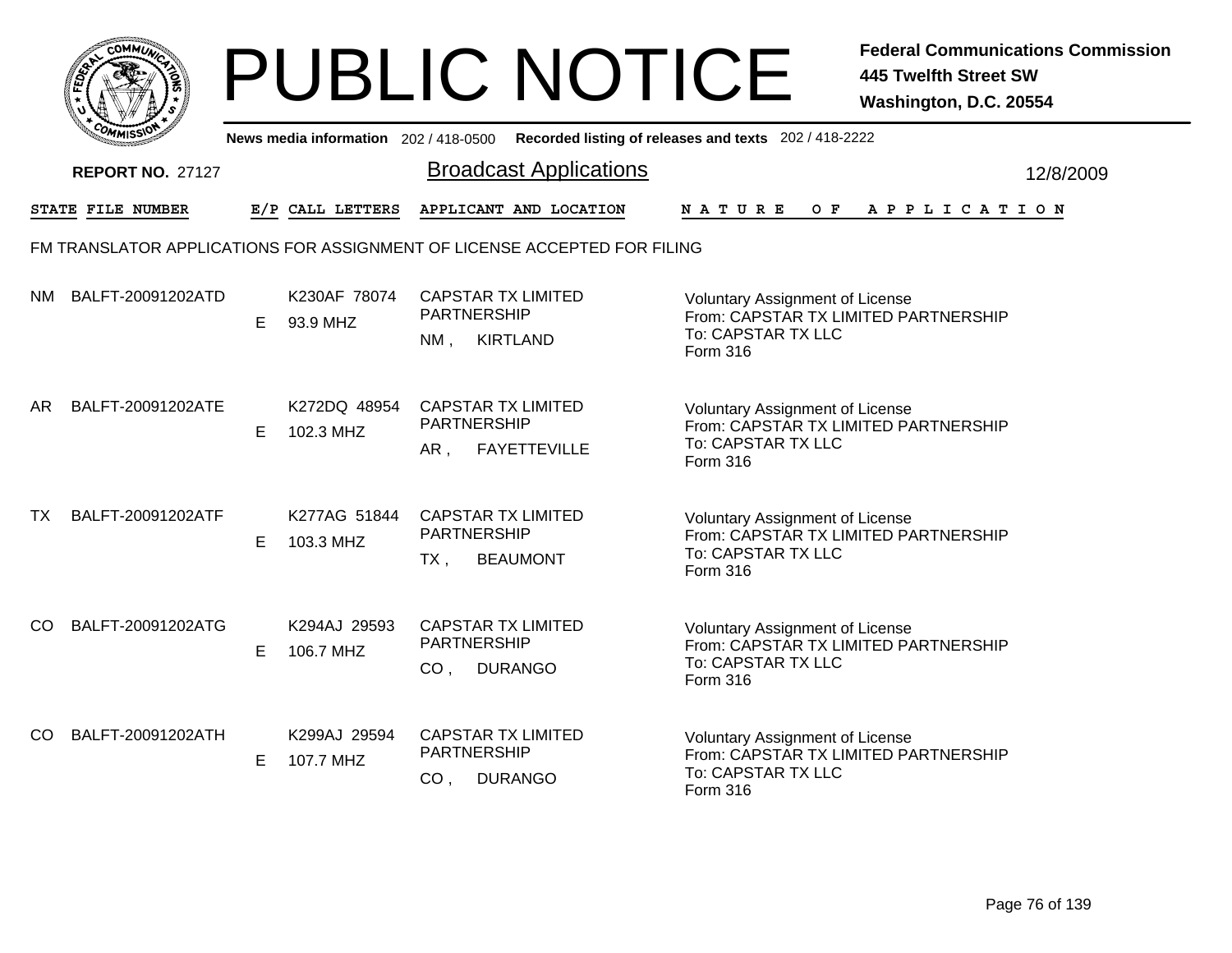# PUBLIC NOTICE

**Federal Communications Commission**
**445 Twelfth Street SW**
**Washington, D.C. 20554**

News media information 202 / 418-0500 Recorded listing of releases and texts 202 / 418-2222

**REPORT NO.** 27127

## Broadcast Applications

12/8/2009

| STATE | FILE NUMBER | E/P | CALL LETTERS | APPLICANT AND LOCATION | NATURE OF APPLICATION |
|---|---|---|---|---|---|

FM TRANSLATOR APPLICATIONS FOR ASSIGNMENT OF LICENSE ACCEPTED FOR FILING

| STATE | FILE NUMBER | E/P | CALL LETTERS | APPLICANT AND LOCATION | NATURE OF APPLICATION |
|---|---|---|---|---|---|
| NM | BALFT-20091202ATD | E | K230AF 78074<br>93.9 MHZ | CAPSTAR TX LIMITED PARTNERSHIP<br>NM , KIRTLAND | Voluntary Assignment of License<br>From: CAPSTAR TX LIMITED PARTNERSHIP<br>To: CAPSTAR TX LLC<br>Form 316 |
| AR | BALFT-20091202ATE | E | K272DQ 48954<br>102.3 MHZ | CAPSTAR TX LIMITED PARTNERSHIP<br>AR , FAYETTEVILLE | Voluntary Assignment of License<br>From: CAPSTAR TX LIMITED PARTNERSHIP<br>To: CAPSTAR TX LLC<br>Form 316 |
| TX | BALFT-20091202ATF | E | K277AG 51844<br>103.3 MHZ | CAPSTAR TX LIMITED PARTNERSHIP<br>TX , BEAUMONT | Voluntary Assignment of License<br>From: CAPSTAR TX LIMITED PARTNERSHIP<br>To: CAPSTAR TX LLC<br>Form 316 |
| CO | BALFT-20091202ATG | E | K294AJ 29593<br>106.7 MHZ | CAPSTAR TX LIMITED PARTNERSHIP<br>CO , DURANGO | Voluntary Assignment of License<br>From: CAPSTAR TX LIMITED PARTNERSHIP<br>To: CAPSTAR TX LLC<br>Form 316 |
| CO | BALFT-20091202ATH | E | K299AJ 29594<br>107.7 MHZ | CAPSTAR TX LIMITED PARTNERSHIP<br>CO , DURANGO | Voluntary Assignment of License<br>From: CAPSTAR TX LIMITED PARTNERSHIP<br>To: CAPSTAR TX LLC<br>Form 316 |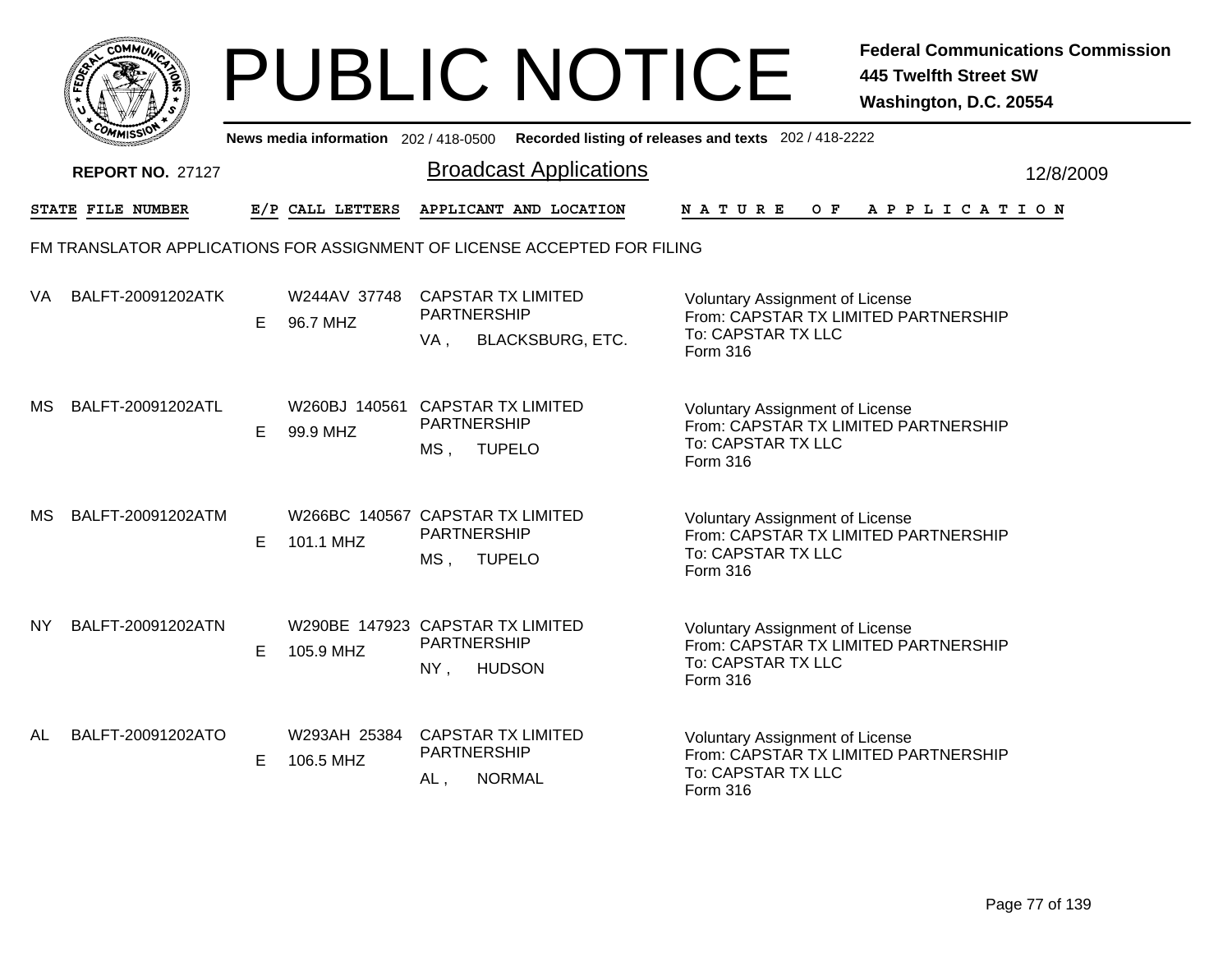# PUBLIC NOTICE

**Federal Communications Commission**
**445 Twelfth Street SW**
**Washington, D.C. 20554**

News media information 202 / 418-0500 Recorded listing of releases and texts 202 / 418-2222

**REPORT NO.** 27127

## Broadcast Applications

12/8/2009

FM TRANSLATOR APPLICATIONS FOR ASSIGNMENT OF LICENSE ACCEPTED FOR FILING

| STATE | FILE NUMBER | E/P | CALL LETTERS | APPLICANT AND LOCATION | NATURE OF APPLICATION |
|---|---|---|---|---|---|
| VA | BALFT-20091202ATK | E | W244AV 37748<br>96.7 MHZ | CAPSTAR TX LIMITED PARTNERSHIP<br>VA , BLACKSBURG, ETC. | Voluntary Assignment of License<br>From: CAPSTAR TX LIMITED PARTNERSHIP<br>To: CAPSTAR TX LLC<br>Form 316 |
| MS | BALFT-20091202ATL | E | W260BJ 140561<br>99.9 MHZ | CAPSTAR TX LIMITED PARTNERSHIP<br>MS , TUPELO | Voluntary Assignment of License<br>From: CAPSTAR TX LIMITED PARTNERSHIP<br>To: CAPSTAR TX LLC<br>Form 316 |
| MS | BALFT-20091202ATM | E | W266BC 140567<br>101.1 MHZ | CAPSTAR TX LIMITED PARTNERSHIP<br>MS , TUPELO | Voluntary Assignment of License<br>From: CAPSTAR TX LIMITED PARTNERSHIP<br>To: CAPSTAR TX LLC<br>Form 316 |
| NY | BALFT-20091202ATN | E | W290BE 147923<br>105.9 MHZ | CAPSTAR TX LIMITED PARTNERSHIP<br>NY , HUDSON | Voluntary Assignment of License<br>From: CAPSTAR TX LIMITED PARTNERSHIP<br>To: CAPSTAR TX LLC<br>Form 316 |
| AL | BALFT-20091202ATO | E | W293AH 25384<br>106.5 MHZ | CAPSTAR TX LIMITED PARTNERSHIP<br>AL , NORMAL | Voluntary Assignment of License<br>From: CAPSTAR TX LIMITED PARTNERSHIP<br>To: CAPSTAR TX LLC<br>Form 316 |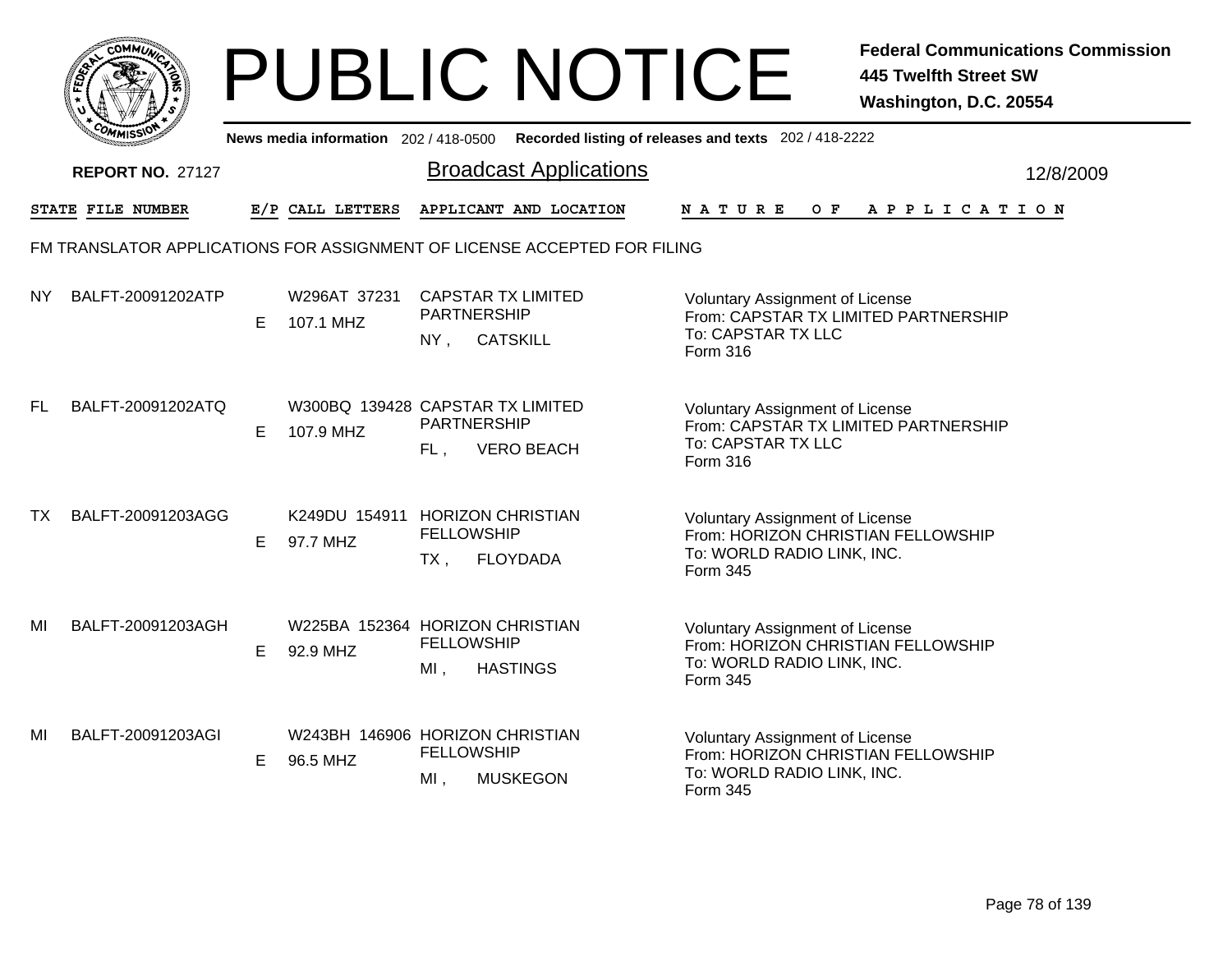# PUBLIC NOTICE

**Federal Communications Commission**
**445 Twelfth Street SW**
**Washington, D.C. 20554**

News media information 202 / 418-0500 Recorded listing of releases and texts 202 / 418-2222

**REPORT NO.** 27127

## Broadcast Applications

12/8/2009

| STATE | FILE NUMBER | E/P | CALL LETTERS | APPLICANT AND LOCATION | NATURE OF APPLICATION |
|---|---|---|---|---|---|

FM TRANSLATOR APPLICATIONS FOR ASSIGNMENT OF LICENSE ACCEPTED FOR FILING

| STATE | FILE NUMBER | E/P | CALL LETTERS | APPLICANT AND LOCATION | NATURE OF APPLICATION |
|---|---|---|---|---|---|
| NY | BALFT-20091202ATP | E | W296AT 37231<br>107.1 MHZ | CAPSTAR TX LIMITED PARTNERSHIP<br>NY , CATSKILL | Voluntary Assignment of License<br>From: CAPSTAR TX LIMITED PARTNERSHIP<br>To: CAPSTAR TX LLC<br>Form 316 |
| FL | BALFT-20091202ATQ | E | W300BQ 139428<br>107.9 MHZ | CAPSTAR TX LIMITED PARTNERSHIP<br>FL , VERO BEACH | Voluntary Assignment of License<br>From: CAPSTAR TX LIMITED PARTNERSHIP<br>To: CAPSTAR TX LLC<br>Form 316 |
| TX | BALFT-20091203AGG | E | K249DU 154911<br>97.7 MHZ | HORIZON CHRISTIAN FELLOWSHIP<br>TX , FLOYDADA | Voluntary Assignment of License<br>From: HORIZON CHRISTIAN FELLOWSHIP<br>To: WORLD RADIO LINK, INC.<br>Form 345 |
| MI | BALFT-20091203AGH | E | W225BA 152364<br>92.9 MHZ | HORIZON CHRISTIAN FELLOWSHIP<br>MI , HASTINGS | Voluntary Assignment of License<br>From: HORIZON CHRISTIAN FELLOWSHIP<br>To: WORLD RADIO LINK, INC.<br>Form 345 |
| MI | BALFT-20091203AGI | E | W243BH 146906<br>96.5 MHZ | HORIZON CHRISTIAN FELLOWSHIP<br>MI , MUSKEGON | Voluntary Assignment of License<br>From: HORIZON CHRISTIAN FELLOWSHIP<br>To: WORLD RADIO LINK, INC.<br>Form 345 |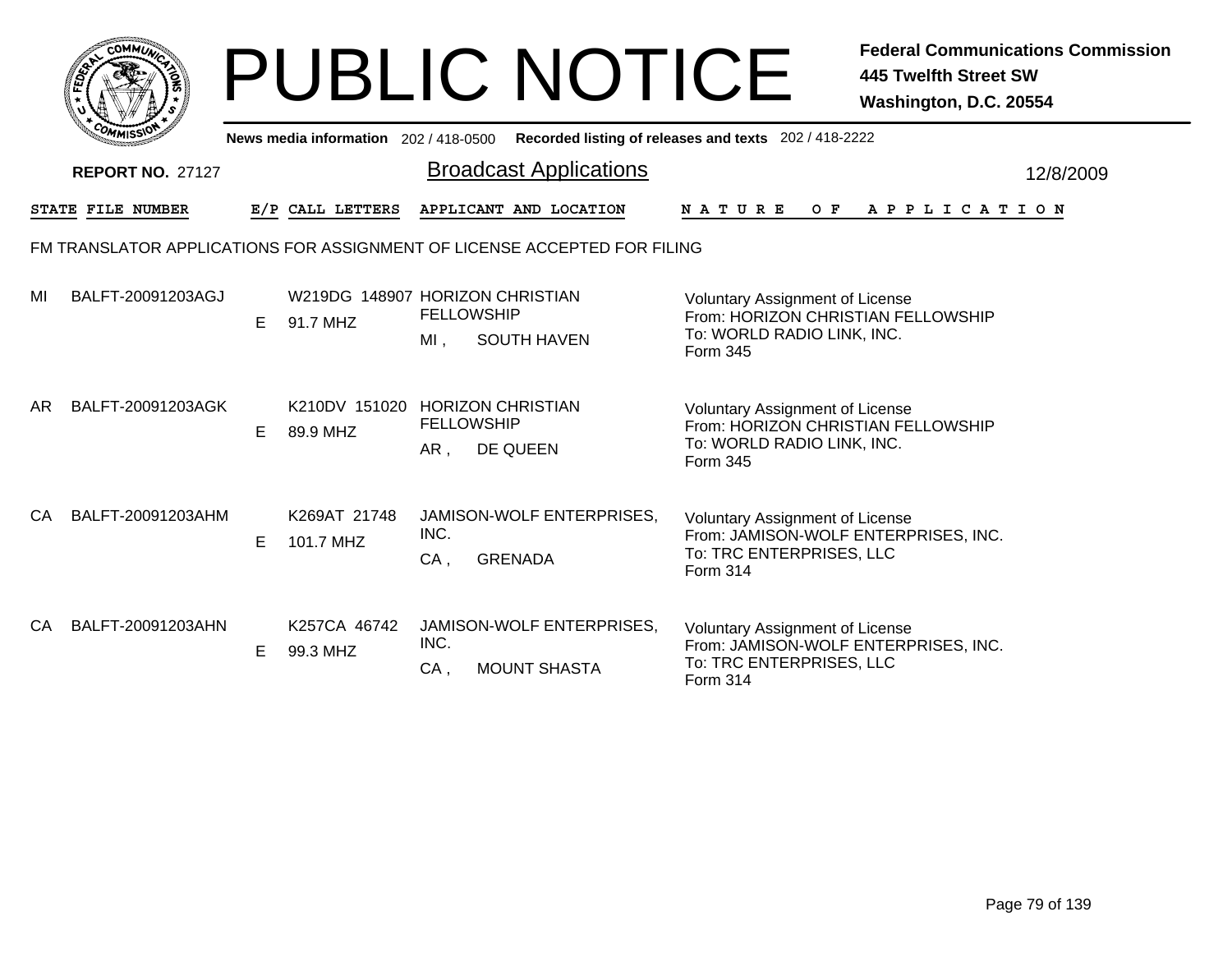# PUBLIC NOTICE

**Federal Communications Commission**
**445 Twelfth Street SW**
**Washington, D.C. 20554**

News media information 202 / 418-0500 Recorded listing of releases and texts 202 / 418-2222

**REPORT NO.** 27127

## Broadcast Applications

12/8/2009

FM TRANSLATOR APPLICATIONS FOR ASSIGNMENT OF LICENSE ACCEPTED FOR FILING

| STATE | FILE NUMBER | E/P | CALL LETTERS | APPLICANT AND LOCATION | NATURE OF APPLICATION |
|---|---|---|---|---|---|
| MI | BALFT-20091203AGJ | E | W219DG 148907<br>91.7 MHZ | HORIZON CHRISTIAN FELLOWSHIP<br>MI , SOUTH HAVEN | Voluntary Assignment of License<br>From: HORIZON CHRISTIAN FELLOWSHIP<br>To: WORLD RADIO LINK, INC.<br>Form 345 |
| AR | BALFT-20091203AGK | E | K210DV 151020<br>89.9 MHZ | HORIZON CHRISTIAN FELLOWSHIP<br>AR , DE QUEEN | Voluntary Assignment of License<br>From: HORIZON CHRISTIAN FELLOWSHIP<br>To: WORLD RADIO LINK, INC.<br>Form 345 |
| CA | BALFT-20091203AHM | E | K269AT 21748<br>101.7 MHZ | JAMISON-WOLF ENTERPRISES, INC.<br>CA , GRENADA | Voluntary Assignment of License<br>From: JAMISON-WOLF ENTERPRISES, INC.<br>To: TRC ENTERPRISES, LLC<br>Form 314 |
| CA | BALFT-20091203AHN | E | K257CA 46742<br>99.3 MHZ | JAMISON-WOLF ENTERPRISES, INC.<br>CA , MOUNT SHASTA | Voluntary Assignment of License<br>From: JAMISON-WOLF ENTERPRISES, INC.<br>To: TRC ENTERPRISES, LLC<br>Form 314 |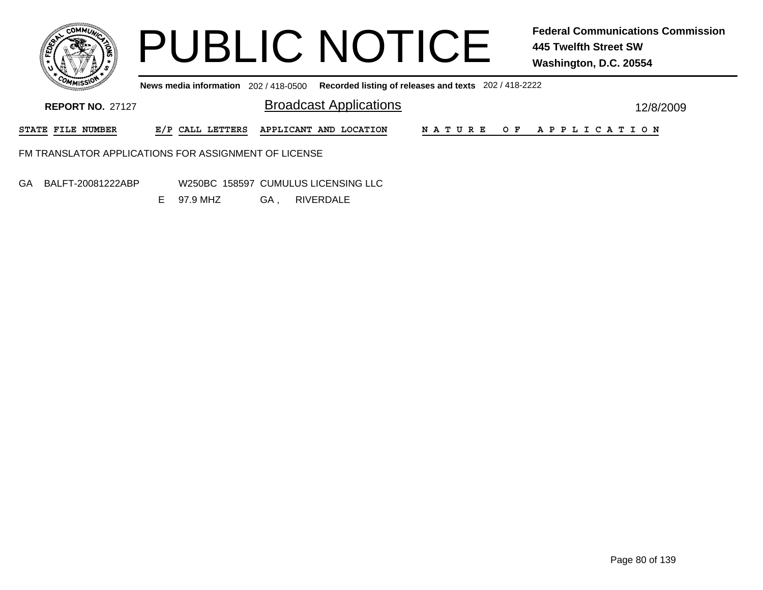# PUBLIC NOTICE

**Federal Communications Commission**
**445 Twelfth Street SW**
**Washington, D.C. 20554**

**News media information** 202 / 418-0500 **Recorded listing of releases and texts** 202 / 418-2222

**REPORT NO.** 27127

## Broadcast Applications

12/8/2009

| STATE | FILE NUMBER | E/P | CALL LETTERS | APPLICANT AND LOCATION | NATURE OF APPLICATION |
|---|---|---|---|---|---|

FM TRANSLATOR APPLICATIONS FOR ASSIGNMENT OF LICENSE

| STATE | FILE NUMBER | E/P | CALL LETTERS | APPLICANT AND LOCATION | NATURE OF APPLICATION |
|---|---|---|---|---|---|
| GA | BALFT-20081222ABP | | W250BC 158597 | CUMULUS LICENSING LLC | |
| | | E | 97.9 MHZ | GA , RIVERDALE | |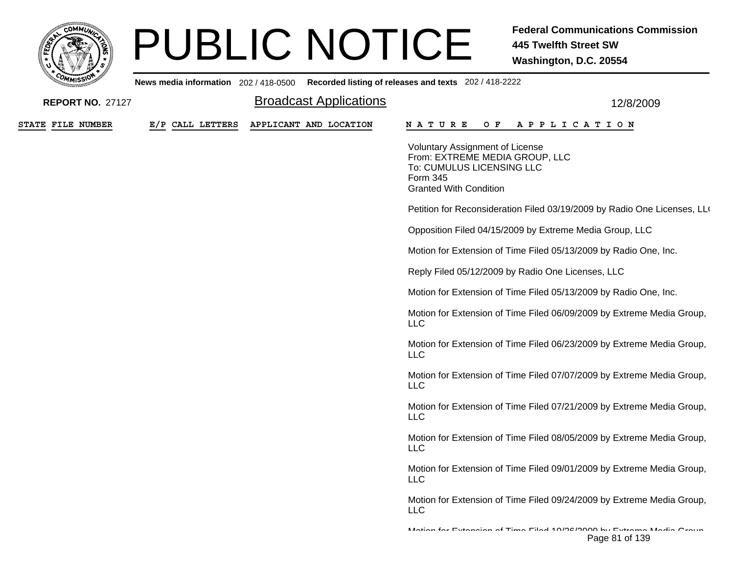# PUBLIC NOTICE

**Federal Communications Commission**
**445 Twelfth Street SW**
**Washington, D.C. 20554**

**News media information** 202 / 418-0500 **Recorded listing of releases and texts** 202 / 418-2222

**REPORT NO.** 27127

## Broadcast Applications

12/8/2009

| STATE | FILE NUMBER | E/P | CALL LETTERS | APPLICANT AND LOCATION | NATURE OF APPLICATION |
|---|---|---|---|---|---|

Voluntary Assignment of License
From: EXTREME MEDIA GROUP, LLC
To: CUMULUS LICENSING LLC
Form 345
Granted With Condition

Petition for Reconsideration Filed 03/19/2009 by Radio One Licenses, LL(

Opposition Filed 04/15/2009 by Extreme Media Group, LLC

Motion for Extension of Time Filed 05/13/2009 by Radio One, Inc.

Reply Filed 05/12/2009 by Radio One Licenses, LLC

Motion for Extension of Time Filed 05/13/2009 by Radio One, Inc.

Motion for Extension of Time Filed 06/09/2009 by Extreme Media Group, LLC

Motion for Extension of Time Filed 06/23/2009 by Extreme Media Group, LLC

Motion for Extension of Time Filed 07/07/2009 by Extreme Media Group, LLC

Motion for Extension of Time Filed 07/21/2009 by Extreme Media Group, LLC

Motion for Extension of Time Filed 08/05/2009 by Extreme Media Group, LLC

Motion for Extension of Time Filed 09/01/2009 by Extreme Media Group, LLC

Motion for Extension of Time Filed 09/24/2009 by Extreme Media Group, LLC

Motion for Extension of Time Filed 10/26/2009 by Extreme Media Group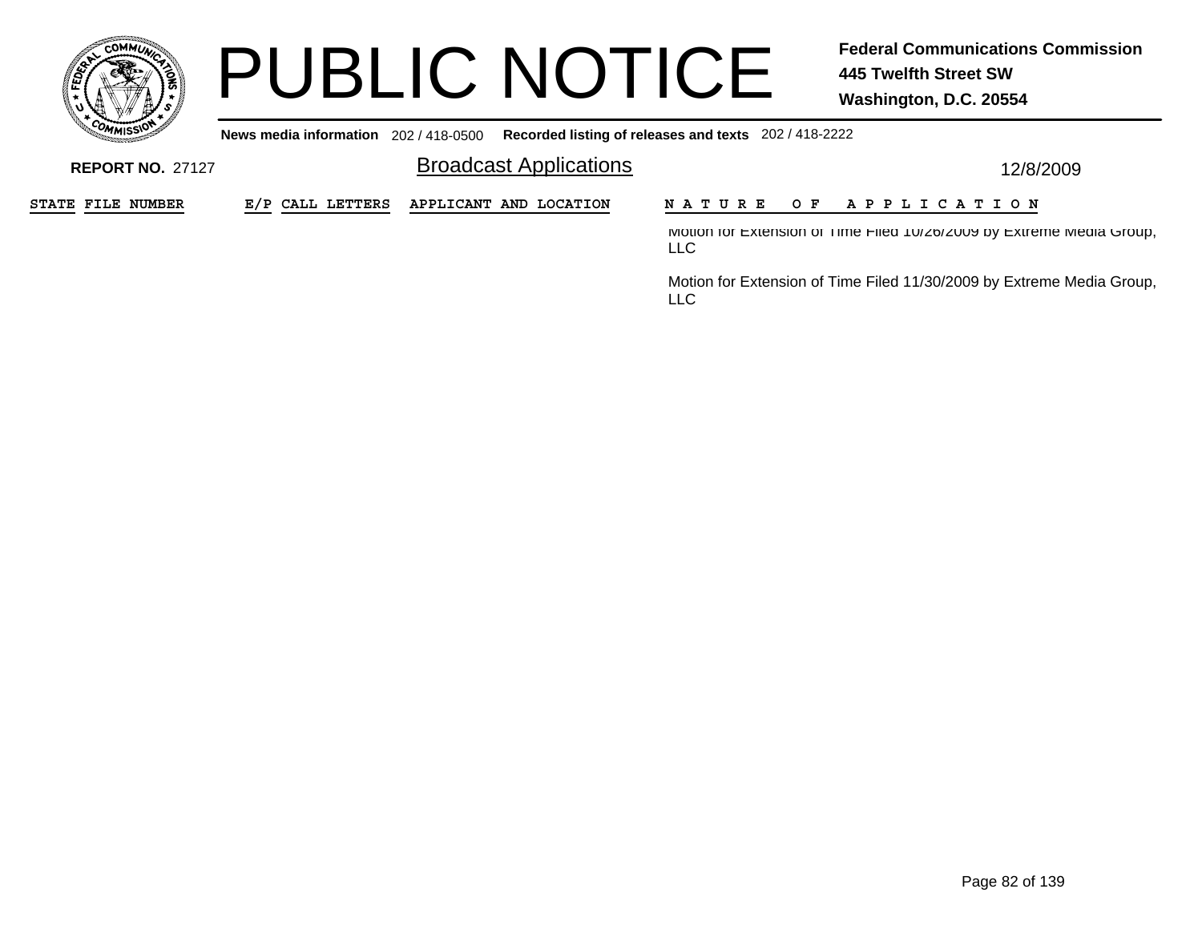| STATE | FILE NUMBER | E/P | CALL LETTERS | APPLICANT AND LOCATION | NATURE OF APPLICATION |
|---|---|---|---|---|---|
| | | | | | Motion for Extension of Time Filed 10/26/2009 by Extreme Media Group, LLC |
| | | | | | Motion for Extension of Time Filed 11/30/2009 by Extreme Media Group, LLC |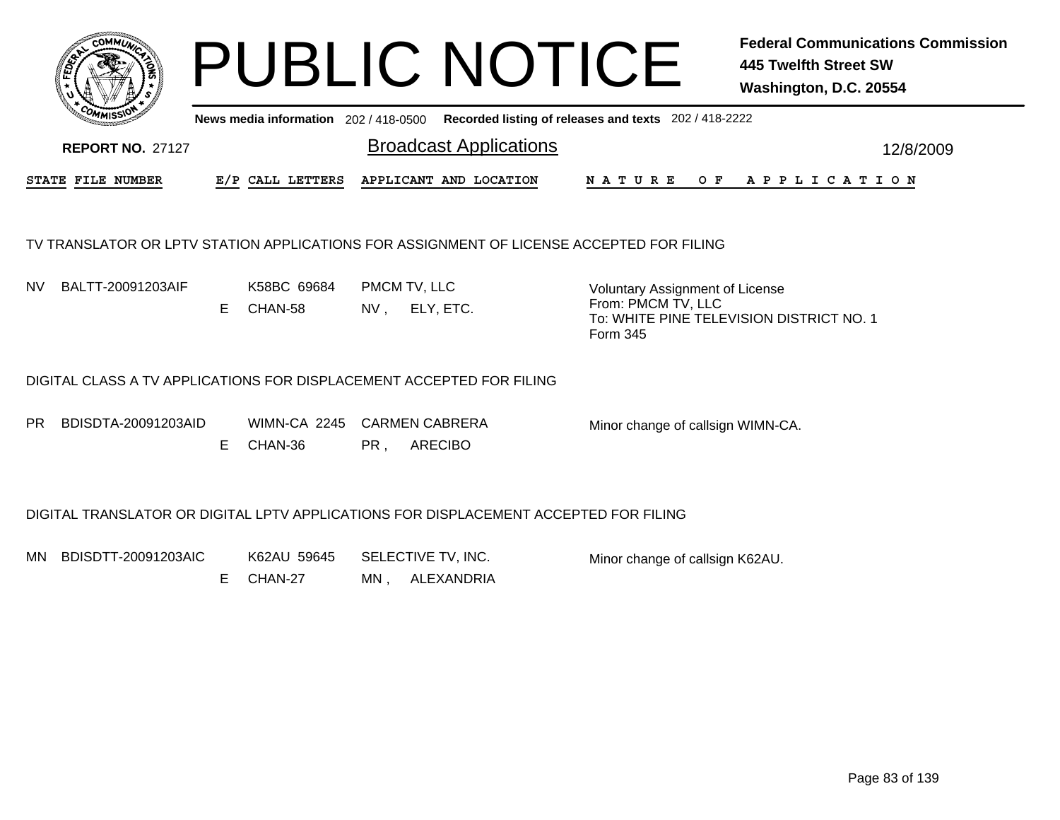# PUBLIC NOTICE

**Federal Communications Commission**
**445 Twelfth Street SW**
**Washington, D.C. 20554**

News media information 202 / 418-0500 Recorded listing of releases and texts 202 / 418-2222

**REPORT NO.** 27127

## Broadcast Applications

12/8/2009

| STATE | FILE NUMBER | E/P | CALL LETTERS | APPLICANT AND LOCATION | NATURE OF APPLICATION |
|---|---|---|---|---|---|

### TV TRANSLATOR OR LPTV STATION APPLICATIONS FOR ASSIGNMENT OF LICENSE ACCEPTED FOR FILING

| STATE | FILE NUMBER | E/P | CALL LETTERS | APPLICANT AND LOCATION | NATURE OF APPLICATION |
|---|---|---|---|---|---|
| NV | BALTT-20091203AIF | E | K58BC 69684<br>CHAN-58 | PMCM TV, LLC<br>NV , ELY, ETC. | Voluntary Assignment of License<br>From: PMCM TV, LLC<br>To: WHITE PINE TELEVISION DISTRICT NO. 1<br>Form 345 |

### DIGITAL CLASS A TV APPLICATIONS FOR DISPLACEMENT ACCEPTED FOR FILING

| STATE | FILE NUMBER | E/P | CALL LETTERS | APPLICANT AND LOCATION | NATURE OF APPLICATION |
|---|---|---|---|---|---|
| PR | BDISDTA-20091203AID | E | WIMN-CA 2245<br>CHAN-36 | CARMEN CABRERA<br>PR , ARECIBO | Minor change of callsign WIMN-CA. |

### DIGITAL TRANSLATOR OR DIGITAL LPTV APPLICATIONS FOR DISPLACEMENT ACCEPTED FOR FILING

| STATE | FILE NUMBER | E/P | CALL LETTERS | APPLICANT AND LOCATION | NATURE OF APPLICATION |
|---|---|---|---|---|---|
| MN | BDISDTT-20091203AIC | E | K62AU 59645<br>CHAN-27 | SELECTIVE TV, INC.<br>MN , ALEXANDRIA | Minor change of callsign K62AU. |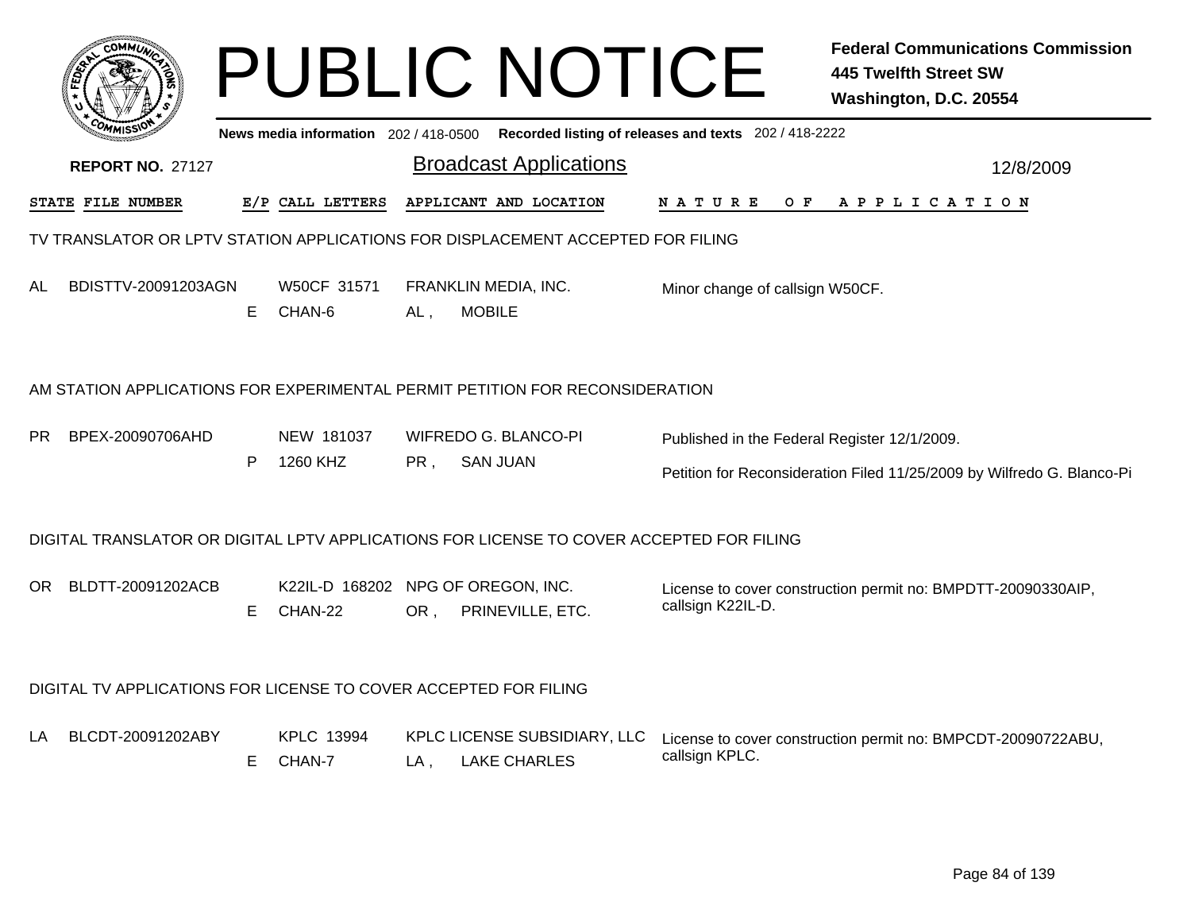# PUBLIC NOTICE

**Federal Communications Commission**
**445 Twelfth Street SW**
**Washington, D.C. 20554**

News media information 202 / 418-0500 Recorded listing of releases and texts 202 / 418-2222

**REPORT NO. 27127**

## Broadcast Applications

12/8/2009

| STATE | FILE NUMBER | E/P | CALL LETTERS | APPLICANT AND LOCATION | NATURE OF APPLICATION |
|---|---|---|---|---|---|

### TV TRANSLATOR OR LPTV STATION APPLICATIONS FOR DISPLACEMENT ACCEPTED FOR FILING

| STATE | FILE NUMBER | E/P | CALL LETTERS | APPLICANT AND LOCATION | NATURE OF APPLICATION |
|---|---|---|---|---|---|
| AL | BDISTTV-20091203AGN | E | W50CF 31571 CHAN-6 | FRANKLIN MEDIA, INC. AL , MOBILE | Minor change of callsign W50CF. |

### AM STATION APPLICATIONS FOR EXPERIMENTAL PERMIT PETITION FOR RECONSIDERATION

| STATE | FILE NUMBER | E/P | CALL LETTERS | APPLICANT AND LOCATION | NATURE OF APPLICATION |
|---|---|---|---|---|---|
| PR | BPEX-20090706AHD | P | NEW 181037 1260 KHZ | WIFREDO G. BLANCO-PI PR , SAN JUAN | Published in the Federal Register 12/1/2009. Petition for Reconsideration Filed 11/25/2009 by Wilfredo G. Blanco-Pi |

### DIGITAL TRANSLATOR OR DIGITAL LPTV APPLICATIONS FOR LICENSE TO COVER ACCEPTED FOR FILING

| STATE | FILE NUMBER | E/P | CALL LETTERS | APPLICANT AND LOCATION | NATURE OF APPLICATION |
|---|---|---|---|---|---|
| OR | BLDTT-20091202ACB | E | K22IL-D 168202 CHAN-22 | NPG OF OREGON, INC. OR , PRINEVILLE, ETC. | License to cover construction permit no: BMPDTT-20090330AIP, callsign K22IL-D. |

### DIGITAL TV APPLICATIONS FOR LICENSE TO COVER ACCEPTED FOR FILING

| STATE | FILE NUMBER | E/P | CALL LETTERS | APPLICANT AND LOCATION | NATURE OF APPLICATION |
|---|---|---|---|---|---|
| LA | BLCDT-20091202ABY | E | KPLC 13994 CHAN-7 | KPLC LICENSE SUBSIDIARY, LLC LA , LAKE CHARLES | License to cover construction permit no: BMPCDT-20090722ABU, callsign KPLC. |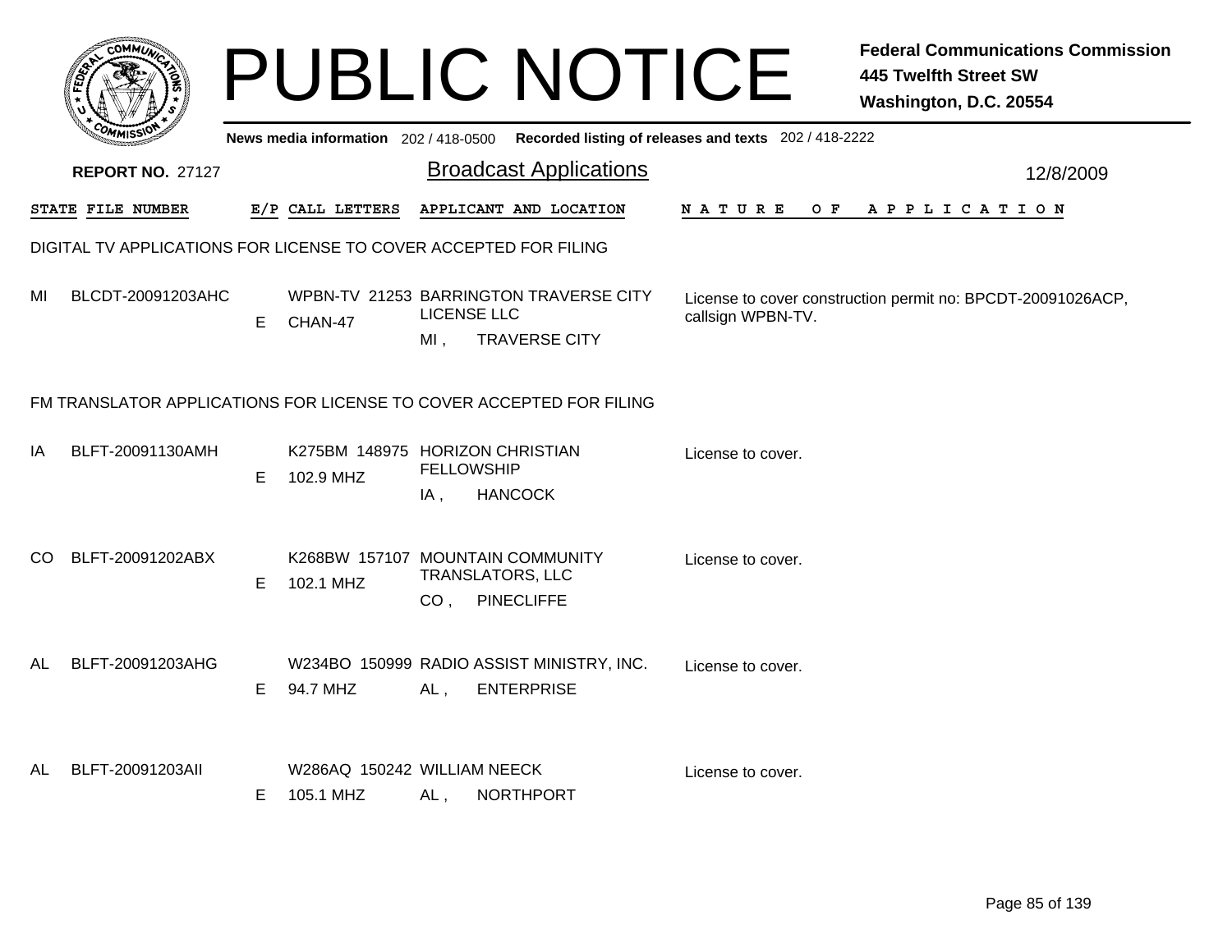# PUBLIC NOTICE

**Federal Communications Commission**
**445 Twelfth Street SW**
**Washington, D.C. 20554**

News media information 202 / 418-0500 Recorded listing of releases and texts 202 / 418-2222

**REPORT NO.** 27127

## Broadcast Applications

12/8/2009

| STATE | FILE NUMBER | E/P | CALL LETTERS | APPLICANT AND LOCATION | NATURE OF APPLICATION |
|---|---|---|---|---|---|

### DIGITAL TV APPLICATIONS FOR LICENSE TO COVER ACCEPTED FOR FILING

| STATE | FILE NUMBER | E/P | CALL LETTERS | APPLICANT AND LOCATION | NATURE OF APPLICATION |
|---|---|---|---|---|---|
| MI | BLCDT-20091203AHC | E | WPBN-TV 21253 CHAN-47 | BARRINGTON TRAVERSE CITY LICENSE LLC MI , TRAVERSE CITY | License to cover construction permit no: BPCDT-20091026ACP, callsign WPBN-TV. |

### FM TRANSLATOR APPLICATIONS FOR LICENSE TO COVER ACCEPTED FOR FILING

| STATE | FILE NUMBER | E/P | CALL LETTERS | APPLICANT AND LOCATION | NATURE OF APPLICATION |
|---|---|---|---|---|---|
| IA | BLFT-20091130AMH | E | K275BM 148975 102.9 MHZ | HORIZON CHRISTIAN FELLOWSHIP IA , HANCOCK | License to cover. |
| CO | BLFT-20091202ABX | E | K268BW 157107 102.1 MHZ | MOUNTAIN COMMUNITY TRANSLATORS, LLC CO , PINECLIFFE | License to cover. |
| AL | BLFT-20091203AHG | E | W234BO 150999 94.7 MHZ | RADIO ASSIST MINISTRY, INC. AL , ENTERPRISE | License to cover. |
| AL | BLFT-20091203AII | E | W286AQ 150242 105.1 MHZ | WILLIAM NEECK AL , NORTHPORT | License to cover. |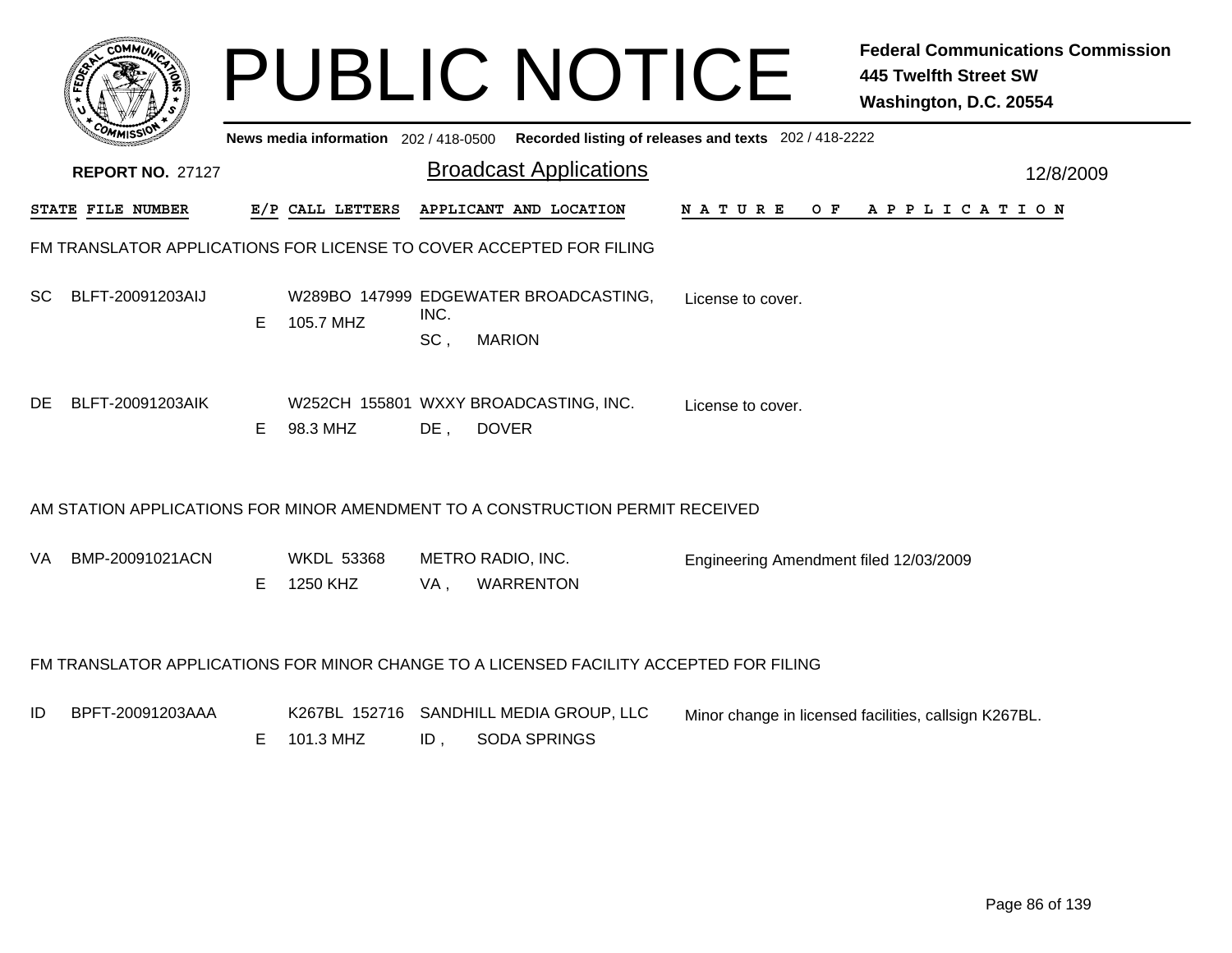# PUBLIC NOTICE

**Federal Communications Commission**
**445 Twelfth Street SW**
**Washington, D.C. 20554**

News media information 202 / 418-0500 Recorded listing of releases and texts 202 / 418-2222

**REPORT NO.** 27127

## Broadcast Applications

12/8/2009

## FM TRANSLATOR APPLICATIONS FOR LICENSE TO COVER ACCEPTED FOR FILING

| STATE | FILE NUMBER | E/P | CALL LETTERS | APPLICANT AND LOCATION | NATURE OF APPLICATION |
|---|---|---|---|---|---|
| SC | BLFT-20091203AIJ | E | W289BO 147999 105.7 MHZ | EDGEWATER BROADCASTING, INC. SC , MARION | License to cover. |
| DE | BLFT-20091203AIK | E | W252CH 155801 98.3 MHZ | WXXY BROADCASTING, INC. DE , DOVER | License to cover. |

## AM STATION APPLICATIONS FOR MINOR AMENDMENT TO A CONSTRUCTION PERMIT RECEIVED

| STATE | FILE NUMBER | E/P | CALL LETTERS | APPLICANT AND LOCATION | NATURE OF APPLICATION |
|---|---|---|---|---|---|
| VA | BMP-20091021ACN | E | WKDL 53368 1250 KHZ | METRO RADIO, INC. VA , WARRENTON | Engineering Amendment filed 12/03/2009 |

## FM TRANSLATOR APPLICATIONS FOR MINOR CHANGE TO A LICENSED FACILITY ACCEPTED FOR FILING

| STATE | FILE NUMBER | E/P | CALL LETTERS | APPLICANT AND LOCATION | NATURE OF APPLICATION |
|---|---|---|---|---|---|
| ID | BPFT-20091203AAA | E | K267BL 152716 101.3 MHZ | SANDHILL MEDIA GROUP, LLC ID , SODA SPRINGS | Minor change in licensed facilities, callsign K267BL. |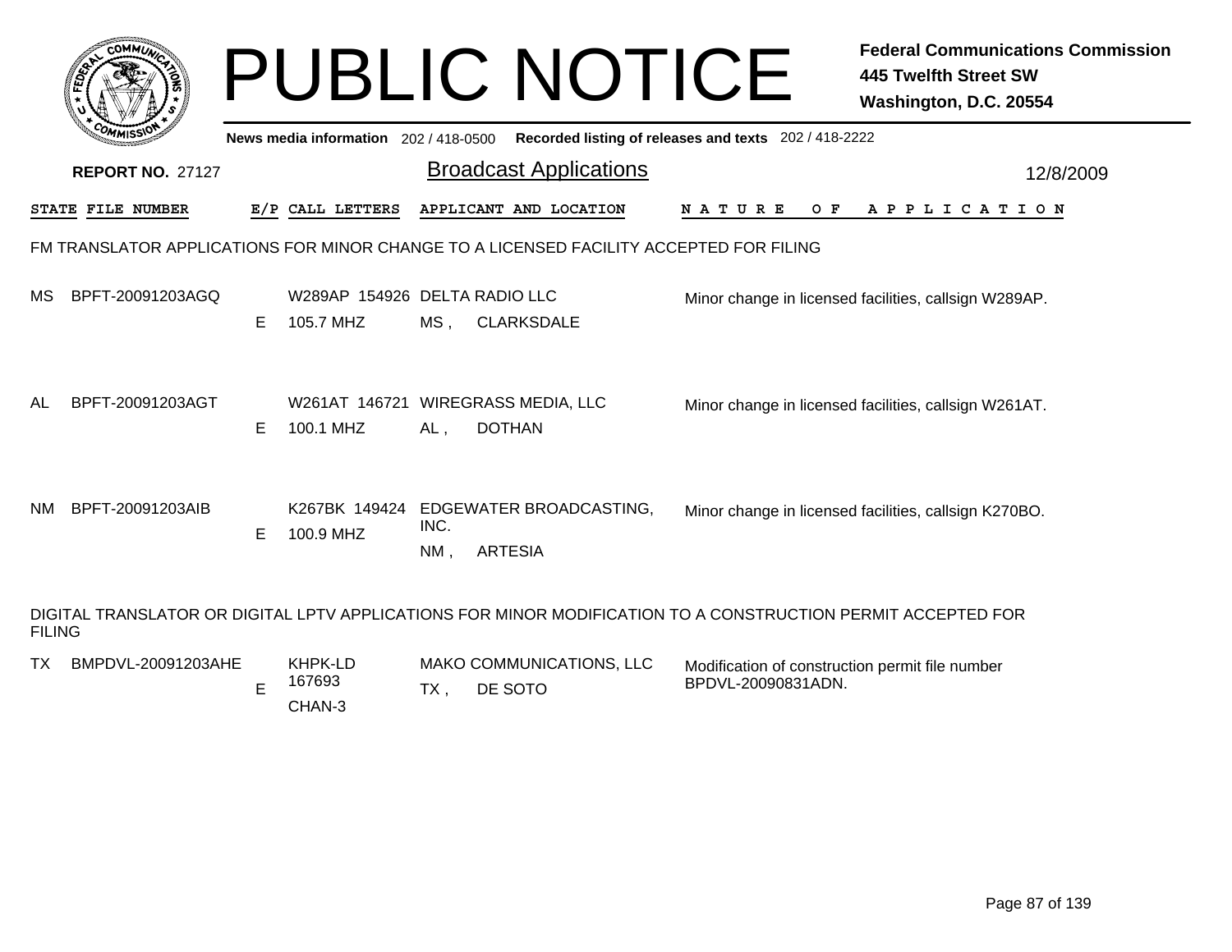# PUBLIC NOTICE

**Federal Communications Commission**
**445 Twelfth Street SW**
**Washington, D.C. 20554**

News media information 202 / 418-0500 Recorded listing of releases and texts 202 / 418-2222

**REPORT NO.** 27127

## Broadcast Applications

12/8/2009

| STATE | FILE NUMBER | E/P | CALL LETTERS | APPLICANT AND LOCATION | NATURE OF APPLICATION |
|---|---|---|---|---|---|

FM TRANSLATOR APPLICATIONS FOR MINOR CHANGE TO A LICENSED FACILITY ACCEPTED FOR FILING

| STATE | FILE NUMBER | E/P | CALL LETTERS | APPLICANT AND LOCATION | NATURE OF APPLICATION |
|---|---|---|---|---|---|
| MS | BPFT-20091203AGQ | E | W289AP 154926 105.7 MHZ | DELTA RADIO LLC MS , CLARKSDALE | Minor change in licensed facilities, callsign W289AP. |
| AL | BPFT-20091203AGT | E | W261AT 146721 100.1 MHZ | WIREGRASS MEDIA, LLC AL , DOTHAN | Minor change in licensed facilities, callsign W261AT. |
| NM | BPFT-20091203AIB | E | K267BK 149424 100.9 MHZ | EDGEWATER BROADCASTING, INC. NM , ARTESIA | Minor change in licensed facilities, callsign K270BO. |

DIGITAL TRANSLATOR OR DIGITAL LPTV APPLICATIONS FOR MINOR MODIFICATION TO A CONSTRUCTION PERMIT ACCEPTED FOR FILING

| STATE | FILE NUMBER | E/P | CALL LETTERS | APPLICANT AND LOCATION | NATURE OF APPLICATION |
|---|---|---|---|---|---|
| TX | BMPDVL-20091203AHE | E | KHPK-LD 167693 CHAN-3 | MAKO COMMUNICATIONS, LLC TX , DE SOTO | Modification of construction permit file number BPDVL-20090831ADN. |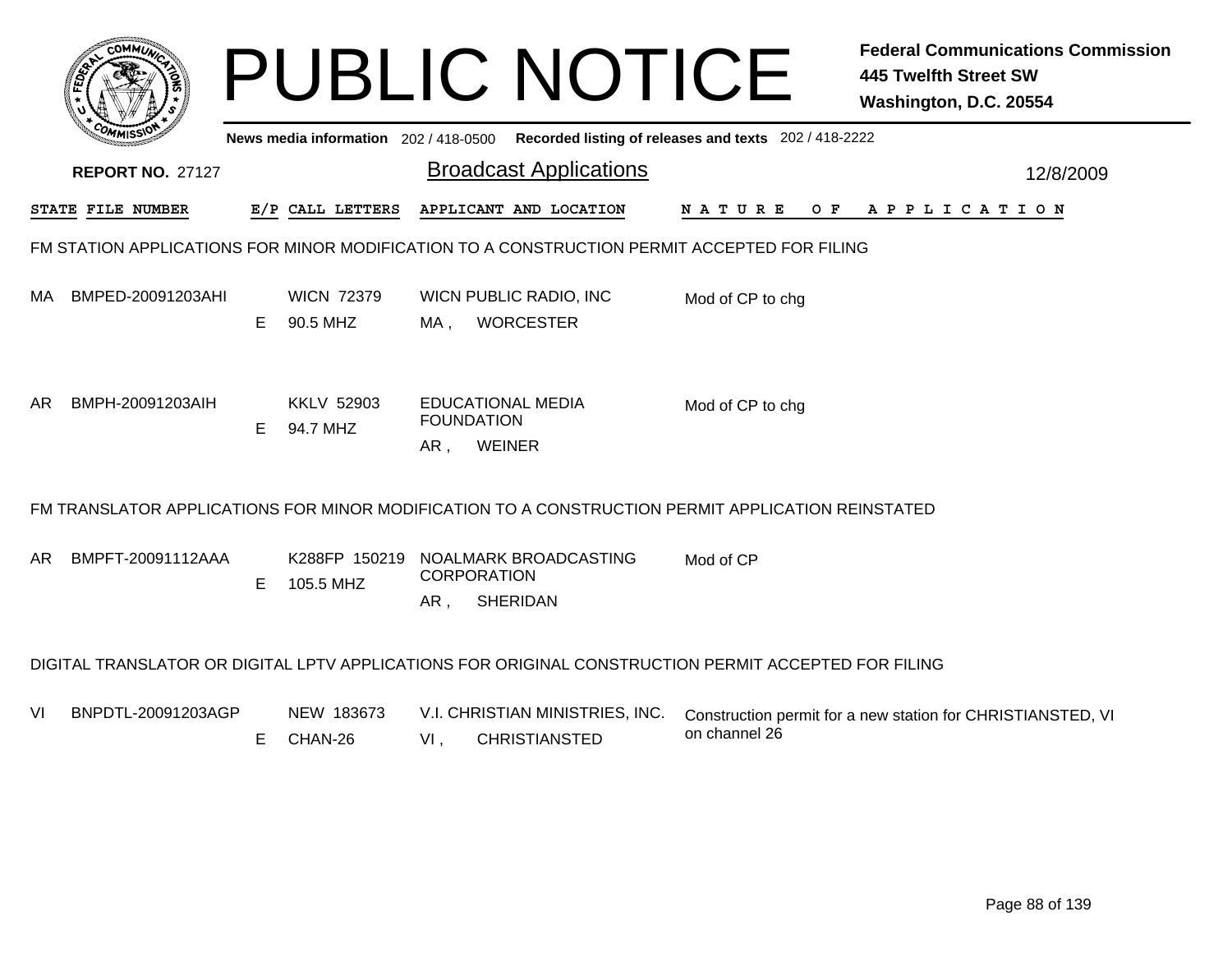# PUBLIC NOTICE

**Federal Communications Commission**
**445 Twelfth Street SW**
**Washington, D.C. 20554**

News media information 202 / 418-0500 Recorded listing of releases and texts 202 / 418-2222

**REPORT NO.** 27127

## Broadcast Applications

12/8/2009

| STATE | FILE NUMBER | E/P | CALL LETTERS | APPLICANT AND LOCATION | NATURE OF APPLICATION |
|---|---|---|---|---|---|

### FM STATION APPLICATIONS FOR MINOR MODIFICATION TO A CONSTRUCTION PERMIT ACCEPTED FOR FILING

| STATE | FILE NUMBER | E/P | CALL LETTERS | APPLICANT AND LOCATION | NATURE OF APPLICATION |
|---|---|---|---|---|---|
| MA | BMPED-20091203AHI | E | WICN 72379<br>90.5 MHZ | WICN PUBLIC RADIO, INC<br>MA , WORCESTER | Mod of CP to chg |
| AR | BMPH-20091203AIH | E | KKLV 52903<br>94.7 MHZ | EDUCATIONAL MEDIA FOUNDATION<br>AR , WEINER | Mod of CP to chg |

### FM TRANSLATOR APPLICATIONS FOR MINOR MODIFICATION TO A CONSTRUCTION PERMIT APPLICATION REINSTATED

| STATE | FILE NUMBER | E/P | CALL LETTERS | APPLICANT AND LOCATION | NATURE OF APPLICATION |
|---|---|---|---|---|---|
| AR | BMPFT-20091112AAA | E | K288FP 150219<br>105.5 MHZ | NOALMARK BROADCASTING CORPORATION<br>AR , SHERIDAN | Mod of CP |

### DIGITAL TRANSLATOR OR DIGITAL LPTV APPLICATIONS FOR ORIGINAL CONSTRUCTION PERMIT ACCEPTED FOR FILING

| STATE | FILE NUMBER | E/P | CALL LETTERS | APPLICANT AND LOCATION | NATURE OF APPLICATION |
|---|---|---|---|---|---|
| VI | BNPDTL-20091203AGP | E | NEW 183673<br>CHAN-26 | V.I. CHRISTIAN MINISTRIES, INC.<br>VI , CHRISTIANSTED | Construction permit for a new station for CHRISTIANSTED, VI on channel 26 |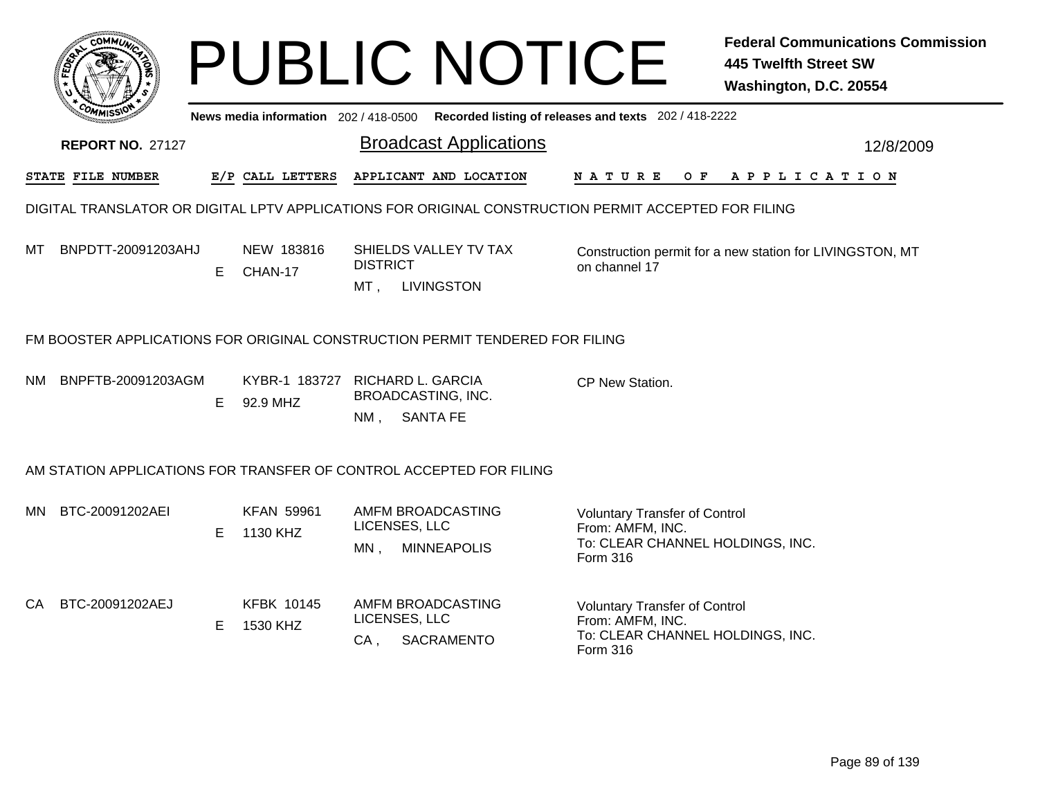# PUBLIC NOTICE

**Federal Communications Commission**
**445 Twelfth Street SW**
**Washington, D.C. 20554**

News media information 202 / 418-0500 Recorded listing of releases and texts 202 / 418-2222

**REPORT NO. 27127**

## Broadcast Applications

12/8/2009

| STATE | FILE NUMBER | E/P | CALL LETTERS | APPLICANT AND LOCATION | NATURE OF APPLICATION |
|---|---|---|---|---|---|

### DIGITAL TRANSLATOR OR DIGITAL LPTV APPLICATIONS FOR ORIGINAL CONSTRUCTION PERMIT ACCEPTED FOR FILING

| STATE | FILE NUMBER | E/P | CALL LETTERS | APPLICANT AND LOCATION | NATURE OF APPLICATION |
|---|---|---|---|---|---|
| MT | BNPDTT-20091203AHJ | E | NEW 183816 CHAN-17 | SHIELDS VALLEY TV TAX DISTRICT MT , LIVINGSTON | Construction permit for a new station for LIVINGSTON, MT on channel 17 |

### FM BOOSTER APPLICATIONS FOR ORIGINAL CONSTRUCTION PERMIT TENDERED FOR FILING

| STATE | FILE NUMBER | E/P | CALL LETTERS | APPLICANT AND LOCATION | NATURE OF APPLICATION |
|---|---|---|---|---|---|
| NM | BNPFTB-20091203AGM | E | KYBR-1 183727 92.9 MHZ | RICHARD L. GARCIA BROADCASTING, INC. NM , SANTA FE | CP New Station. |

### AM STATION APPLICATIONS FOR TRANSFER OF CONTROL ACCEPTED FOR FILING

| STATE | FILE NUMBER | E/P | CALL LETTERS | APPLICANT AND LOCATION | NATURE OF APPLICATION |
|---|---|---|---|---|---|
| MN | BTC-20091202AEI | E | KFAN 59961 1130 KHZ | AMFM BROADCASTING LICENSES, LLC MN , MINNEAPOLIS | Voluntary Transfer of Control From: AMFM, INC. To: CLEAR CHANNEL HOLDINGS, INC. Form 316 |
| CA | BTC-20091202AEJ | E | KFBK 10145 1530 KHZ | AMFM BROADCASTING LICENSES, LLC CA , SACRAMENTO | Voluntary Transfer of Control From: AMFM, INC. To: CLEAR CHANNEL HOLDINGS, INC. Form 316 |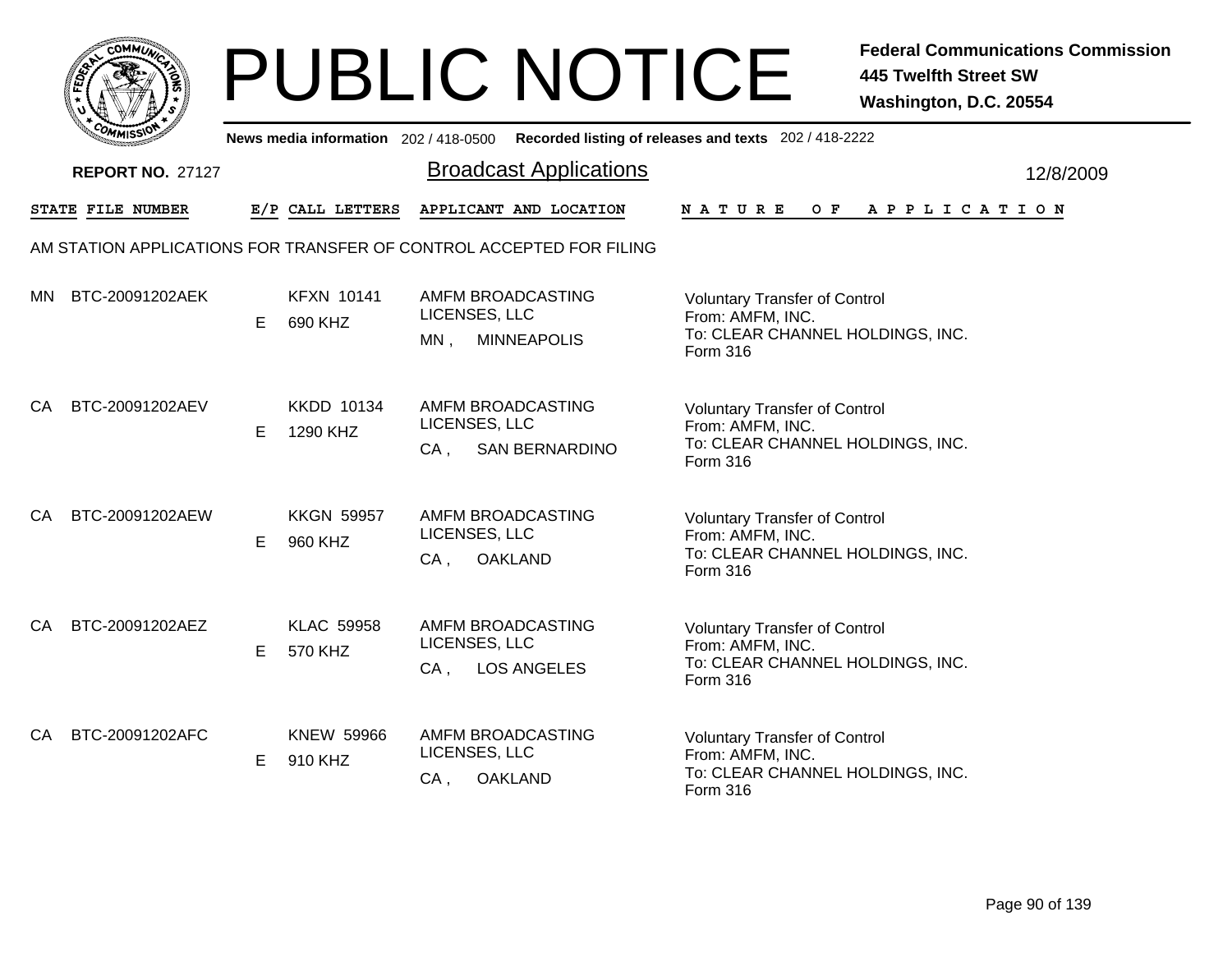# PUBLIC NOTICE

**Federal Communications Commission**
**445 Twelfth Street SW**
**Washington, D.C. 20554**

News media information 202 / 418-0500 **Recorded listing of releases and texts** 202 / 418-2222

**REPORT NO.** 27127

## Broadcast Applications

12/8/2009

| STATE | FILE NUMBER | E/P | CALL LETTERS | APPLICANT AND LOCATION | NATURE OF APPLICATION |
|---|---|---|---|---|---|

AM STATION APPLICATIONS FOR TRANSFER OF CONTROL ACCEPTED FOR FILING

| STATE | FILE NUMBER | E/P | CALL LETTERS | APPLICANT AND LOCATION | NATURE OF APPLICATION |
|---|---|---|---|---|---|
| MN | BTC-20091202AEK | E | KFXN 10141<br>690 KHZ | AMFM BROADCASTING LICENSES, LLC<br>MN , MINNEAPOLIS | Voluntary Transfer of Control<br>From: AMFM, INC.<br>To: CLEAR CHANNEL HOLDINGS, INC.<br>Form 316 |
| CA | BTC-20091202AEV | E | KKDD 10134<br>1290 KHZ | AMFM BROADCASTING LICENSES, LLC<br>CA , SAN BERNARDINO | Voluntary Transfer of Control<br>From: AMFM, INC.<br>To: CLEAR CHANNEL HOLDINGS, INC.<br>Form 316 |
| CA | BTC-20091202AEW | E | KKGN 59957<br>960 KHZ | AMFM BROADCASTING LICENSES, LLC<br>CA , OAKLAND | Voluntary Transfer of Control<br>From: AMFM, INC.<br>To: CLEAR CHANNEL HOLDINGS, INC.<br>Form 316 |
| CA | BTC-20091202AEZ | E | KLAC 59958<br>570 KHZ | AMFM BROADCASTING LICENSES, LLC<br>CA , LOS ANGELES | Voluntary Transfer of Control<br>From: AMFM, INC.<br>To: CLEAR CHANNEL HOLDINGS, INC.<br>Form 316 |
| CA | BTC-20091202AFC | E | KNEW 59966<br>910 KHZ | AMFM BROADCASTING LICENSES, LLC<br>CA , OAKLAND | Voluntary Transfer of Control<br>From: AMFM, INC.<br>To: CLEAR CHANNEL HOLDINGS, INC.<br>Form 316 |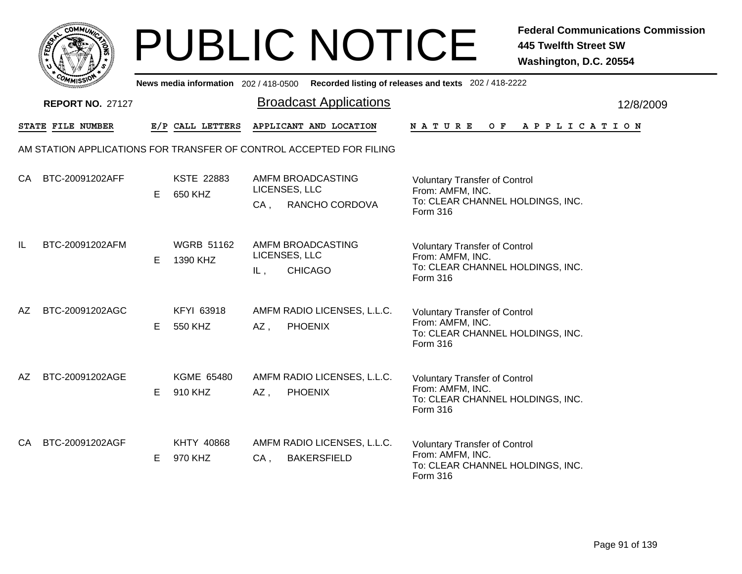# PUBLIC NOTICE

**Federal Communications Commission**
**445 Twelfth Street SW**
**Washington, D.C. 20554**

**News media information** 202 / 418-0500 **Recorded listing of releases and texts** 202 / 418-2222

**REPORT NO.** 27127

## Broadcast Applications

12/8/2009

AM STATION APPLICATIONS FOR TRANSFER OF CONTROL ACCEPTED FOR FILING

| STATE | FILE NUMBER | E/P | CALL LETTERS | APPLICANT AND LOCATION | NATURE OF APPLICATION |
|---|---|---|---|---|---|
| CA | BTC-20091202AFF | E | KSTE 22883<br>650 KHZ | AMFM BROADCASTING LICENSES, LLC<br>CA , RANCHO CORDOVA | Voluntary Transfer of Control<br>From: AMFM, INC.<br>To: CLEAR CHANNEL HOLDINGS, INC.<br>Form 316 |
| IL | BTC-20091202AFM | E | WGRB 51162<br>1390 KHZ | AMFM BROADCASTING LICENSES, LLC<br>IL , CHICAGO | Voluntary Transfer of Control<br>From: AMFM, INC.<br>To: CLEAR CHANNEL HOLDINGS, INC.<br>Form 316 |
| AZ | BTC-20091202AGC | E | KFYI 63918<br>550 KHZ | AMFM RADIO LICENSES, L.L.C.<br>AZ , PHOENIX | Voluntary Transfer of Control<br>From: AMFM, INC.<br>To: CLEAR CHANNEL HOLDINGS, INC.<br>Form 316 |
| AZ | BTC-20091202AGE | E | KGME 65480<br>910 KHZ | AMFM RADIO LICENSES, L.L.C.<br>AZ , PHOENIX | Voluntary Transfer of Control<br>From: AMFM, INC.<br>To: CLEAR CHANNEL HOLDINGS, INC.<br>Form 316 |
| CA | BTC-20091202AGF | E | KHTY 40868<br>970 KHZ | AMFM RADIO LICENSES, L.L.C.<br>CA , BAKERSFIELD | Voluntary Transfer of Control<br>From: AMFM, INC.<br>To: CLEAR CHANNEL HOLDINGS, INC.<br>Form 316 |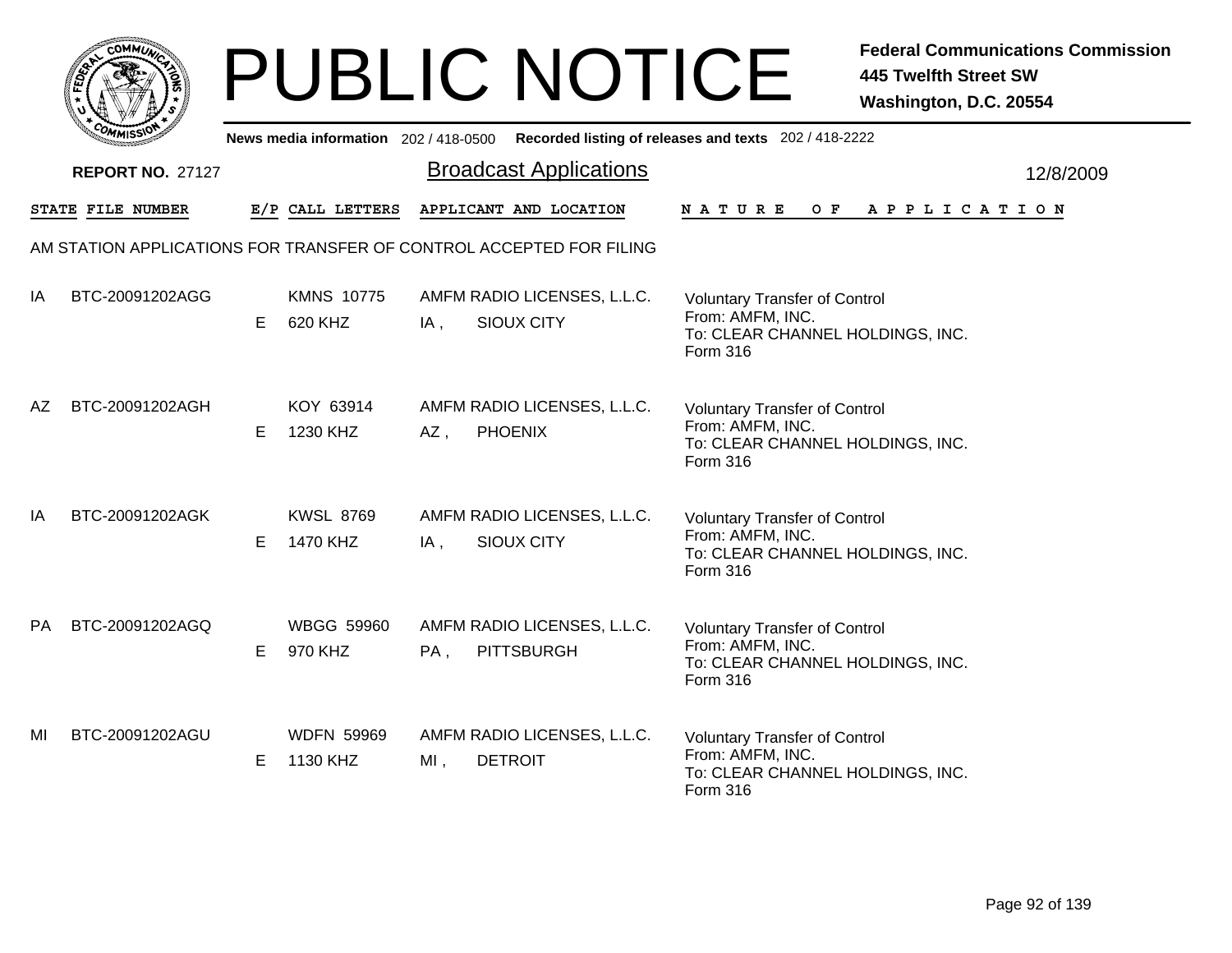# PUBLIC NOTICE

**Federal Communications Commission**
**445 Twelfth Street SW**
**Washington, D.C. 20554**

News media information 202 / 418-0500 Recorded listing of releases and texts 202 / 418-2222

**REPORT NO.** 27127

## Broadcast Applications

12/8/2009

AM STATION APPLICATIONS FOR TRANSFER OF CONTROL ACCEPTED FOR FILING

| STATE | FILE NUMBER | E/P | CALL LETTERS | APPLICANT AND LOCATION | NATURE OF APPLICATION |
|---|---|---|---|---|---|
| IA | BTC-20091202AGG | E | KMNS 10775<br>620 KHZ | AMFM RADIO LICENSES, L.L.C.<br>IA , SIOUX CITY | Voluntary Transfer of Control<br>From: AMFM, INC.<br>To: CLEAR CHANNEL HOLDINGS, INC.<br>Form 316 |
| AZ | BTC-20091202AGH | E | KOY 63914<br>1230 KHZ | AMFM RADIO LICENSES, L.L.C.<br>AZ , PHOENIX | Voluntary Transfer of Control<br>From: AMFM, INC.<br>To: CLEAR CHANNEL HOLDINGS, INC.<br>Form 316 |
| IA | BTC-20091202AGK | E | KWSL 8769<br>1470 KHZ | AMFM RADIO LICENSES, L.L.C.<br>IA , SIOUX CITY | Voluntary Transfer of Control<br>From: AMFM, INC.<br>To: CLEAR CHANNEL HOLDINGS, INC.<br>Form 316 |
| PA | BTC-20091202AGQ | E | WBGG 59960<br>970 KHZ | AMFM RADIO LICENSES, L.L.C.<br>PA , PITTSBURGH | Voluntary Transfer of Control<br>From: AMFM, INC.<br>To: CLEAR CHANNEL HOLDINGS, INC.<br>Form 316 |
| MI | BTC-20091202AGU | E | WDFN 59969<br>1130 KHZ | AMFM RADIO LICENSES, L.L.C.<br>MI , DETROIT | Voluntary Transfer of Control<br>From: AMFM, INC.<br>To: CLEAR CHANNEL HOLDINGS, INC.<br>Form 316 |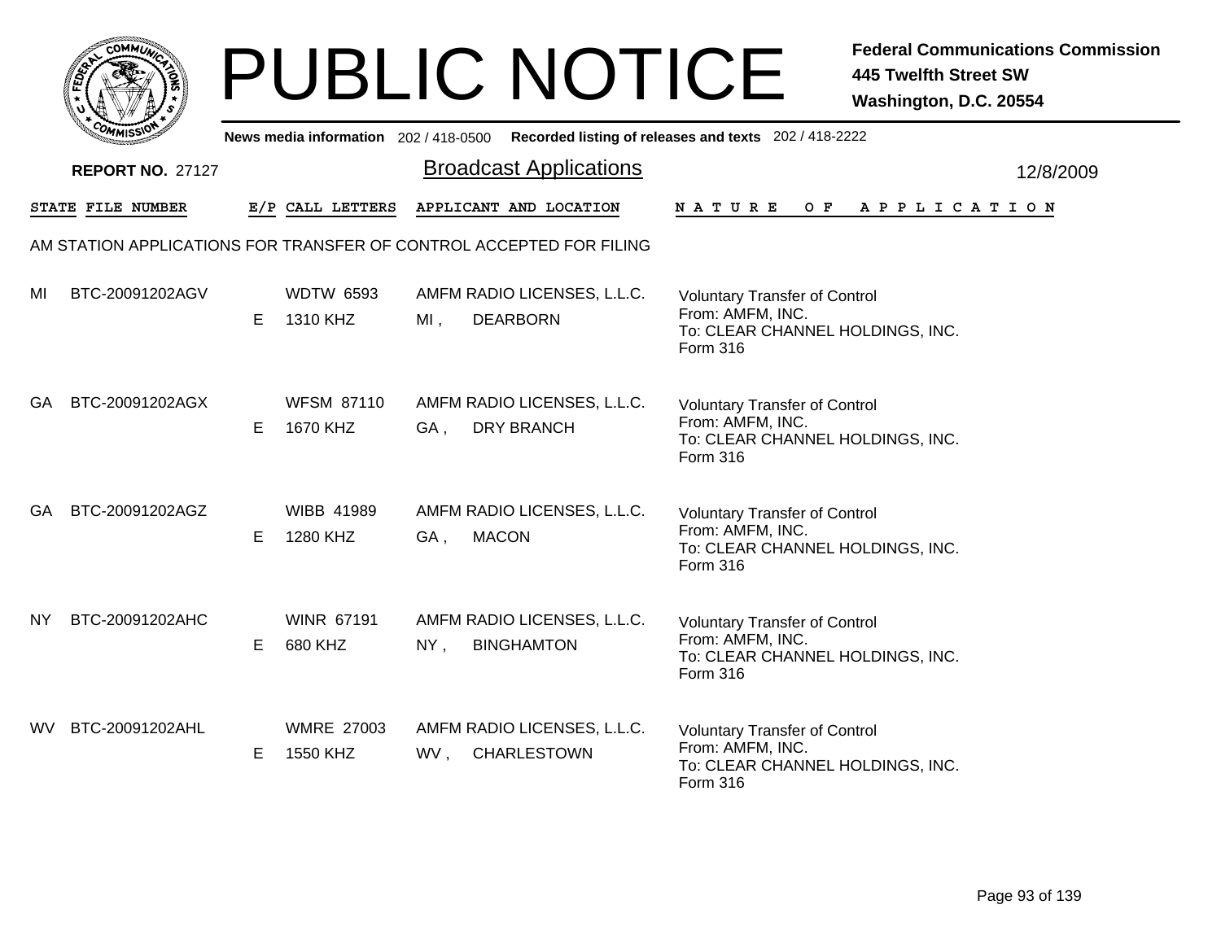# PUBLIC NOTICE

**Federal Communications Commission**
**445 Twelfth Street SW**
**Washington, D.C. 20554**

**News media information** 202 / 418-0500 **Recorded listing of releases and texts** 202 / 418-2222

**REPORT NO.** 27127

## Broadcast Applications

12/8/2009

AM STATION APPLICATIONS FOR TRANSFER OF CONTROL ACCEPTED FOR FILING

| STATE | FILE NUMBER | E/P | CALL LETTERS | APPLICANT AND LOCATION | NATURE OF APPLICATION |
|---|---|---|---|---|---|
| MI | BTC-20091202AGV | E | WDTW 6593<br>1310 KHZ | AMFM RADIO LICENSES, L.L.C.<br>MI , DEARBORN | Voluntary Transfer of Control<br>From: AMFM, INC.<br>To: CLEAR CHANNEL HOLDINGS, INC.<br>Form 316 |
| GA | BTC-20091202AGX | E | WFSM 87110<br>1670 KHZ | AMFM RADIO LICENSES, L.L.C.<br>GA , DRY BRANCH | Voluntary Transfer of Control<br>From: AMFM, INC.<br>To: CLEAR CHANNEL HOLDINGS, INC.<br>Form 316 |
| GA | BTC-20091202AGZ | E | WIBB 41989<br>1280 KHZ | AMFM RADIO LICENSES, L.L.C.<br>GA , MACON | Voluntary Transfer of Control<br>From: AMFM, INC.<br>To: CLEAR CHANNEL HOLDINGS, INC.<br>Form 316 |
| NY | BTC-20091202AHC | E | WINR 67191<br>680 KHZ | AMFM RADIO LICENSES, L.L.C.<br>NY , BINGHAMTON | Voluntary Transfer of Control<br>From: AMFM, INC.<br>To: CLEAR CHANNEL HOLDINGS, INC.<br>Form 316 |
| WV | BTC-20091202AHL | E | WMRE 27003<br>1550 KHZ | AMFM RADIO LICENSES, L.L.C.<br>WV , CHARLESTOWN | Voluntary Transfer of Control<br>From: AMFM, INC.<br>To: CLEAR CHANNEL HOLDINGS, INC.<br>Form 316 |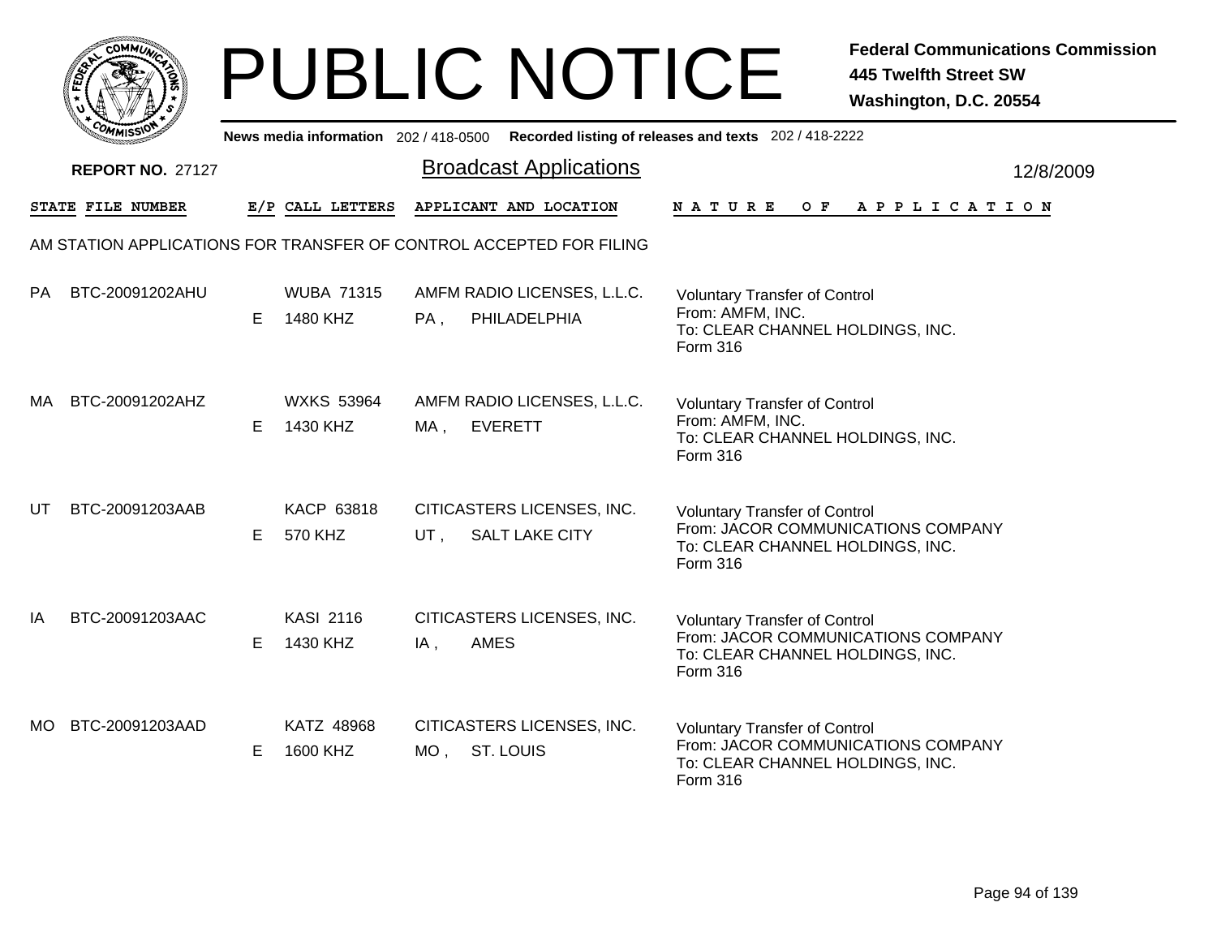# PUBLIC NOTICE

**Federal Communications Commission**
**445 Twelfth Street SW**
**Washington, D.C. 20554**

News media information 202 / 418-0500 Recorded listing of releases and texts 202 / 418-2222

**REPORT NO. 27127**

## Broadcast Applications

12/8/2009

| STATE | FILE NUMBER | E/P | CALL LETTERS | APPLICANT AND LOCATION | NATURE OF APPLICATION |
|---|---|---|---|---|---|

AM STATION APPLICATIONS FOR TRANSFER OF CONTROL ACCEPTED FOR FILING

| STATE | FILE NUMBER | E/P | CALL LETTERS | APPLICANT AND LOCATION | NATURE OF APPLICATION |
|---|---|---|---|---|---|
| PA | BTC-20091202AHU | E | WUBA 71315<br>1480 KHZ | AMFM RADIO LICENSES, L.L.C.<br>PA , PHILADELPHIA | Voluntary Transfer of Control<br>From: AMFM, INC.<br>To: CLEAR CHANNEL HOLDINGS, INC.<br>Form 316 |
| MA | BTC-20091202AHZ | E | WXKS 53964<br>1430 KHZ | AMFM RADIO LICENSES, L.L.C.<br>MA , EVERETT | Voluntary Transfer of Control<br>From: AMFM, INC.<br>To: CLEAR CHANNEL HOLDINGS, INC.<br>Form 316 |
| UT | BTC-20091203AAB | E | KACP 63818<br>570 KHZ | CITICASTERS LICENSES, INC.<br>UT , SALT LAKE CITY | Voluntary Transfer of Control<br>From: JACOR COMMUNICATIONS COMPANY<br>To: CLEAR CHANNEL HOLDINGS, INC.<br>Form 316 |
| IA | BTC-20091203AAC | E | KASI 2116<br>1430 KHZ | CITICASTERS LICENSES, INC.<br>IA , AMES | Voluntary Transfer of Control<br>From: JACOR COMMUNICATIONS COMPANY<br>To: CLEAR CHANNEL HOLDINGS, INC.<br>Form 316 |
| MO | BTC-20091203AAD | E | KATZ 48968<br>1600 KHZ | CITICASTERS LICENSES, INC.<br>MO , ST. LOUIS | Voluntary Transfer of Control<br>From: JACOR COMMUNICATIONS COMPANY<br>To: CLEAR CHANNEL HOLDINGS, INC.<br>Form 316 |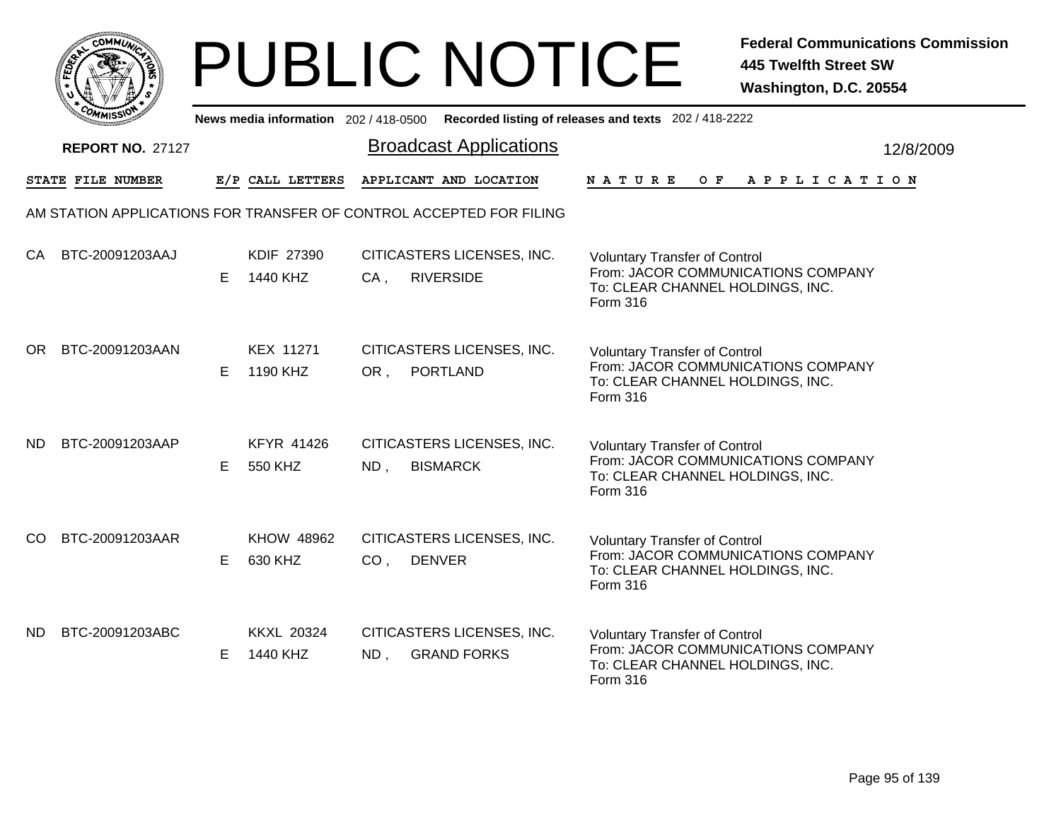# PUBLIC NOTICE

**Federal Communications Commission**
**445 Twelfth Street SW**
**Washington, D.C. 20554**

News media information 202 / 418-0500 Recorded listing of releases and texts 202 / 418-2222

**REPORT NO.** 27127

## Broadcast Applications

12/8/2009

AM STATION APPLICATIONS FOR TRANSFER OF CONTROL ACCEPTED FOR FILING

| STATE | FILE NUMBER | E/P | CALL LETTERS | APPLICANT AND LOCATION | NATURE OF APPLICATION |
|---|---|---|---|---|---|
| CA | BTC-20091203AAJ | E | KDIF 27390<br>1440 KHZ | CITICASTERS LICENSES, INC.<br>CA , RIVERSIDE | Voluntary Transfer of Control<br>From: JACOR COMMUNICATIONS COMPANY<br>To: CLEAR CHANNEL HOLDINGS, INC.<br>Form 316 |
| OR | BTC-20091203AAN | E | KEX 11271<br>1190 KHZ | CITICASTERS LICENSES, INC.<br>OR , PORTLAND | Voluntary Transfer of Control<br>From: JACOR COMMUNICATIONS COMPANY<br>To: CLEAR CHANNEL HOLDINGS, INC.<br>Form 316 |
| ND | BTC-20091203AAP | E | KFYR 41426<br>550 KHZ | CITICASTERS LICENSES, INC.<br>ND , BISMARCK | Voluntary Transfer of Control<br>From: JACOR COMMUNICATIONS COMPANY<br>To: CLEAR CHANNEL HOLDINGS, INC.<br>Form 316 |
| CO | BTC-20091203AAR | E | KHOW 48962<br>630 KHZ | CITICASTERS LICENSES, INC.<br>CO , DENVER | Voluntary Transfer of Control<br>From: JACOR COMMUNICATIONS COMPANY<br>To: CLEAR CHANNEL HOLDINGS, INC.<br>Form 316 |
| ND | BTC-20091203ABC | E | KKXL 20324<br>1440 KHZ | CITICASTERS LICENSES, INC.<br>ND , GRAND FORKS | Voluntary Transfer of Control<br>From: JACOR COMMUNICATIONS COMPANY<br>To: CLEAR CHANNEL HOLDINGS, INC.<br>Form 316 |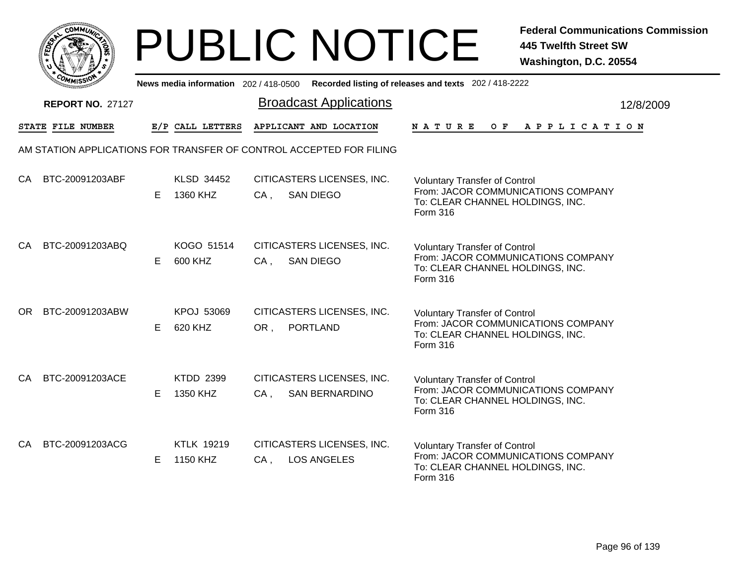# PUBLIC NOTICE

**Federal Communications Commission**
**445 Twelfth Street SW**
**Washington, D.C. 20554**

**News media information** 202 / 418-0500 **Recorded listing of releases and texts** 202 / 418-2222

**REPORT NO.** 27127

## Broadcast Applications

12/8/2009

### AM STATION APPLICATIONS FOR TRANSFER OF CONTROL ACCEPTED FOR FILING

| STATE | FILE NUMBER | E/P | CALL LETTERS | APPLICANT AND LOCATION | NATURE OF APPLICATION |
|---|---|---|---|---|---|
| CA | BTC-20091203ABF | E | KLSD 34452<br>1360 KHZ | CITICASTERS LICENSES, INC.<br>CA , SAN DIEGO | Voluntary Transfer of Control<br>From: JACOR COMMUNICATIONS COMPANY<br>To: CLEAR CHANNEL HOLDINGS, INC.<br>Form 316 |
| CA | BTC-20091203ABQ | E | KOGO 51514<br>600 KHZ | CITICASTERS LICENSES, INC.<br>CA , SAN DIEGO | Voluntary Transfer of Control<br>From: JACOR COMMUNICATIONS COMPANY<br>To: CLEAR CHANNEL HOLDINGS, INC.<br>Form 316 |
| OR | BTC-20091203ABW | E | KPOJ 53069<br>620 KHZ | CITICASTERS LICENSES, INC.<br>OR , PORTLAND | Voluntary Transfer of Control<br>From: JACOR COMMUNICATIONS COMPANY<br>To: CLEAR CHANNEL HOLDINGS, INC.<br>Form 316 |
| CA | BTC-20091203ACE | E | KTDD 2399<br>1350 KHZ | CITICASTERS LICENSES, INC.<br>CA , SAN BERNARDINO | Voluntary Transfer of Control<br>From: JACOR COMMUNICATIONS COMPANY<br>To: CLEAR CHANNEL HOLDINGS, INC.<br>Form 316 |
| CA | BTC-20091203ACG | E | KTLK 19219<br>1150 KHZ | CITICASTERS LICENSES, INC.<br>CA , LOS ANGELES | Voluntary Transfer of Control<br>From: JACOR COMMUNICATIONS COMPANY<br>To: CLEAR CHANNEL HOLDINGS, INC.<br>Form 316 |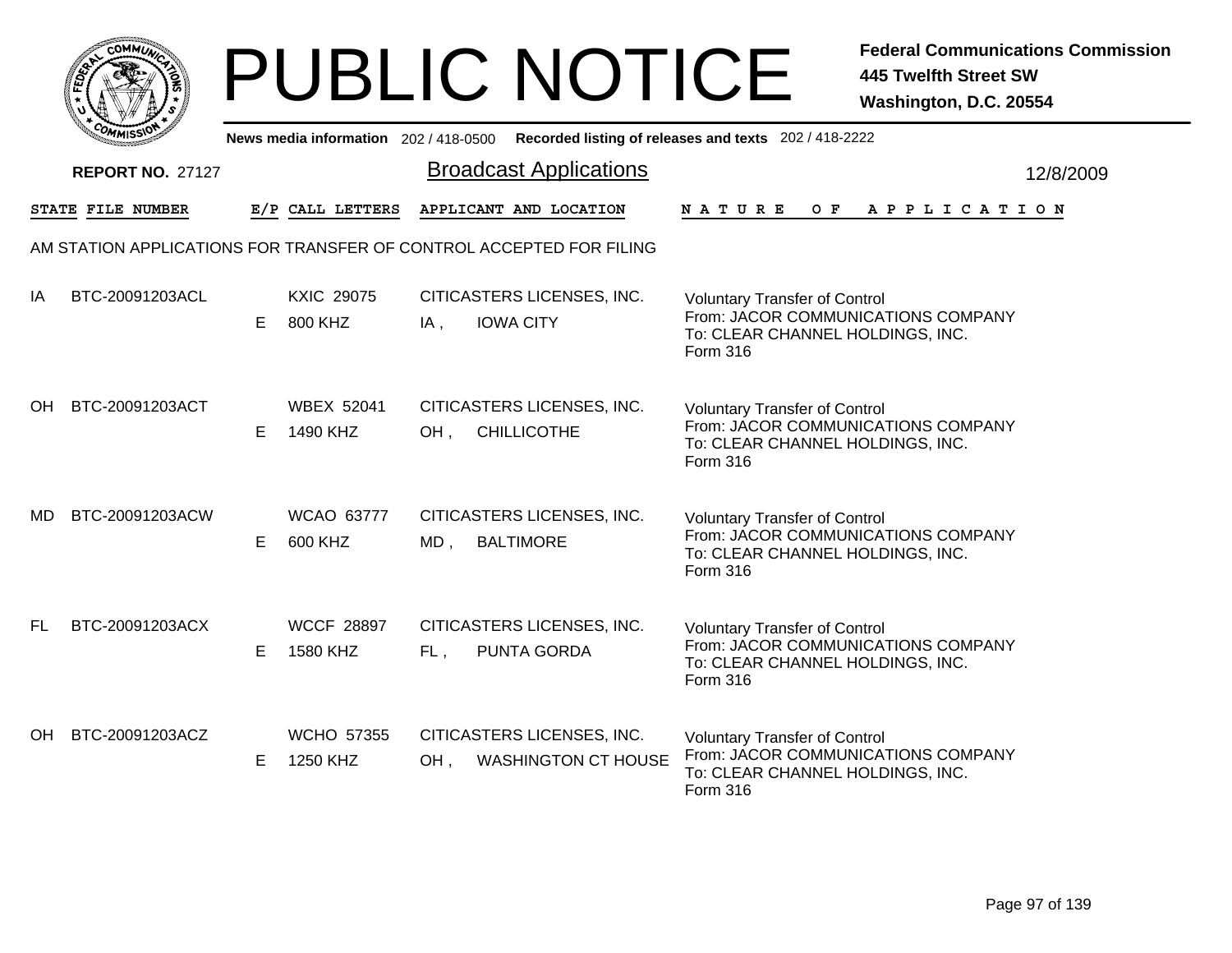# PUBLIC NOTICE

**Federal Communications Commission**
**445 Twelfth Street SW**
**Washington, D.C. 20554**

News media information 202 / 418-0500 Recorded listing of releases and texts 202 / 418-2222

**REPORT NO.** 27127

## Broadcast Applications

12/8/2009

| STATE | FILE NUMBER | E/P | CALL LETTERS | APPLICANT AND LOCATION | NATURE OF APPLICATION |
|---|---|---|---|---|---|

AM STATION APPLICATIONS FOR TRANSFER OF CONTROL ACCEPTED FOR FILING

| STATE | FILE NUMBER | E/P | CALL LETTERS | APPLICANT AND LOCATION | NATURE OF APPLICATION |
|---|---|---|---|---|---|
| IA | BTC-20091203ACL | E | KXIC 29075<br>800 KHZ | CITICASTERS LICENSES, INC.<br>IA , IOWA CITY | Voluntary Transfer of Control<br>From: JACOR COMMUNICATIONS COMPANY<br>To: CLEAR CHANNEL HOLDINGS, INC.<br>Form 316 |
| OH | BTC-20091203ACT | E | WBEX 52041<br>1490 KHZ | CITICASTERS LICENSES, INC.<br>OH , CHILLICOTHE | Voluntary Transfer of Control<br>From: JACOR COMMUNICATIONS COMPANY<br>To: CLEAR CHANNEL HOLDINGS, INC.<br>Form 316 |
| MD | BTC-20091203ACW | E | WCAO 63777<br>600 KHZ | CITICASTERS LICENSES, INC.<br>MD , BALTIMORE | Voluntary Transfer of Control<br>From: JACOR COMMUNICATIONS COMPANY<br>To: CLEAR CHANNEL HOLDINGS, INC.<br>Form 316 |
| FL | BTC-20091203ACX | E | WCCF 28897<br>1580 KHZ | CITICASTERS LICENSES, INC.<br>FL , PUNTA GORDA | Voluntary Transfer of Control<br>From: JACOR COMMUNICATIONS COMPANY<br>To: CLEAR CHANNEL HOLDINGS, INC.<br>Form 316 |
| OH | BTC-20091203ACZ | E | WCHO 57355<br>1250 KHZ | CITICASTERS LICENSES, INC.<br>OH , WASHINGTON CT HOUSE | Voluntary Transfer of Control<br>From: JACOR COMMUNICATIONS COMPANY<br>To: CLEAR CHANNEL HOLDINGS, INC.<br>Form 316 |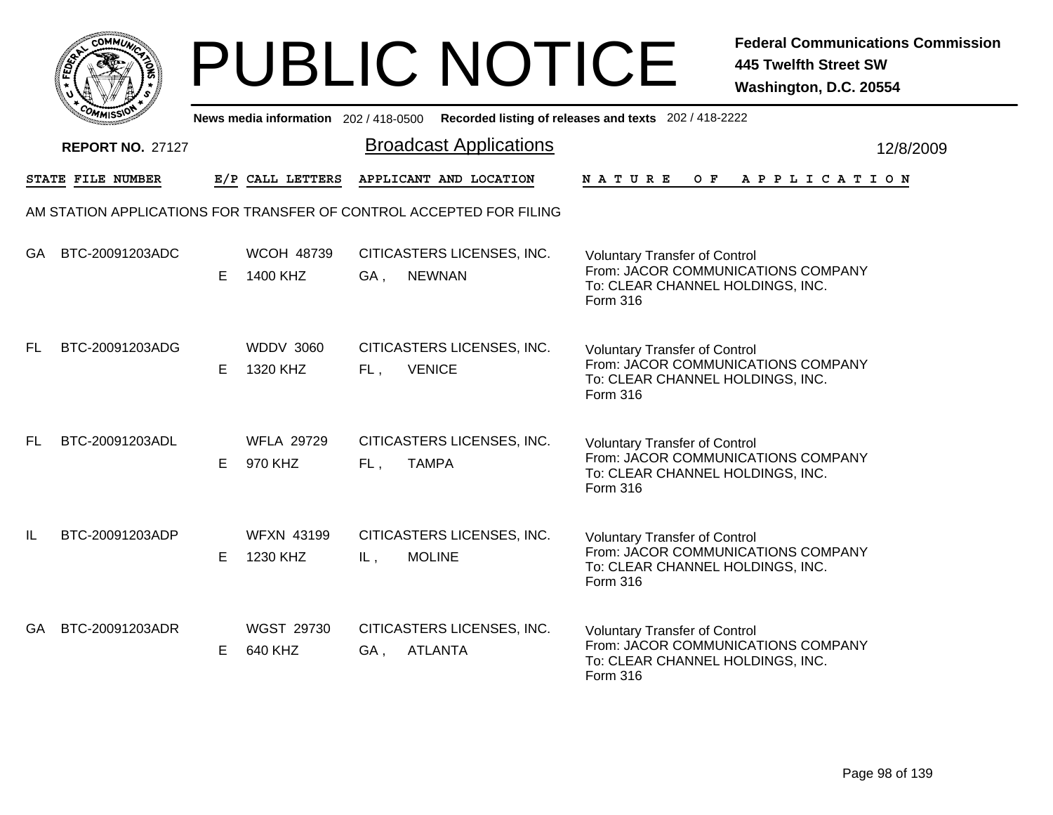# PUBLIC NOTICE

**Federal Communications Commission**
**445 Twelfth Street SW**
**Washington, D.C. 20554**

News media information 202 / 418-0500 Recorded listing of releases and texts 202 / 418-2222

**REPORT NO.** 27127

## Broadcast Applications

12/8/2009

| STATE | FILE NUMBER | E/P | CALL LETTERS | APPLICANT AND LOCATION | NATURE OF APPLICATION |
|---|---|---|---|---|---|
| AM STATION APPLICATIONS FOR TRANSFER OF CONTROL ACCEPTED FOR FILING | | | | | |
| GA | BTC-20091203ADC | E | WCOH 48739<br>1400 KHZ | CITICASTERS LICENSES, INC.<br>GA , NEWNAN | Voluntary Transfer of Control<br>From: JACOR COMMUNICATIONS COMPANY<br>To: CLEAR CHANNEL HOLDINGS, INC.<br>Form 316 |
| FL | BTC-20091203ADG | E | WDDV 3060<br>1320 KHZ | CITICASTERS LICENSES, INC.<br>FL , VENICE | Voluntary Transfer of Control<br>From: JACOR COMMUNICATIONS COMPANY<br>To: CLEAR CHANNEL HOLDINGS, INC.<br>Form 316 |
| FL | BTC-20091203ADL | E | WFLA 29729<br>970 KHZ | CITICASTERS LICENSES, INC.<br>FL , TAMPA | Voluntary Transfer of Control<br>From: JACOR COMMUNICATIONS COMPANY<br>To: CLEAR CHANNEL HOLDINGS, INC.<br>Form 316 |
| IL | BTC-20091203ADP | E | WFXN 43199<br>1230 KHZ | CITICASTERS LICENSES, INC.<br>IL , MOLINE | Voluntary Transfer of Control<br>From: JACOR COMMUNICATIONS COMPANY<br>To: CLEAR CHANNEL HOLDINGS, INC.<br>Form 316 |
| GA | BTC-20091203ADR | E | WGST 29730<br>640 KHZ | CITICASTERS LICENSES, INC.<br>GA , ATLANTA | Voluntary Transfer of Control<br>From: JACOR COMMUNICATIONS COMPANY<br>To: CLEAR CHANNEL HOLDINGS, INC.<br>Form 316 |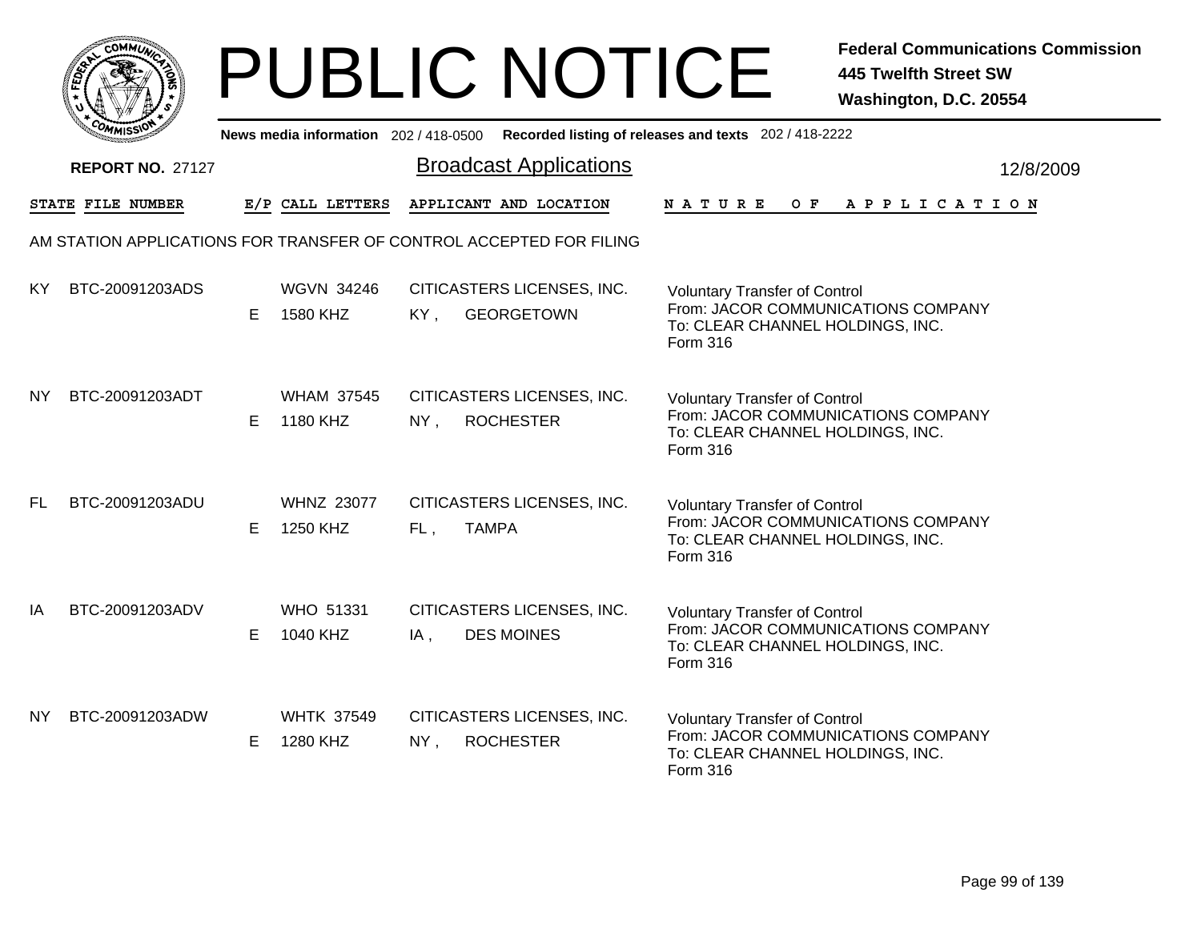# PUBLIC NOTICE

**Federal Communications Commission**
**445 Twelfth Street SW**
**Washington, D.C. 20554**

News media information 202 / 418-0500 Recorded listing of releases and texts 202 / 418-2222

**REPORT NO.** 27127

## Broadcast Applications

12/8/2009

AM STATION APPLICATIONS FOR TRANSFER OF CONTROL ACCEPTED FOR FILING

| STATE | FILE NUMBER | E/P | CALL LETTERS | APPLICANT AND LOCATION | NATURE OF APPLICATION |
|---|---|---|---|---|---|
| KY | BTC-20091203ADS | E | WGVN 34246<br>1580 KHZ | CITICASTERS LICENSES, INC.<br>KY , GEORGETOWN | Voluntary Transfer of Control<br>From: JACOR COMMUNICATIONS COMPANY<br>To: CLEAR CHANNEL HOLDINGS, INC.<br>Form 316 |
| NY | BTC-20091203ADT | E | WHAM 37545<br>1180 KHZ | CITICASTERS LICENSES, INC.<br>NY , ROCHESTER | Voluntary Transfer of Control<br>From: JACOR COMMUNICATIONS COMPANY<br>To: CLEAR CHANNEL HOLDINGS, INC.<br>Form 316 |
| FL | BTC-20091203ADU | E | WHNZ 23077<br>1250 KHZ | CITICASTERS LICENSES, INC.<br>FL , TAMPA | Voluntary Transfer of Control<br>From: JACOR COMMUNICATIONS COMPANY<br>To: CLEAR CHANNEL HOLDINGS, INC.<br>Form 316 |
| IA | BTC-20091203ADV | E | WHO 51331<br>1040 KHZ | CITICASTERS LICENSES, INC.<br>IA , DES MOINES | Voluntary Transfer of Control<br>From: JACOR COMMUNICATIONS COMPANY<br>To: CLEAR CHANNEL HOLDINGS, INC.<br>Form 316 |
| NY | BTC-20091203ADW | E | WHTK 37549<br>1280 KHZ | CITICASTERS LICENSES, INC.<br>NY , ROCHESTER | Voluntary Transfer of Control<br>From: JACOR COMMUNICATIONS COMPANY<br>To: CLEAR CHANNEL HOLDINGS, INC.<br>Form 316 |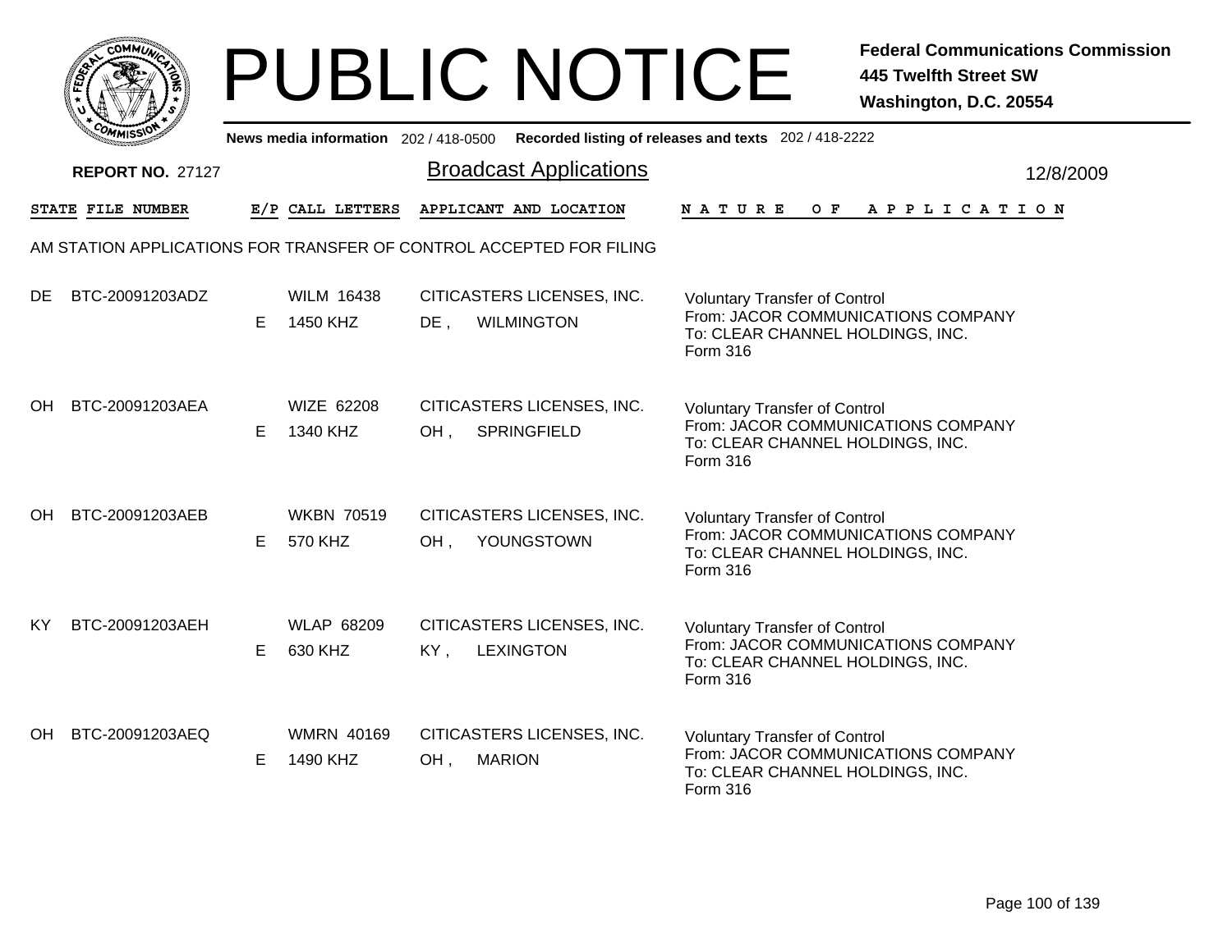# PUBLIC NOTICE

**Federal Communications Commission**
**445 Twelfth Street SW**
**Washington, D.C. 20554**

News media information 202 / 418-0500 Recorded listing of releases and texts 202 / 418-2222

**REPORT NO.** 27127

## Broadcast Applications

12/8/2009

AM STATION APPLICATIONS FOR TRANSFER OF CONTROL ACCEPTED FOR FILING

| STATE | FILE NUMBER | E/P | CALL LETTERS | APPLICANT AND LOCATION | NATURE OF APPLICATION |
|---|---|---|---|---|---|
| DE | BTC-20091203ADZ | E | WILM 16438<br>1450 KHZ | CITICASTERS LICENSES, INC.<br>DE , WILMINGTON | Voluntary Transfer of Control<br>From: JACOR COMMUNICATIONS COMPANY<br>To: CLEAR CHANNEL HOLDINGS, INC.<br>Form 316 |
| OH | BTC-20091203AEA | E | WIZE 62208<br>1340 KHZ | CITICASTERS LICENSES, INC.<br>OH , SPRINGFIELD | Voluntary Transfer of Control<br>From: JACOR COMMUNICATIONS COMPANY<br>To: CLEAR CHANNEL HOLDINGS, INC.<br>Form 316 |
| OH | BTC-20091203AEB | E | WKBN 70519<br>570 KHZ | CITICASTERS LICENSES, INC.<br>OH , YOUNGSTOWN | Voluntary Transfer of Control<br>From: JACOR COMMUNICATIONS COMPANY<br>To: CLEAR CHANNEL HOLDINGS, INC.<br>Form 316 |
| KY | BTC-20091203AEH | E | WLAP 68209<br>630 KHZ | CITICASTERS LICENSES, INC.<br>KY , LEXINGTON | Voluntary Transfer of Control<br>From: JACOR COMMUNICATIONS COMPANY<br>To: CLEAR CHANNEL HOLDINGS, INC.<br>Form 316 |
| OH | BTC-20091203AEQ | E | WMRN 40169<br>1490 KHZ | CITICASTERS LICENSES, INC.<br>OH , MARION | Voluntary Transfer of Control<br>From: JACOR COMMUNICATIONS COMPANY<br>To: CLEAR CHANNEL HOLDINGS, INC.<br>Form 316 |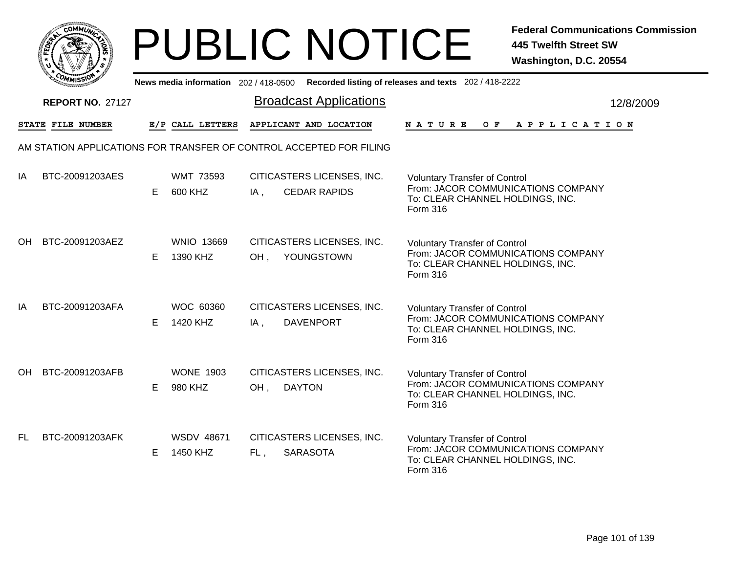# PUBLIC NOTICE

**Federal Communications Commission**
**445 Twelfth Street SW**
**Washington, D.C. 20554**

News media information 202 / 418-0500 Recorded listing of releases and texts 202 / 418-2222

**REPORT NO.** 27127

## Broadcast Applications

12/8/2009

AM STATION APPLICATIONS FOR TRANSFER OF CONTROL ACCEPTED FOR FILING

| STATE | FILE NUMBER | E/P | CALL LETTERS | APPLICANT AND LOCATION | NATURE OF APPLICATION |
|---|---|---|---|---|---|
| IA | BTC-20091203AES | E | WMT 73593<br>600 KHZ | CITICASTERS LICENSES, INC.<br>IA , CEDAR RAPIDS | Voluntary Transfer of Control<br>From: JACOR COMMUNICATIONS COMPANY<br>To: CLEAR CHANNEL HOLDINGS, INC.<br>Form 316 |
| OH | BTC-20091203AEZ | E | WNIO 13669<br>1390 KHZ | CITICASTERS LICENSES, INC.<br>OH , YOUNGSTOWN | Voluntary Transfer of Control<br>From: JACOR COMMUNICATIONS COMPANY<br>To: CLEAR CHANNEL HOLDINGS, INC.<br>Form 316 |
| IA | BTC-20091203AFA | E | WOC 60360<br>1420 KHZ | CITICASTERS LICENSES, INC.<br>IA , DAVENPORT | Voluntary Transfer of Control<br>From: JACOR COMMUNICATIONS COMPANY<br>To: CLEAR CHANNEL HOLDINGS, INC.<br>Form 316 |
| OH | BTC-20091203AFB | E | WONE 1903<br>980 KHZ | CITICASTERS LICENSES, INC.<br>OH , DAYTON | Voluntary Transfer of Control<br>From: JACOR COMMUNICATIONS COMPANY<br>To: CLEAR CHANNEL HOLDINGS, INC.<br>Form 316 |
| FL | BTC-20091203AFK | E | WSDV 48671<br>1450 KHZ | CITICASTERS LICENSES, INC.<br>FL , SARASOTA | Voluntary Transfer of Control<br>From: JACOR COMMUNICATIONS COMPANY<br>To: CLEAR CHANNEL HOLDINGS, INC.<br>Form 316 |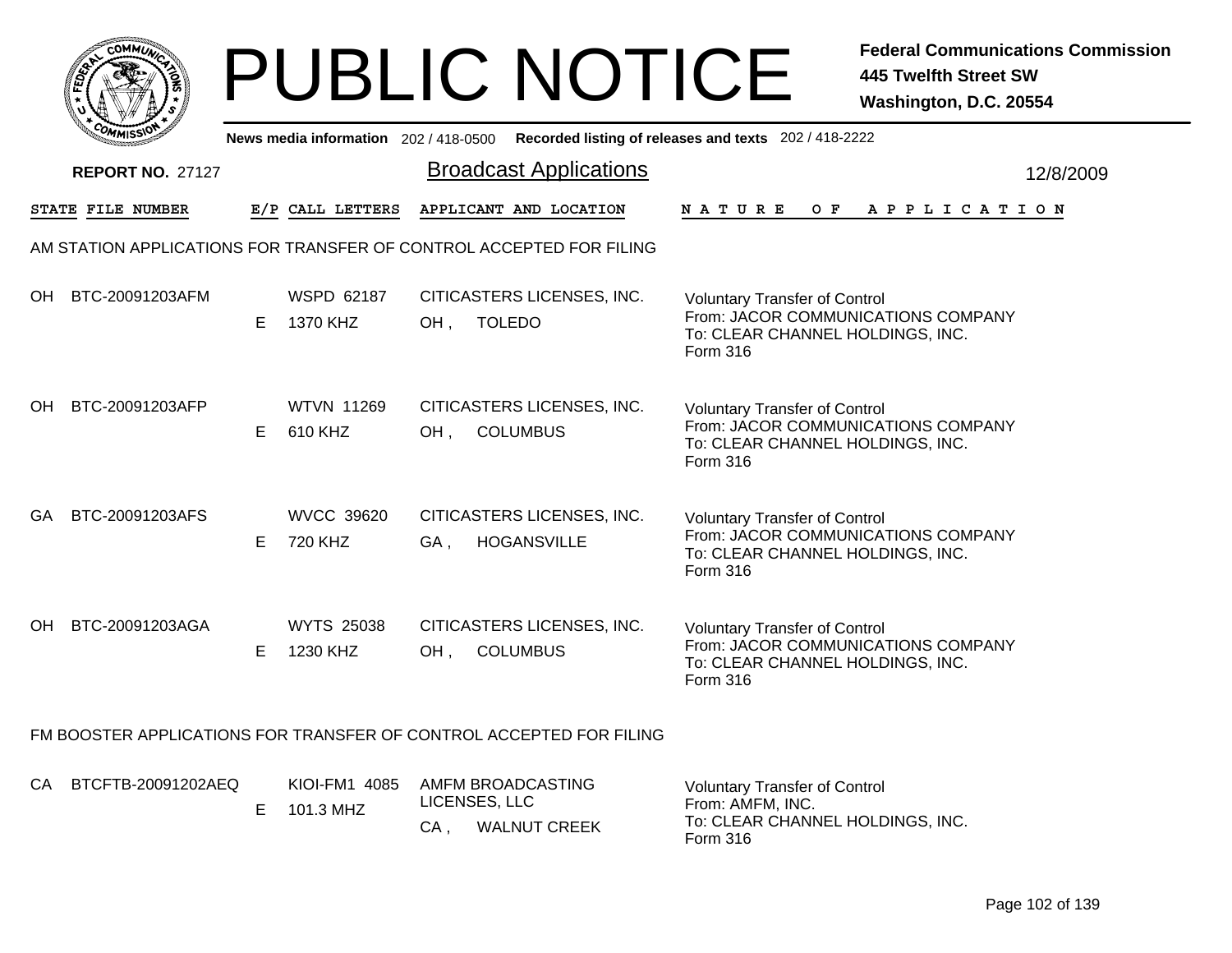# PUBLIC NOTICE

**Federal Communications Commission**
**445 Twelfth Street SW**
**Washington, D.C. 20554**

News media information 202 / 418-0500 Recorded listing of releases and texts 202 / 418-2222

**REPORT NO.** 27127

## Broadcast Applications

12/8/2009

| STATE | FILE NUMBER | E/P | CALL LETTERS | APPLICANT AND LOCATION | NATURE OF APPLICATION |
|---|---|---|---|---|---|

### AM STATION APPLICATIONS FOR TRANSFER OF CONTROL ACCEPTED FOR FILING

| STATE | FILE NUMBER | E/P | CALL LETTERS | APPLICANT AND LOCATION | NATURE OF APPLICATION |
|---|---|---|---|---|---|
| OH | BTC-20091203AFM | E | WSPD 62187<br>1370 KHZ | CITICASTERS LICENSES, INC.<br>OH , TOLEDO | Voluntary Transfer of Control<br>From: JACOR COMMUNICATIONS COMPANY<br>To: CLEAR CHANNEL HOLDINGS, INC.<br>Form 316 |
| OH | BTC-20091203AFP | E | WTVN 11269<br>610 KHZ | CITICASTERS LICENSES, INC.<br>OH , COLUMBUS | Voluntary Transfer of Control<br>From: JACOR COMMUNICATIONS COMPANY<br>To: CLEAR CHANNEL HOLDINGS, INC.<br>Form 316 |
| GA | BTC-20091203AFS | E | WVCC 39620<br>720 KHZ | CITICASTERS LICENSES, INC.<br>GA , HOGANSVILLE | Voluntary Transfer of Control<br>From: JACOR COMMUNICATIONS COMPANY<br>To: CLEAR CHANNEL HOLDINGS, INC.<br>Form 316 |
| OH | BTC-20091203AGA | E | WYTS 25038<br>1230 KHZ | CITICASTERS LICENSES, INC.<br>OH , COLUMBUS | Voluntary Transfer of Control<br>From: JACOR COMMUNICATIONS COMPANY<br>To: CLEAR CHANNEL HOLDINGS, INC.<br>Form 316 |

### FM BOOSTER APPLICATIONS FOR TRANSFER OF CONTROL ACCEPTED FOR FILING

| STATE | FILE NUMBER | E/P | CALL LETTERS | APPLICANT AND LOCATION | NATURE OF APPLICATION |
|---|---|---|---|---|---|
| CA | BTCFTB-20091202AEQ | E | KIOI-FM1 4085<br>101.3 MHZ | AMFM BROADCASTING LICENSES, LLC<br>CA , WALNUT CREEK | Voluntary Transfer of Control<br>From: AMFM, INC.<br>To: CLEAR CHANNEL HOLDINGS, INC.<br>Form 316 |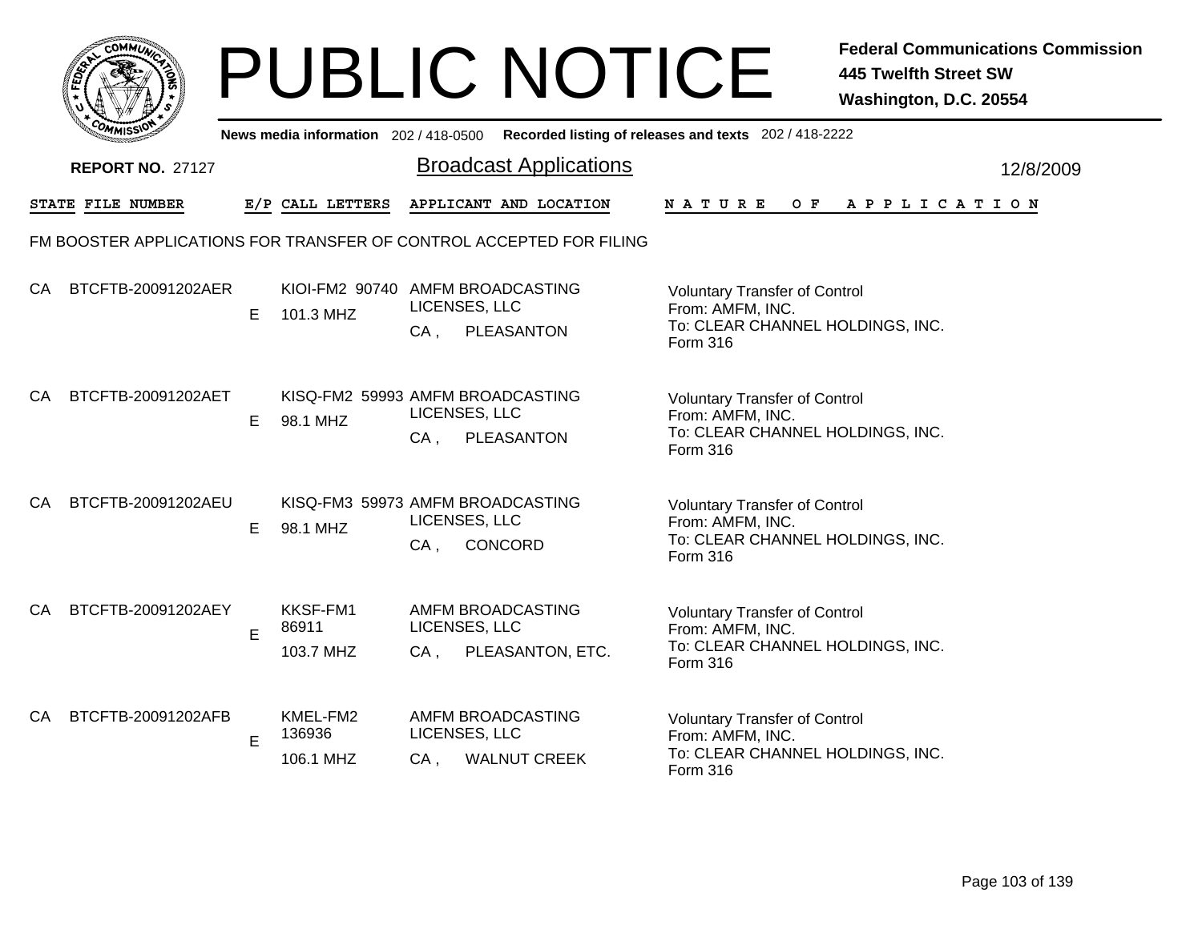# PUBLIC NOTICE

**Federal Communications Commission**
**445 Twelfth Street SW**
**Washington, D.C. 20554**

**News media information** 202 / 418-0500 **Recorded listing of releases and texts** 202 / 418-2222

**REPORT NO.** 27127

## Broadcast Applications

12/8/2009

FM BOOSTER APPLICATIONS FOR TRANSFER OF CONTROL ACCEPTED FOR FILING

| STATE | FILE NUMBER | E/P | CALL LETTERS | APPLICANT AND LOCATION | NATURE OF APPLICATION |
|---|---|---|---|---|---|
| CA | BTCFTB-20091202AER | E | KIOI-FM2 90740<br>101.3 MHZ | AMFM BROADCASTING LICENSES, LLC<br>CA , PLEASANTON | Voluntary Transfer of Control<br>From: AMFM, INC.<br>To: CLEAR CHANNEL HOLDINGS, INC.<br>Form 316 |
| CA | BTCFTB-20091202AET | E | KISQ-FM2 59993<br>98.1 MHZ | AMFM BROADCASTING LICENSES, LLC<br>CA , PLEASANTON | Voluntary Transfer of Control<br>From: AMFM, INC.<br>To: CLEAR CHANNEL HOLDINGS, INC.<br>Form 316 |
| CA | BTCFTB-20091202AEU | E | KISQ-FM3 59973<br>98.1 MHZ | AMFM BROADCASTING LICENSES, LLC<br>CA , CONCORD | Voluntary Transfer of Control<br>From: AMFM, INC.<br>To: CLEAR CHANNEL HOLDINGS, INC.<br>Form 316 |
| CA | BTCFTB-20091202AEY | E | KKSF-FM1 86911<br>103.7 MHZ | AMFM BROADCASTING LICENSES, LLC<br>CA , PLEASANTON, ETC. | Voluntary Transfer of Control<br>From: AMFM, INC.<br>To: CLEAR CHANNEL HOLDINGS, INC.<br>Form 316 |
| CA | BTCFTB-20091202AFB | E | KMEL-FM2 136936<br>106.1 MHZ | AMFM BROADCASTING LICENSES, LLC<br>CA , WALNUT CREEK | Voluntary Transfer of Control<br>From: AMFM, INC.<br>To: CLEAR CHANNEL HOLDINGS, INC.<br>Form 316 |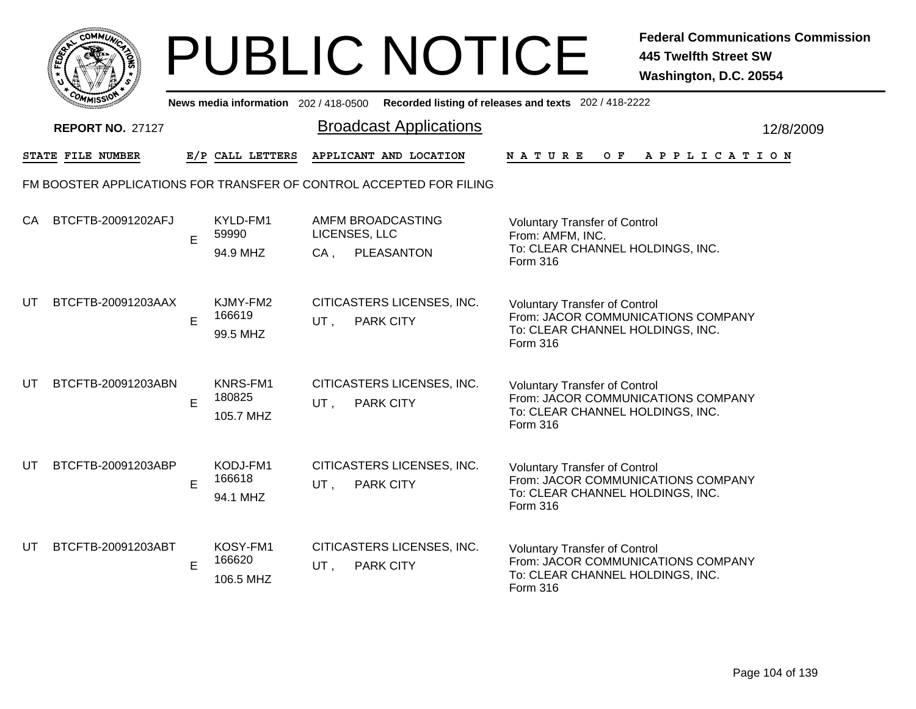# PUBLIC NOTICE

**Federal Communications Commission**
**445 Twelfth Street SW**
**Washington, D.C. 20554**

News media information 202 / 418-0500 Recorded listing of releases and texts 202 / 418-2222

**REPORT NO.** 27127

## Broadcast Applications

12/8/2009

FM BOOSTER APPLICATIONS FOR TRANSFER OF CONTROL ACCEPTED FOR FILING

| STATE | FILE NUMBER | E/P | CALL LETTERS | APPLICANT AND LOCATION | NATURE OF APPLICATION |
|---|---|---|---|---|---|
| CA | BTCFTB-20091202AFJ | E | KYLD-FM1<br>59990<br>94.9 MHZ | AMFM BROADCASTING LICENSES, LLC<br>CA , PLEASANTON | Voluntary Transfer of Control<br>From: AMFM, INC.<br>To: CLEAR CHANNEL HOLDINGS, INC.<br>Form 316 |
| UT | BTCFTB-20091203AAX | E | KJMY-FM2<br>166619<br>99.5 MHZ | CITICASTERS LICENSES, INC.<br>UT , PARK CITY | Voluntary Transfer of Control<br>From: JACOR COMMUNICATIONS COMPANY<br>To: CLEAR CHANNEL HOLDINGS, INC.<br>Form 316 |
| UT | BTCFTB-20091203ABN | E | KNRS-FM1<br>180825<br>105.7 MHZ | CITICASTERS LICENSES, INC.<br>UT , PARK CITY | Voluntary Transfer of Control<br>From: JACOR COMMUNICATIONS COMPANY<br>To: CLEAR CHANNEL HOLDINGS, INC.<br>Form 316 |
| UT | BTCFTB-20091203ABP | E | KODJ-FM1<br>166618<br>94.1 MHZ | CITICASTERS LICENSES, INC.<br>UT , PARK CITY | Voluntary Transfer of Control<br>From: JACOR COMMUNICATIONS COMPANY<br>To: CLEAR CHANNEL HOLDINGS, INC.<br>Form 316 |
| UT | BTCFTB-20091203ABT | E | KOSY-FM1<br>166620<br>106.5 MHZ | CITICASTERS LICENSES, INC.<br>UT , PARK CITY | Voluntary Transfer of Control<br>From: JACOR COMMUNICATIONS COMPANY<br>To: CLEAR CHANNEL HOLDINGS, INC.<br>Form 316 |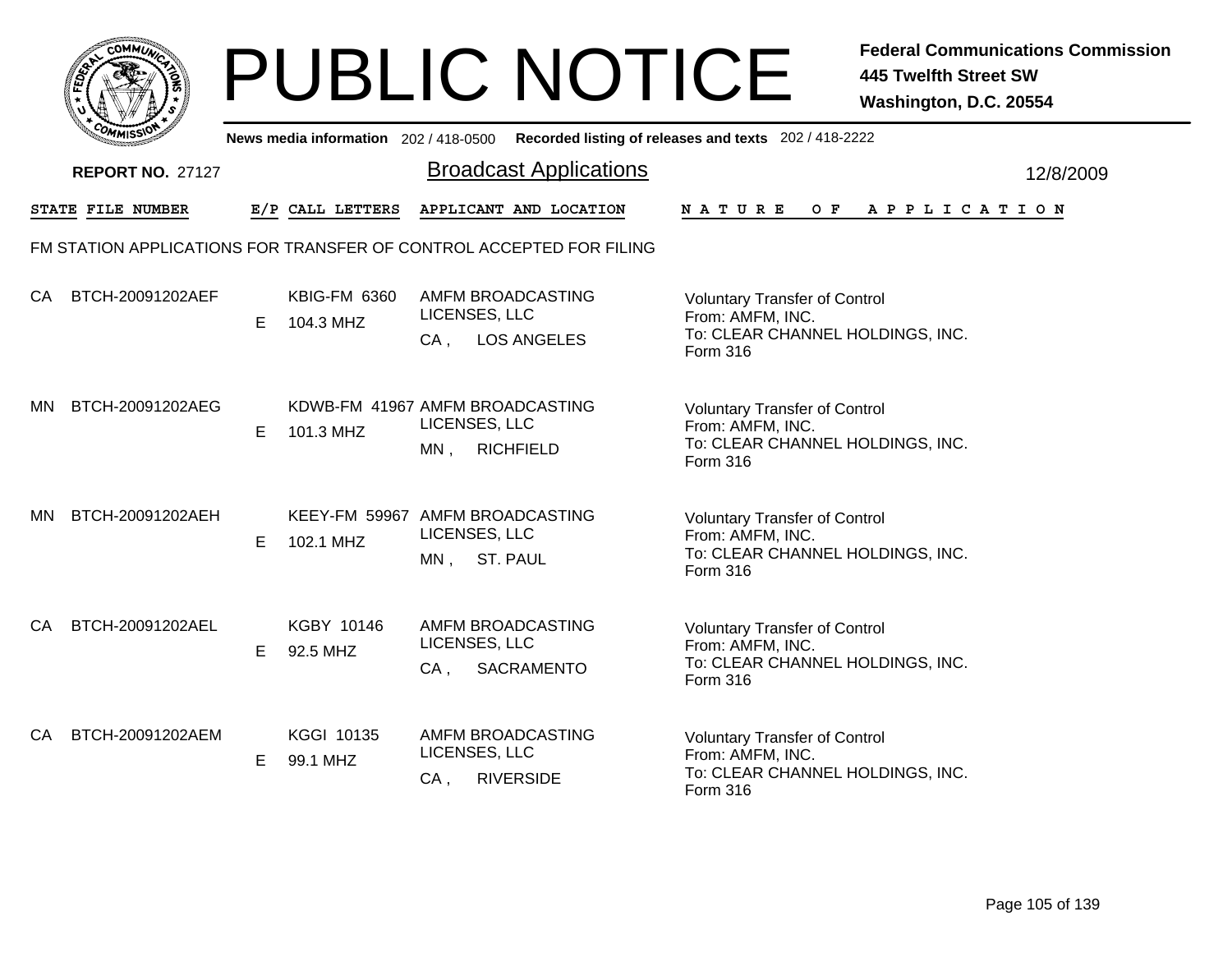# PUBLIC NOTICE

**Federal Communications Commission**
**445 Twelfth Street SW**
**Washington, D.C. 20554**

News media information 202 / 418-0500 Recorded listing of releases and texts 202 / 418-2222

**REPORT NO.** 27127

## Broadcast Applications

12/8/2009

### FM STATION APPLICATIONS FOR TRANSFER OF CONTROL ACCEPTED FOR FILING

| STATE | FILE NUMBER | E/P | CALL LETTERS | APPLICANT AND LOCATION | NATURE OF APPLICATION |
|---|---|---|---|---|---|
| CA | BTCH-20091202AEF | E | KBIG-FM 6360<br>104.3 MHZ | AMFM BROADCASTING LICENSES, LLC<br>CA , LOS ANGELES | Voluntary Transfer of Control<br>From: AMFM, INC.<br>To: CLEAR CHANNEL HOLDINGS, INC.<br>Form 316 |
| MN | BTCH-20091202AEG | E | KDWB-FM 41967<br>101.3 MHZ | AMFM BROADCASTING LICENSES, LLC<br>MN , RICHFIELD | Voluntary Transfer of Control<br>From: AMFM, INC.<br>To: CLEAR CHANNEL HOLDINGS, INC.<br>Form 316 |
| MN | BTCH-20091202AEH | E | KEEY-FM 59967<br>102.1 MHZ | AMFM BROADCASTING LICENSES, LLC<br>MN , ST. PAUL | Voluntary Transfer of Control<br>From: AMFM, INC.<br>To: CLEAR CHANNEL HOLDINGS, INC.<br>Form 316 |
| CA | BTCH-20091202AEL | E | KGBY 10146<br>92.5 MHZ | AMFM BROADCASTING LICENSES, LLC<br>CA , SACRAMENTO | Voluntary Transfer of Control<br>From: AMFM, INC.<br>To: CLEAR CHANNEL HOLDINGS, INC.<br>Form 316 |
| CA | BTCH-20091202AEM | E | KGGI 10135<br>99.1 MHZ | AMFM BROADCASTING LICENSES, LLC<br>CA , RIVERSIDE | Voluntary Transfer of Control<br>From: AMFM, INC.<br>To: CLEAR CHANNEL HOLDINGS, INC.<br>Form 316 |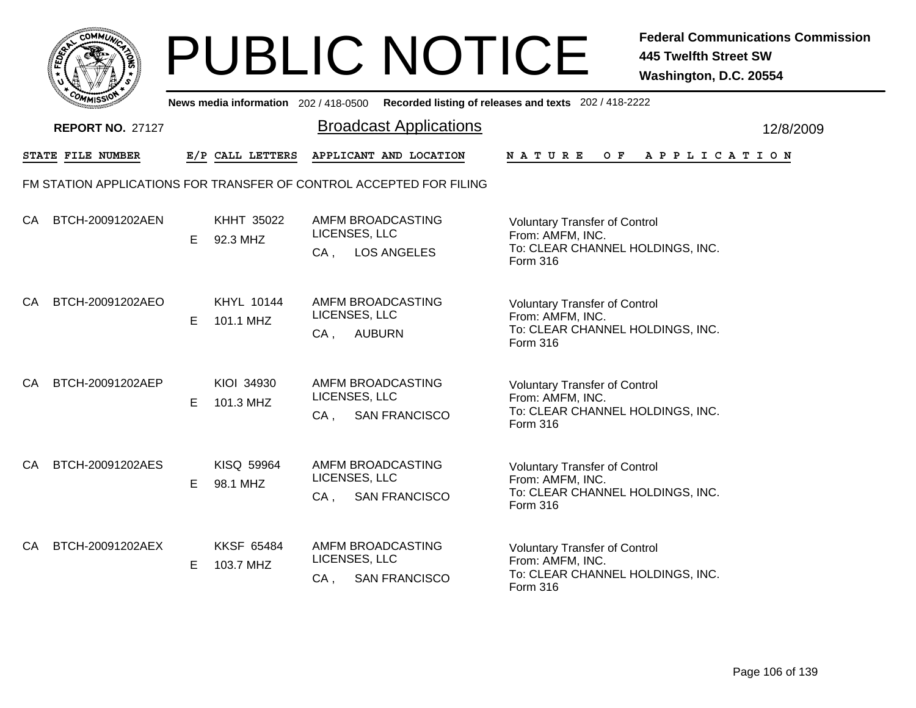# PUBLIC NOTICE

**Federal Communications Commission**
**445 Twelfth Street SW**
**Washington, D.C. 20554**

**News media information** 202 / 418-0500 **Recorded listing of releases and texts** 202 / 418-2222

**REPORT NO.** 27127

## Broadcast Applications

12/8/2009

FM STATION APPLICATIONS FOR TRANSFER OF CONTROL ACCEPTED FOR FILING

| STATE | FILE NUMBER | E/P | CALL LETTERS | APPLICANT AND LOCATION | NATURE OF APPLICATION |
|---|---|---|---|---|---|
| CA | BTCH-20091202AEN | E | KHHT 35022<br>92.3 MHZ | AMFM BROADCASTING LICENSES, LLC<br>CA , LOS ANGELES | Voluntary Transfer of Control<br>From: AMFM, INC.<br>To: CLEAR CHANNEL HOLDINGS, INC.<br>Form 316 |
| CA | BTCH-20091202AEO | E | KHYL 10144<br>101.1 MHZ | AMFM BROADCASTING LICENSES, LLC<br>CA , AUBURN | Voluntary Transfer of Control<br>From: AMFM, INC.<br>To: CLEAR CHANNEL HOLDINGS, INC.<br>Form 316 |
| CA | BTCH-20091202AEP | E | KIOI 34930<br>101.3 MHZ | AMFM BROADCASTING LICENSES, LLC<br>CA , SAN FRANCISCO | Voluntary Transfer of Control<br>From: AMFM, INC.<br>To: CLEAR CHANNEL HOLDINGS, INC.<br>Form 316 |
| CA | BTCH-20091202AES | E | KISQ 59964<br>98.1 MHZ | AMFM BROADCASTING LICENSES, LLC<br>CA , SAN FRANCISCO | Voluntary Transfer of Control<br>From: AMFM, INC.<br>To: CLEAR CHANNEL HOLDINGS, INC.<br>Form 316 |
| CA | BTCH-20091202AEX | E | KKSF 65484<br>103.7 MHZ | AMFM BROADCASTING LICENSES, LLC<br>CA , SAN FRANCISCO | Voluntary Transfer of Control<br>From: AMFM, INC.<br>To: CLEAR CHANNEL HOLDINGS, INC.<br>Form 316 |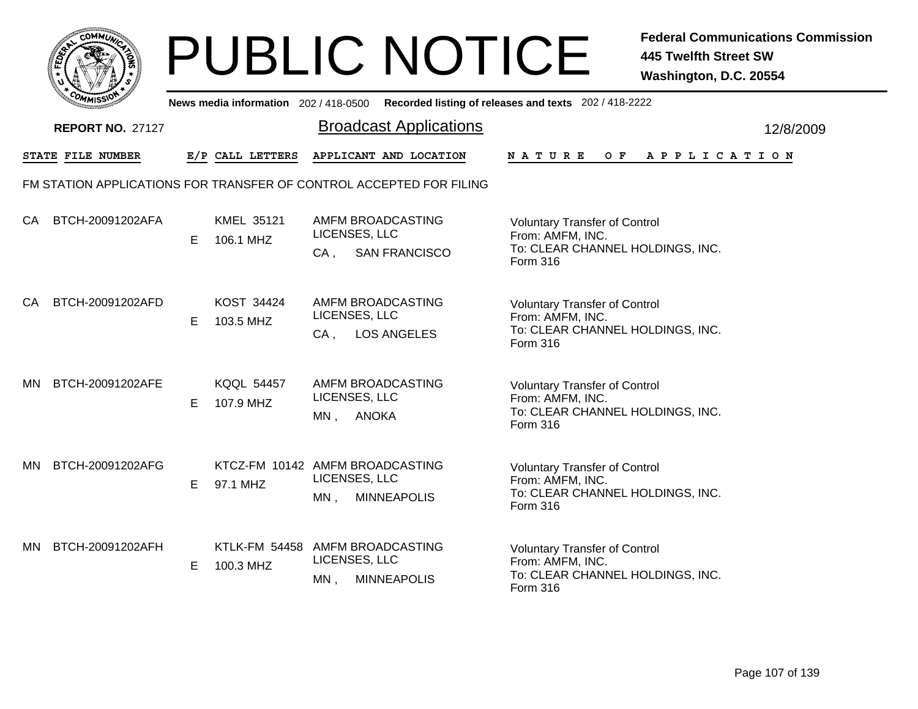# PUBLIC NOTICE

**Federal Communications Commission**
**445 Twelfth Street SW**
**Washington, D.C. 20554**

News media information 202 / 418-0500 Recorded listing of releases and texts 202 / 418-2222

**REPORT NO.** 27127

## Broadcast Applications

12/8/2009

### FM STATION APPLICATIONS FOR TRANSFER OF CONTROL ACCEPTED FOR FILING

| STATE | FILE NUMBER | E/P | CALL LETTERS | APPLICANT AND LOCATION | NATURE OF APPLICATION |
|---|---|---|---|---|---|
| CA | BTCH-20091202AFA | E | KMEL 35121<br>106.1 MHZ | AMFM BROADCASTING LICENSES, LLC<br>CA , SAN FRANCISCO | Voluntary Transfer of Control<br>From: AMFM, INC.<br>To: CLEAR CHANNEL HOLDINGS, INC.<br>Form 316 |
| CA | BTCH-20091202AFD | E | KOST 34424<br>103.5 MHZ | AMFM BROADCASTING LICENSES, LLC<br>CA , LOS ANGELES | Voluntary Transfer of Control<br>From: AMFM, INC.<br>To: CLEAR CHANNEL HOLDINGS, INC.<br>Form 316 |
| MN | BTCH-20091202AFE | E | KQQL 54457<br>107.9 MHZ | AMFM BROADCASTING LICENSES, LLC<br>MN , ANOKA | Voluntary Transfer of Control<br>From: AMFM, INC.<br>To: CLEAR CHANNEL HOLDINGS, INC.<br>Form 316 |
| MN | BTCH-20091202AFG | E | KTCZ-FM 10142<br>97.1 MHZ | AMFM BROADCASTING LICENSES, LLC<br>MN , MINNEAPOLIS | Voluntary Transfer of Control<br>From: AMFM, INC.<br>To: CLEAR CHANNEL HOLDINGS, INC.<br>Form 316 |
| MN | BTCH-20091202AFH | E | KTLK-FM 54458<br>100.3 MHZ | AMFM BROADCASTING LICENSES, LLC<br>MN , MINNEAPOLIS | Voluntary Transfer of Control<br>From: AMFM, INC.<br>To: CLEAR CHANNEL HOLDINGS, INC.<br>Form 316 |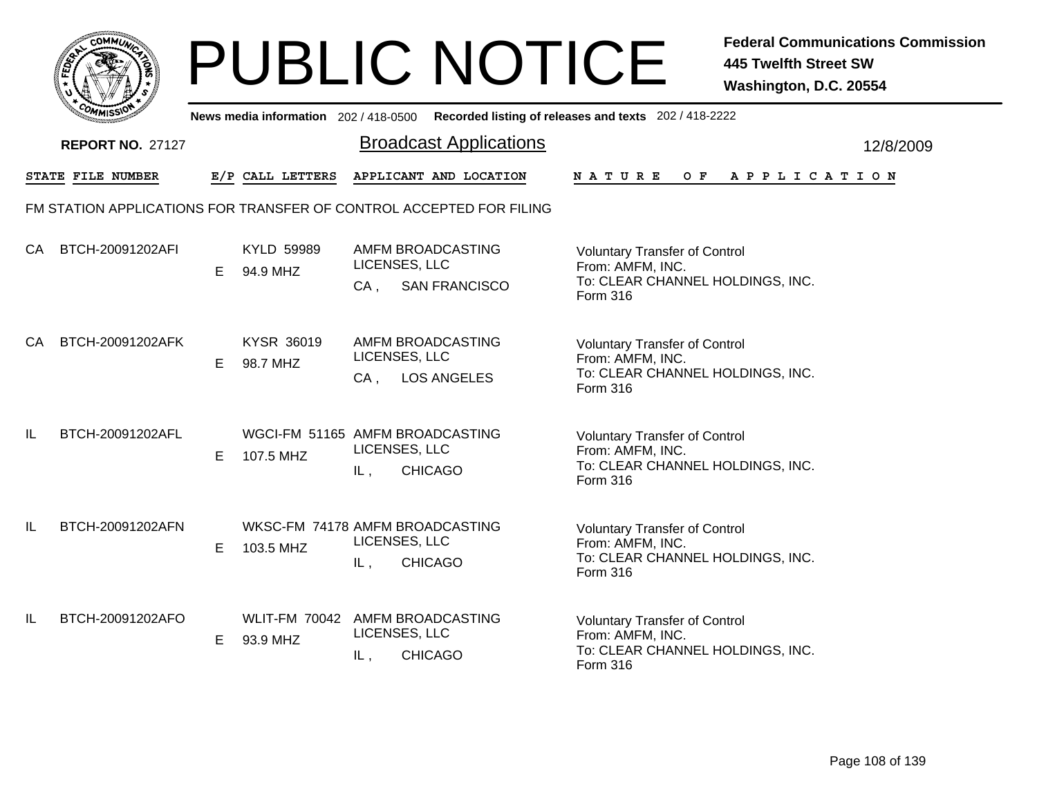# PUBLIC NOTICE

**Federal Communications Commission**
**445 Twelfth Street SW**
**Washington, D.C. 20554**

News media information 202 / 418-0500 Recorded listing of releases and texts 202 / 418-2222

**REPORT NO.** 27127

## Broadcast Applications

12/8/2009

FM STATION APPLICATIONS FOR TRANSFER OF CONTROL ACCEPTED FOR FILING

| STATE | FILE NUMBER | E/P | CALL LETTERS | APPLICANT AND LOCATION | NATURE OF APPLICATION |
|---|---|---|---|---|---|
| CA | BTCH-20091202AFI | E | KYLD 59989<br>94.9 MHZ | AMFM BROADCASTING LICENSES, LLC<br>CA , SAN FRANCISCO | Voluntary Transfer of Control<br>From: AMFM, INC.<br>To: CLEAR CHANNEL HOLDINGS, INC.<br>Form 316 |
| CA | BTCH-20091202AFK | E | KYSR 36019<br>98.7 MHZ | AMFM BROADCASTING LICENSES, LLC<br>CA , LOS ANGELES | Voluntary Transfer of Control<br>From: AMFM, INC.<br>To: CLEAR CHANNEL HOLDINGS, INC.<br>Form 316 |
| IL | BTCH-20091202AFL | E | WGCI-FM 51165<br>107.5 MHZ | AMFM BROADCASTING LICENSES, LLC<br>IL , CHICAGO | Voluntary Transfer of Control<br>From: AMFM, INC.<br>To: CLEAR CHANNEL HOLDINGS, INC.<br>Form 316 |
| IL | BTCH-20091202AFN | E | WKSC-FM 74178<br>103.5 MHZ | AMFM BROADCASTING LICENSES, LLC<br>IL , CHICAGO | Voluntary Transfer of Control<br>From: AMFM, INC.<br>To: CLEAR CHANNEL HOLDINGS, INC.<br>Form 316 |
| IL | BTCH-20091202AFO | E | WLIT-FM 70042<br>93.9 MHZ | AMFM BROADCASTING LICENSES, LLC<br>IL , CHICAGO | Voluntary Transfer of Control<br>From: AMFM, INC.<br>To: CLEAR CHANNEL HOLDINGS, INC.<br>Form 316 |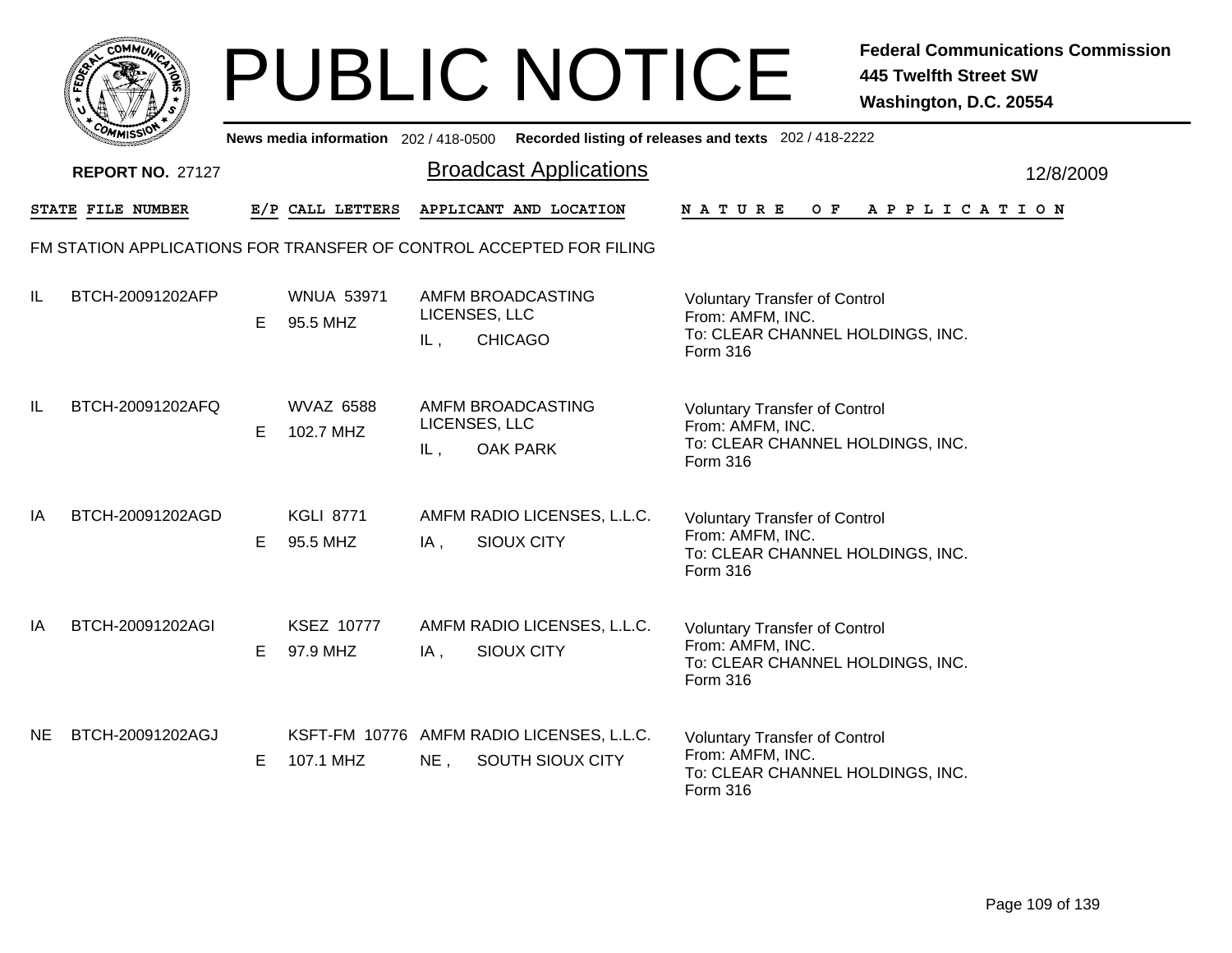# PUBLIC NOTICE

**Federal Communications Commission**
**445 Twelfth Street SW**
**Washington, D.C. 20554**

News media information 202 / 418-0500 Recorded listing of releases and texts 202 / 418-2222

**REPORT NO.** 27127

## Broadcast Applications

12/8/2009

| STATE | FILE NUMBER | E/P | CALL LETTERS | APPLICANT AND LOCATION | NATURE OF APPLICATION |
|---|---|---|---|---|---|

### FM STATION APPLICATIONS FOR TRANSFER OF CONTROL ACCEPTED FOR FILING

| STATE | FILE NUMBER | E/P | CALL LETTERS | APPLICANT AND LOCATION | NATURE OF APPLICATION |
|---|---|---|---|---|---|
| IL | BTCH-20091202AFP | E | WNUA 53971<br>95.5 MHZ | AMFM BROADCASTING LICENSES, LLC<br>IL , CHICAGO | Voluntary Transfer of Control<br>From: AMFM, INC.<br>To: CLEAR CHANNEL HOLDINGS, INC.<br>Form 316 |
| IL | BTCH-20091202AFQ | E | WVAZ 6588<br>102.7 MHZ | AMFM BROADCASTING LICENSES, LLC<br>IL , OAK PARK | Voluntary Transfer of Control<br>From: AMFM, INC.<br>To: CLEAR CHANNEL HOLDINGS, INC.<br>Form 316 |
| IA | BTCH-20091202AGD | E | KGLI 8771<br>95.5 MHZ | AMFM RADIO LICENSES, L.L.C.<br>IA , SIOUX CITY | Voluntary Transfer of Control<br>From: AMFM, INC.<br>To: CLEAR CHANNEL HOLDINGS, INC.<br>Form 316 |
| IA | BTCH-20091202AGI | E | KSEZ 10777<br>97.9 MHZ | AMFM RADIO LICENSES, L.L.C.<br>IA , SIOUX CITY | Voluntary Transfer of Control<br>From: AMFM, INC.<br>To: CLEAR CHANNEL HOLDINGS, INC.<br>Form 316 |
| NE | BTCH-20091202AGJ | E | KSFT-FM 10776<br>107.1 MHZ | AMFM RADIO LICENSES, L.L.C.<br>NE , SOUTH SIOUX CITY | Voluntary Transfer of Control<br>From: AMFM, INC.<br>To: CLEAR CHANNEL HOLDINGS, INC.<br>Form 316 |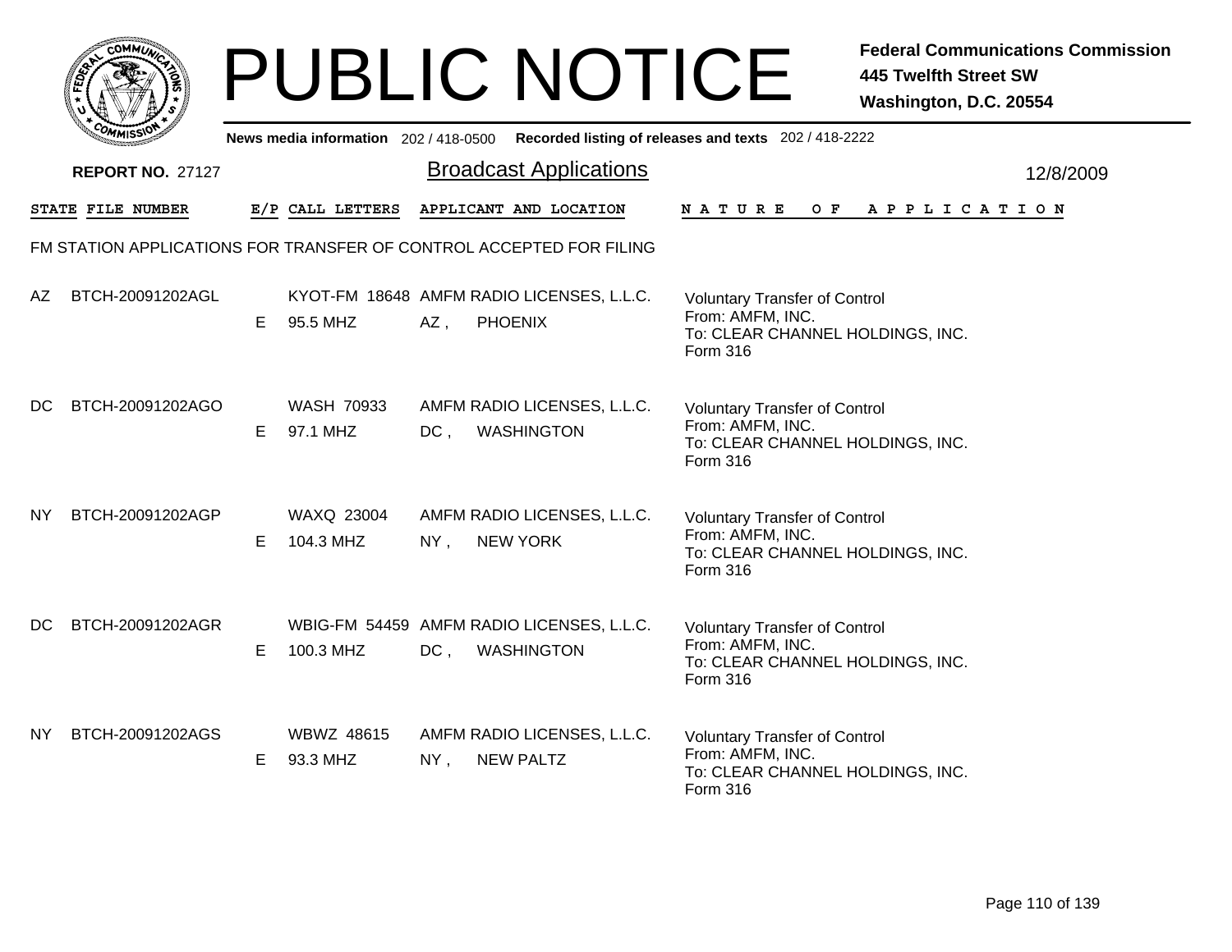# PUBLIC NOTICE

**Federal Communications Commission**
**445 Twelfth Street SW**
**Washington, D.C. 20554**

**News media information** 202 / 418-0500 **Recorded listing of releases and texts** 202 / 418-2222

**REPORT NO.** 27127

## Broadcast Applications

12/8/2009

FM STATION APPLICATIONS FOR TRANSFER OF CONTROL ACCEPTED FOR FILING

| STATE | FILE NUMBER | E/P | CALL LETTERS | APPLICANT AND LOCATION | NATURE OF APPLICATION |
|---|---|---|---|---|---|
| AZ | BTCH-20091202AGL | E | KYOT-FM 18648<br>95.5 MHZ | AMFM RADIO LICENSES, L.L.C.<br>AZ , PHOENIX | Voluntary Transfer of Control<br>From: AMFM, INC.<br>To: CLEAR CHANNEL HOLDINGS, INC.<br>Form 316 |
| DC | BTCH-20091202AGO | E | WASH 70933<br>97.1 MHZ | AMFM RADIO LICENSES, L.L.C.<br>DC , WASHINGTON | Voluntary Transfer of Control<br>From: AMFM, INC.<br>To: CLEAR CHANNEL HOLDINGS, INC.<br>Form 316 |
| NY | BTCH-20091202AGP | E | WAXQ 23004<br>104.3 MHZ | AMFM RADIO LICENSES, L.L.C.<br>NY , NEW YORK | Voluntary Transfer of Control<br>From: AMFM, INC.<br>To: CLEAR CHANNEL HOLDINGS, INC.<br>Form 316 |
| DC | BTCH-20091202AGR | E | WBIG-FM 54459<br>100.3 MHZ | AMFM RADIO LICENSES, L.L.C.<br>DC , WASHINGTON | Voluntary Transfer of Control<br>From: AMFM, INC.<br>To: CLEAR CHANNEL HOLDINGS, INC.<br>Form 316 |
| NY | BTCH-20091202AGS | E | WBWZ 48615<br>93.3 MHZ | AMFM RADIO LICENSES, L.L.C.<br>NY , NEW PALTZ | Voluntary Transfer of Control<br>From: AMFM, INC.<br>To: CLEAR CHANNEL HOLDINGS, INC.<br>Form 316 |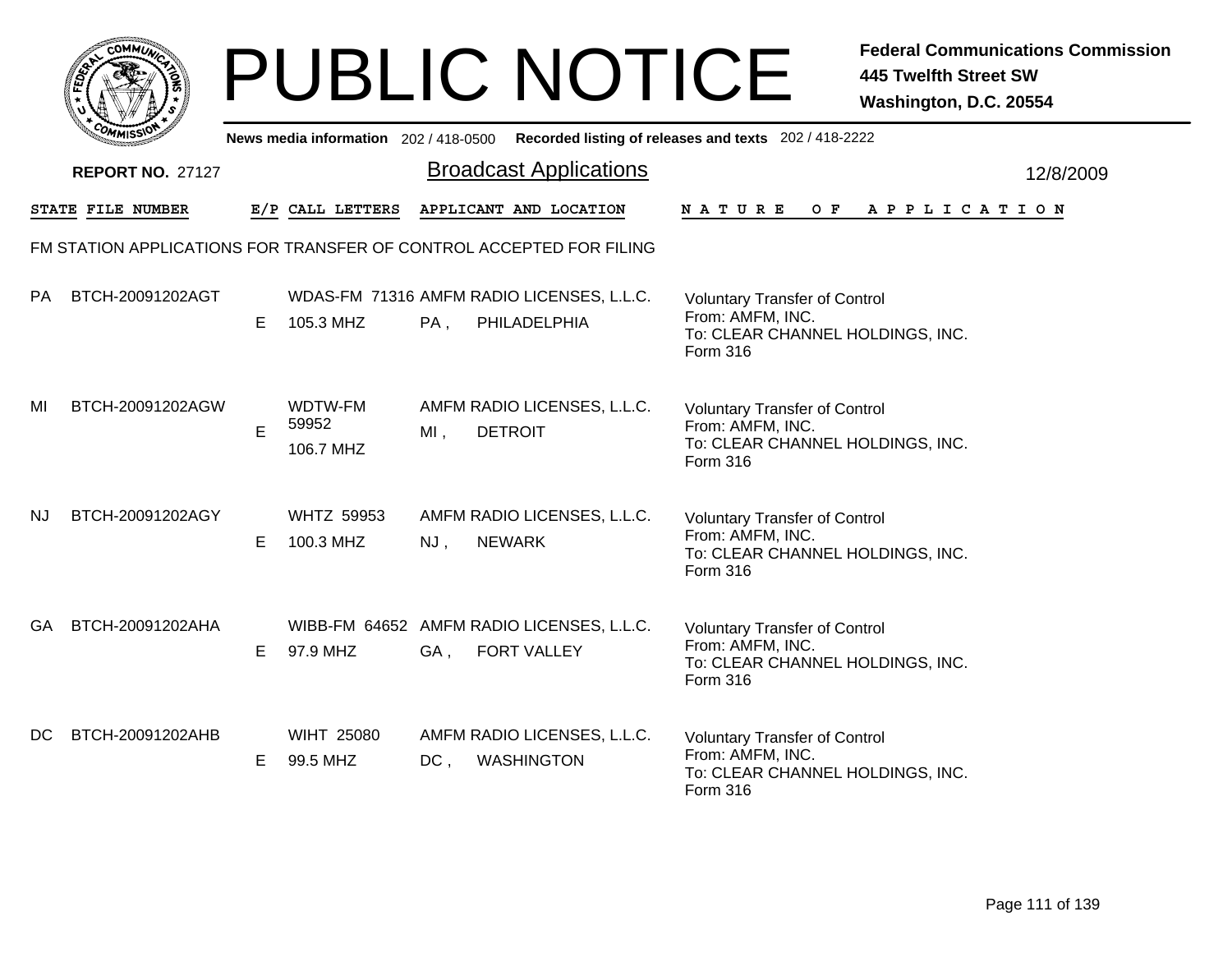# PUBLIC NOTICE

**Federal Communications Commission**
**445 Twelfth Street SW**
**Washington, D.C. 20554**

**News media information** 202 / 418-0500 **Recorded listing of releases and texts** 202 / 418-2222

**REPORT NO.** 27127

## Broadcast Applications

12/8/2009

### FM STATION APPLICATIONS FOR TRANSFER OF CONTROL ACCEPTED FOR FILING

| STATE | FILE NUMBER | E/P | CALL LETTERS | APPLICANT AND LOCATION | NATURE OF APPLICATION |
|---|---|---|---|---|---|
| PA | BTCH-20091202AGT | E | WDAS-FM 71316<br>105.3 MHZ | AMFM RADIO LICENSES, L.L.C.<br>PA , PHILADELPHIA | Voluntary Transfer of Control<br>From: AMFM, INC.<br>To: CLEAR CHANNEL HOLDINGS, INC.<br>Form 316 |
| MI | BTCH-20091202AGW | E | WDTW-FM 59952<br>106.7 MHZ | AMFM RADIO LICENSES, L.L.C.<br>MI , DETROIT | Voluntary Transfer of Control<br>From: AMFM, INC.<br>To: CLEAR CHANNEL HOLDINGS, INC.<br>Form 316 |
| NJ | BTCH-20091202AGY | E | WHTZ 59953<br>100.3 MHZ | AMFM RADIO LICENSES, L.L.C.<br>NJ , NEWARK | Voluntary Transfer of Control<br>From: AMFM, INC.<br>To: CLEAR CHANNEL HOLDINGS, INC.<br>Form 316 |
| GA | BTCH-20091202AHA | E | WIBB-FM 64652<br>97.9 MHZ | AMFM RADIO LICENSES, L.L.C.<br>GA , FORT VALLEY | Voluntary Transfer of Control<br>From: AMFM, INC.<br>To: CLEAR CHANNEL HOLDINGS, INC.<br>Form 316 |
| DC | BTCH-20091202AHB | E | WIHT 25080<br>99.5 MHZ | AMFM RADIO LICENSES, L.L.C.<br>DC , WASHINGTON | Voluntary Transfer of Control<br>From: AMFM, INC.<br>To: CLEAR CHANNEL HOLDINGS, INC.<br>Form 316 |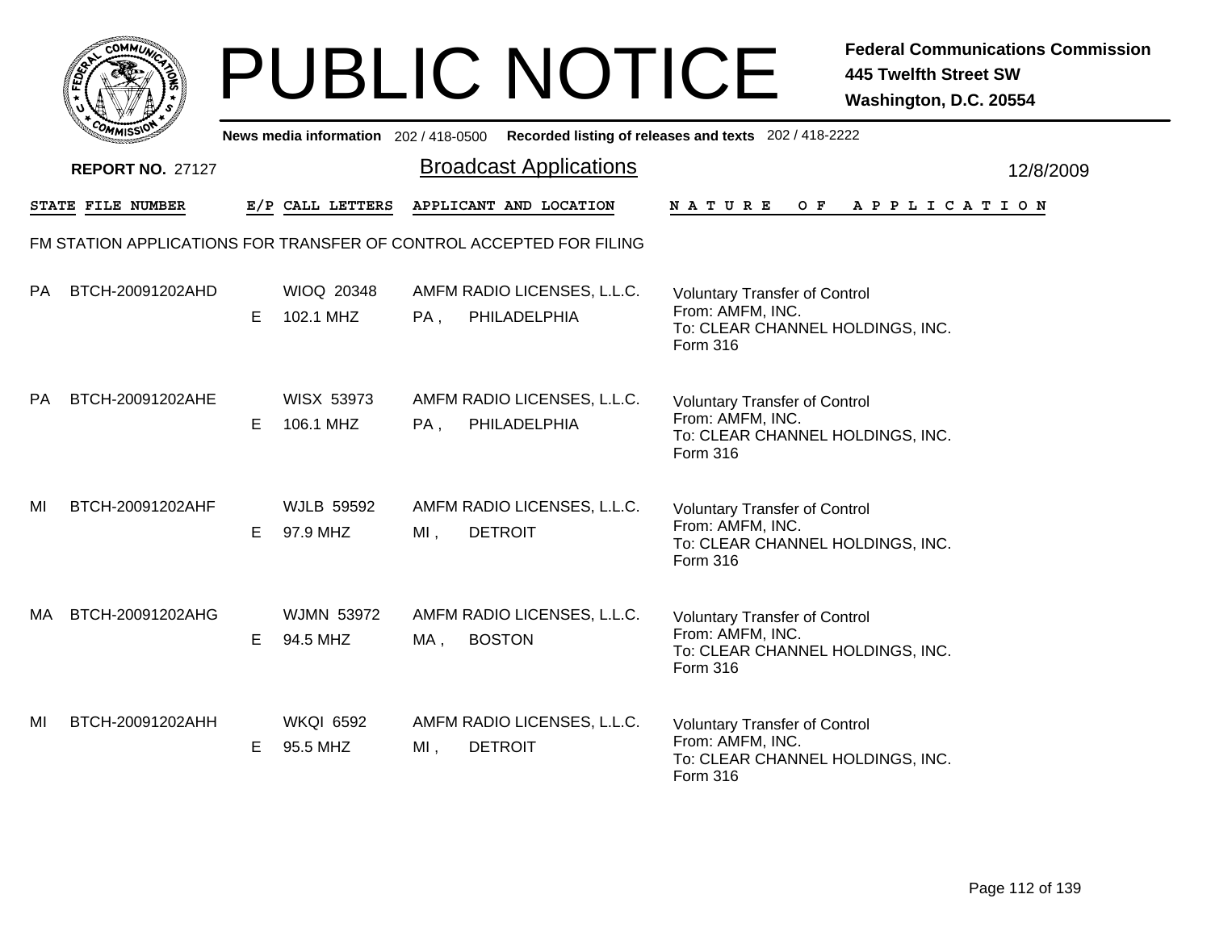# PUBLIC NOTICE

**Federal Communications Commission**
**445 Twelfth Street SW**
**Washington, D.C. 20554**

**News media information** 202 / 418-0500 **Recorded listing of releases and texts** 202 / 418-2222

**REPORT NO.** 27127

## Broadcast Applications

12/8/2009

FM STATION APPLICATIONS FOR TRANSFER OF CONTROL ACCEPTED FOR FILING

| STATE | FILE NUMBER | E/P | CALL LETTERS | APPLICANT AND LOCATION | NATURE OF APPLICATION |
|---|---|---|---|---|---|
| PA | BTCH-20091202AHD | E | WIOQ 20348<br>102.1 MHZ | AMFM RADIO LICENSES, L.L.C.<br>PA , PHILADELPHIA | Voluntary Transfer of Control<br>From: AMFM, INC.<br>To: CLEAR CHANNEL HOLDINGS, INC.<br>Form 316 |
| PA | BTCH-20091202AHE | E | WISX 53973<br>106.1 MHZ | AMFM RADIO LICENSES, L.L.C.<br>PA , PHILADELPHIA | Voluntary Transfer of Control<br>From: AMFM, INC.<br>To: CLEAR CHANNEL HOLDINGS, INC.<br>Form 316 |
| MI | BTCH-20091202AHF | E | WJLB 59592<br>97.9 MHZ | AMFM RADIO LICENSES, L.L.C.<br>MI , DETROIT | Voluntary Transfer of Control<br>From: AMFM, INC.<br>To: CLEAR CHANNEL HOLDINGS, INC.<br>Form 316 |
| MA | BTCH-20091202AHG | E | WJMN 53972<br>94.5 MHZ | AMFM RADIO LICENSES, L.L.C.<br>MA , BOSTON | Voluntary Transfer of Control<br>From: AMFM, INC.<br>To: CLEAR CHANNEL HOLDINGS, INC.<br>Form 316 |
| MI | BTCH-20091202AHH | E | WKQI 6592<br>95.5 MHZ | AMFM RADIO LICENSES, L.L.C.<br>MI , DETROIT | Voluntary Transfer of Control<br>From: AMFM, INC.<br>To: CLEAR CHANNEL HOLDINGS, INC.<br>Form 316 |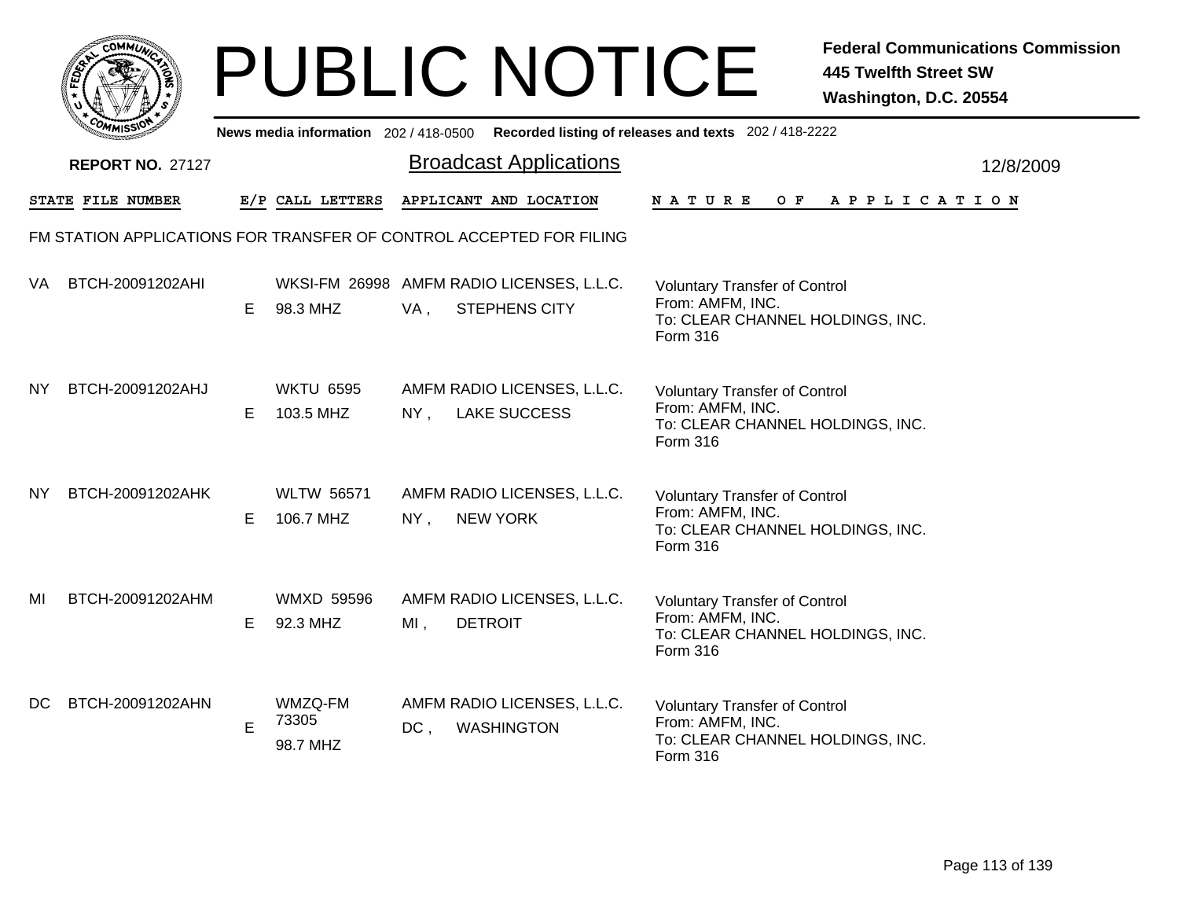# PUBLIC NOTICE

**Federal Communications Commission**
**445 Twelfth Street SW**
**Washington, D.C. 20554**

News media information 202 / 418-0500 Recorded listing of releases and texts 202 / 418-2222

**REPORT NO.** 27127

## Broadcast Applications

12/8/2009

FM STATION APPLICATIONS FOR TRANSFER OF CONTROL ACCEPTED FOR FILING

| STATE | FILE NUMBER | E/P | CALL LETTERS | APPLICANT AND LOCATION | NATURE OF APPLICATION |
|---|---|---|---|---|---|
| VA | BTCH-20091202AHI | E | WKSI-FM 26998 98.3 MHZ | AMFM RADIO LICENSES, L.L.C. VA , STEPHENS CITY | Voluntary Transfer of Control From: AMFM, INC. To: CLEAR CHANNEL HOLDINGS, INC. Form 316 |
| NY | BTCH-20091202AHJ | E | WKTU 6595 103.5 MHZ | AMFM RADIO LICENSES, L.L.C. NY , LAKE SUCCESS | Voluntary Transfer of Control From: AMFM, INC. To: CLEAR CHANNEL HOLDINGS, INC. Form 316 |
| NY | BTCH-20091202AHK | E | WLTW 56571 106.7 MHZ | AMFM RADIO LICENSES, L.L.C. NY , NEW YORK | Voluntary Transfer of Control From: AMFM, INC. To: CLEAR CHANNEL HOLDINGS, INC. Form 316 |
| MI | BTCH-20091202AHM | E | WMXD 59596 92.3 MHZ | AMFM RADIO LICENSES, L.L.C. MI , DETROIT | Voluntary Transfer of Control From: AMFM, INC. To: CLEAR CHANNEL HOLDINGS, INC. Form 316 |
| DC | BTCH-20091202AHN | E | WMZQ-FM 73305 98.7 MHZ | AMFM RADIO LICENSES, L.L.C. DC , WASHINGTON | Voluntary Transfer of Control From: AMFM, INC. To: CLEAR CHANNEL HOLDINGS, INC. Form 316 |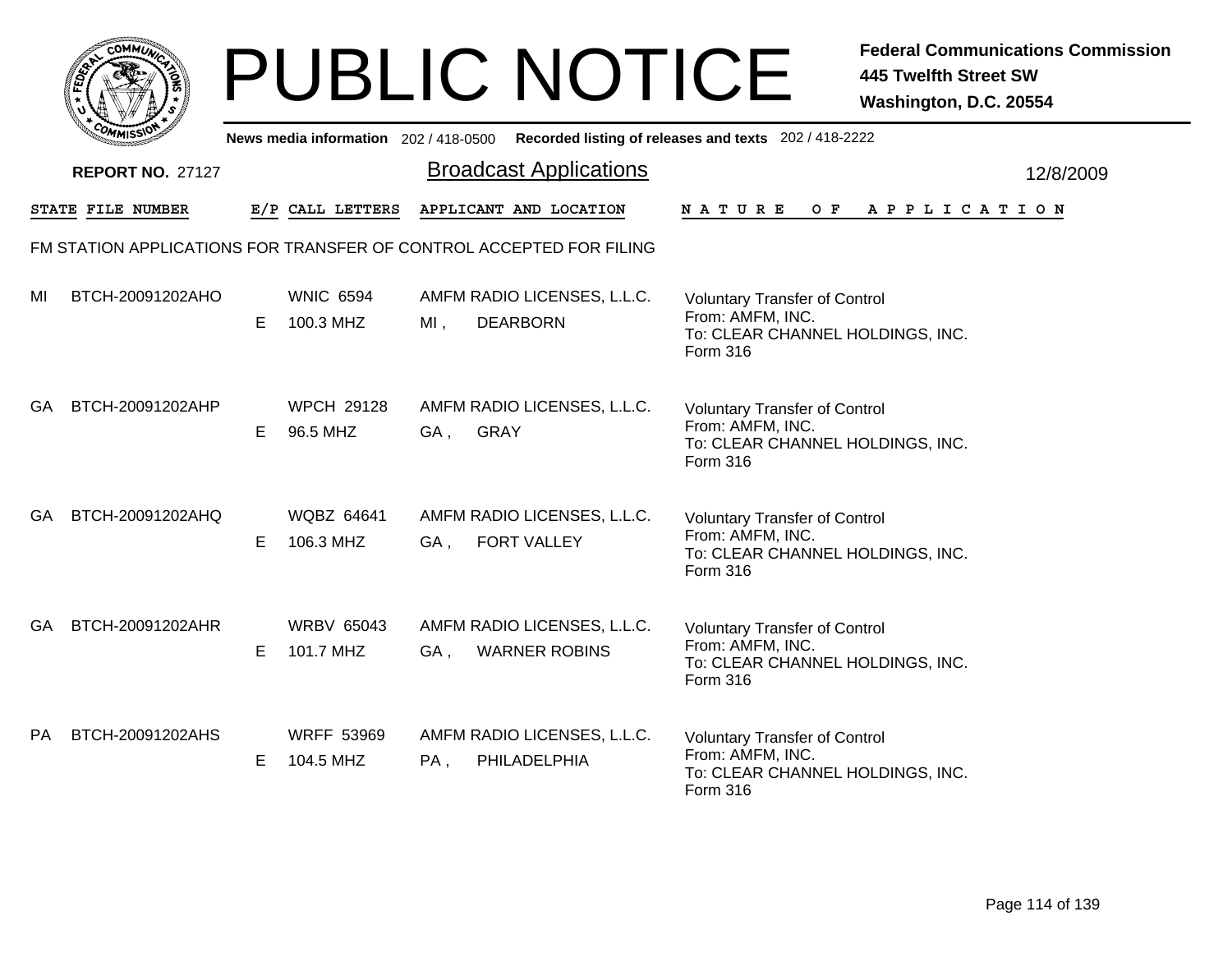# PUBLIC NOTICE

**Federal Communications Commission**
**445 Twelfth Street SW**
**Washington, D.C. 20554**

News media information 202 / 418-0500 Recorded listing of releases and texts 202 / 418-2222

**REPORT NO.** 27127

## Broadcast Applications

12/8/2009

FM STATION APPLICATIONS FOR TRANSFER OF CONTROL ACCEPTED FOR FILING

| STATE | FILE NUMBER | E/P | CALL LETTERS | APPLICANT AND LOCATION | NATURE OF APPLICATION |
|---|---|---|---|---|---|
| MI | BTCH-20091202AHO | E | WNIC 6594<br>100.3 MHZ | AMFM RADIO LICENSES, L.L.C.<br>MI , DEARBORN | Voluntary Transfer of Control<br>From: AMFM, INC.<br>To: CLEAR CHANNEL HOLDINGS, INC.<br>Form 316 |
| GA | BTCH-20091202AHP | E | WPCH 29128<br>96.5 MHZ | AMFM RADIO LICENSES, L.L.C.<br>GA , GRAY | Voluntary Transfer of Control<br>From: AMFM, INC.<br>To: CLEAR CHANNEL HOLDINGS, INC.<br>Form 316 |
| GA | BTCH-20091202AHQ | E | WQBZ 64641<br>106.3 MHZ | AMFM RADIO LICENSES, L.L.C.<br>GA , FORT VALLEY | Voluntary Transfer of Control<br>From: AMFM, INC.<br>To: CLEAR CHANNEL HOLDINGS, INC.<br>Form 316 |
| GA | BTCH-20091202AHR | E | WRBV 65043<br>101.7 MHZ | AMFM RADIO LICENSES, L.L.C.<br>GA , WARNER ROBINS | Voluntary Transfer of Control<br>From: AMFM, INC.<br>To: CLEAR CHANNEL HOLDINGS, INC.<br>Form 316 |
| PA | BTCH-20091202AHS | E | WRFF 53969<br>104.5 MHZ | AMFM RADIO LICENSES, L.L.C.<br>PA , PHILADELPHIA | Voluntary Transfer of Control<br>From: AMFM, INC.<br>To: CLEAR CHANNEL HOLDINGS, INC.<br>Form 316 |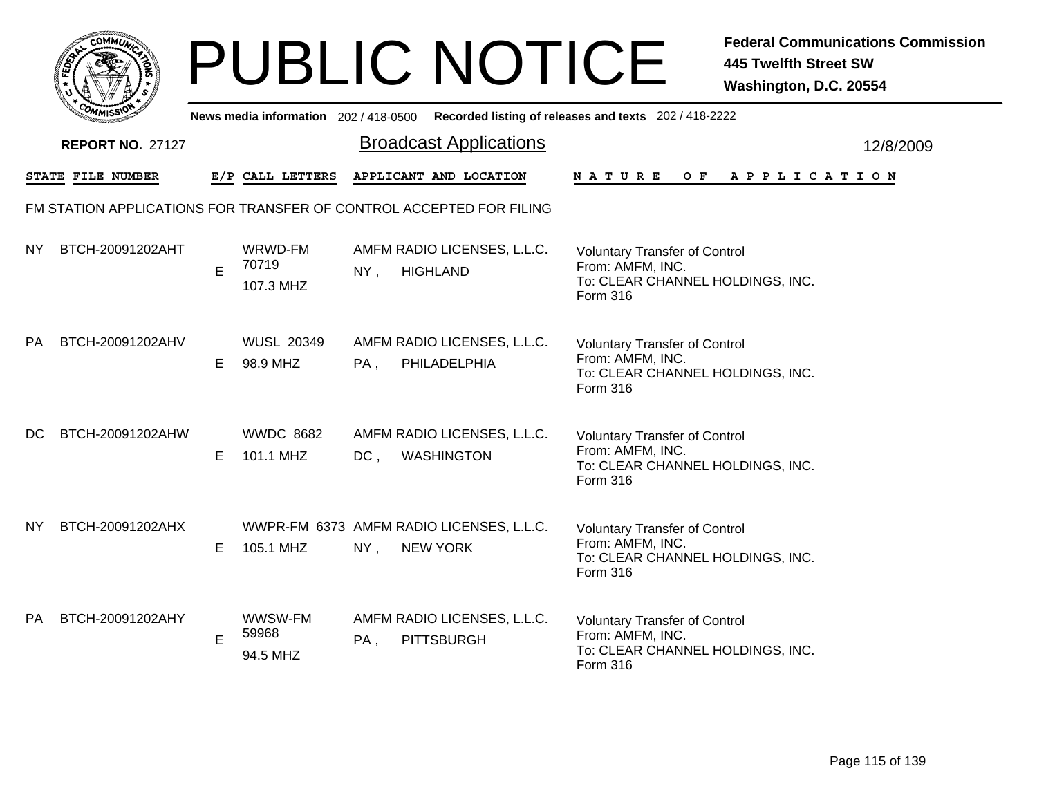# PUBLIC NOTICE

**Federal Communications Commission**
**445 Twelfth Street SW**
**Washington, D.C. 20554**

**News media information** 202 / 418-0500 **Recorded listing of releases and texts** 202 / 418-2222

**REPORT NO.** 27127

## Broadcast Applications

12/8/2009

FM STATION APPLICATIONS FOR TRANSFER OF CONTROL ACCEPTED FOR FILING

| STATE | FILE NUMBER | E/P | CALL LETTERS | APPLICANT AND LOCATION | NATURE OF APPLICATION |
|---|---|---|---|---|---|
| NY | BTCH-20091202AHT | E | WRWD-FM 70719 107.3 MHZ | AMFM RADIO LICENSES, L.L.C. NY , HIGHLAND | Voluntary Transfer of Control From: AMFM, INC. To: CLEAR CHANNEL HOLDINGS, INC. Form 316 |
| PA | BTCH-20091202AHV | E | WUSL 20349 98.9 MHZ | AMFM RADIO LICENSES, L.L.C. PA , PHILADELPHIA | Voluntary Transfer of Control From: AMFM, INC. To: CLEAR CHANNEL HOLDINGS, INC. Form 316 |
| DC | BTCH-20091202AHW | E | WWDC 8682 101.1 MHZ | AMFM RADIO LICENSES, L.L.C. DC , WASHINGTON | Voluntary Transfer of Control From: AMFM, INC. To: CLEAR CHANNEL HOLDINGS, INC. Form 316 |
| NY | BTCH-20091202AHX | E | WWPR-FM 6373 105.1 MHZ | AMFM RADIO LICENSES, L.L.C. NY , NEW YORK | Voluntary Transfer of Control From: AMFM, INC. To: CLEAR CHANNEL HOLDINGS, INC. Form 316 |
| PA | BTCH-20091202AHY | E | WWSW-FM 59968 94.5 MHZ | AMFM RADIO LICENSES, L.L.C. PA , PITTSBURGH | Voluntary Transfer of Control From: AMFM, INC. To: CLEAR CHANNEL HOLDINGS, INC. Form 316 |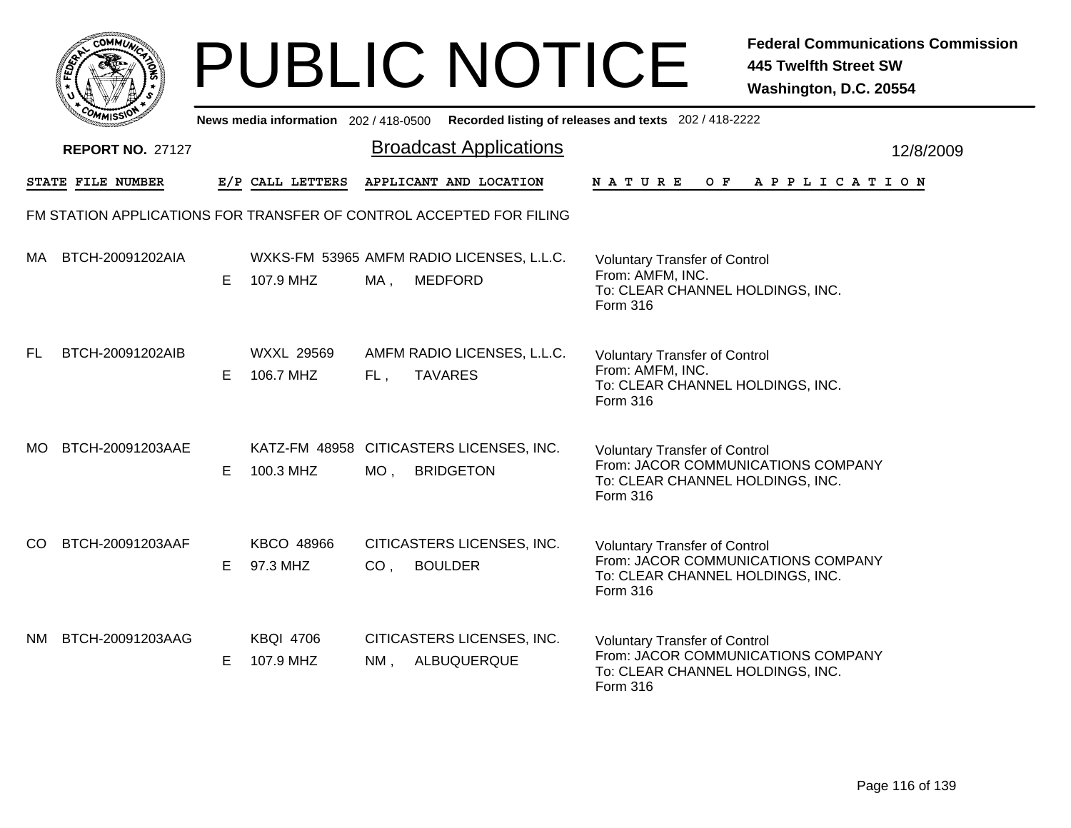# PUBLIC NOTICE

**Federal Communications Commission**
**445 Twelfth Street SW**
**Washington, D.C. 20554**

News media information 202 / 418-0500 Recorded listing of releases and texts 202 / 418-2222

**REPORT NO.** 27127

## Broadcast Applications

12/8/2009

| STATE | FILE NUMBER | E/P | CALL LETTERS | APPLICANT AND LOCATION | NATURE OF APPLICATION |
|---|---|---|---|---|---|

FM STATION APPLICATIONS FOR TRANSFER OF CONTROL ACCEPTED FOR FILING

| STATE | FILE NUMBER | E/P | CALL LETTERS | APPLICANT AND LOCATION | NATURE OF APPLICATION |
|---|---|---|---|---|---|
| MA | BTCH-20091202AIA | E | WXKS-FM 53965 107.9 MHZ | AMFM RADIO LICENSES, L.L.C. MA , MEDFORD | Voluntary Transfer of Control From: AMFM, INC. To: CLEAR CHANNEL HOLDINGS, INC. Form 316 |
| FL | BTCH-20091202AIB | E | WXXL 29569 106.7 MHZ | AMFM RADIO LICENSES, L.L.C. FL , TAVARES | Voluntary Transfer of Control From: AMFM, INC. To: CLEAR CHANNEL HOLDINGS, INC. Form 316 |
| MO | BTCH-20091203AAE | E | KATZ-FM 48958 100.3 MHZ | CITICASTERS LICENSES, INC. MO , BRIDGETON | Voluntary Transfer of Control From: JACOR COMMUNICATIONS COMPANY To: CLEAR CHANNEL HOLDINGS, INC. Form 316 |
| CO | BTCH-20091203AAF | E | KBCO 48966 97.3 MHZ | CITICASTERS LICENSES, INC. CO , BOULDER | Voluntary Transfer of Control From: JACOR COMMUNICATIONS COMPANY To: CLEAR CHANNEL HOLDINGS, INC. Form 316 |
| NM | BTCH-20091203AAG | E | KBQI 4706 107.9 MHZ | CITICASTERS LICENSES, INC. NM , ALBUQUERQUE | Voluntary Transfer of Control From: JACOR COMMUNICATIONS COMPANY To: CLEAR CHANNEL HOLDINGS, INC. Form 316 |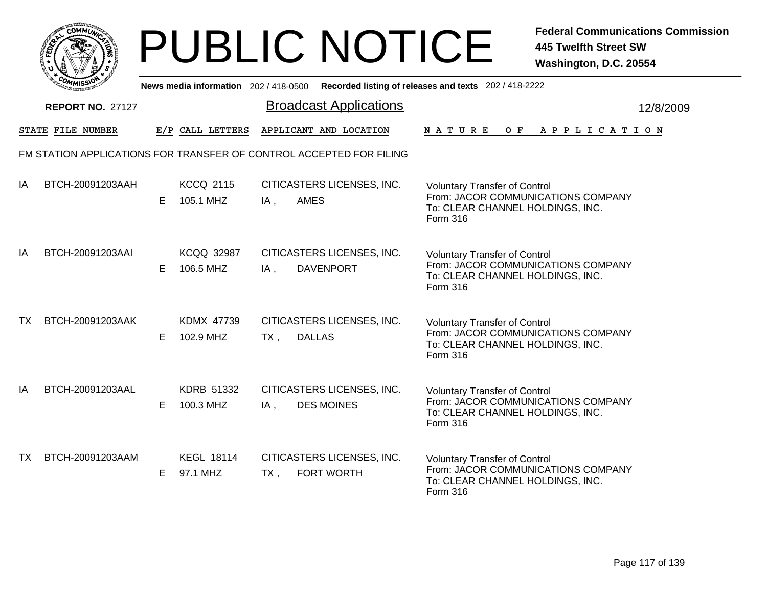# PUBLIC NOTICE

**Federal Communications Commission**
**445 Twelfth Street SW**
**Washington, D.C. 20554**

News media information 202 / 418-0500 Recorded listing of releases and texts 202 / 418-2222

**REPORT NO.** 27127

## Broadcast Applications

12/8/2009

FM STATION APPLICATIONS FOR TRANSFER OF CONTROL ACCEPTED FOR FILING

| STATE | FILE NUMBER | E/P | CALL LETTERS | APPLICANT AND LOCATION | NATURE OF APPLICATION |
|---|---|---|---|---|---|
| IA | BTCH-20091203AAH | E | KCCQ 2115<br>105.1 MHZ | CITICASTERS LICENSES, INC.<br>IA , AMES | Voluntary Transfer of Control<br>From: JACOR COMMUNICATIONS COMPANY<br>To: CLEAR CHANNEL HOLDINGS, INC.<br>Form 316 |
| IA | BTCH-20091203AAI | E | KCQQ 32987<br>106.5 MHZ | CITICASTERS LICENSES, INC.<br>IA , DAVENPORT | Voluntary Transfer of Control<br>From: JACOR COMMUNICATIONS COMPANY<br>To: CLEAR CHANNEL HOLDINGS, INC.<br>Form 316 |
| TX | BTCH-20091203AAK | E | KDMX 47739<br>102.9 MHZ | CITICASTERS LICENSES, INC.<br>TX , DALLAS | Voluntary Transfer of Control<br>From: JACOR COMMUNICATIONS COMPANY<br>To: CLEAR CHANNEL HOLDINGS, INC.<br>Form 316 |
| IA | BTCH-20091203AAL | E | KDRB 51332<br>100.3 MHZ | CITICASTERS LICENSES, INC.<br>IA , DES MOINES | Voluntary Transfer of Control<br>From: JACOR COMMUNICATIONS COMPANY<br>To: CLEAR CHANNEL HOLDINGS, INC.<br>Form 316 |
| TX | BTCH-20091203AAM | E | KEGL 18114<br>97.1 MHZ | CITICASTERS LICENSES, INC.<br>TX , FORT WORTH | Voluntary Transfer of Control<br>From: JACOR COMMUNICATIONS COMPANY<br>To: CLEAR CHANNEL HOLDINGS, INC.<br>Form 316 |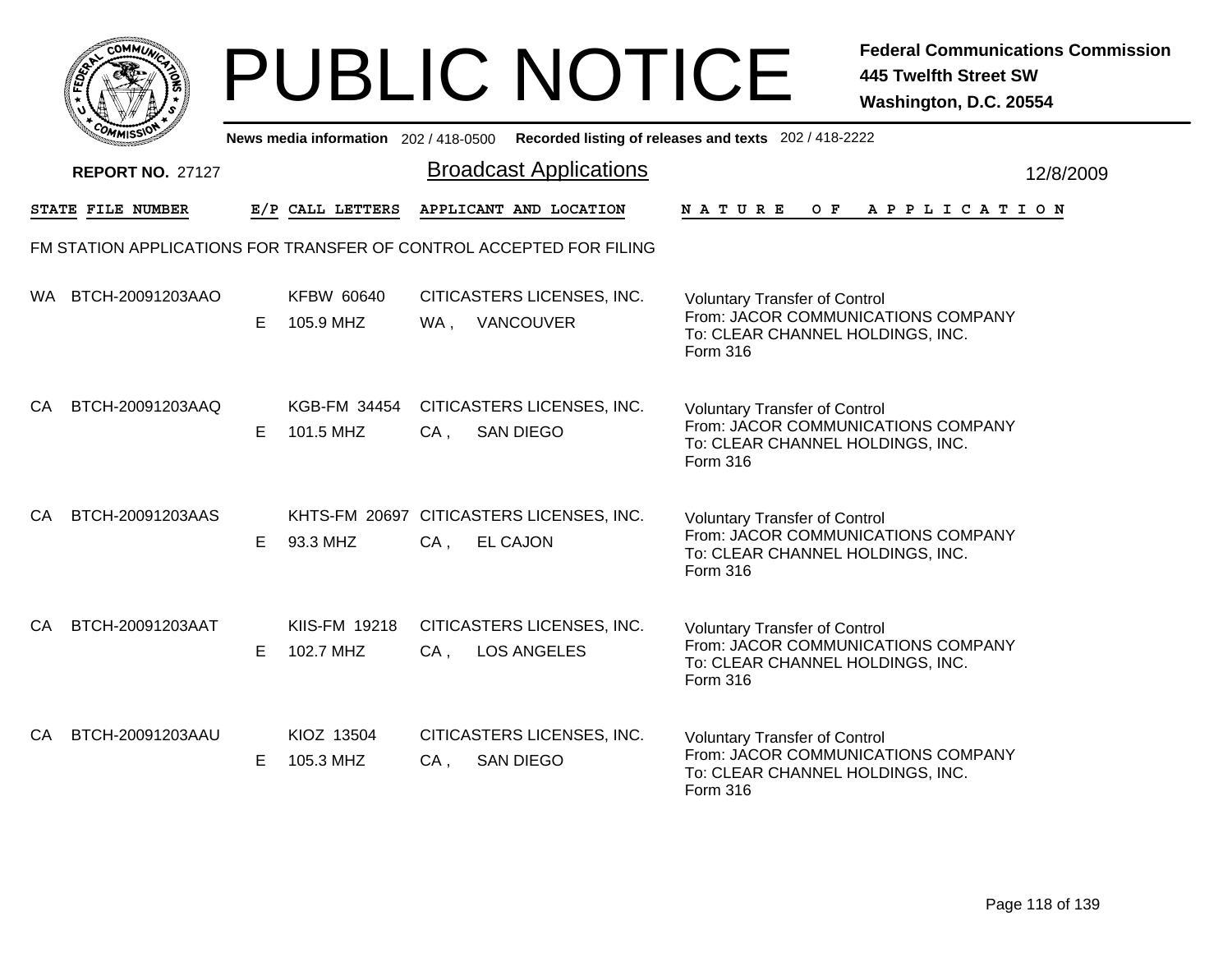# PUBLIC NOTICE

**Federal Communications Commission**
**445 Twelfth Street SW**
**Washington, D.C. 20554**

News media information 202 / 418-0500 Recorded listing of releases and texts 202 / 418-2222

**REPORT NO.** 27127

## Broadcast Applications

12/8/2009

| STATE | FILE NUMBER | E/P | CALL LETTERS | APPLICANT AND LOCATION | NATURE OF APPLICATION |
|---|---|---|---|---|---|

FM STATION APPLICATIONS FOR TRANSFER OF CONTROL ACCEPTED FOR FILING

| STATE | FILE NUMBER | E/P | CALL LETTERS | APPLICANT AND LOCATION | NATURE OF APPLICATION |
|---|---|---|---|---|---|
| WA | BTCH-20091203AAO | E | KFBW 60640<br>105.9 MHZ | CITICASTERS LICENSES, INC.<br>WA , VANCOUVER | Voluntary Transfer of Control<br>From: JACOR COMMUNICATIONS COMPANY<br>To: CLEAR CHANNEL HOLDINGS, INC.<br>Form 316 |
| CA | BTCH-20091203AAQ | E | KGB-FM 34454<br>101.5 MHZ | CITICASTERS LICENSES, INC.<br>CA , SAN DIEGO | Voluntary Transfer of Control<br>From: JACOR COMMUNICATIONS COMPANY<br>To: CLEAR CHANNEL HOLDINGS, INC.<br>Form 316 |
| CA | BTCH-20091203AAS | E | KHTS-FM 20697<br>93.3 MHZ | CITICASTERS LICENSES, INC.<br>CA , EL CAJON | Voluntary Transfer of Control<br>From: JACOR COMMUNICATIONS COMPANY<br>To: CLEAR CHANNEL HOLDINGS, INC.<br>Form 316 |
| CA | BTCH-20091203AAT | E | KIIS-FM 19218<br>102.7 MHZ | CITICASTERS LICENSES, INC.<br>CA , LOS ANGELES | Voluntary Transfer of Control<br>From: JACOR COMMUNICATIONS COMPANY<br>To: CLEAR CHANNEL HOLDINGS, INC.<br>Form 316 |
| CA | BTCH-20091203AAU | E | KIOZ 13504<br>105.3 MHZ | CITICASTERS LICENSES, INC.<br>CA , SAN DIEGO | Voluntary Transfer of Control<br>From: JACOR COMMUNICATIONS COMPANY<br>To: CLEAR CHANNEL HOLDINGS, INC.<br>Form 316 |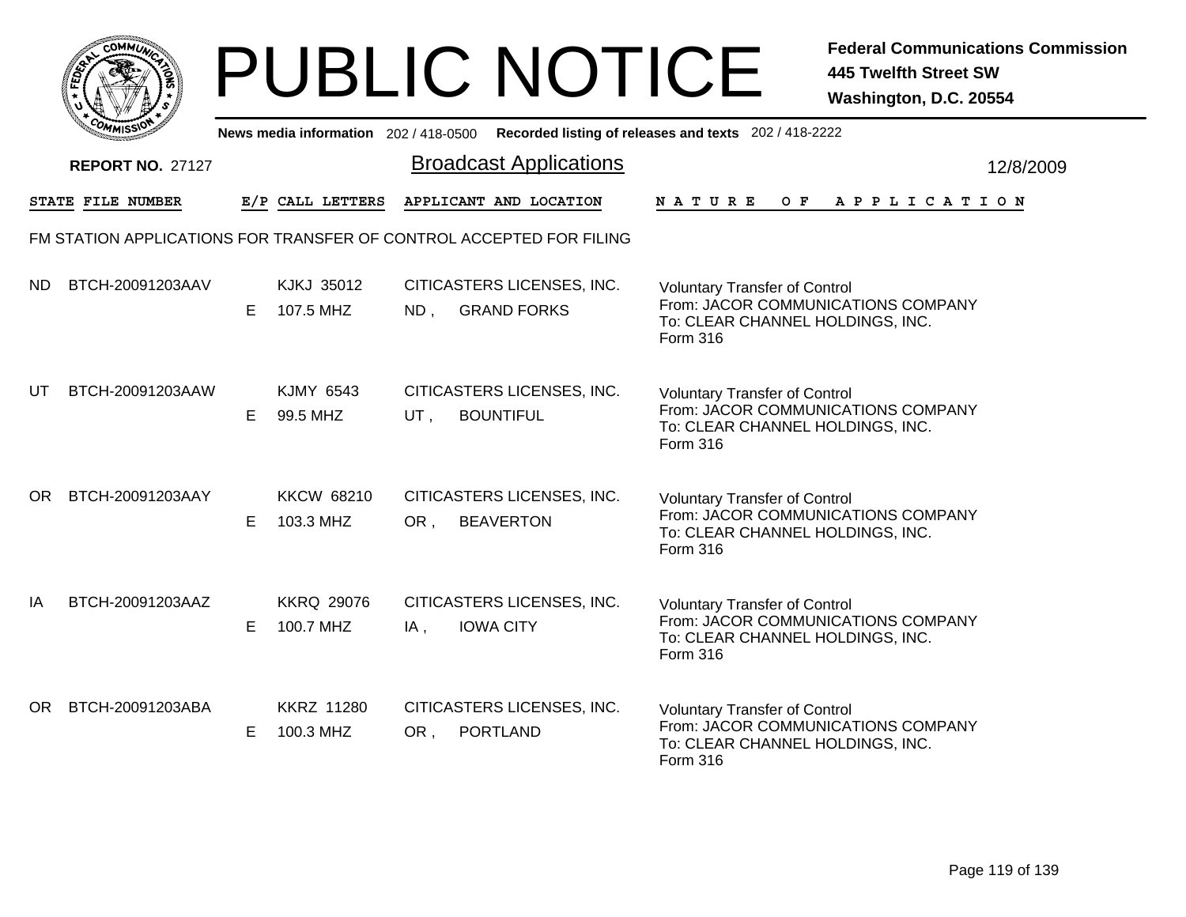# PUBLIC NOTICE

**Federal Communications Commission**
**445 Twelfth Street SW**
**Washington, D.C. 20554**

News media information 202 / 418-0500 Recorded listing of releases and texts 202 / 418-2222

**REPORT NO.** 27127

## Broadcast Applications

12/8/2009

FM STATION APPLICATIONS FOR TRANSFER OF CONTROL ACCEPTED FOR FILING

| STATE | FILE NUMBER | E/P | CALL LETTERS | APPLICANT AND LOCATION | NATURE OF APPLICATION |
|---|---|---|---|---|---|
| ND | BTCH-20091203AAV | E | KJKJ 35012<br>107.5 MHZ | CITICASTERS LICENSES, INC.<br>ND , GRAND FORKS | Voluntary Transfer of Control<br>From: JACOR COMMUNICATIONS COMPANY<br>To: CLEAR CHANNEL HOLDINGS, INC.<br>Form 316 |
| UT | BTCH-20091203AAW | E | KJMY 6543<br>99.5 MHZ | CITICASTERS LICENSES, INC.<br>UT , BOUNTIFUL | Voluntary Transfer of Control<br>From: JACOR COMMUNICATIONS COMPANY<br>To: CLEAR CHANNEL HOLDINGS, INC.<br>Form 316 |
| OR | BTCH-20091203AAY | E | KKCW 68210<br>103.3 MHZ | CITICASTERS LICENSES, INC.<br>OR , BEAVERTON | Voluntary Transfer of Control<br>From: JACOR COMMUNICATIONS COMPANY<br>To: CLEAR CHANNEL HOLDINGS, INC.<br>Form 316 |
| IA | BTCH-20091203AAZ | E | KKRQ 29076<br>100.7 MHZ | CITICASTERS LICENSES, INC.<br>IA , IOWA CITY | Voluntary Transfer of Control<br>From: JACOR COMMUNICATIONS COMPANY<br>To: CLEAR CHANNEL HOLDINGS, INC.<br>Form 316 |
| OR | BTCH-20091203ABA | E | KKRZ 11280<br>100.3 MHZ | CITICASTERS LICENSES, INC.<br>OR , PORTLAND | Voluntary Transfer of Control<br>From: JACOR COMMUNICATIONS COMPANY<br>To: CLEAR CHANNEL HOLDINGS, INC.<br>Form 316 |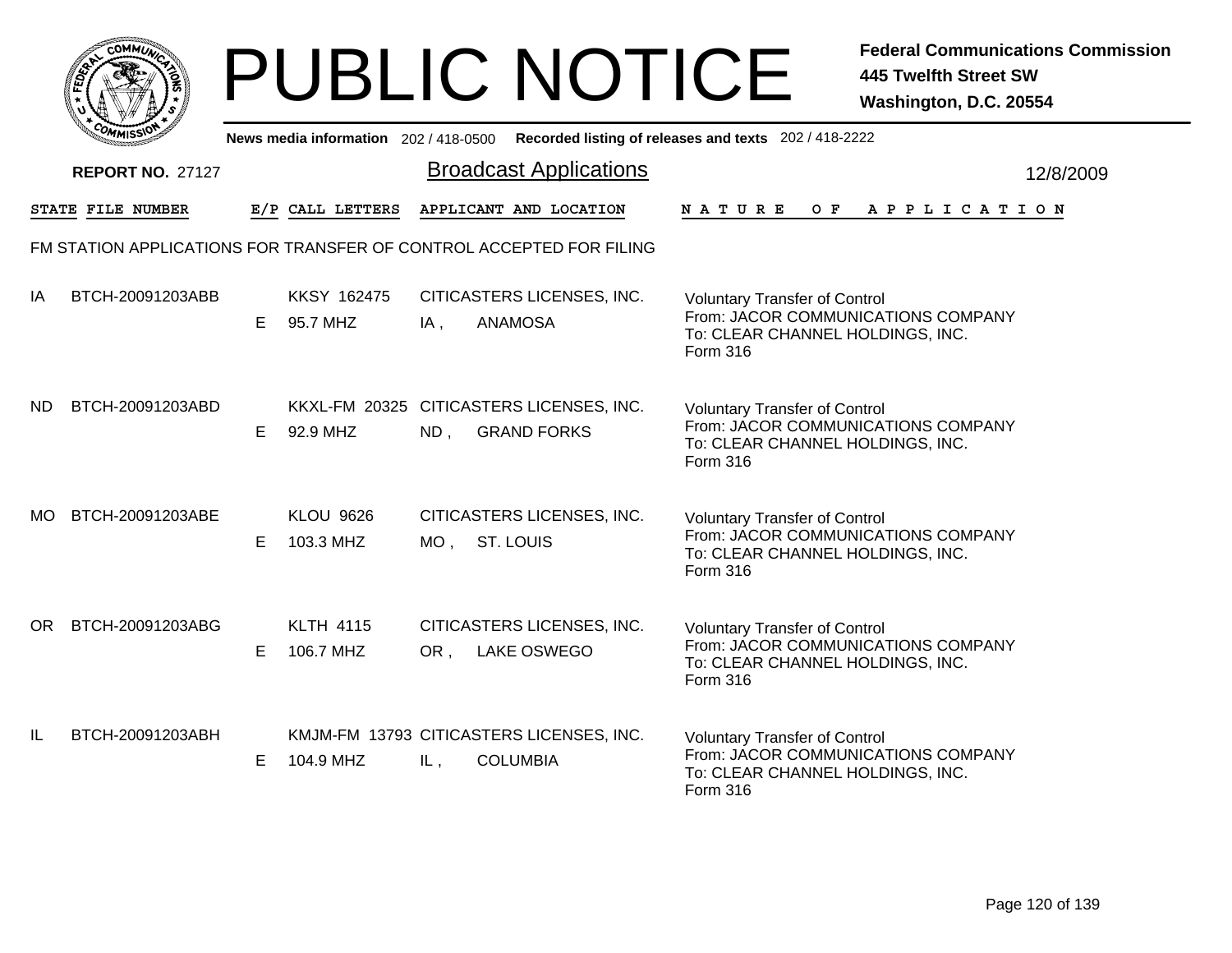# PUBLIC NOTICE

**Federal Communications Commission**
**445 Twelfth Street SW**
**Washington, D.C. 20554**

News media information 202 / 418-0500 Recorded listing of releases and texts 202 / 418-2222

**REPORT NO. 27127**

## Broadcast Applications

12/8/2009

FM STATION APPLICATIONS FOR TRANSFER OF CONTROL ACCEPTED FOR FILING

| STATE | FILE NUMBER | E/P | CALL LETTERS | APPLICANT AND LOCATION | NATURE OF APPLICATION |
|---|---|---|---|---|---|
| IA | BTCH-20091203ABB | E | KKSY 162475<br>95.7 MHZ | CITICASTERS LICENSES, INC.<br>IA , ANAMOSA | Voluntary Transfer of Control<br>From: JACOR COMMUNICATIONS COMPANY<br>To: CLEAR CHANNEL HOLDINGS, INC.<br>Form 316 |
| ND | BTCH-20091203ABD | E | KKXL-FM 20325<br>92.9 MHZ | CITICASTERS LICENSES, INC.<br>ND , GRAND FORKS | Voluntary Transfer of Control<br>From: JACOR COMMUNICATIONS COMPANY<br>To: CLEAR CHANNEL HOLDINGS, INC.<br>Form 316 |
| MO | BTCH-20091203ABE | E | KLOU 9626<br>103.3 MHZ | CITICASTERS LICENSES, INC.<br>MO , ST. LOUIS | Voluntary Transfer of Control<br>From: JACOR COMMUNICATIONS COMPANY<br>To: CLEAR CHANNEL HOLDINGS, INC.<br>Form 316 |
| OR | BTCH-20091203ABG | E | KLTH 4115<br>106.7 MHZ | CITICASTERS LICENSES, INC.<br>OR , LAKE OSWEGO | Voluntary Transfer of Control<br>From: JACOR COMMUNICATIONS COMPANY<br>To: CLEAR CHANNEL HOLDINGS, INC.<br>Form 316 |
| IL | BTCH-20091203ABH | E | KMJM-FM 13793<br>104.9 MHZ | CITICASTERS LICENSES, INC.<br>IL , COLUMBIA | Voluntary Transfer of Control<br>From: JACOR COMMUNICATIONS COMPANY<br>To: CLEAR CHANNEL HOLDINGS, INC.<br>Form 316 |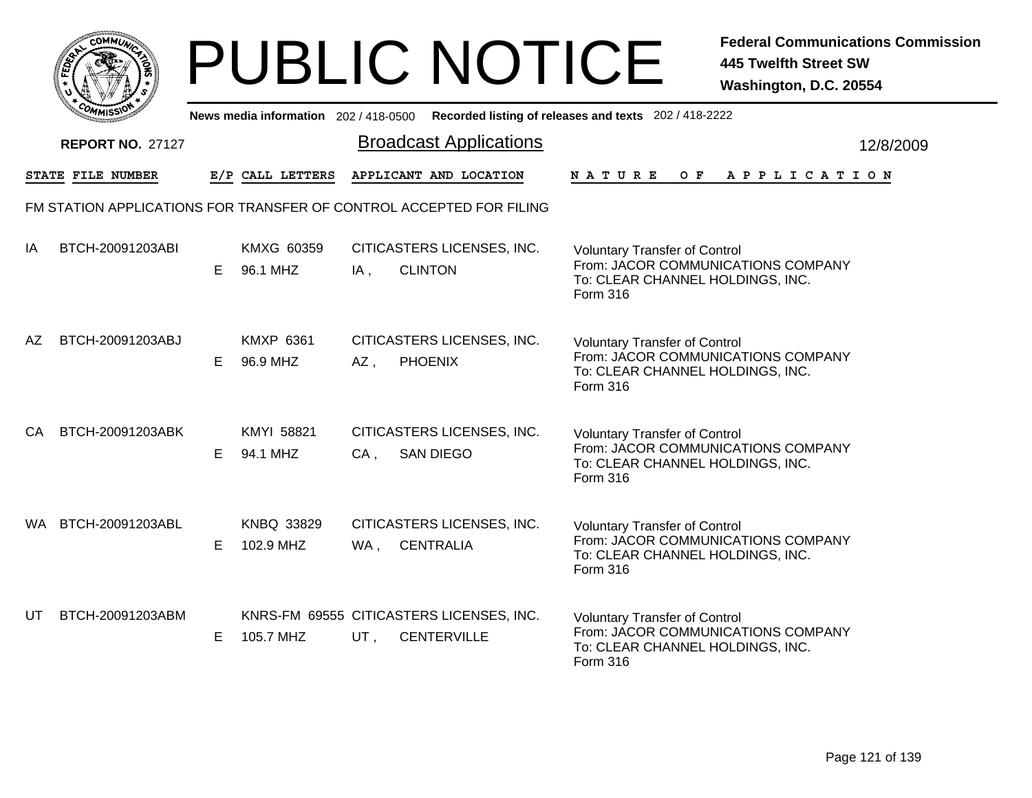# PUBLIC NOTICE

**Federal Communications Commission**
**445 Twelfth Street SW**
**Washington, D.C. 20554**

News media information 202 / 418-0500 Recorded listing of releases and texts 202 / 418-2222

**REPORT NO.** 27127

## Broadcast Applications

12/8/2009

FM STATION APPLICATIONS FOR TRANSFER OF CONTROL ACCEPTED FOR FILING

| STATE | FILE NUMBER | E/P | CALL LETTERS | APPLICANT AND LOCATION | NATURE OF APPLICATION |
|---|---|---|---|---|---|
| IA | BTCH-20091203ABI | E | KMXG 60359<br>96.1 MHZ | CITICASTERS LICENSES, INC.<br>IA , CLINTON | Voluntary Transfer of Control<br>From: JACOR COMMUNICATIONS COMPANY<br>To: CLEAR CHANNEL HOLDINGS, INC.<br>Form 316 |
| AZ | BTCH-20091203ABJ | E | KMXP 6361<br>96.9 MHZ | CITICASTERS LICENSES, INC.<br>AZ , PHOENIX | Voluntary Transfer of Control<br>From: JACOR COMMUNICATIONS COMPANY<br>To: CLEAR CHANNEL HOLDINGS, INC.<br>Form 316 |
| CA | BTCH-20091203ABK | E | KMYI 58821<br>94.1 MHZ | CITICASTERS LICENSES, INC.<br>CA , SAN DIEGO | Voluntary Transfer of Control<br>From: JACOR COMMUNICATIONS COMPANY<br>To: CLEAR CHANNEL HOLDINGS, INC.<br>Form 316 |
| WA | BTCH-20091203ABL | E | KNBQ 33829<br>102.9 MHZ | CITICASTERS LICENSES, INC.<br>WA , CENTRALIA | Voluntary Transfer of Control<br>From: JACOR COMMUNICATIONS COMPANY<br>To: CLEAR CHANNEL HOLDINGS, INC.<br>Form 316 |
| UT | BTCH-20091203ABM | E | KNRS-FM 69555<br>105.7 MHZ | CITICASTERS LICENSES, INC.<br>UT , CENTERVILLE | Voluntary Transfer of Control<br>From: JACOR COMMUNICATIONS COMPANY<br>To: CLEAR CHANNEL HOLDINGS, INC.<br>Form 316 |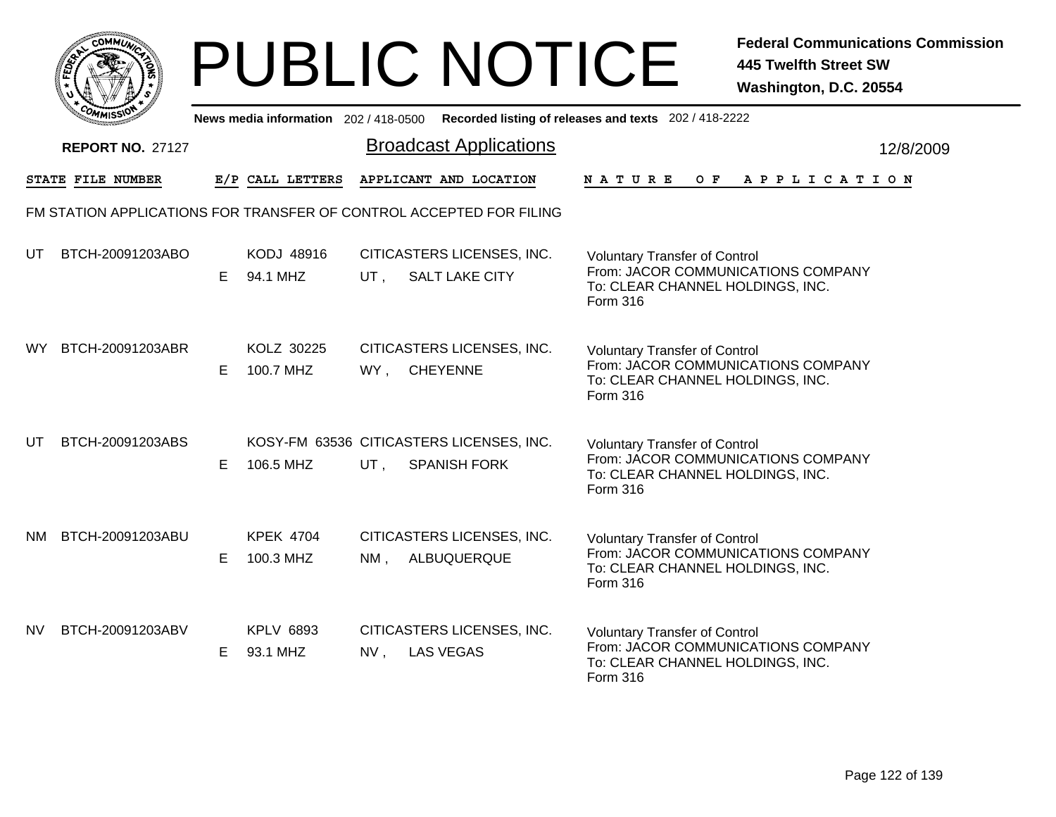# PUBLIC NOTICE

**Federal Communications Commission**
**445 Twelfth Street SW**
**Washington, D.C. 20554**

News media information 202 / 418-0500 Recorded listing of releases and texts 202 / 418-2222

**REPORT NO.** 27127

## Broadcast Applications

12/8/2009

FM STATION APPLICATIONS FOR TRANSFER OF CONTROL ACCEPTED FOR FILING

| STATE | FILE NUMBER | E/P | CALL LETTERS | APPLICANT AND LOCATION | NATURE OF APPLICATION |
|---|---|---|---|---|---|
| UT | BTCH-20091203ABO | E | KODJ 48916<br>94.1 MHZ | CITICASTERS LICENSES, INC.<br>UT , SALT LAKE CITY | Voluntary Transfer of Control<br>From: JACOR COMMUNICATIONS COMPANY<br>To: CLEAR CHANNEL HOLDINGS, INC.<br>Form 316 |
| WY | BTCH-20091203ABR | E | KOLZ 30225<br>100.7 MHZ | CITICASTERS LICENSES, INC.<br>WY , CHEYENNE | Voluntary Transfer of Control<br>From: JACOR COMMUNICATIONS COMPANY<br>To: CLEAR CHANNEL HOLDINGS, INC.<br>Form 316 |
| UT | BTCH-20091203ABS | E | KOSY-FM 63536<br>106.5 MHZ | CITICASTERS LICENSES, INC.<br>UT , SPANISH FORK | Voluntary Transfer of Control<br>From: JACOR COMMUNICATIONS COMPANY<br>To: CLEAR CHANNEL HOLDINGS, INC.<br>Form 316 |
| NM | BTCH-20091203ABU | E | KPEK 4704<br>100.3 MHZ | CITICASTERS LICENSES, INC.<br>NM , ALBUQUERQUE | Voluntary Transfer of Control<br>From: JACOR COMMUNICATIONS COMPANY<br>To: CLEAR CHANNEL HOLDINGS, INC.<br>Form 316 |
| NV | BTCH-20091203ABV | E | KPLV 6893<br>93.1 MHZ | CITICASTERS LICENSES, INC.<br>NV , LAS VEGAS | Voluntary Transfer of Control<br>From: JACOR COMMUNICATIONS COMPANY<br>To: CLEAR CHANNEL HOLDINGS, INC.<br>Form 316 |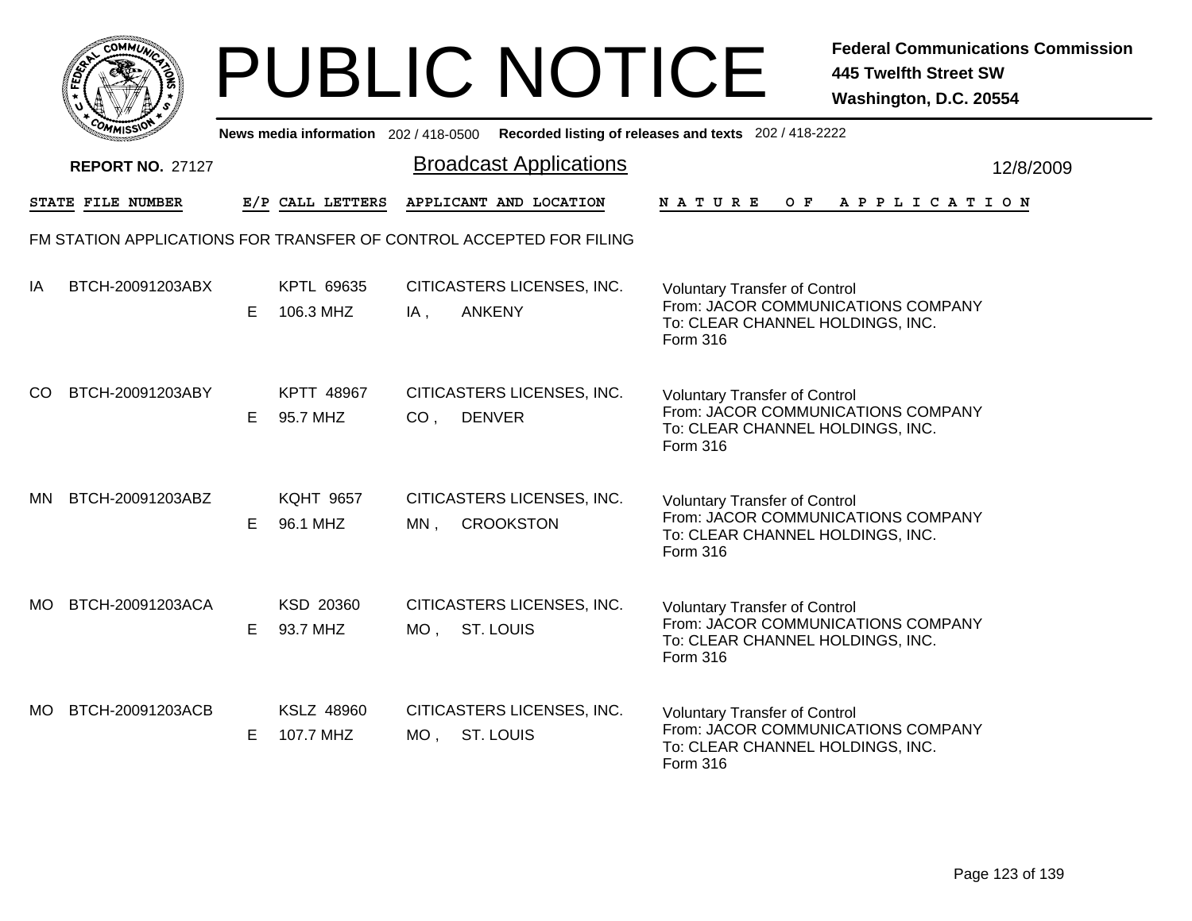# PUBLIC NOTICE

**Federal Communications Commission**
**445 Twelfth Street SW**
**Washington, D.C. 20554**

News media information 202 / 418-0500 Recorded listing of releases and texts 202 / 418-2222

**REPORT NO.** 27127

## Broadcast Applications

12/8/2009

FM STATION APPLICATIONS FOR TRANSFER OF CONTROL ACCEPTED FOR FILING

| STATE | FILE NUMBER | E/P | CALL LETTERS | APPLICANT AND LOCATION | NATURE OF APPLICATION |
|---|---|---|---|---|---|
| IA | BTCH-20091203ABX | E | KPTL 69635<br>106.3 MHZ | CITICASTERS LICENSES, INC.<br>IA , ANKENY | Voluntary Transfer of Control<br>From: JACOR COMMUNICATIONS COMPANY<br>To: CLEAR CHANNEL HOLDINGS, INC.<br>Form 316 |
| CO | BTCH-20091203ABY | E | KPTT 48967<br>95.7 MHZ | CITICASTERS LICENSES, INC.<br>CO , DENVER | Voluntary Transfer of Control<br>From: JACOR COMMUNICATIONS COMPANY<br>To: CLEAR CHANNEL HOLDINGS, INC.<br>Form 316 |
| MN | BTCH-20091203ABZ | E | KQHT 9657<br>96.1 MHZ | CITICASTERS LICENSES, INC.<br>MN , CROOKSTON | Voluntary Transfer of Control<br>From: JACOR COMMUNICATIONS COMPANY<br>To: CLEAR CHANNEL HOLDINGS, INC.<br>Form 316 |
| MO | BTCH-20091203ACA | E | KSD 20360<br>93.7 MHZ | CITICASTERS LICENSES, INC.<br>MO , ST. LOUIS | Voluntary Transfer of Control<br>From: JACOR COMMUNICATIONS COMPANY<br>To: CLEAR CHANNEL HOLDINGS, INC.<br>Form 316 |
| MO | BTCH-20091203ACB | E | KSLZ 48960<br>107.7 MHZ | CITICASTERS LICENSES, INC.<br>MO , ST. LOUIS | Voluntary Transfer of Control<br>From: JACOR COMMUNICATIONS COMPANY<br>To: CLEAR CHANNEL HOLDINGS, INC.<br>Form 316 |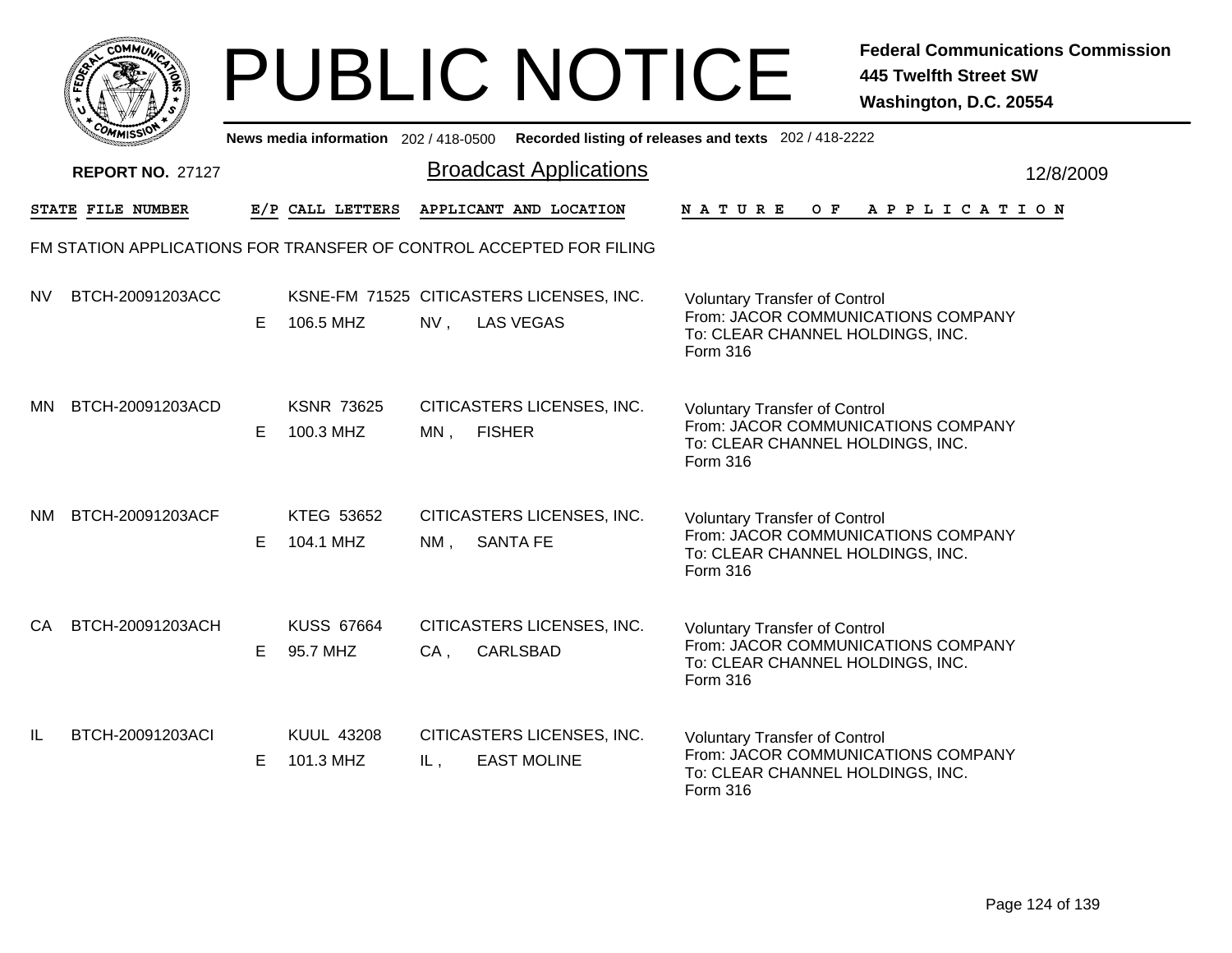# PUBLIC NOTICE

**Federal Communications Commission**
**445 Twelfth Street SW**
**Washington, D.C. 20554**

News media information 202 / 418-0500 Recorded listing of releases and texts 202 / 418-2222

**REPORT NO.** 27127

## Broadcast Applications

12/8/2009

| STATE | FILE NUMBER | E/P | CALL LETTERS | APPLICANT AND LOCATION | NATURE OF APPLICATION |
|---|---|---|---|---|---|

FM STATION APPLICATIONS FOR TRANSFER OF CONTROL ACCEPTED FOR FILING

| STATE | FILE NUMBER | E/P | CALL LETTERS | APPLICANT AND LOCATION | NATURE OF APPLICATION |
|---|---|---|---|---|---|
| NV | BTCH-20091203ACC | E | KSNE-FM 71525<br>106.5 MHZ | CITICASTERS LICENSES, INC.<br>NV , LAS VEGAS | Voluntary Transfer of Control<br>From: JACOR COMMUNICATIONS COMPANY<br>To: CLEAR CHANNEL HOLDINGS, INC.<br>Form 316 |
| MN | BTCH-20091203ACD | E | KSNR 73625<br>100.3 MHZ | CITICASTERS LICENSES, INC.<br>MN , FISHER | Voluntary Transfer of Control<br>From: JACOR COMMUNICATIONS COMPANY<br>To: CLEAR CHANNEL HOLDINGS, INC.<br>Form 316 |
| NM | BTCH-20091203ACF | E | KTEG 53652<br>104.1 MHZ | CITICASTERS LICENSES, INC.<br>NM , SANTA FE | Voluntary Transfer of Control<br>From: JACOR COMMUNICATIONS COMPANY<br>To: CLEAR CHANNEL HOLDINGS, INC.<br>Form 316 |
| CA | BTCH-20091203ACH | E | KUSS 67664<br>95.7 MHZ | CITICASTERS LICENSES, INC.<br>CA , CARLSBAD | Voluntary Transfer of Control<br>From: JACOR COMMUNICATIONS COMPANY<br>To: CLEAR CHANNEL HOLDINGS, INC.<br>Form 316 |
| IL | BTCH-20091203ACI | E | KUUL 43208<br>101.3 MHZ | CITICASTERS LICENSES, INC.<br>IL , EAST MOLINE | Voluntary Transfer of Control<br>From: JACOR COMMUNICATIONS COMPANY<br>To: CLEAR CHANNEL HOLDINGS, INC.<br>Form 316 |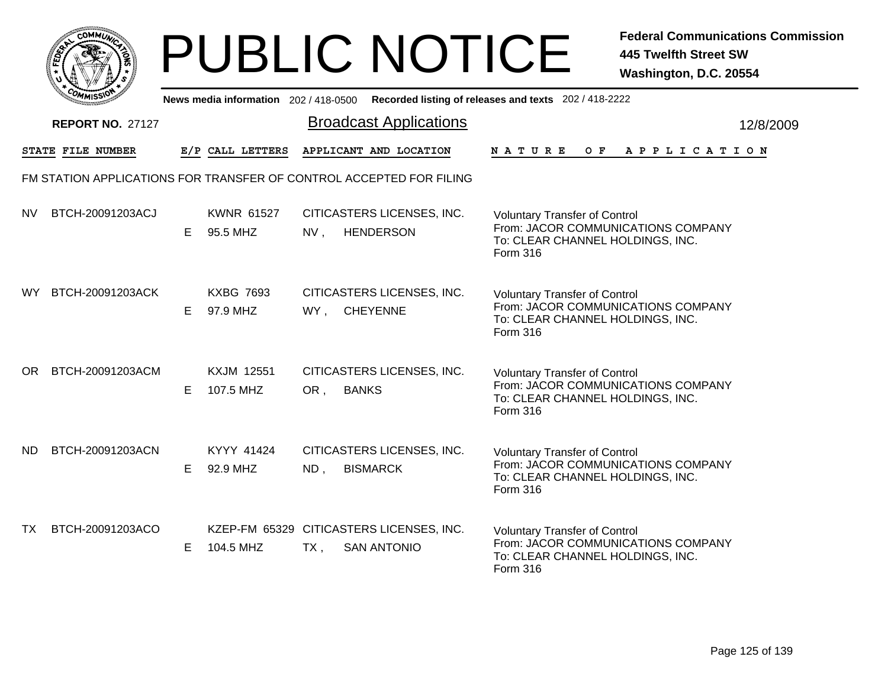# PUBLIC NOTICE

**Federal Communications Commission**
**445 Twelfth Street SW**
**Washington, D.C. 20554**

News media information 202 / 418-0500 Recorded listing of releases and texts 202 / 418-2222

**REPORT NO.** 27127

## Broadcast Applications

12/8/2009

FM STATION APPLICATIONS FOR TRANSFER OF CONTROL ACCEPTED FOR FILING

| STATE | FILE NUMBER | E/P | CALL LETTERS | APPLICANT AND LOCATION | NATURE OF APPLICATION |
|---|---|---|---|---|---|
| NV | BTCH-20091203ACJ | E | KWNR 61527<br>95.5 MHZ | CITICASTERS LICENSES, INC.<br>NV , HENDERSON | Voluntary Transfer of Control<br>From: JACOR COMMUNICATIONS COMPANY<br>To: CLEAR CHANNEL HOLDINGS, INC.<br>Form 316 |
| WY | BTCH-20091203ACK | E | KXBG 7693<br>97.9 MHZ | CITICASTERS LICENSES, INC.<br>WY , CHEYENNE | Voluntary Transfer of Control<br>From: JACOR COMMUNICATIONS COMPANY<br>To: CLEAR CHANNEL HOLDINGS, INC.<br>Form 316 |
| OR | BTCH-20091203ACM | E | KXJM 12551<br>107.5 MHZ | CITICASTERS LICENSES, INC.<br>OR , BANKS | Voluntary Transfer of Control<br>From: JACOR COMMUNICATIONS COMPANY<br>To: CLEAR CHANNEL HOLDINGS, INC.<br>Form 316 |
| ND | BTCH-20091203ACN | E | KYYY 41424<br>92.9 MHZ | CITICASTERS LICENSES, INC.<br>ND , BISMARCK | Voluntary Transfer of Control<br>From: JACOR COMMUNICATIONS COMPANY<br>To: CLEAR CHANNEL HOLDINGS, INC.<br>Form 316 |
| TX | BTCH-20091203ACO | E | KZEP-FM 65329<br>104.5 MHZ | CITICASTERS LICENSES, INC.<br>TX , SAN ANTONIO | Voluntary Transfer of Control<br>From: JACOR COMMUNICATIONS COMPANY<br>To: CLEAR CHANNEL HOLDINGS, INC.<br>Form 316 |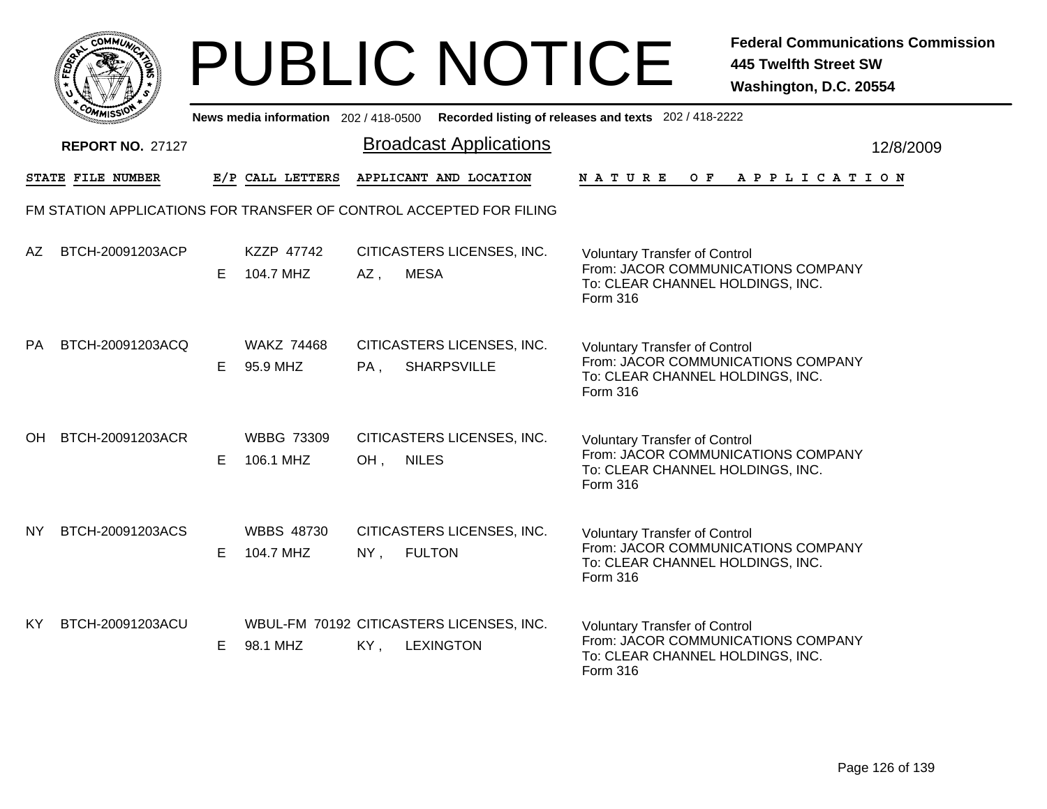# PUBLIC NOTICE

**Federal Communications Commission**
**445 Twelfth Street SW**
**Washington, D.C. 20554**

News media information 202 / 418-0500 Recorded listing of releases and texts 202 / 418-2222

**REPORT NO.** 27127

## Broadcast Applications

12/8/2009

| STATE | FILE NUMBER | E/P | CALL LETTERS | APPLICANT AND LOCATION | NATURE OF APPLICATION |
|---|---|---|---|---|---|

FM STATION APPLICATIONS FOR TRANSFER OF CONTROL ACCEPTED FOR FILING

| STATE | FILE NUMBER | E/P | CALL LETTERS | APPLICANT AND LOCATION | NATURE OF APPLICATION |
|---|---|---|---|---|---|
| AZ | BTCH-20091203ACP | E | KZZP 47742<br>104.7 MHZ | CITICASTERS LICENSES, INC.<br>AZ , MESA | Voluntary Transfer of Control<br>From: JACOR COMMUNICATIONS COMPANY<br>To: CLEAR CHANNEL HOLDINGS, INC.<br>Form 316 |
| PA | BTCH-20091203ACQ | E | WAKZ 74468<br>95.9 MHZ | CITICASTERS LICENSES, INC.<br>PA , SHARPSVILLE | Voluntary Transfer of Control<br>From: JACOR COMMUNICATIONS COMPANY<br>To: CLEAR CHANNEL HOLDINGS, INC.<br>Form 316 |
| OH | BTCH-20091203ACR | E | WBBG 73309<br>106.1 MHZ | CITICASTERS LICENSES, INC.<br>OH , NILES | Voluntary Transfer of Control<br>From: JACOR COMMUNICATIONS COMPANY<br>To: CLEAR CHANNEL HOLDINGS, INC.<br>Form 316 |
| NY | BTCH-20091203ACS | E | WBBS 48730<br>104.7 MHZ | CITICASTERS LICENSES, INC.<br>NY , FULTON | Voluntary Transfer of Control<br>From: JACOR COMMUNICATIONS COMPANY<br>To: CLEAR CHANNEL HOLDINGS, INC.<br>Form 316 |
| KY | BTCH-20091203ACU | E | WBUL-FM 70192<br>98.1 MHZ | CITICASTERS LICENSES, INC.<br>KY , LEXINGTON | Voluntary Transfer of Control<br>From: JACOR COMMUNICATIONS COMPANY<br>To: CLEAR CHANNEL HOLDINGS, INC.<br>Form 316 |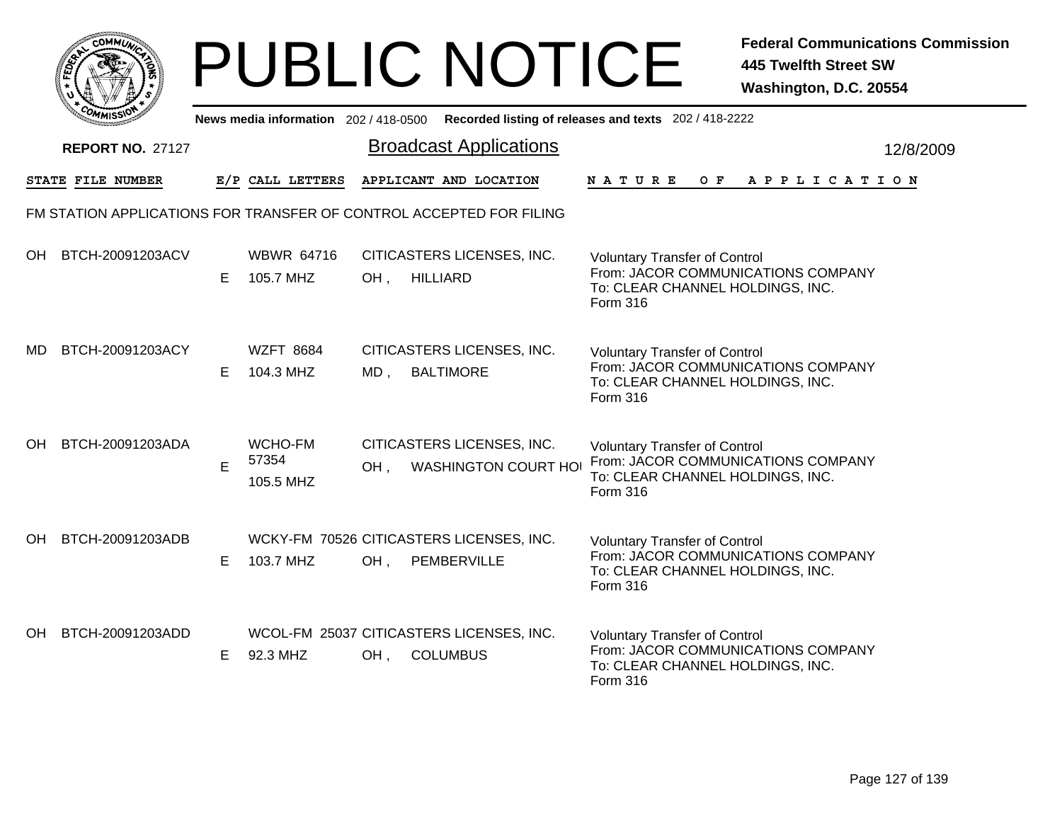# PUBLIC NOTICE

**Federal Communications Commission**
**445 Twelfth Street SW**
**Washington, D.C. 20554**

News media information 202 / 418-0500 Recorded listing of releases and texts 202 / 418-2222

**REPORT NO. 27127**

## Broadcast Applications

12/8/2009

| STATE | FILE NUMBER | E/P | CALL LETTERS | APPLICANT AND LOCATION | NATURE OF APPLICATION |
|---|---|---|---|---|---|

FM STATION APPLICATIONS FOR TRANSFER OF CONTROL ACCEPTED FOR FILING

| STATE | FILE NUMBER | E/P | CALL LETTERS | APPLICANT AND LOCATION | NATURE OF APPLICATION |
|---|---|---|---|---|---|
| OH | BTCH-20091203ACV | E | WBWR 64716 105.7 MHZ | CITICASTERS LICENSES, INC. OH , HILLIARD | Voluntary Transfer of Control From: JACOR COMMUNICATIONS COMPANY To: CLEAR CHANNEL HOLDINGS, INC. Form 316 |
| MD | BTCH-20091203ACY | E | WZFT 8684 104.3 MHZ | CITICASTERS LICENSES, INC. MD , BALTIMORE | Voluntary Transfer of Control From: JACOR COMMUNICATIONS COMPANY To: CLEAR CHANNEL HOLDINGS, INC. Form 316 |
| OH | BTCH-20091203ADA | E | WCHO-FM 57354 105.5 MHZ | CITICASTERS LICENSES, INC. OH , WASHINGTON COURT HOU | Voluntary Transfer of Control From: JACOR COMMUNICATIONS COMPANY To: CLEAR CHANNEL HOLDINGS, INC. Form 316 |
| OH | BTCH-20091203ADB | E | WCKY-FM 70526 103.7 MHZ | CITICASTERS LICENSES, INC. OH , PEMBERVILLE | Voluntary Transfer of Control From: JACOR COMMUNICATIONS COMPANY To: CLEAR CHANNEL HOLDINGS, INC. Form 316 |
| OH | BTCH-20091203ADD | E | WCOL-FM 25037 92.3 MHZ | CITICASTERS LICENSES, INC. OH , COLUMBUS | Voluntary Transfer of Control From: JACOR COMMUNICATIONS COMPANY To: CLEAR CHANNEL HOLDINGS, INC. Form 316 |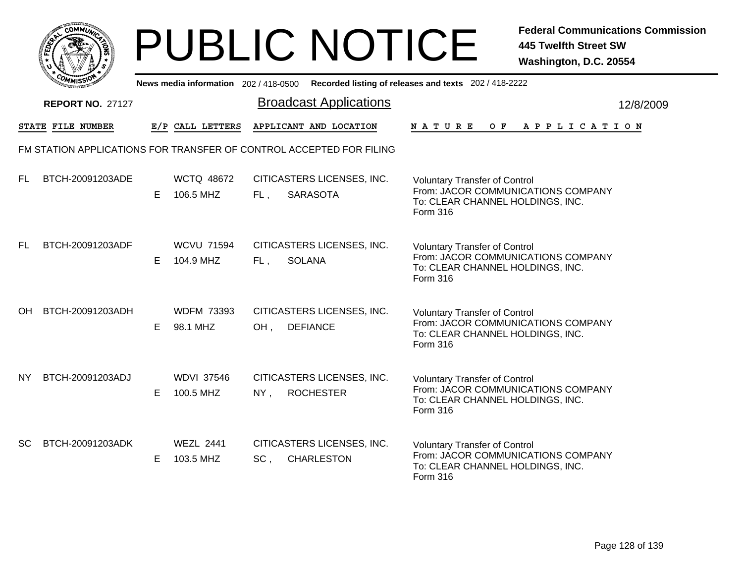# PUBLIC NOTICE

**Federal Communications Commission**
**445 Twelfth Street SW**
**Washington, D.C. 20554**

News media information 202 / 418-0500 Recorded listing of releases and texts 202 / 418-2222

**REPORT NO.** 27127

## Broadcast Applications

12/8/2009

FM STATION APPLICATIONS FOR TRANSFER OF CONTROL ACCEPTED FOR FILING

| STATE | FILE NUMBER | E/P | CALL LETTERS | APPLICANT AND LOCATION | NATURE OF APPLICATION |
|---|---|---|---|---|---|
| FL | BTCH-20091203ADE | E | WCTQ 48672<br>106.5 MHZ | CITICASTERS LICENSES, INC.<br>FL , SARASOTA | Voluntary Transfer of Control<br>From: JACOR COMMUNICATIONS COMPANY<br>To: CLEAR CHANNEL HOLDINGS, INC.<br>Form 316 |
| FL | BTCH-20091203ADF | E | WCVU 71594<br>104.9 MHZ | CITICASTERS LICENSES, INC.<br>FL , SOLANA | Voluntary Transfer of Control<br>From: JACOR COMMUNICATIONS COMPANY<br>To: CLEAR CHANNEL HOLDINGS, INC.<br>Form 316 |
| OH | BTCH-20091203ADH | E | WDFM 73393<br>98.1 MHZ | CITICASTERS LICENSES, INC.<br>OH , DEFIANCE | Voluntary Transfer of Control<br>From: JACOR COMMUNICATIONS COMPANY<br>To: CLEAR CHANNEL HOLDINGS, INC.<br>Form 316 |
| NY | BTCH-20091203ADJ | E | WDVI 37546<br>100.5 MHZ | CITICASTERS LICENSES, INC.<br>NY , ROCHESTER | Voluntary Transfer of Control<br>From: JACOR COMMUNICATIONS COMPANY<br>To: CLEAR CHANNEL HOLDINGS, INC.<br>Form 316 |
| SC | BTCH-20091203ADK | E | WEZL 2441<br>103.5 MHZ | CITICASTERS LICENSES, INC.<br>SC , CHARLESTON | Voluntary Transfer of Control<br>From: JACOR COMMUNICATIONS COMPANY<br>To: CLEAR CHANNEL HOLDINGS, INC.<br>Form 316 |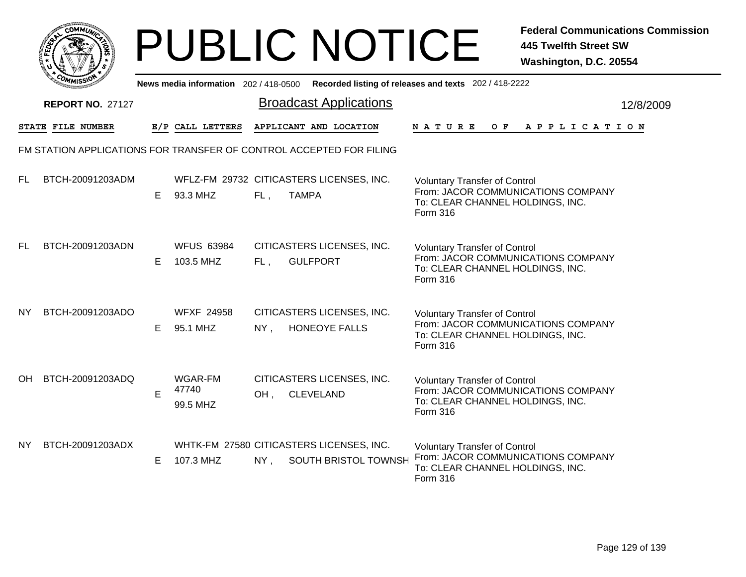# PUBLIC NOTICE

**Federal Communications Commission**
**445 Twelfth Street SW**
**Washington, D.C. 20554**

**News media information** 202 / 418-0500 **Recorded listing of releases and texts** 202 / 418-2222

**REPORT NO.** 27127

## Broadcast Applications

12/8/2009

FM STATION APPLICATIONS FOR TRANSFER OF CONTROL ACCEPTED FOR FILING

| STATE | FILE NUMBER | E/P | CALL LETTERS | APPLICANT AND LOCATION | NATURE OF APPLICATION |
|---|---|---|---|---|---|
| FL | BTCH-20091203ADM | E | WFLZ-FM 29732<br>93.3 MHZ | CITICASTERS LICENSES, INC.<br>FL , TAMPA | Voluntary Transfer of Control<br>From: JACOR COMMUNICATIONS COMPANY<br>To: CLEAR CHANNEL HOLDINGS, INC.<br>Form 316 |
| FL | BTCH-20091203ADN | E | WFUS 63984<br>103.5 MHZ | CITICASTERS LICENSES, INC.<br>FL , GULFPORT | Voluntary Transfer of Control<br>From: JACOR COMMUNICATIONS COMPANY<br>To: CLEAR CHANNEL HOLDINGS, INC.<br>Form 316 |
| NY | BTCH-20091203ADO | E | WFXF 24958<br>95.1 MHZ | CITICASTERS LICENSES, INC.<br>NY , HONEOYE FALLS | Voluntary Transfer of Control<br>From: JACOR COMMUNICATIONS COMPANY<br>To: CLEAR CHANNEL HOLDINGS, INC.<br>Form 316 |
| OH | BTCH-20091203ADQ | E | WGAR-FM 47740<br>99.5 MHZ | CITICASTERS LICENSES, INC.<br>OH , CLEVELAND | Voluntary Transfer of Control<br>From: JACOR COMMUNICATIONS COMPANY<br>To: CLEAR CHANNEL HOLDINGS, INC.<br>Form 316 |
| NY | BTCH-20091203ADX | E | WHTK-FM 27580<br>107.3 MHZ | CITICASTERS LICENSES, INC.<br>NY , SOUTH BRISTOL TOWNSH | Voluntary Transfer of Control<br>From: JACOR COMMUNICATIONS COMPANY<br>To: CLEAR CHANNEL HOLDINGS, INC.<br>Form 316 |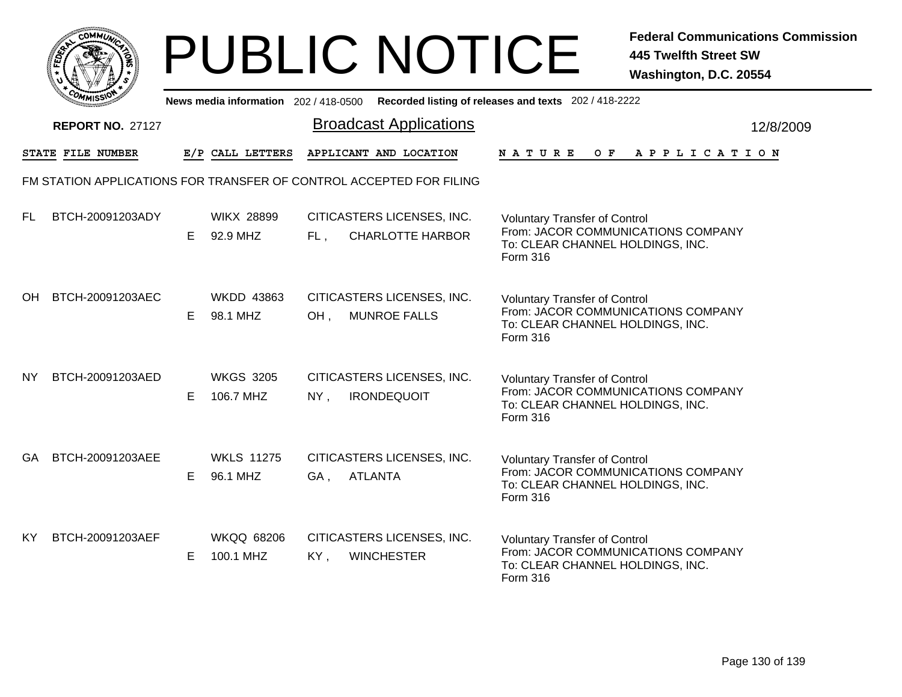# PUBLIC NOTICE

**Federal Communications Commission**
**445 Twelfth Street SW**
**Washington, D.C. 20554**

News media information 202 / 418-0500 Recorded listing of releases and texts 202 / 418-2222

**REPORT NO. 27127**

## Broadcast Applications

12/8/2009

FM STATION APPLICATIONS FOR TRANSFER OF CONTROL ACCEPTED FOR FILING

| STATE | FILE NUMBER | E/P | CALL LETTERS | APPLICANT AND LOCATION | NATURE OF APPLICATION |
|---|---|---|---|---|---|
| FL | BTCH-20091203ADY | E | WIKX 28899<br>92.9 MHZ | CITICASTERS LICENSES, INC.<br>FL , CHARLOTTE HARBOR | Voluntary Transfer of Control<br>From: JACOR COMMUNICATIONS COMPANY<br>To: CLEAR CHANNEL HOLDINGS, INC.<br>Form 316 |
| OH | BTCH-20091203AEC | E | WKDD 43863<br>98.1 MHZ | CITICASTERS LICENSES, INC.<br>OH , MUNROE FALLS | Voluntary Transfer of Control<br>From: JACOR COMMUNICATIONS COMPANY<br>To: CLEAR CHANNEL HOLDINGS, INC.<br>Form 316 |
| NY | BTCH-20091203AED | E | WKGS 3205<br>106.7 MHZ | CITICASTERS LICENSES, INC.<br>NY , IRONDEQUOIT | Voluntary Transfer of Control<br>From: JACOR COMMUNICATIONS COMPANY<br>To: CLEAR CHANNEL HOLDINGS, INC.<br>Form 316 |
| GA | BTCH-20091203AEE | E | WKLS 11275<br>96.1 MHZ | CITICASTERS LICENSES, INC.<br>GA , ATLANTA | Voluntary Transfer of Control<br>From: JACOR COMMUNICATIONS COMPANY<br>To: CLEAR CHANNEL HOLDINGS, INC.<br>Form 316 |
| KY | BTCH-20091203AEF | E | WKQQ 68206<br>100.1 MHZ | CITICASTERS LICENSES, INC.<br>KY , WINCHESTER | Voluntary Transfer of Control<br>From: JACOR COMMUNICATIONS COMPANY<br>To: CLEAR CHANNEL HOLDINGS, INC.<br>Form 316 |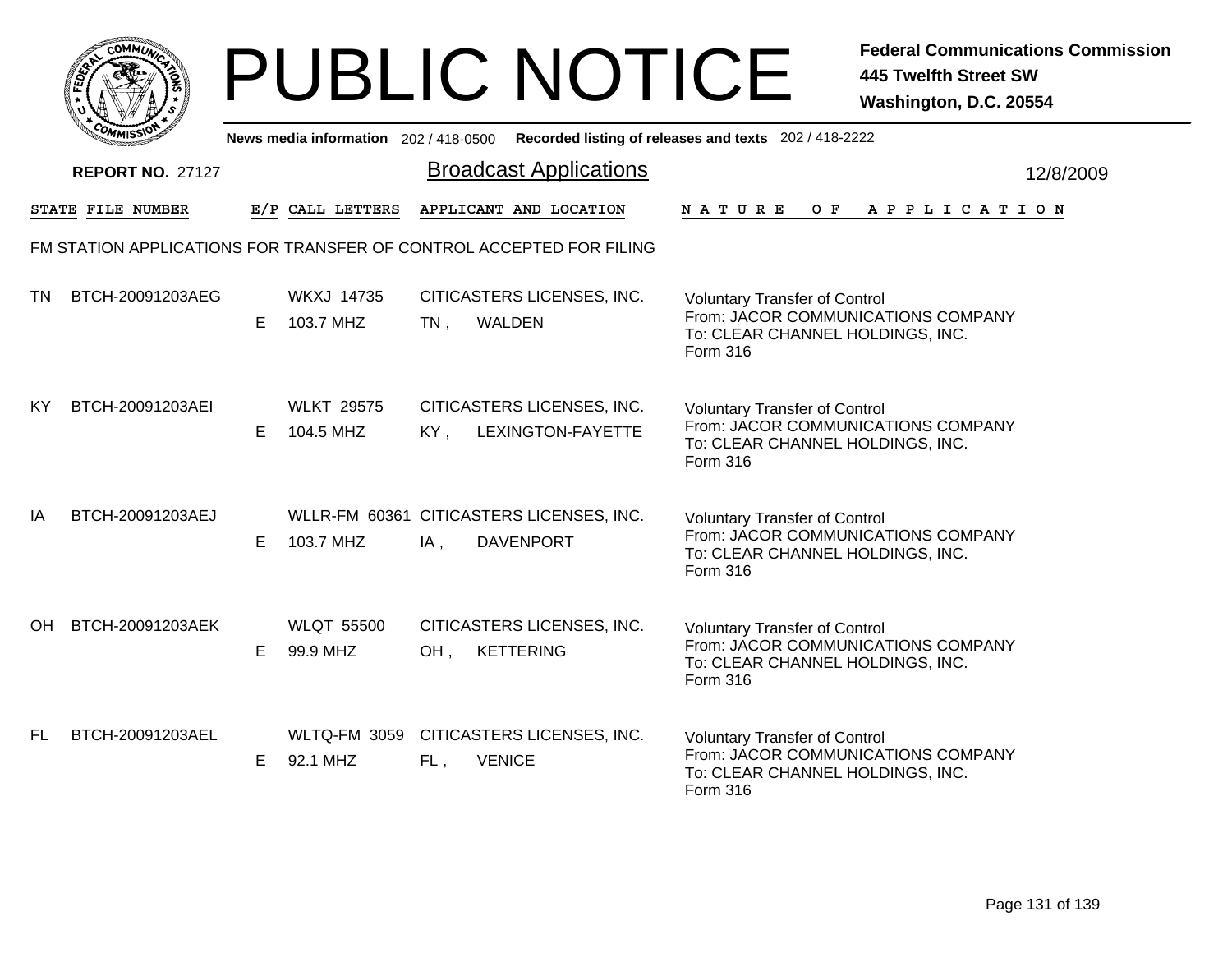# PUBLIC NOTICE

**Federal Communications Commission**
**445 Twelfth Street SW**
**Washington, D.C. 20554**

News media information 202 / 418-0500 Recorded listing of releases and texts 202 / 418-2222

**REPORT NO.** 27127

## Broadcast Applications

12/8/2009

| STATE | FILE NUMBER | E/P | CALL LETTERS | APPLICANT AND LOCATION | NATURE OF APPLICATION |
|---|---|---|---|---|---|

FM STATION APPLICATIONS FOR TRANSFER OF CONTROL ACCEPTED FOR FILING

| STATE | FILE NUMBER | E/P | CALL LETTERS | APPLICANT AND LOCATION | NATURE OF APPLICATION |
|---|---|---|---|---|---|
| TN | BTCH-20091203AEG | E | WKXJ 14735<br>103.7 MHZ | CITICASTERS LICENSES, INC.<br>TN , WALDEN | Voluntary Transfer of Control<br>From: JACOR COMMUNICATIONS COMPANY<br>To: CLEAR CHANNEL HOLDINGS, INC.<br>Form 316 |
| KY | BTCH-20091203AEI | E | WLKT 29575<br>104.5 MHZ | CITICASTERS LICENSES, INC.<br>KY , LEXINGTON-FAYETTE | Voluntary Transfer of Control<br>From: JACOR COMMUNICATIONS COMPANY<br>To: CLEAR CHANNEL HOLDINGS, INC.<br>Form 316 |
| IA | BTCH-20091203AEJ | E | WLLR-FM 60361<br>103.7 MHZ | CITICASTERS LICENSES, INC.<br>IA , DAVENPORT | Voluntary Transfer of Control<br>From: JACOR COMMUNICATIONS COMPANY<br>To: CLEAR CHANNEL HOLDINGS, INC.<br>Form 316 |
| OH | BTCH-20091203AEK | E | WLQT 55500<br>99.9 MHZ | CITICASTERS LICENSES, INC.<br>OH , KETTERING | Voluntary Transfer of Control<br>From: JACOR COMMUNICATIONS COMPANY<br>To: CLEAR CHANNEL HOLDINGS, INC.<br>Form 316 |
| FL | BTCH-20091203AEL | E | WLTQ-FM 3059<br>92.1 MHZ | CITICASTERS LICENSES, INC.<br>FL , VENICE | Voluntary Transfer of Control<br>From: JACOR COMMUNICATIONS COMPANY<br>To: CLEAR CHANNEL HOLDINGS, INC.<br>Form 316 |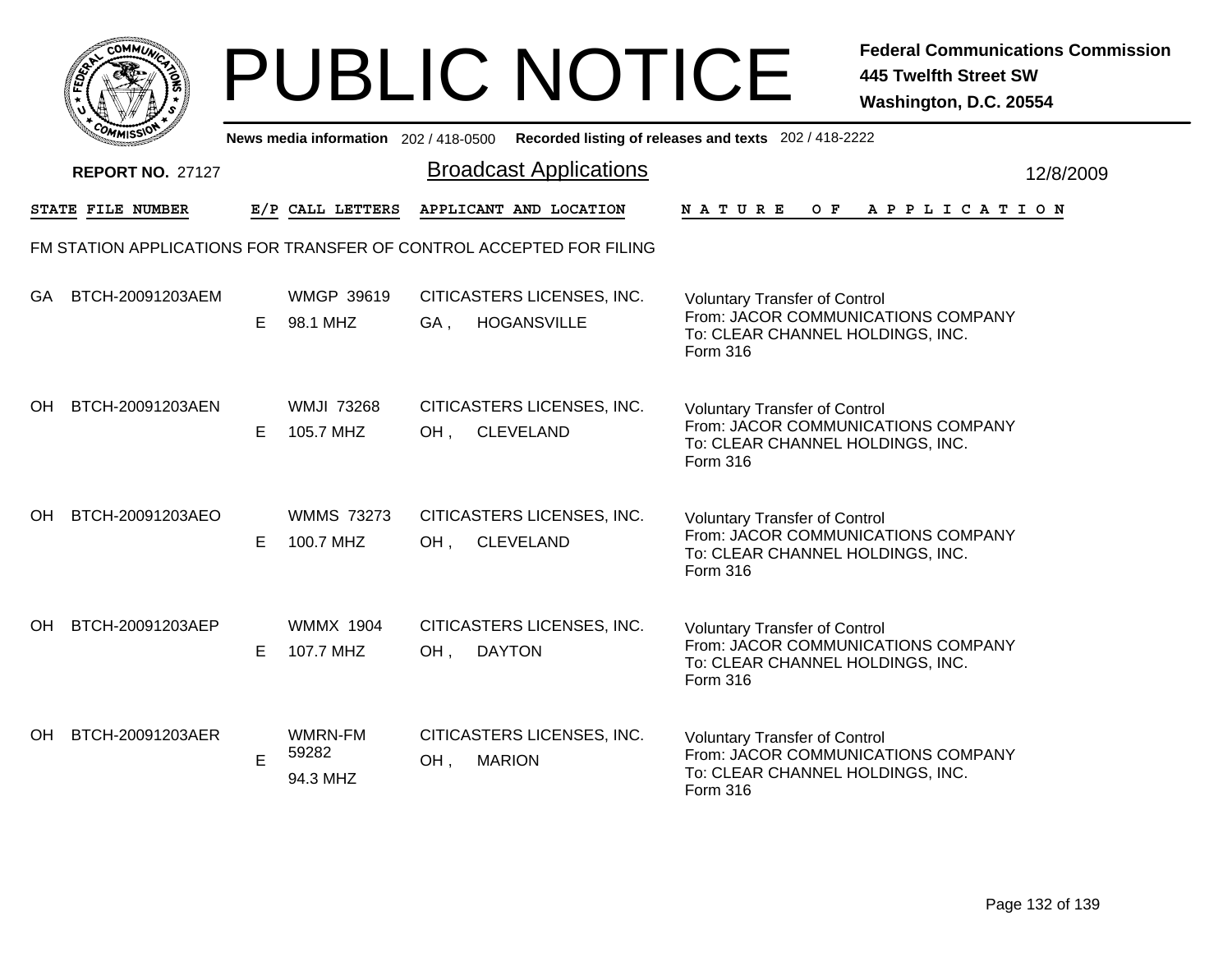# PUBLIC NOTICE

**Federal Communications Commission**
**445 Twelfth Street SW**
**Washington, D.C. 20554**

News media information 202 / 418-0500 Recorded listing of releases and texts 202 / 418-2222

**REPORT NO.** 27127

## Broadcast Applications

12/8/2009

| STATE | FILE NUMBER | E/P | CALL LETTERS | APPLICANT AND LOCATION | NATURE OF APPLICATION |
|---|---|---|---|---|---|

FM STATION APPLICATIONS FOR TRANSFER OF CONTROL ACCEPTED FOR FILING

| STATE | FILE NUMBER | E/P | CALL LETTERS | APPLICANT AND LOCATION | NATURE OF APPLICATION |
|---|---|---|---|---|---|
| GA | BTCH-20091203AEM | E | WMGP 39619<br>98.1 MHZ | CITICASTERS LICENSES, INC.<br>GA , HOGANSVILLE | Voluntary Transfer of Control<br>From: JACOR COMMUNICATIONS COMPANY<br>To: CLEAR CHANNEL HOLDINGS, INC.<br>Form 316 |
| OH | BTCH-20091203AEN | E | WMJI 73268<br>105.7 MHZ | CITICASTERS LICENSES, INC.<br>OH , CLEVELAND | Voluntary Transfer of Control<br>From: JACOR COMMUNICATIONS COMPANY<br>To: CLEAR CHANNEL HOLDINGS, INC.<br>Form 316 |
| OH | BTCH-20091203AEO | E | WMMS 73273<br>100.7 MHZ | CITICASTERS LICENSES, INC.<br>OH , CLEVELAND | Voluntary Transfer of Control<br>From: JACOR COMMUNICATIONS COMPANY<br>To: CLEAR CHANNEL HOLDINGS, INC.<br>Form 316 |
| OH | BTCH-20091203AEP | E | WMMX 1904<br>107.7 MHZ | CITICASTERS LICENSES, INC.<br>OH , DAYTON | Voluntary Transfer of Control<br>From: JACOR COMMUNICATIONS COMPANY<br>To: CLEAR CHANNEL HOLDINGS, INC.<br>Form 316 |
| OH | BTCH-20091203AER | E | WMRN-FM 59282<br>94.3 MHZ | CITICASTERS LICENSES, INC.<br>OH , MARION | Voluntary Transfer of Control<br>From: JACOR COMMUNICATIONS COMPANY<br>To: CLEAR CHANNEL HOLDINGS, INC.<br>Form 316 |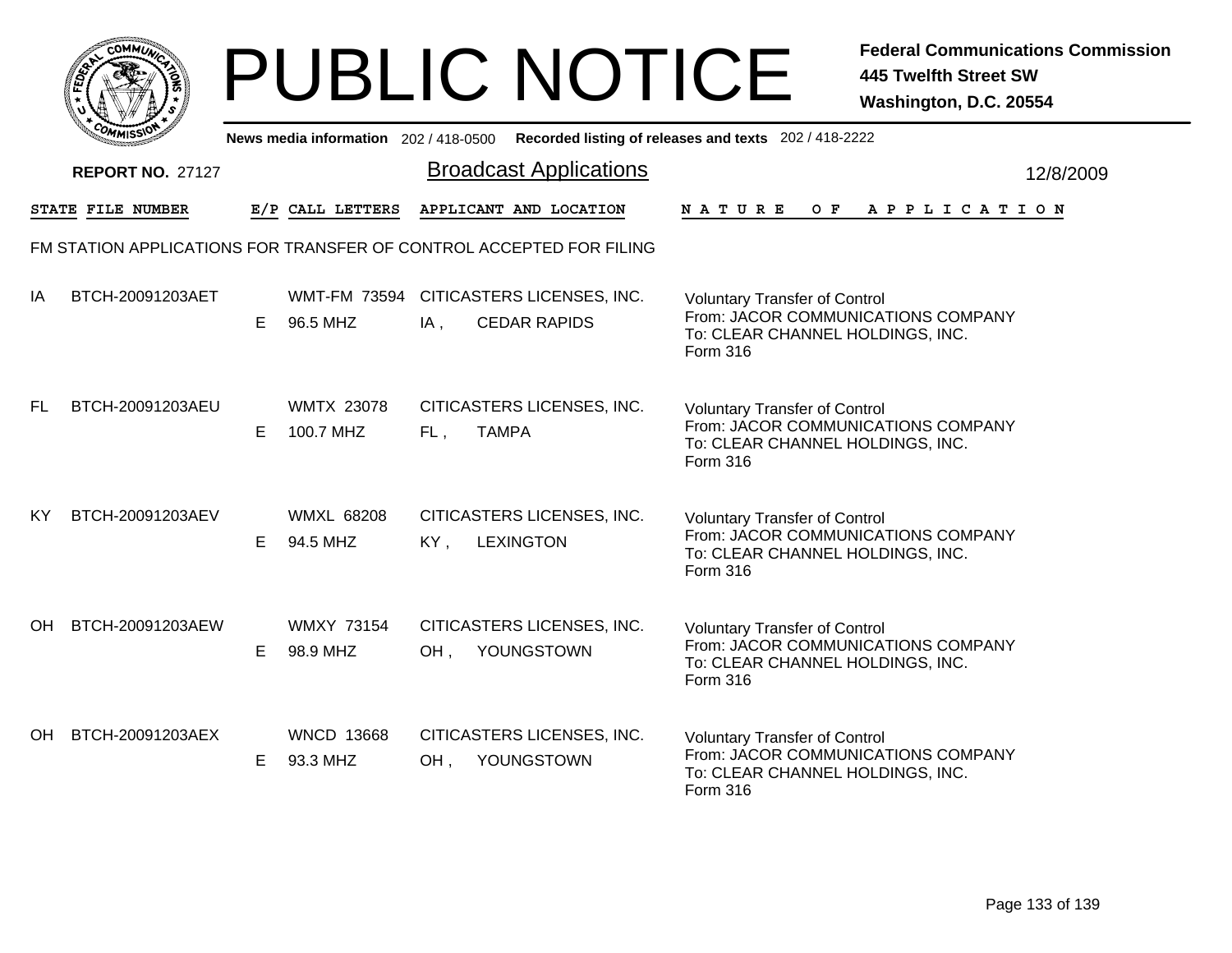# PUBLIC NOTICE

**Federal Communications Commission**
**445 Twelfth Street SW**
**Washington, D.C. 20554**

News media information 202 / 418-0500 **Recorded listing of releases and texts** 202 / 418-2222

**REPORT NO.** 27127

## Broadcast Applications

12/8/2009

FM STATION APPLICATIONS FOR TRANSFER OF CONTROL ACCEPTED FOR FILING

| STATE | FILE NUMBER | E/P | CALL LETTERS | APPLICANT AND LOCATION | NATURE OF APPLICATION |
|---|---|---|---|---|---|
| IA | BTCH-20091203AET | E | WMT-FM 73594 96.5 MHZ | CITICASTERS LICENSES, INC. IA , CEDAR RAPIDS | Voluntary Transfer of Control From: JACOR COMMUNICATIONS COMPANY To: CLEAR CHANNEL HOLDINGS, INC. Form 316 |
| FL | BTCH-20091203AEU | E | WMTX 23078 100.7 MHZ | CITICASTERS LICENSES, INC. FL , TAMPA | Voluntary Transfer of Control From: JACOR COMMUNICATIONS COMPANY To: CLEAR CHANNEL HOLDINGS, INC. Form 316 |
| KY | BTCH-20091203AEV | E | WMXL 68208 94.5 MHZ | CITICASTERS LICENSES, INC. KY , LEXINGTON | Voluntary Transfer of Control From: JACOR COMMUNICATIONS COMPANY To: CLEAR CHANNEL HOLDINGS, INC. Form 316 |
| OH | BTCH-20091203AEW | E | WMXY 73154 98.9 MHZ | CITICASTERS LICENSES, INC. OH , YOUNGSTOWN | Voluntary Transfer of Control From: JACOR COMMUNICATIONS COMPANY To: CLEAR CHANNEL HOLDINGS, INC. Form 316 |
| OH | BTCH-20091203AEX | E | WNCD 13668 93.3 MHZ | CITICASTERS LICENSES, INC. OH , YOUNGSTOWN | Voluntary Transfer of Control From: JACOR COMMUNICATIONS COMPANY To: CLEAR CHANNEL HOLDINGS, INC. Form 316 |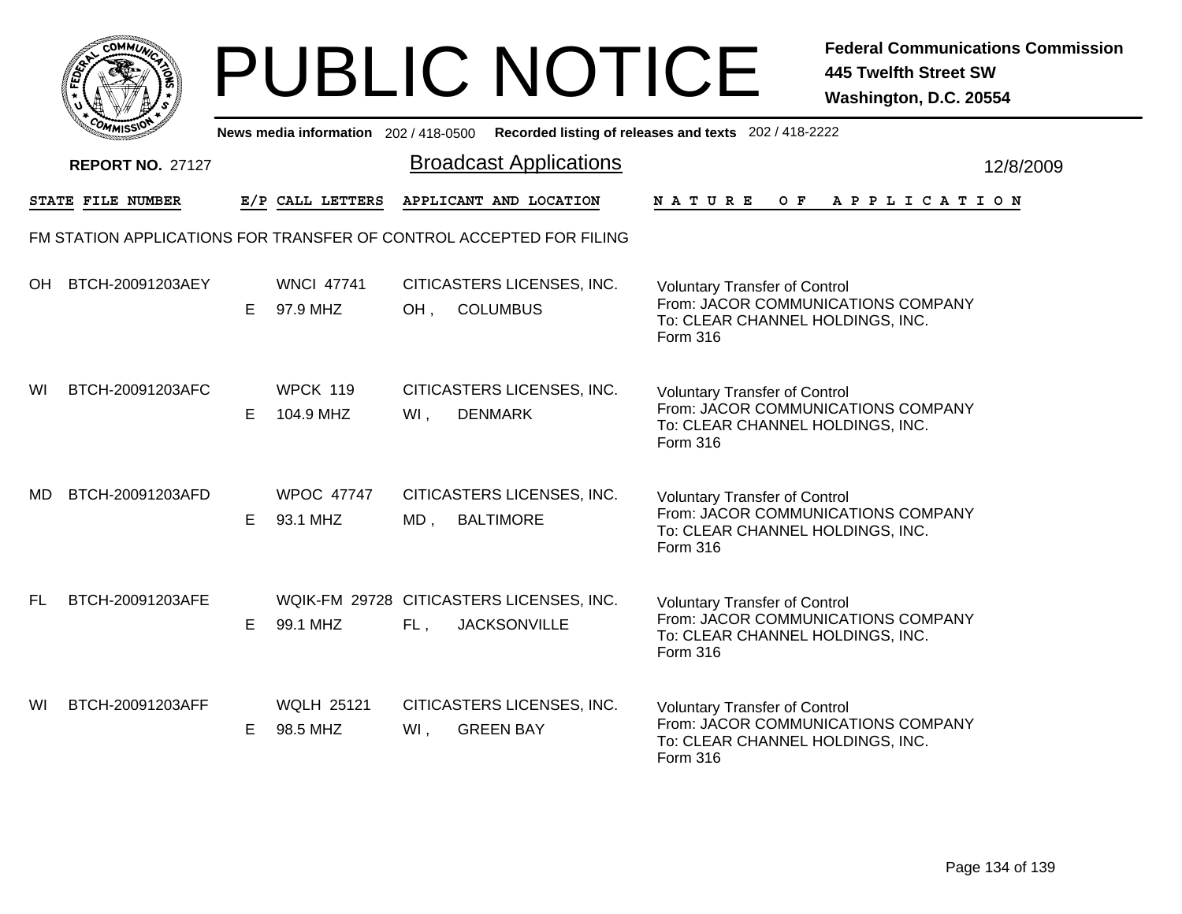# PUBLIC NOTICE

**Federal Communications Commission**
**445 Twelfth Street SW**
**Washington, D.C. 20554**

News media information 202 / 418-0500 Recorded listing of releases and texts 202 / 418-2222

**REPORT NO. 27127**

## Broadcast Applications

12/8/2009

FM STATION APPLICATIONS FOR TRANSFER OF CONTROL ACCEPTED FOR FILING

| STATE | FILE NUMBER | E/P | CALL LETTERS | APPLICANT AND LOCATION | NATURE OF APPLICATION |
|---|---|---|---|---|---|
| OH | BTCH-20091203AEY | E | WNCI 47741<br>97.9 MHZ | CITICASTERS LICENSES, INC.<br>OH , COLUMBUS | Voluntary Transfer of Control<br>From: JACOR COMMUNICATIONS COMPANY<br>To: CLEAR CHANNEL HOLDINGS, INC.<br>Form 316 |
| WI | BTCH-20091203AFC | E | WPCK 119<br>104.9 MHZ | CITICASTERS LICENSES, INC.<br>WI , DENMARK | Voluntary Transfer of Control<br>From: JACOR COMMUNICATIONS COMPANY<br>To: CLEAR CHANNEL HOLDINGS, INC.<br>Form 316 |
| MD | BTCH-20091203AFD | E | WPOC 47747<br>93.1 MHZ | CITICASTERS LICENSES, INC.<br>MD , BALTIMORE | Voluntary Transfer of Control<br>From: JACOR COMMUNICATIONS COMPANY<br>To: CLEAR CHANNEL HOLDINGS, INC.<br>Form 316 |
| FL | BTCH-20091203AFE | E | WQIK-FM 29728<br>99.1 MHZ | CITICASTERS LICENSES, INC.<br>FL , JACKSONVILLE | Voluntary Transfer of Control<br>From: JACOR COMMUNICATIONS COMPANY<br>To: CLEAR CHANNEL HOLDINGS, INC.<br>Form 316 |
| WI | BTCH-20091203AFF | E | WQLH 25121<br>98.5 MHZ | CITICASTERS LICENSES, INC.<br>WI , GREEN BAY | Voluntary Transfer of Control<br>From: JACOR COMMUNICATIONS COMPANY<br>To: CLEAR CHANNEL HOLDINGS, INC.<br>Form 316 |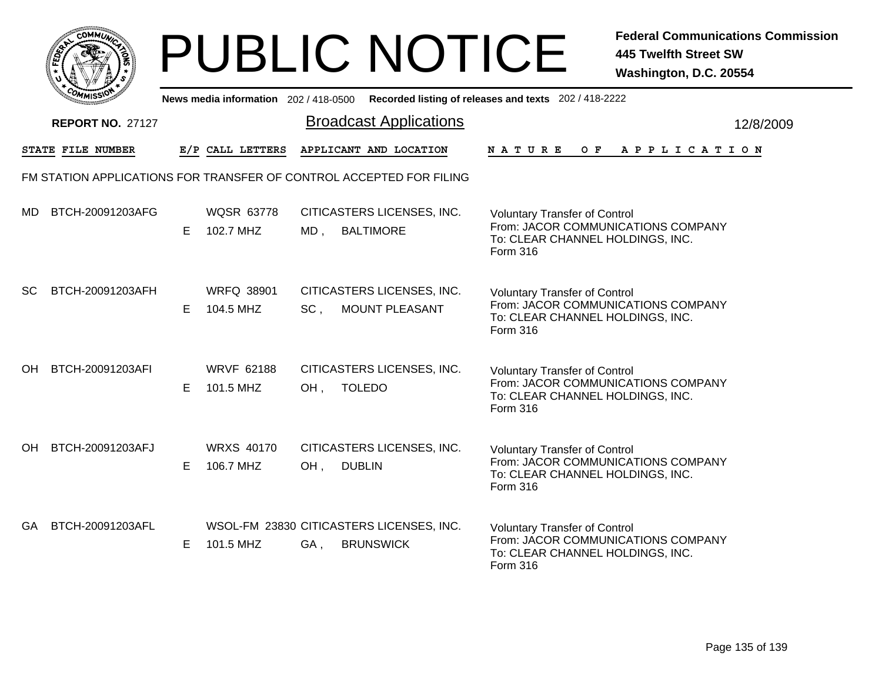# PUBLIC NOTICE

**Federal Communications Commission**
**445 Twelfth Street SW**
**Washington, D.C. 20554**

News media information 202 / 418-0500 Recorded listing of releases and texts 202 / 418-2222

**REPORT NO.** 27127

## Broadcast Applications

12/8/2009

FM STATION APPLICATIONS FOR TRANSFER OF CONTROL ACCEPTED FOR FILING

| STATE | FILE NUMBER | E/P | CALL LETTERS | APPLICANT AND LOCATION | NATURE OF APPLICATION |
|---|---|---|---|---|---|
| MD | BTCH-20091203AFG | E | WQSR 63778<br>102.7 MHZ | CITICASTERS LICENSES, INC.<br>MD , BALTIMORE | Voluntary Transfer of Control<br>From: JACOR COMMUNICATIONS COMPANY<br>To: CLEAR CHANNEL HOLDINGS, INC.<br>Form 316 |
| SC | BTCH-20091203AFH | E | WRFQ 38901<br>104.5 MHZ | CITICASTERS LICENSES, INC.<br>SC , MOUNT PLEASANT | Voluntary Transfer of Control<br>From: JACOR COMMUNICATIONS COMPANY<br>To: CLEAR CHANNEL HOLDINGS, INC.<br>Form 316 |
| OH | BTCH-20091203AFI | E | WRVF 62188<br>101.5 MHZ | CITICASTERS LICENSES, INC.<br>OH , TOLEDO | Voluntary Transfer of Control<br>From: JACOR COMMUNICATIONS COMPANY<br>To: CLEAR CHANNEL HOLDINGS, INC.<br>Form 316 |
| OH | BTCH-20091203AFJ | E | WRXS 40170<br>106.7 MHZ | CITICASTERS LICENSES, INC.<br>OH , DUBLIN | Voluntary Transfer of Control<br>From: JACOR COMMUNICATIONS COMPANY<br>To: CLEAR CHANNEL HOLDINGS, INC.<br>Form 316 |
| GA | BTCH-20091203AFL | E | WSOL-FM 23830<br>101.5 MHZ | CITICASTERS LICENSES, INC.<br>GA , BRUNSWICK | Voluntary Transfer of Control<br>From: JACOR COMMUNICATIONS COMPANY<br>To: CLEAR CHANNEL HOLDINGS, INC.<br>Form 316 |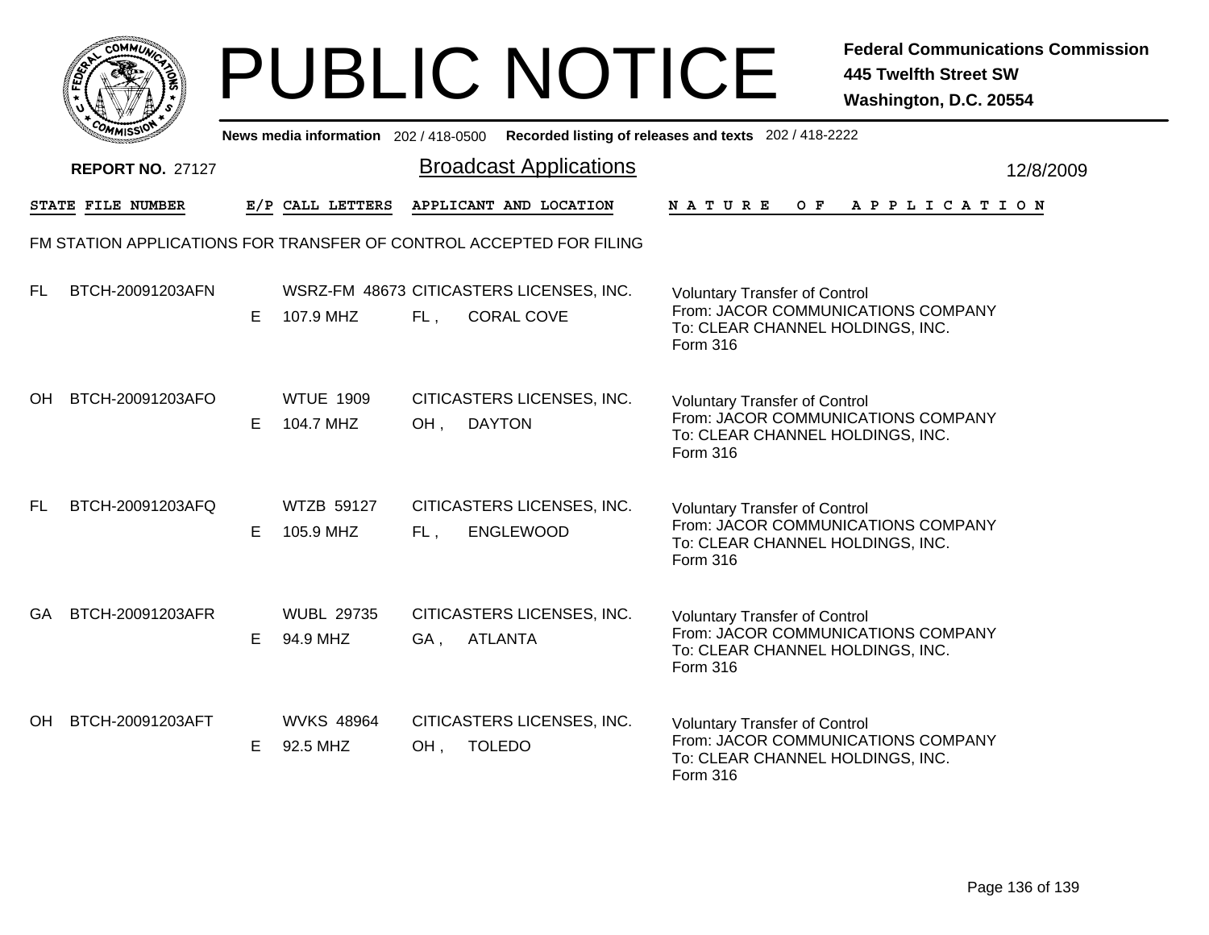# PUBLIC NOTICE

**Federal Communications Commission**
**445 Twelfth Street SW**
**Washington, D.C. 20554**

News media information 202 / 418-0500 Recorded listing of releases and texts 202 / 418-2222

**REPORT NO.** 27127

## Broadcast Applications

12/8/2009

| STATE | FILE NUMBER | E/P | CALL LETTERS | APPLICANT AND LOCATION | NATURE OF APPLICATION |
|---|---|---|---|---|---|

FM STATION APPLICATIONS FOR TRANSFER OF CONTROL ACCEPTED FOR FILING

| STATE | FILE NUMBER | E/P | CALL LETTERS | APPLICANT AND LOCATION | NATURE OF APPLICATION |
|---|---|---|---|---|---|
| FL | BTCH-20091203AFN | E | WSRZ-FM 48673<br>107.9 MHZ | CITICASTERS LICENSES, INC.<br>FL , CORAL COVE | Voluntary Transfer of Control<br>From: JACOR COMMUNICATIONS COMPANY<br>To: CLEAR CHANNEL HOLDINGS, INC.<br>Form 316 |
| OH | BTCH-20091203AFO | E | WTUE 1909<br>104.7 MHZ | CITICASTERS LICENSES, INC.<br>OH , DAYTON | Voluntary Transfer of Control<br>From: JACOR COMMUNICATIONS COMPANY<br>To: CLEAR CHANNEL HOLDINGS, INC.<br>Form 316 |
| FL | BTCH-20091203AFQ | E | WTZB 59127<br>105.9 MHZ | CITICASTERS LICENSES, INC.<br>FL , ENGLEWOOD | Voluntary Transfer of Control<br>From: JACOR COMMUNICATIONS COMPANY<br>To: CLEAR CHANNEL HOLDINGS, INC.<br>Form 316 |
| GA | BTCH-20091203AFR | E | WUBL 29735<br>94.9 MHZ | CITICASTERS LICENSES, INC.<br>GA , ATLANTA | Voluntary Transfer of Control<br>From: JACOR COMMUNICATIONS COMPANY<br>To: CLEAR CHANNEL HOLDINGS, INC.<br>Form 316 |
| OH | BTCH-20091203AFT | E | WVKS 48964<br>92.5 MHZ | CITICASTERS LICENSES, INC.<br>OH , TOLEDO | Voluntary Transfer of Control<br>From: JACOR COMMUNICATIONS COMPANY<br>To: CLEAR CHANNEL HOLDINGS, INC.<br>Form 316 |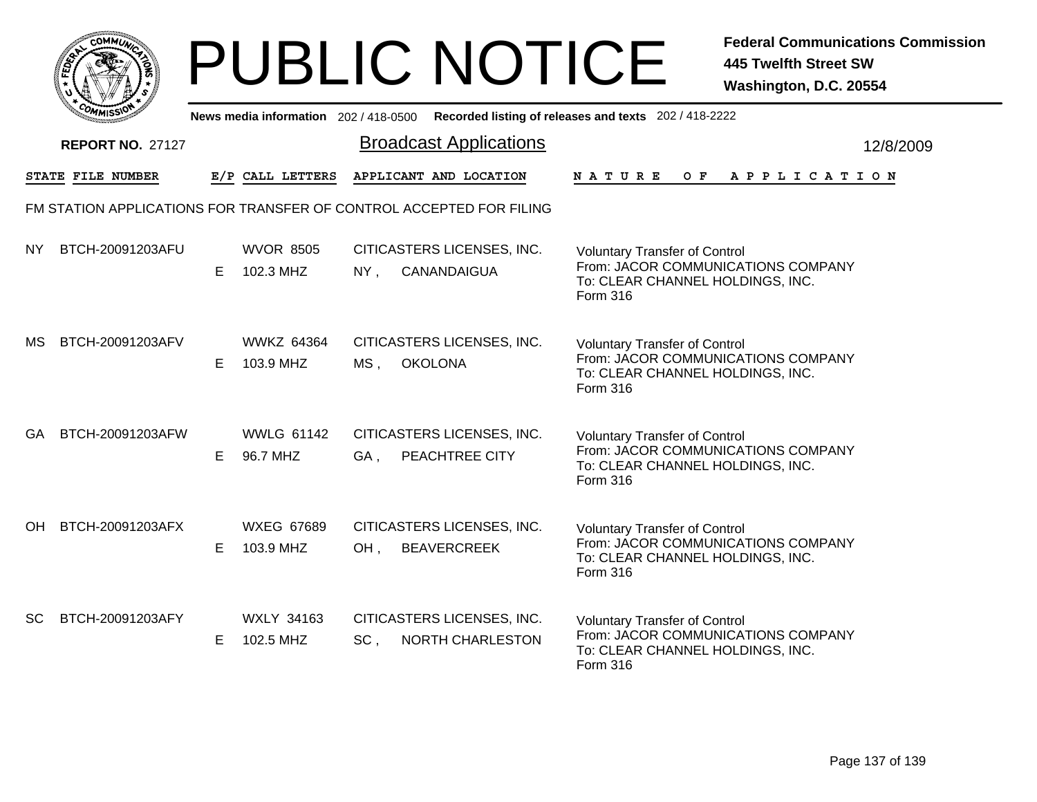# PUBLIC NOTICE

**Federal Communications Commission**
**445 Twelfth Street SW**
**Washington, D.C. 20554**

News media information 202 / 418-0500 Recorded listing of releases and texts 202 / 418-2222

**REPORT NO.** 27127

## Broadcast Applications

12/8/2009

FM STATION APPLICATIONS FOR TRANSFER OF CONTROL ACCEPTED FOR FILING

| STATE | FILE NUMBER | E/P | CALL LETTERS | APPLICANT AND LOCATION | NATURE OF APPLICATION |
|---|---|---|---|---|---|
| NY | BTCH-20091203AFU | E | WVOR 8505<br>102.3 MHZ | CITICASTERS LICENSES, INC.<br>NY , CANANDAIGUA | Voluntary Transfer of Control<br>From: JACOR COMMUNICATIONS COMPANY<br>To: CLEAR CHANNEL HOLDINGS, INC.<br>Form 316 |
| MS | BTCH-20091203AFV | E | WWKZ 64364<br>103.9 MHZ | CITICASTERS LICENSES, INC.<br>MS , OKOLONA | Voluntary Transfer of Control<br>From: JACOR COMMUNICATIONS COMPANY<br>To: CLEAR CHANNEL HOLDINGS, INC.<br>Form 316 |
| GA | BTCH-20091203AFW | E | WWLG 61142<br>96.7 MHZ | CITICASTERS LICENSES, INC.<br>GA , PEACHTREE CITY | Voluntary Transfer of Control<br>From: JACOR COMMUNICATIONS COMPANY<br>To: CLEAR CHANNEL HOLDINGS, INC.<br>Form 316 |
| OH | BTCH-20091203AFX | E | WXEG 67689<br>103.9 MHZ | CITICASTERS LICENSES, INC.<br>OH , BEAVERCREEK | Voluntary Transfer of Control<br>From: JACOR COMMUNICATIONS COMPANY<br>To: CLEAR CHANNEL HOLDINGS, INC.<br>Form 316 |
| SC | BTCH-20091203AFY | E | WXLY 34163<br>102.5 MHZ | CITICASTERS LICENSES, INC.<br>SC , NORTH CHARLESTON | Voluntary Transfer of Control<br>From: JACOR COMMUNICATIONS COMPANY<br>To: CLEAR CHANNEL HOLDINGS, INC.<br>Form 316 |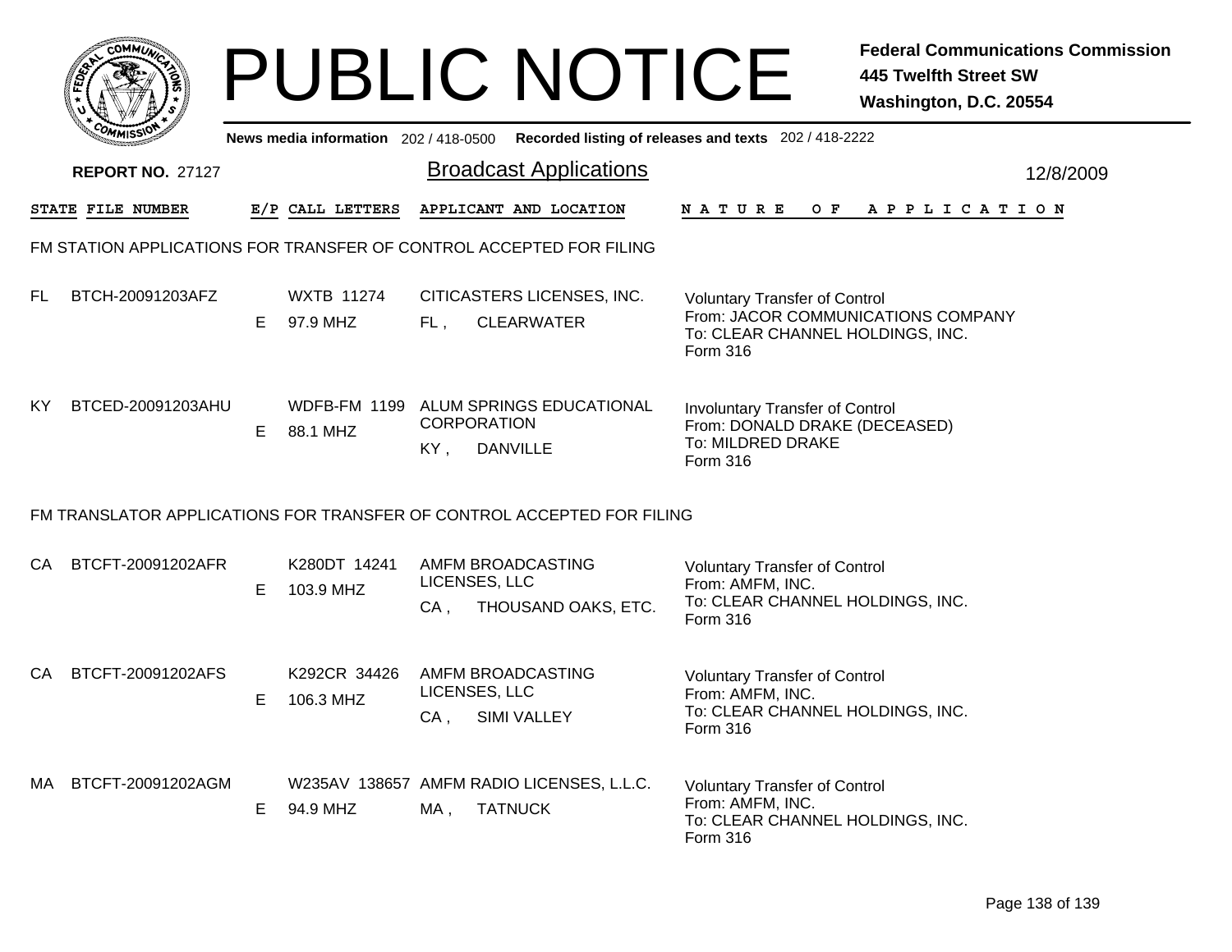# PUBLIC NOTICE

**Federal Communications Commission**
**445 Twelfth Street SW**
**Washington, D.C. 20554**

News media information 202 / 418-0500 Recorded listing of releases and texts 202 / 418-2222

**REPORT NO.** 27127

## Broadcast Applications

12/8/2009

### FM STATION APPLICATIONS FOR TRANSFER OF CONTROL ACCEPTED FOR FILING

| STATE | FILE NUMBER | E/P | CALL LETTERS | APPLICANT AND LOCATION | NATURE OF APPLICATION |
|---|---|---|---|---|---|
| FL | BTCH-20091203AFZ | E | WXTB 11274<br>97.9 MHZ | CITICASTERS LICENSES, INC.<br>FL , CLEARWATER | Voluntary Transfer of Control<br>From: JACOR COMMUNICATIONS COMPANY<br>To: CLEAR CHANNEL HOLDINGS, INC.<br>Form 316 |
| KY | BTCED-20091203AHU | E | WDFB-FM 1199<br>88.1 MHZ | ALUM SPRINGS EDUCATIONAL CORPORATION<br>KY , DANVILLE | Involuntary Transfer of Control<br>From: DONALD DRAKE (DECEASED)<br>To: MILDRED DRAKE<br>Form 316 |

### FM TRANSLATOR APPLICATIONS FOR TRANSFER OF CONTROL ACCEPTED FOR FILING

| STATE | FILE NUMBER | E/P | CALL LETTERS | APPLICANT AND LOCATION | NATURE OF APPLICATION |
|---|---|---|---|---|---|
| CA | BTCFT-20091202AFR | E | K280DT 14241<br>103.9 MHZ | AMFM BROADCASTING LICENSES, LLC<br>CA , THOUSAND OAKS, ETC. | Voluntary Transfer of Control<br>From: AMFM, INC.<br>To: CLEAR CHANNEL HOLDINGS, INC.<br>Form 316 |
| CA | BTCFT-20091202AFS | E | K292CR 34426<br>106.3 MHZ | AMFM BROADCASTING LICENSES, LLC<br>CA , SIMI VALLEY | Voluntary Transfer of Control<br>From: AMFM, INC.<br>To: CLEAR CHANNEL HOLDINGS, INC.<br>Form 316 |
| MA | BTCFT-20091202AGM | E | W235AV 138657<br>94.9 MHZ | AMFM RADIO LICENSES, L.L.C.<br>MA , TATNUCK | Voluntary Transfer of Control<br>From: AMFM, INC.<br>To: CLEAR CHANNEL HOLDINGS, INC.<br>Form 316 |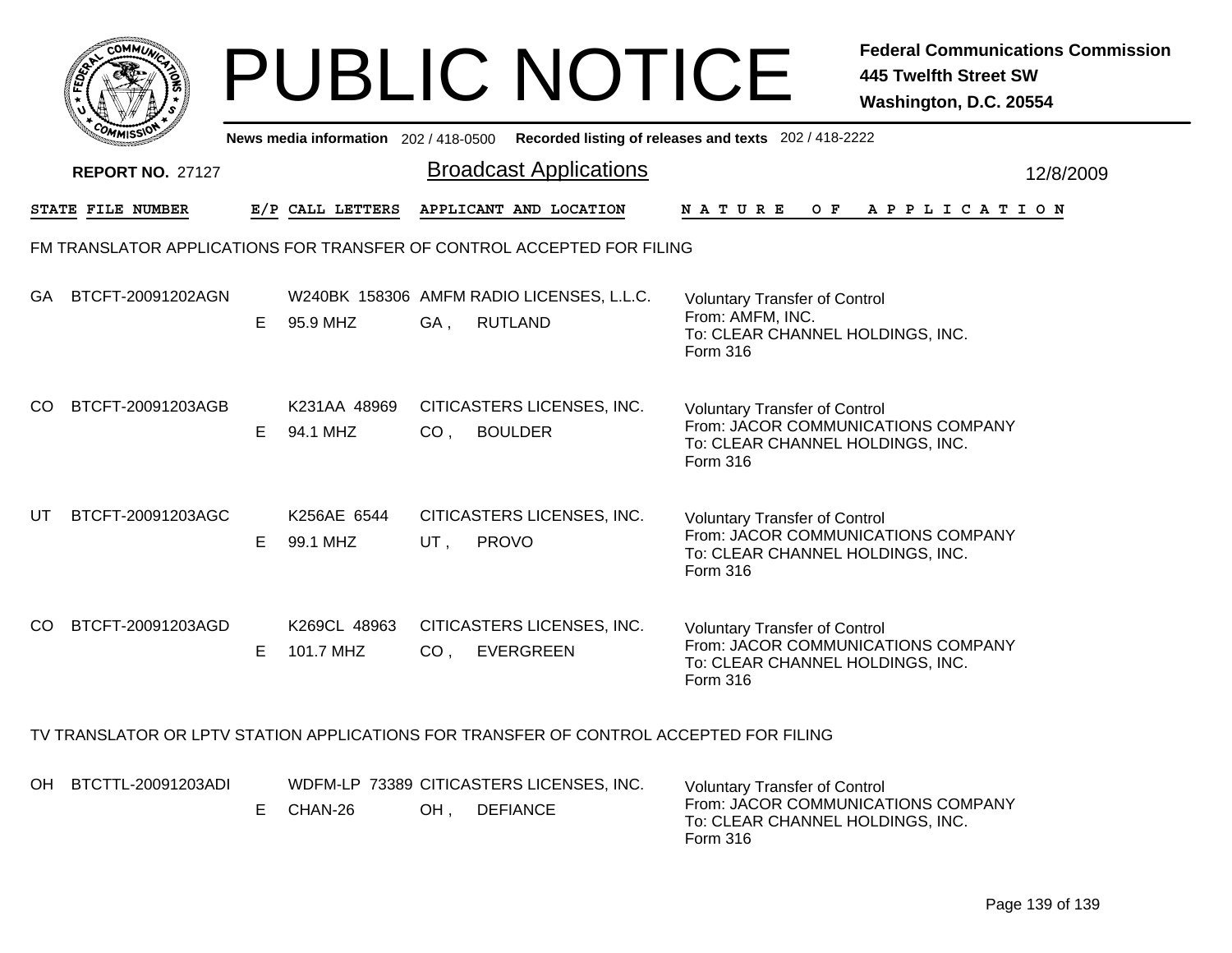# PUBLIC NOTICE

**Federal Communications Commission**
**445 Twelfth Street SW**
**Washington, D.C. 20554**

News media information 202 / 418-0500 Recorded listing of releases and texts 202 / 418-2222

**REPORT NO. 27127**

## Broadcast Applications

12/8/2009

| STATE | FILE NUMBER | E/P | CALL LETTERS | APPLICANT AND LOCATION | NATURE OF APPLICATION |
|---|---|---|---|---|---|

### FM TRANSLATOR APPLICATIONS FOR TRANSFER OF CONTROL ACCEPTED FOR FILING

| STATE | FILE NUMBER | E/P | CALL LETTERS | APPLICANT AND LOCATION | NATURE OF APPLICATION |
|---|---|---|---|---|---|
| GA | BTCFT-20091202AGN | E | W240BK 158306<br>95.9 MHZ | AMFM RADIO LICENSES, L.L.C.<br>GA , RUTLAND | Voluntary Transfer of Control<br>From: AMFM, INC.<br>To: CLEAR CHANNEL HOLDINGS, INC.<br>Form 316 |
| CO | BTCFT-20091203AGB | E | K231AA 48969<br>94.1 MHZ | CITICASTERS LICENSES, INC.<br>CO , BOULDER | Voluntary Transfer of Control<br>From: JACOR COMMUNICATIONS COMPANY<br>To: CLEAR CHANNEL HOLDINGS, INC.<br>Form 316 |
| UT | BTCFT-20091203AGC | E | K256AE 6544<br>99.1 MHZ | CITICASTERS LICENSES, INC.<br>UT , PROVO | Voluntary Transfer of Control<br>From: JACOR COMMUNICATIONS COMPANY<br>To: CLEAR CHANNEL HOLDINGS, INC.<br>Form 316 |
| CO | BTCFT-20091203AGD | E | K269CL 48963<br>101.7 MHZ | CITICASTERS LICENSES, INC.<br>CO , EVERGREEN | Voluntary Transfer of Control<br>From: JACOR COMMUNICATIONS COMPANY<br>To: CLEAR CHANNEL HOLDINGS, INC.<br>Form 316 |

### TV TRANSLATOR OR LPTV STATION APPLICATIONS FOR TRANSFER OF CONTROL ACCEPTED FOR FILING

| STATE | FILE NUMBER | E/P | CALL LETTERS | APPLICANT AND LOCATION | NATURE OF APPLICATION |
|---|---|---|---|---|---|
| OH | BTCTTL-20091203ADI | E | WDFM-LP 73389<br>CHAN-26 | CITICASTERS LICENSES, INC.<br>OH , DEFIANCE | Voluntary Transfer of Control<br>From: JACOR COMMUNICATIONS COMPANY<br>To: CLEAR CHANNEL HOLDINGS, INC.<br>Form 316 |